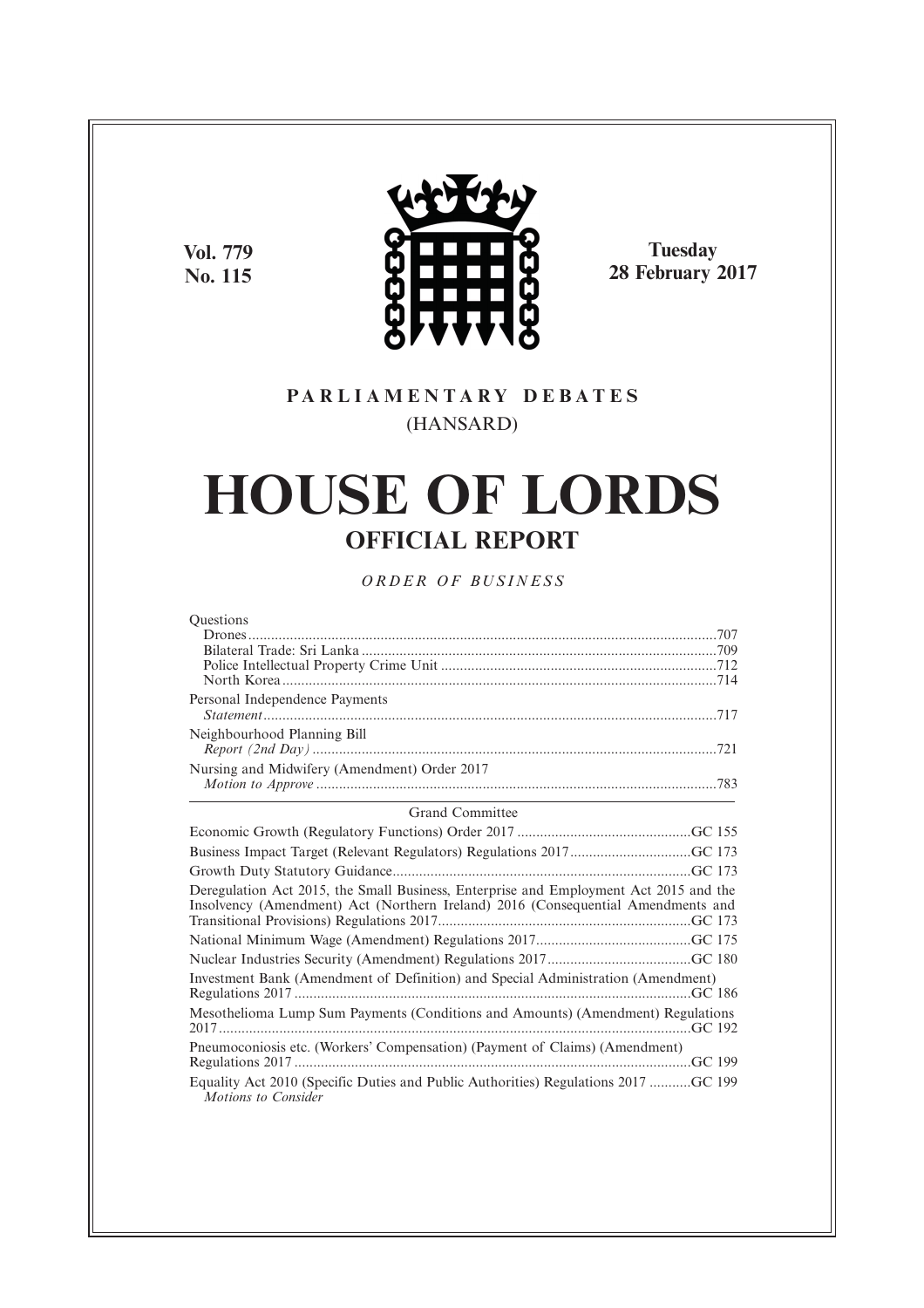Vol. 779
No. 115

Tuesday
28 February 2017

PARLIAMENTARY DEBATES
(HANSARD)

# HOUSE OF LORDS
## OFFICIAL REPORT

*ORDER OF BUSINESS*

Questions
Drones ..........707
Bilateral Trade: Sri Lanka ..........709
Police Intellectual Property Crime Unit ..........712
North Korea ..........714

Personal Independence Payments
*Statement* ..........717

Neighbourhood Planning Bill
*Report (2nd Day)* ..........721

Nursing and Midwifery (Amendment) Order 2017
*Motion to Approve* ..........783

Grand Committee

Economic Growth (Regulatory Functions) Order 2017 ..........GC 155

Business Impact Target (Relevant Regulators) Regulations 2017 ..........GC 173

Growth Duty Statutory Guidance ..........GC 173

Deregulation Act 2015, the Small Business, Enterprise and Employment Act 2015 and the Insolvency (Amendment) Act (Northern Ireland) 2016 (Consequential Amendments and Transitional Provisions) Regulations 2017 ..........GC 173

National Minimum Wage (Amendment) Regulations 2017 ..........GC 175

Nuclear Industries Security (Amendment) Regulations 2017 ..........GC 180

Investment Bank (Amendment of Definition) and Special Administration (Amendment) Regulations 2017 ..........GC 186

Mesothelioma Lump Sum Payments (Conditions and Amounts) (Amendment) Regulations 2017 ..........GC 192

Pneumoconiosis etc. (Workers' Compensation) (Payment of Claims) (Amendment) Regulations 2017 ..........GC 199

Equality Act 2010 (Specific Duties and Public Authorities) Regulations 2017 ..........GC 199
*Motions to Consider*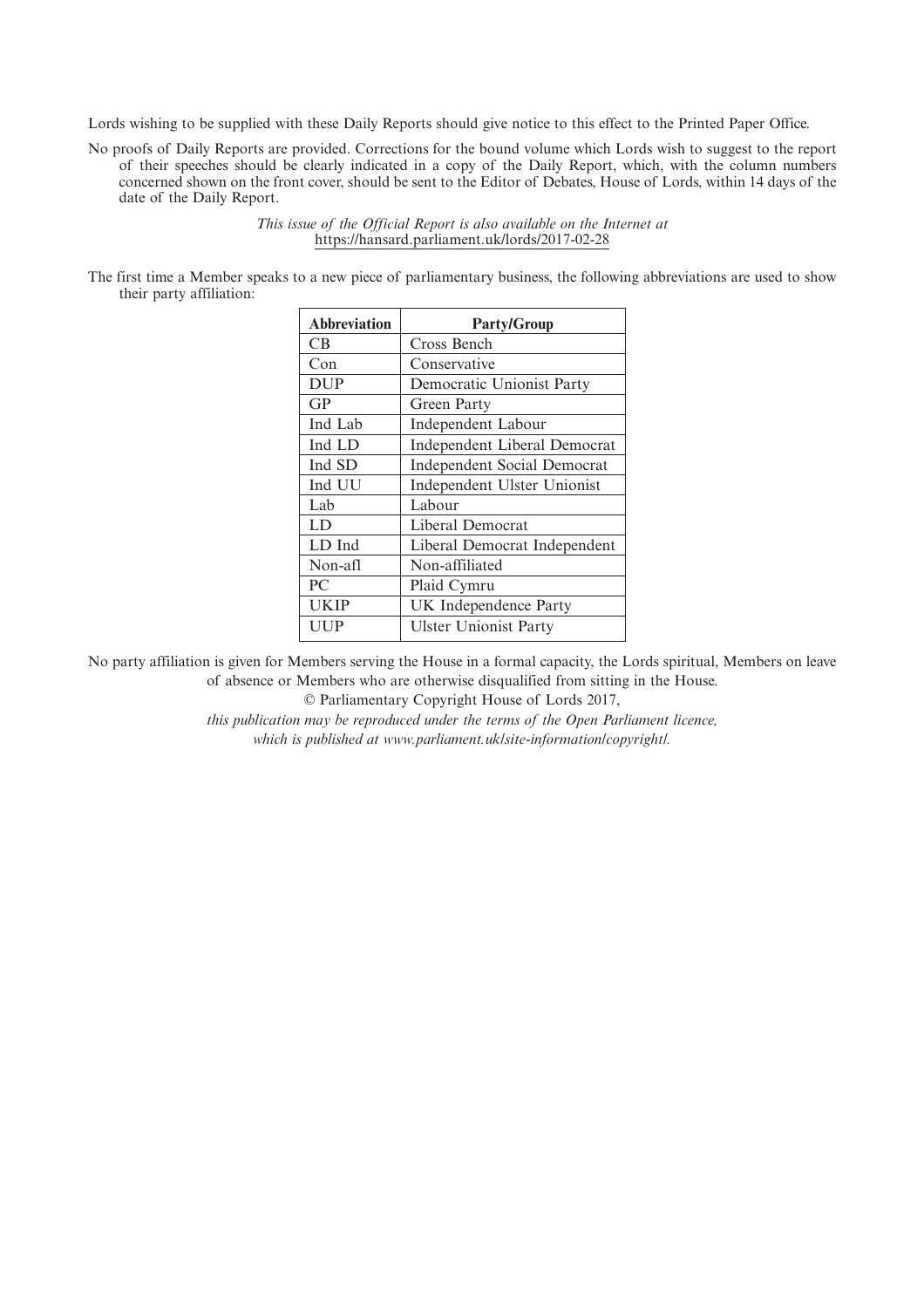Lords wishing to be supplied with these Daily Reports should give notice to this effect to the Printed Paper Office.

No proofs of Daily Reports are provided. Corrections for the bound volume which Lords wish to suggest to the report of their speeches should be clearly indicated in a copy of the Daily Report, which, with the column numbers concerned shown on the front cover, should be sent to the Editor of Debates, House of Lords, within 14 days of the date of the Daily Report.

*This issue of the Official Report is also available on the Internet at* https://hansard.parliament.uk/lords/2017-02-28

The first time a Member speaks to a new piece of parliamentary business, the following abbreviations are used to show their party affiliation:

| Abbreviation | Party/Group |
|---|---|
| CB | Cross Bench |
| Con | Conservative |
| DUP | Democratic Unionist Party |
| GP | Green Party |
| Ind Lab | Independent Labour |
| Ind LD | Independent Liberal Democrat |
| Ind SD | Independent Social Democrat |
| Ind UU | Independent Ulster Unionist |
| Lab | Labour |
| LD | Liberal Democrat |
| LD Ind | Liberal Democrat Independent |
| Non-afl | Non-affiliated |
| PC | Plaid Cymru |
| UKIP | UK Independence Party |
| UUP | Ulster Unionist Party |

No party affiliation is given for Members serving the House in a formal capacity, the Lords spiritual, Members on leave of absence or Members who are otherwise disqualified from sitting in the House.

© Parliamentary Copyright House of Lords 2017,

*this publication may be reproduced under the terms of the Open Parliament licence, which is published at www.parliament.uk/site-information/copyright/.*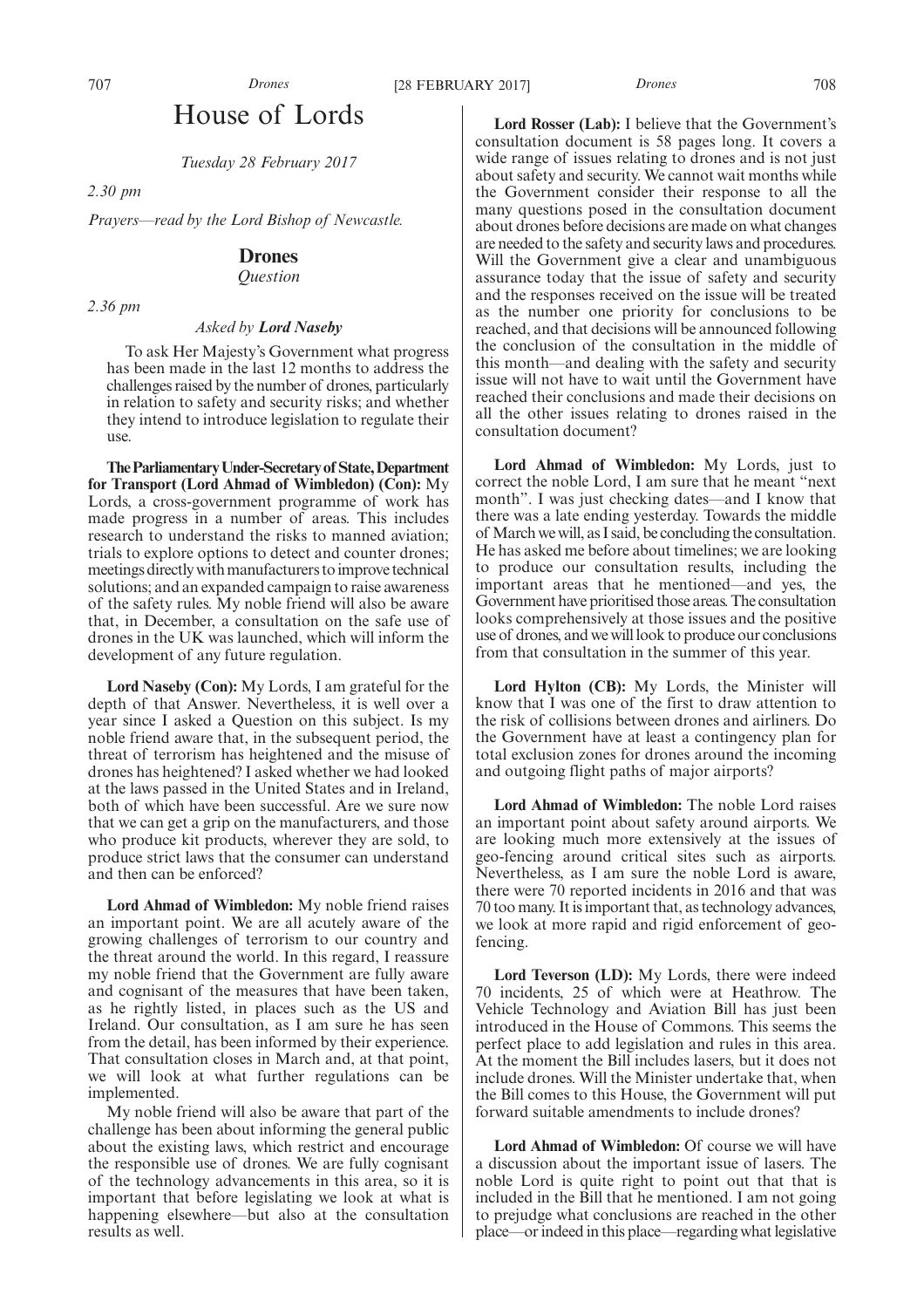# House of Lords

*Tuesday 28 February 2017*

*2.30 pm*

*Prayers—read by the Lord Bishop of Newcastle.*

## Drones

*Question*

*2.36 pm*

*Asked by **Lord Naseby***

To ask Her Majesty's Government what progress has been made in the last 12 months to address the challenges raised by the number of drones, particularly in relation to safety and security risks; and whether they intend to introduce legislation to regulate their use.

**The Parliamentary Under-Secretary of State, Department for Transport (Lord Ahmad of Wimbledon) (Con):** My Lords, a cross-government programme of work has made progress in a number of areas. This includes research to understand the risks to manned aviation; trials to explore options to detect and counter drones; meetings directly with manufacturers to improve technical solutions; and an expanded campaign to raise awareness of the safety rules. My noble friend will also be aware that, in December, a consultation on the safe use of drones in the UK was launched, which will inform the development of any future regulation.

**Lord Naseby (Con):** My Lords, I am grateful for the depth of that Answer. Nevertheless, it is well over a year since I asked a Question on this subject. Is my noble friend aware that, in the subsequent period, the threat of terrorism has heightened and the misuse of drones has heightened? I asked whether we had looked at the laws passed in the United States and in Ireland, both of which have been successful. Are we sure now that we can get a grip on the manufacturers, and those who produce kit products, wherever they are sold, to produce strict laws that the consumer can understand and then can be enforced?

**Lord Ahmad of Wimbledon:** My noble friend raises an important point. We are all acutely aware of the growing challenges of terrorism to our country and the threat around the world. In this regard, I reassure my noble friend that the Government are fully aware and cognisant of the measures that have been taken, as he rightly listed, in places such as the US and Ireland. Our consultation, as I am sure he has seen from the detail, has been informed by their experience. That consultation closes in March and, at that point, we will look at what further regulations can be implemented.

My noble friend will also be aware that part of the challenge has been about informing the general public about the existing laws, which restrict and encourage the responsible use of drones. We are fully cognisant of the technology advancements in this area, so it is important that before legislating we look at what is happening elsewhere—but also at the consultation results as well.

**Lord Rosser (Lab):** I believe that the Government's consultation document is 58 pages long. It covers a wide range of issues relating to drones and is not just about safety and security. We cannot wait months while the Government consider their response to all the many questions posed in the consultation document about drones before decisions are made on what changes are needed to the safety and security laws and procedures. Will the Government give a clear and unambiguous assurance today that the issue of safety and security and the responses received on the issue will be treated as the number one priority for conclusions to be reached, and that decisions will be announced following the conclusion of the consultation in the middle of this month—and dealing with the safety and security issue will not have to wait until the Government have reached their conclusions and made their decisions on all the other issues relating to drones raised in the consultation document?

**Lord Ahmad of Wimbledon:** My Lords, just to correct the noble Lord, I am sure that he meant "next month". I was just checking dates—and I know that there was a late ending yesterday. Towards the middle of March we will, as I said, be concluding the consultation. He has asked me before about timelines; we are looking to produce our consultation results, including the important areas that he mentioned—and yes, the Government have prioritised those areas. The consultation looks comprehensively at those issues and the positive use of drones, and we will look to produce our conclusions from that consultation in the summer of this year.

**Lord Hylton (CB):** My Lords, the Minister will know that I was one of the first to draw attention to the risk of collisions between drones and airliners. Do the Government have at least a contingency plan for total exclusion zones for drones around the incoming and outgoing flight paths of major airports?

**Lord Ahmad of Wimbledon:** The noble Lord raises an important point about safety around airports. We are looking much more extensively at the issues of geo-fencing around critical sites such as airports. Nevertheless, as I am sure the noble Lord is aware, there were 70 reported incidents in 2016 and that was 70 too many. It is important that, as technology advances, we look at more rapid and rigid enforcement of geo-fencing.

**Lord Teverson (LD):** My Lords, there were indeed 70 incidents, 25 of which were at Heathrow. The Vehicle Technology and Aviation Bill has just been introduced in the House of Commons. This seems the perfect place to add legislation and rules in this area. At the moment the Bill includes lasers, but it does not include drones. Will the Minister undertake that, when the Bill comes to this House, the Government will put forward suitable amendments to include drones?

**Lord Ahmad of Wimbledon:** Of course we will have a discussion about the important issue of lasers. The noble Lord is quite right to point out that that is included in the Bill that he mentioned. I am not going to prejudge what conclusions are reached in the other place—or indeed in this place—regarding what legislative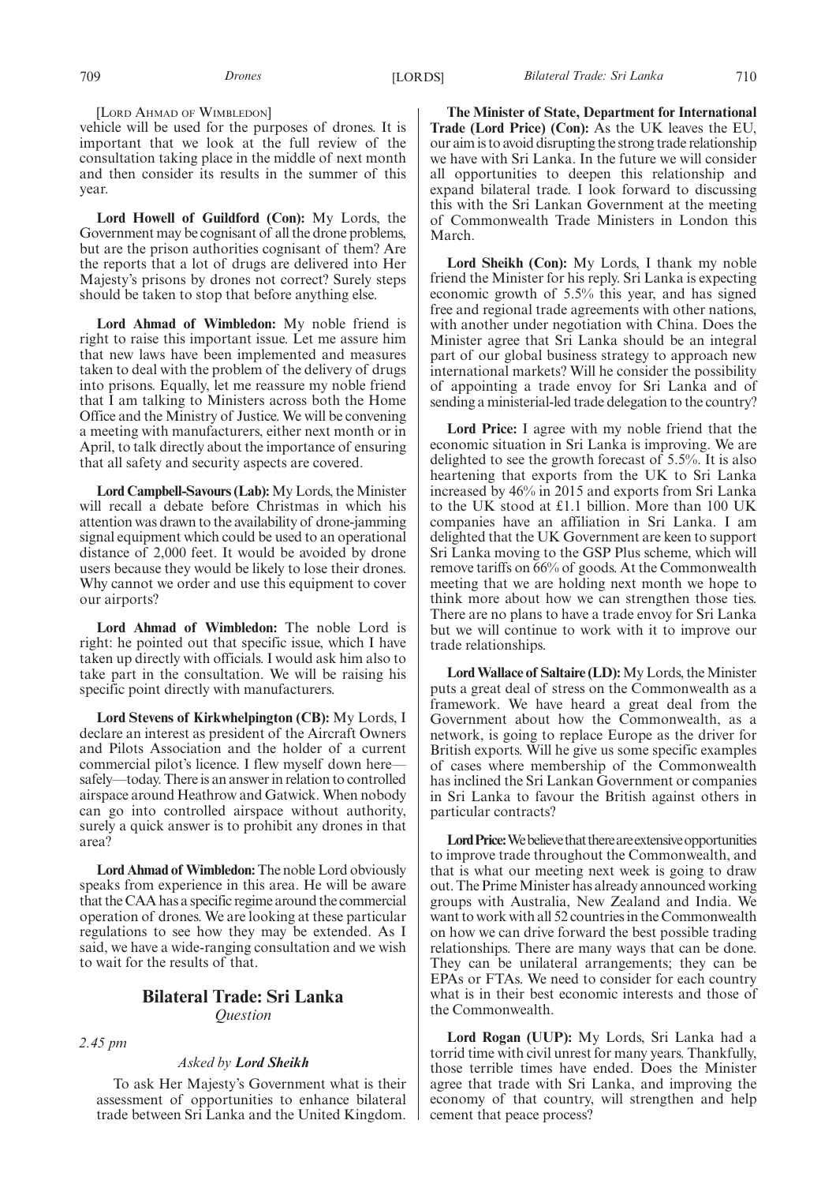[LORD AHMAD OF WIMBLEDON]

vehicle will be used for the purposes of drones. It is important that we look at the full review of the consultation taking place in the middle of next month and then consider its results in the summer of this year.

**Lord Howell of Guildford (Con):** My Lords, the Government may be cognisant of all the drone problems, but are the prison authorities cognisant of them? Are the reports that a lot of drugs are delivered into Her Majesty's prisons by drones not correct? Surely steps should be taken to stop that before anything else.

**Lord Ahmad of Wimbledon:** My noble friend is right to raise this important issue. Let me assure him that new laws have been implemented and measures taken to deal with the problem of the delivery of drugs into prisons. Equally, let me reassure my noble friend that I am talking to Ministers across both the Home Office and the Ministry of Justice. We will be convening a meeting with manufacturers, either next month or in April, to talk directly about the importance of ensuring that all safety and security aspects are covered.

**Lord Campbell-Savours (Lab):** My Lords, the Minister will recall a debate before Christmas in which his attention was drawn to the availability of drone-jamming signal equipment which could be used to an operational distance of 2,000 feet. It would be avoided by drone users because they would be likely to lose their drones. Why cannot we order and use this equipment to cover our airports?

**Lord Ahmad of Wimbledon:** The noble Lord is right: he pointed out that specific issue, which I have taken up directly with officials. I would ask him also to take part in the consultation. We will be raising his specific point directly with manufacturers.

**Lord Stevens of Kirkwhelpington (CB):** My Lords, I declare an interest as president of the Aircraft Owners and Pilots Association and the holder of a current commercial pilot's licence. I flew myself down here—safely—today. There is an answer in relation to controlled airspace around Heathrow and Gatwick. When nobody can go into controlled airspace without authority, surely a quick answer is to prohibit any drones in that area?

**Lord Ahmad of Wimbledon:** The noble Lord obviously speaks from experience in this area. He will be aware that the CAA has a specific regime around the commercial operation of drones. We are looking at these particular regulations to see how they may be extended. As I said, we have a wide-ranging consultation and we wish to wait for the results of that.

## Bilateral Trade: Sri Lanka

*Question*

*2.45 pm*

*Asked by* ***Lord Sheikh***

To ask Her Majesty's Government what is their assessment of opportunities to enhance bilateral trade between Sri Lanka and the United Kingdom.

**The Minister of State, Department for International Trade (Lord Price) (Con):** As the UK leaves the EU, our aim is to avoid disrupting the strong trade relationship we have with Sri Lanka. In the future we will consider all opportunities to deepen this relationship and expand bilateral trade. I look forward to discussing this with the Sri Lankan Government at the meeting of Commonwealth Trade Ministers in London this March.

**Lord Sheikh (Con):** My Lords, I thank my noble friend the Minister for his reply. Sri Lanka is expecting economic growth of 5.5% this year, and has signed free and regional trade agreements with other nations, with another under negotiation with China. Does the Minister agree that Sri Lanka should be an integral part of our global business strategy to approach new international markets? Will he consider the possibility of appointing a trade envoy for Sri Lanka and of sending a ministerial-led trade delegation to the country?

**Lord Price:** I agree with my noble friend that the economic situation in Sri Lanka is improving. We are delighted to see the growth forecast of 5.5%. It is also heartening that exports from the UK to Sri Lanka increased by 46% in 2015 and exports from Sri Lanka to the UK stood at £1.1 billion. More than 100 UK companies have an affiliation in Sri Lanka. I am delighted that the UK Government are keen to support Sri Lanka moving to the GSP Plus scheme, which will remove tariffs on 66% of goods. At the Commonwealth meeting that we are holding next month we hope to think more about how we can strengthen those ties. There are no plans to have a trade envoy for Sri Lanka but we will continue to work with it to improve our trade relationships.

**Lord Wallace of Saltaire (LD):** My Lords, the Minister puts a great deal of stress on the Commonwealth as a framework. We have heard a great deal from the Government about how the Commonwealth, as a network, is going to replace Europe as the driver for British exports. Will he give us some specific examples of cases where membership of the Commonwealth has inclined the Sri Lankan Government or companies in Sri Lanka to favour the British against others in particular contracts?

**Lord Price:** We believe that there are extensive opportunities to improve trade throughout the Commonwealth, and that is what our meeting next week is going to draw out. The Prime Minister has already announced working groups with Australia, New Zealand and India. We want to work with all 52 countries in the Commonwealth on how we can drive forward the best possible trading relationships. There are many ways that can be done. They can be unilateral arrangements; they can be EPAs or FTAs. We need to consider for each country what is in their best economic interests and those of the Commonwealth.

**Lord Rogan (UUP):** My Lords, Sri Lanka had a torrid time with civil unrest for many years. Thankfully, those terrible times have ended. Does the Minister agree that trade with Sri Lanka, and improving the economy of that country, will strengthen and help cement that peace process?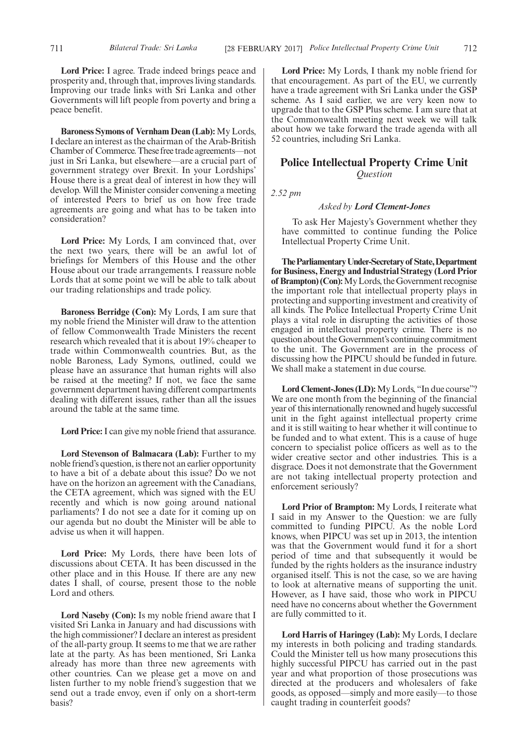**Lord Price:** I agree. Trade indeed brings peace and prosperity and, through that, improves living standards. Improving our trade links with Sri Lanka and other Governments will lift people from poverty and bring a peace benefit.

**Baroness Symons of Vernham Dean (Lab):** My Lords, I declare an interest as the chairman of the Arab-British Chamber of Commerce. These free trade agreements—not just in Sri Lanka, but elsewhere—are a crucial part of government strategy over Brexit. In your Lordships' House there is a great deal of interest in how they will develop. Will the Minister consider convening a meeting of interested Peers to brief us on how free trade agreements are going and what has to be taken into consideration?

**Lord Price:** My Lords, I am convinced that, over the next two years, there will be an awful lot of briefings for Members of this House and the other House about our trade arrangements. I reassure noble Lords that at some point we will be able to talk about our trading relationships and trade policy.

**Baroness Berridge (Con):** My Lords, I am sure that my noble friend the Minister will draw to the attention of fellow Commonwealth Trade Ministers the recent research which revealed that it is about 19% cheaper to trade within Commonwealth countries. But, as the noble Baroness, Lady Symons, outlined, could we please have an assurance that human rights will also be raised at the meeting? If not, we face the same government department having different compartments dealing with different issues, rather than all the issues around the table at the same time.

**Lord Price:** I can give my noble friend that assurance.

**Lord Stevenson of Balmacara (Lab):** Further to my noble friend's question, is there not an earlier opportunity to have a bit of a debate about this issue? Do we not have on the horizon an agreement with the Canadians, the CETA agreement, which was signed with the EU recently and which is now going around national parliaments? I do not see a date for it coming up on our agenda but no doubt the Minister will be able to advise us when it will happen.

**Lord Price:** My Lords, there have been lots of discussions about CETA. It has been discussed in the other place and in this House. If there are any new dates I shall, of course, present those to the noble Lord and others.

**Lord Naseby (Con):** Is my noble friend aware that I visited Sri Lanka in January and had discussions with the high commissioner? I declare an interest as president of the all-party group. It seems to me that we are rather late at the party. As has been mentioned, Sri Lanka already has more than three new agreements with other countries. Can we please get a move on and listen further to my noble friend's suggestion that we send out a trade envoy, even if only on a short-term basis?

**Lord Price:** My Lords, I thank my noble friend for that encouragement. As part of the EU, we currently have a trade agreement with Sri Lanka under the GSP scheme. As I said earlier, we are very keen now to upgrade that to the GSP Plus scheme. I am sure that at the Commonwealth meeting next week we will talk about how we take forward the trade agenda with all 52 countries, including Sri Lanka.

## Police Intellectual Property Crime Unit

*Question*

*2.52 pm*

*Asked by* ***Lord Clement-Jones***

To ask Her Majesty's Government whether they have committed to continue funding the Police Intellectual Property Crime Unit.

**The Parliamentary Under-Secretary of State, Department for Business, Energy and Industrial Strategy (Lord Prior of Brampton) (Con):** My Lords, the Government recognise the important role that intellectual property plays in protecting and supporting investment and creativity of all kinds. The Police Intellectual Property Crime Unit plays a vital role in disrupting the activities of those engaged in intellectual property crime. There is no question about the Government's continuing commitment to the unit. The Government are in the process of discussing how the PIPCU should be funded in future. We shall make a statement in due course.

**Lord Clement-Jones (LD):** My Lords, "In due course"? We are one month from the beginning of the financial year of this internationally renowned and hugely successful unit in the fight against intellectual property crime and it is still waiting to hear whether it will continue to be funded and to what extent. This is a cause of huge concern to specialist police officers as well as to the wider creative sector and other industries. This is a disgrace. Does it not demonstrate that the Government are not taking intellectual property protection and enforcement seriously?

**Lord Prior of Brampton:** My Lords, I reiterate what I said in my Answer to the Question: we are fully committed to funding PIPCU. As the noble Lord knows, when PIPCU was set up in 2013, the intention was that the Government would fund it for a short period of time and that subsequently it would be funded by the rights holders as the insurance industry organised itself. This is not the case, so we are having to look at alternative means of supporting the unit. However, as I have said, those who work in PIPCU need have no concerns about whether the Government are fully committed to it.

**Lord Harris of Haringey (Lab):** My Lords, I declare my interests in both policing and trading standards. Could the Minister tell us how many prosecutions this highly successful PIPCU has carried out in the past year and what proportion of those prosecutions was directed at the producers and wholesalers of fake goods, as opposed—simply and more easily—to those caught trading in counterfeit goods?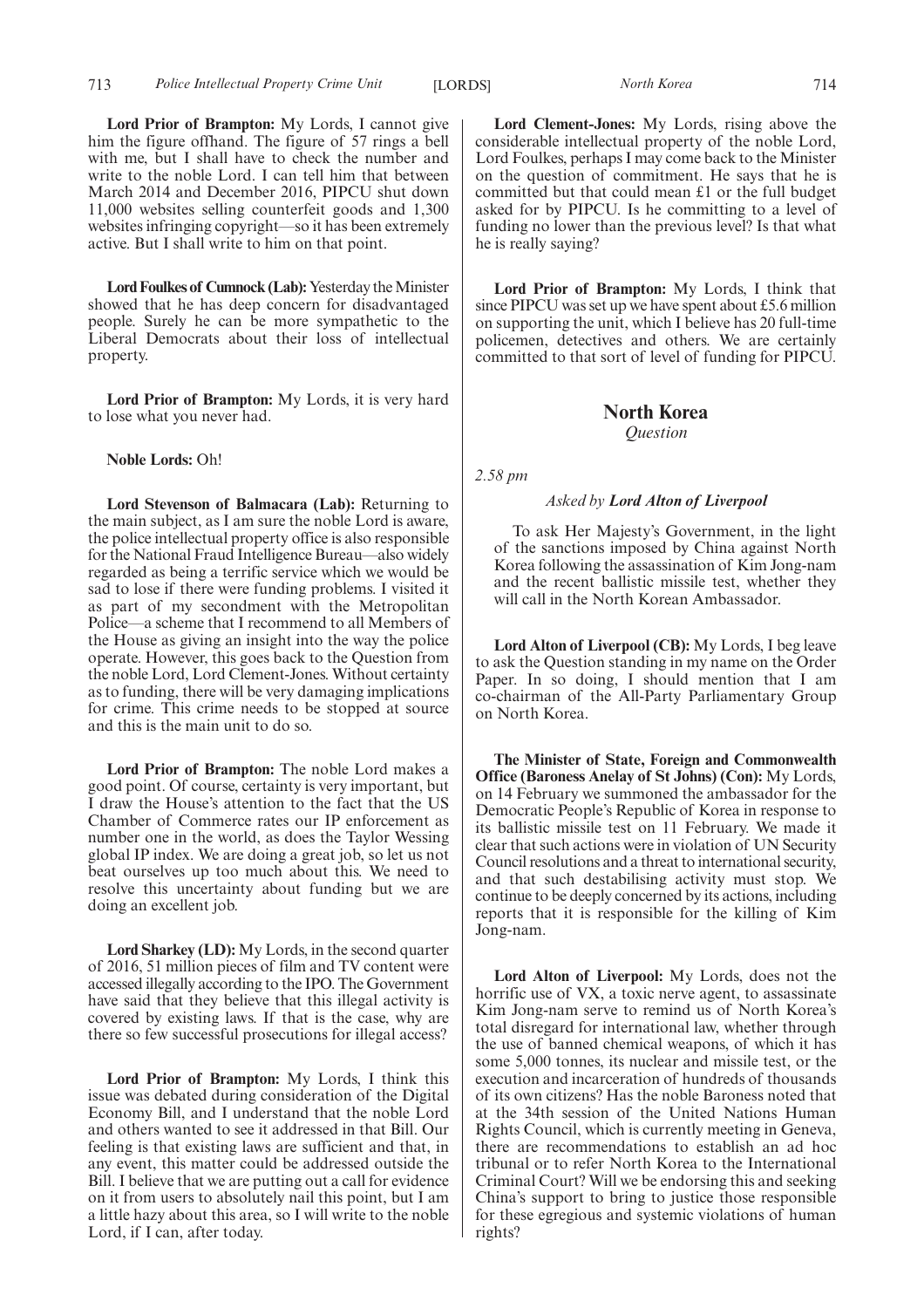**Lord Prior of Brampton:** My Lords, I cannot give him the figure offhand. The figure of 57 rings a bell with me, but I shall have to check the number and write to the noble Lord. I can tell him that between March 2014 and December 2016, PIPCU shut down 11,000 websites selling counterfeit goods and 1,300 websites infringing copyright—so it has been extremely active. But I shall write to him on that point.

**Lord Foulkes of Cumnock (Lab):** Yesterday the Minister showed that he has deep concern for disadvantaged people. Surely he can be more sympathetic to the Liberal Democrats about their loss of intellectual property.

**Lord Prior of Brampton:** My Lords, it is very hard to lose what you never had.

**Noble Lords:** Oh!

**Lord Stevenson of Balmacara (Lab):** Returning to the main subject, as I am sure the noble Lord is aware, the police intellectual property office is also responsible for the National Fraud Intelligence Bureau—also widely regarded as being a terrific service which we would be sad to lose if there were funding problems. I visited it as part of my secondment with the Metropolitan Police—a scheme that I recommend to all Members of the House as giving an insight into the way the police operate. However, this goes back to the Question from the noble Lord, Lord Clement-Jones. Without certainty as to funding, there will be very damaging implications for crime. This crime needs to be stopped at source and this is the main unit to do so.

**Lord Prior of Brampton:** The noble Lord makes a good point. Of course, certainty is very important, but I draw the House's attention to the fact that the US Chamber of Commerce rates our IP enforcement as number one in the world, as does the Taylor Wessing global IP index. We are doing a great job, so let us not beat ourselves up too much about this. We need to resolve this uncertainty about funding but we are doing an excellent job.

**Lord Sharkey (LD):** My Lords, in the second quarter of 2016, 51 million pieces of film and TV content were accessed illegally according to the IPO. The Government have said that they believe that this illegal activity is covered by existing laws. If that is the case, why are there so few successful prosecutions for illegal access?

**Lord Prior of Brampton:** My Lords, I think this issue was debated during consideration of the Digital Economy Bill, and I understand that the noble Lord and others wanted to see it addressed in that Bill. Our feeling is that existing laws are sufficient and that, in any event, this matter could be addressed outside the Bill. I believe that we are putting out a call for evidence on it from users to absolutely nail this point, but I am a little hazy about this area, so I will write to the noble Lord, if I can, after today.

**Lord Clement-Jones:** My Lords, rising above the considerable intellectual property of the noble Lord, Lord Foulkes, perhaps I may come back to the Minister on the question of commitment. He says that he is committed but that could mean £1 or the full budget asked for by PIPCU. Is he committing to a level of funding no lower than the previous level? Is that what he is really saying?

**Lord Prior of Brampton:** My Lords, I think that since PIPCU was set up we have spent about £5.6 million on supporting the unit, which I believe has 20 full-time policemen, detectives and others. We are certainly committed to that sort of level of funding for PIPCU.

## North Korea

*Question*

*2.58 pm*

*Asked by* ***Lord Alton of Liverpool***

To ask Her Majesty's Government, in the light of the sanctions imposed by China against North Korea following the assassination of Kim Jong-nam and the recent ballistic missile test, whether they will call in the North Korean Ambassador.

**Lord Alton of Liverpool (CB):** My Lords, I beg leave to ask the Question standing in my name on the Order Paper. In so doing, I should mention that I am co-chairman of the All-Party Parliamentary Group on North Korea.

**The Minister of State, Foreign and Commonwealth Office (Baroness Anelay of St Johns) (Con):** My Lords, on 14 February we summoned the ambassador for the Democratic People's Republic of Korea in response to its ballistic missile test on 11 February. We made it clear that such actions were in violation of UN Security Council resolutions and a threat to international security, and that such destabilising activity must stop. We continue to be deeply concerned by its actions, including reports that it is responsible for the killing of Kim Jong-nam.

**Lord Alton of Liverpool:** My Lords, does not the horrific use of VX, a toxic nerve agent, to assassinate Kim Jong-nam serve to remind us of North Korea's total disregard for international law, whether through the use of banned chemical weapons, of which it has some 5,000 tonnes, its nuclear and missile test, or the execution and incarceration of hundreds of thousands of its own citizens? Has the noble Baroness noted that at the 34th session of the United Nations Human Rights Council, which is currently meeting in Geneva, there are recommendations to establish an ad hoc tribunal or to refer North Korea to the International Criminal Court? Will we be endorsing this and seeking China's support to bring to justice those responsible for these egregious and systemic violations of human rights?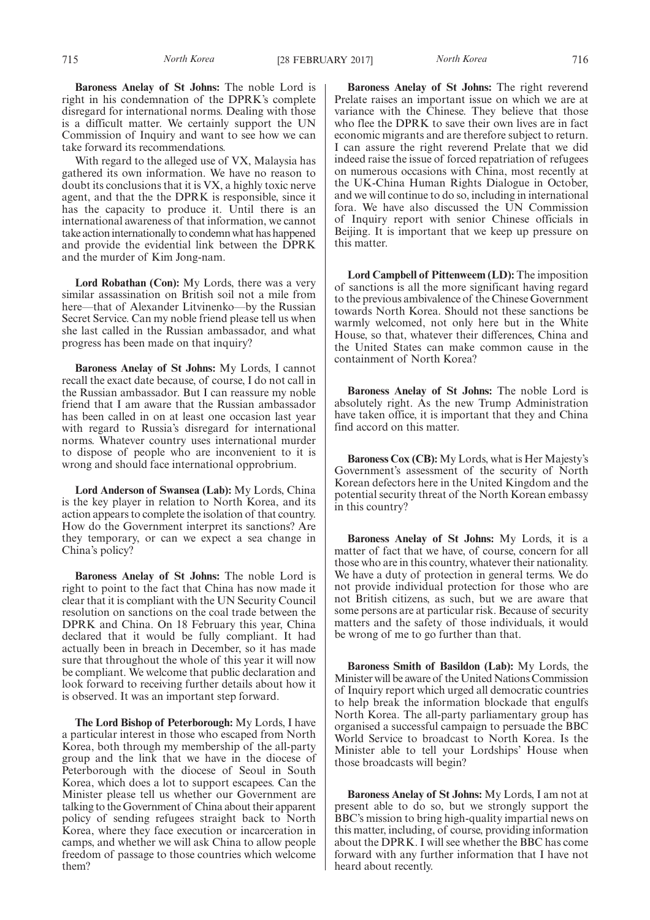**Baroness Anelay of St Johns:** The noble Lord is right in his condemnation of the DPRK's complete disregard for international norms. Dealing with those is a difficult matter. We certainly support the UN Commission of Inquiry and want to see how we can take forward its recommendations.

With regard to the alleged use of VX, Malaysia has gathered its own information. We have no reason to doubt its conclusions that it is VX, a highly toxic nerve agent, and that the the DPRK is responsible, since it has the capacity to produce it. Until there is an international awareness of that information, we cannot take action internationally to condemn what has happened and provide the evidential link between the DPRK and the murder of Kim Jong-nam.

**Lord Robathan (Con):** My Lords, there was a very similar assassination on British soil not a mile from here—that of Alexander Litvinenko—by the Russian Secret Service. Can my noble friend please tell us when she last called in the Russian ambassador, and what progress has been made on that inquiry?

**Baroness Anelay of St Johns:** My Lords, I cannot recall the exact date because, of course, I do not call in the Russian ambassador. But I can reassure my noble friend that I am aware that the Russian ambassador has been called in on at least one occasion last year with regard to Russia's disregard for international norms. Whatever country uses international murder to dispose of people who are inconvenient to it is wrong and should face international opprobrium.

**Lord Anderson of Swansea (Lab):** My Lords, China is the key player in relation to North Korea, and its action appears to complete the isolation of that country. How do the Government interpret its sanctions? Are they temporary, or can we expect a sea change in China's policy?

**Baroness Anelay of St Johns:** The noble Lord is right to point to the fact that China has now made it clear that it is compliant with the UN Security Council resolution on sanctions on the coal trade between the DPRK and China. On 18 February this year, China declared that it would be fully compliant. It had actually been in breach in December, so it has made sure that throughout the whole of this year it will now be compliant. We welcome that public declaration and look forward to receiving further details about how it is observed. It was an important step forward.

**The Lord Bishop of Peterborough:** My Lords, I have a particular interest in those who escaped from North Korea, both through my membership of the all-party group and the link that we have in the diocese of Peterborough with the diocese of Seoul in South Korea, which does a lot to support escapees. Can the Minister please tell us whether our Government are talking to the Government of China about their apparent policy of sending refugees straight back to North Korea, where they face execution or incarceration in camps, and whether we will ask China to allow people freedom of passage to those countries which welcome them?

**Baroness Anelay of St Johns:** The right reverend Prelate raises an important issue on which we are at variance with the Chinese. They believe that those who flee the DPRK to save their own lives are in fact economic migrants and are therefore subject to return. I can assure the right reverend Prelate that we did indeed raise the issue of forced repatriation of refugees on numerous occasions with China, most recently at the UK-China Human Rights Dialogue in October, and we will continue to do so, including in international fora. We have also discussed the UN Commission of Inquiry report with senior Chinese officials in Beijing. It is important that we keep up pressure on this matter.

**Lord Campbell of Pittenweem (LD):** The imposition of sanctions is all the more significant having regard to the previous ambivalence of the Chinese Government towards North Korea. Should not these sanctions be warmly welcomed, not only here but in the White House, so that, whatever their differences, China and the United States can make common cause in the containment of North Korea?

**Baroness Anelay of St Johns:** The noble Lord is absolutely right. As the new Trump Administration have taken office, it is important that they and China find accord on this matter.

**Baroness Cox (CB):** My Lords, what is Her Majesty's Government's assessment of the security of North Korean defectors here in the United Kingdom and the potential security threat of the North Korean embassy in this country?

**Baroness Anelay of St Johns:** My Lords, it is a matter of fact that we have, of course, concern for all those who are in this country, whatever their nationality. We have a duty of protection in general terms. We do not provide individual protection for those who are not British citizens, as such, but we are aware that some persons are at particular risk. Because of security matters and the safety of those individuals, it would be wrong of me to go further than that.

**Baroness Smith of Basildon (Lab):** My Lords, the Minister will be aware of the United Nations Commission of Inquiry report which urged all democratic countries to help break the information blockade that engulfs North Korea. The all-party parliamentary group has organised a successful campaign to persuade the BBC World Service to broadcast to North Korea. Is the Minister able to tell your Lordships' House when those broadcasts will begin?

**Baroness Anelay of St Johns:** My Lords, I am not at present able to do so, but we strongly support the BBC's mission to bring high-quality impartial news on this matter, including, of course, providing information about the DPRK. I will see whether the BBC has come forward with any further information that I have not heard about recently.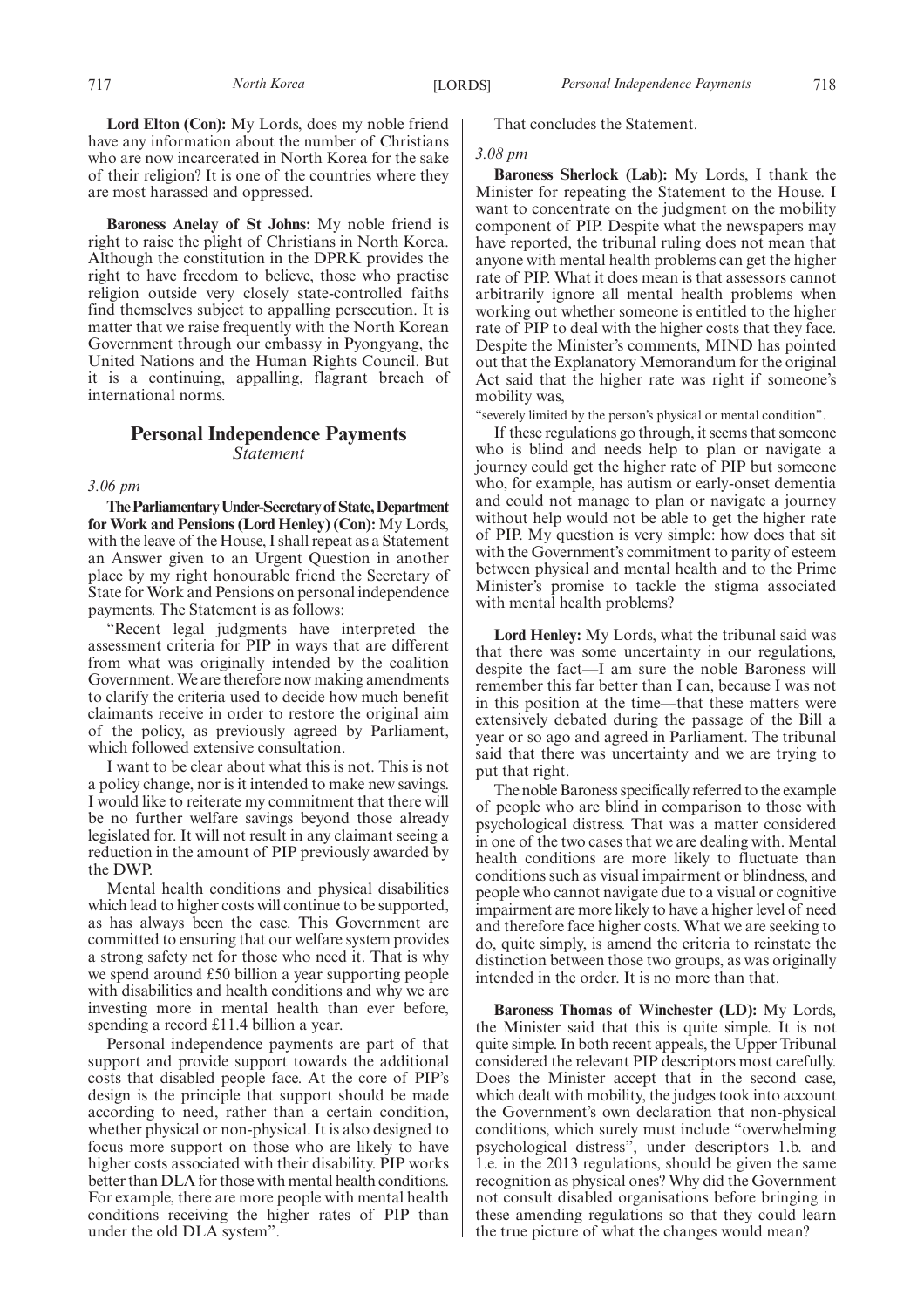**Lord Elton (Con):** My Lords, does my noble friend have any information about the number of Christians who are now incarcerated in North Korea for the sake of their religion? It is one of the countries where they are most harassed and oppressed.

**Baroness Anelay of St Johns:** My noble friend is right to raise the plight of Christians in North Korea. Although the constitution in the DPRK provides the right to have freedom to believe, those who practise religion outside very closely state-controlled faiths find themselves subject to appalling persecution. It is matter that we raise frequently with the North Korean Government through our embassy in Pyongyang, the United Nations and the Human Rights Council. But it is a continuing, appalling, flagrant breach of international norms.

## Personal Independence Payments

*Statement*

*3.06 pm*

**The Parliamentary Under-Secretary of State, Department for Work and Pensions (Lord Henley) (Con):** My Lords, with the leave of the House, I shall repeat as a Statement an Answer given to an Urgent Question in another place by my right honourable friend the Secretary of State for Work and Pensions on personal independence payments. The Statement is as follows:

"Recent legal judgments have interpreted the assessment criteria for PIP in ways that are different from what was originally intended by the coalition Government. We are therefore now making amendments to clarify the criteria used to decide how much benefit claimants receive in order to restore the original aim of the policy, as previously agreed by Parliament, which followed extensive consultation.

I want to be clear about what this is not. This is not a policy change, nor is it intended to make new savings. I would like to reiterate my commitment that there will be no further welfare savings beyond those already legislated for. It will not result in any claimant seeing a reduction in the amount of PIP previously awarded by the DWP.

Mental health conditions and physical disabilities which lead to higher costs will continue to be supported, as has always been the case. This Government are committed to ensuring that our welfare system provides a strong safety net for those who need it. That is why we spend around £50 billion a year supporting people with disabilities and health conditions and why we are investing more in mental health than ever before, spending a record £11.4 billion a year.

Personal independence payments are part of that support and provide support towards the additional costs that disabled people face. At the core of PIP's design is the principle that support should be made according to need, rather than a certain condition, whether physical or non-physical. It is also designed to focus more support on those who are likely to have higher costs associated with their disability. PIP works better than DLA for those with mental health conditions. For example, there are more people with mental health conditions receiving the higher rates of PIP than under the old DLA system".

That concludes the Statement.

*3.08 pm*

**Baroness Sherlock (Lab):** My Lords, I thank the Minister for repeating the Statement to the House. I want to concentrate on the judgment on the mobility component of PIP. Despite what the newspapers may have reported, the tribunal ruling does not mean that anyone with mental health problems can get the higher rate of PIP. What it does mean is that assessors cannot arbitrarily ignore all mental health problems when working out whether someone is entitled to the higher rate of PIP to deal with the higher costs that they face. Despite the Minister's comments, MIND has pointed out that the Explanatory Memorandum for the original Act said that the higher rate was right if someone's mobility was,

"severely limited by the person's physical or mental condition".

If these regulations go through, it seems that someone who is blind and needs help to plan or navigate a journey could get the higher rate of PIP but someone who, for example, has autism or early-onset dementia and could not manage to plan or navigate a journey without help would not be able to get the higher rate of PIP. My question is very simple: how does that sit with the Government's commitment to parity of esteem between physical and mental health and to the Prime Minister's promise to tackle the stigma associated with mental health problems?

**Lord Henley:** My Lords, what the tribunal said was that there was some uncertainty in our regulations, despite the fact—I am sure the noble Baroness will remember this far better than I can, because I was not in this position at the time—that these matters were extensively debated during the passage of the Bill a year or so ago and agreed in Parliament. The tribunal said that there was uncertainty and we are trying to put that right.

The noble Baroness specifically referred to the example of people who are blind in comparison to those with psychological distress. That was a matter considered in one of the two cases that we are dealing with. Mental health conditions are more likely to fluctuate than conditions such as visual impairment or blindness, and people who cannot navigate due to a visual or cognitive impairment are more likely to have a higher level of need and therefore face higher costs. What we are seeking to do, quite simply, is amend the criteria to reinstate the distinction between those two groups, as was originally intended in the order. It is no more than that.

**Baroness Thomas of Winchester (LD):** My Lords, the Minister said that this is quite simple. It is not quite simple. In both recent appeals, the Upper Tribunal considered the relevant PIP descriptors most carefully. Does the Minister accept that in the second case, which dealt with mobility, the judges took into account the Government's own declaration that non-physical conditions, which surely must include "overwhelming psychological distress", under descriptors 1.b. and 1.e. in the 2013 regulations, should be given the same recognition as physical ones? Why did the Government not consult disabled organisations before bringing in these amending regulations so that they could learn the true picture of what the changes would mean?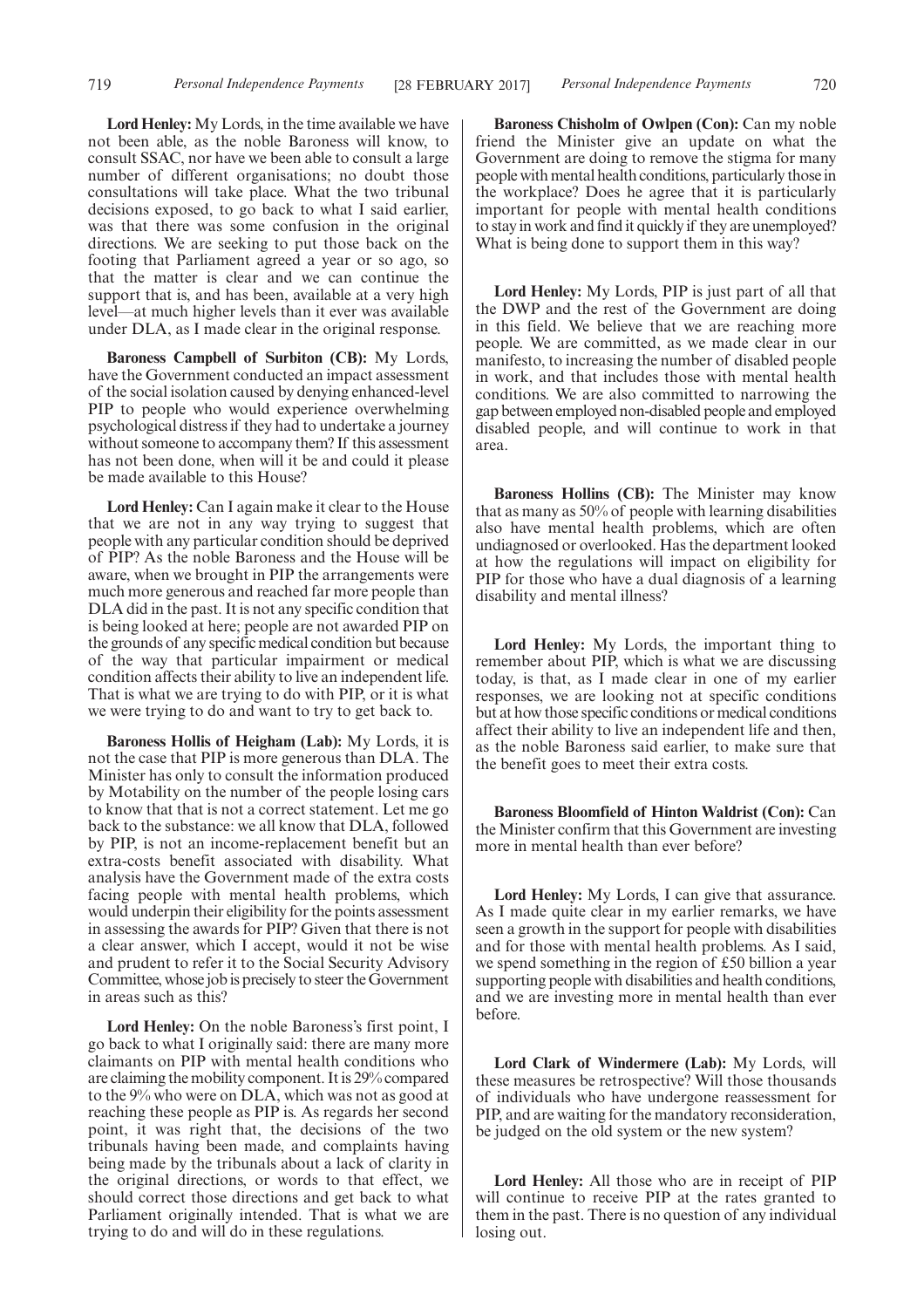**Lord Henley:** My Lords, in the time available we have not been able, as the noble Baroness will know, to consult SSAC, nor have we been able to consult a large number of different organisations; no doubt those consultations will take place. What the two tribunal decisions exposed, to go back to what I said earlier, was that there was some confusion in the original directions. We are seeking to put those back on the footing that Parliament agreed a year or so ago, so that the matter is clear and we can continue the support that is, and has been, available at a very high level—at much higher levels than it ever was available under DLA, as I made clear in the original response.

**Baroness Campbell of Surbiton (CB):** My Lords, have the Government conducted an impact assessment of the social isolation caused by denying enhanced-level PIP to people who would experience overwhelming psychological distress if they had to undertake a journey without someone to accompany them? If this assessment has not been done, when will it be and could it please be made available to this House?

**Lord Henley:** Can I again make it clear to the House that we are not in any way trying to suggest that people with any particular condition should be deprived of PIP? As the noble Baroness and the House will be aware, when we brought in PIP the arrangements were much more generous and reached far more people than DLA did in the past. It is not any specific condition that is being looked at here; people are not awarded PIP on the grounds of any specific medical condition but because of the way that particular impairment or medical condition affects their ability to live an independent life. That is what we are trying to do with PIP, or it is what we were trying to do and want to try to get back to.

**Baroness Hollis of Heigham (Lab):** My Lords, it is not the case that PIP is more generous than DLA. The Minister has only to consult the information produced by Motability on the number of the people losing cars to know that that is not a correct statement. Let me go back to the substance: we all know that DLA, followed by PIP, is not an income-replacement benefit but an extra-costs benefit associated with disability. What analysis have the Government made of the extra costs facing people with mental health problems, which would underpin their eligibility for the points assessment in assessing the awards for PIP? Given that there is not a clear answer, which I accept, would it not be wise and prudent to refer it to the Social Security Advisory Committee, whose job is precisely to steer the Government in areas such as this?

**Lord Henley:** On the noble Baroness's first point, I go back to what I originally said: there are many more claimants on PIP with mental health conditions who are claiming the mobility component. It is 29% compared to the 9% who were on DLA, which was not as good at reaching these people as PIP is. As regards her second point, it was right that, the decisions of the two tribunals having been made, and complaints having being made by the tribunals about a lack of clarity in the original directions, or words to that effect, we should correct those directions and get back to what Parliament originally intended. That is what we are trying to do and will do in these regulations.

**Baroness Chisholm of Owlpen (Con):** Can my noble friend the Minister give an update on what the Government are doing to remove the stigma for many people with mental health conditions, particularly those in the workplace? Does he agree that it is particularly important for people with mental health conditions to stay in work and find it quickly if they are unemployed? What is being done to support them in this way?

**Lord Henley:** My Lords, PIP is just part of all that the DWP and the rest of the Government are doing in this field. We believe that we are reaching more people. We are committed, as we made clear in our manifesto, to increasing the number of disabled people in work, and that includes those with mental health conditions. We are also committed to narrowing the gap between employed non-disabled people and employed disabled people, and will continue to work in that area.

**Baroness Hollins (CB):** The Minister may know that as many as 50% of people with learning disabilities also have mental health problems, which are often undiagnosed or overlooked. Has the department looked at how the regulations will impact on eligibility for PIP for those who have a dual diagnosis of a learning disability and mental illness?

**Lord Henley:** My Lords, the important thing to remember about PIP, which is what we are discussing today, is that, as I made clear in one of my earlier responses, we are looking not at specific conditions but at how those specific conditions or medical conditions affect their ability to live an independent life and then, as the noble Baroness said earlier, to make sure that the benefit goes to meet their extra costs.

**Baroness Bloomfield of Hinton Waldrist (Con):** Can the Minister confirm that this Government are investing more in mental health than ever before?

**Lord Henley:** My Lords, I can give that assurance. As I made quite clear in my earlier remarks, we have seen a growth in the support for people with disabilities and for those with mental health problems. As I said, we spend something in the region of £50 billion a year supporting people with disabilities and health conditions, and we are investing more in mental health than ever before.

**Lord Clark of Windermere (Lab):** My Lords, will these measures be retrospective? Will those thousands of individuals who have undergone reassessment for PIP, and are waiting for the mandatory reconsideration, be judged on the old system or the new system?

**Lord Henley:** All those who are in receipt of PIP will continue to receive PIP at the rates granted to them in the past. There is no question of any individual losing out.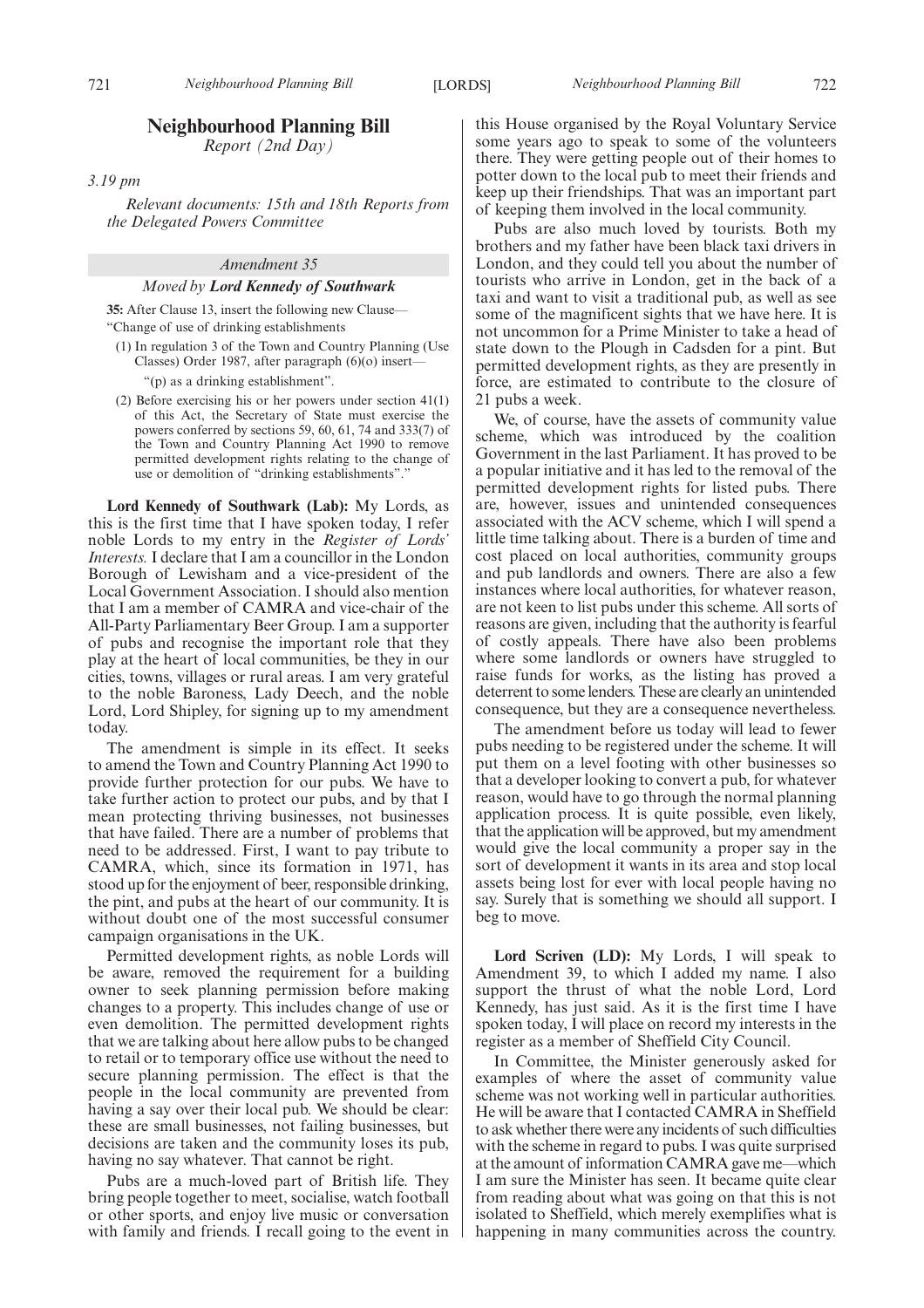# Neighbourhood Planning Bill

*Report (2nd Day)*

*3.19 pm*

*Relevant documents: 15th and 18th Reports from the Delegated Powers Committee*

## *Amendment 35*

### *Moved by* ***Lord Kennedy of Southwark***

**35:** After Clause 13, insert the following new Clause—

"Change of use of drinking establishments

(1) In regulation 3 of the Town and Country Planning (Use Classes) Order 1987, after paragraph (6)(o) insert—

"(p) as a drinking establishment".

(2) Before exercising his or her powers under section 41(1) of this Act, the Secretary of State must exercise the powers conferred by sections 59, 60, 61, 74 and 333(7) of the Town and Country Planning Act 1990 to remove permitted development rights relating to the change of use or demolition of "drinking establishments"."

**Lord Kennedy of Southwark (Lab):** My Lords, as this is the first time that I have spoken today, I refer noble Lords to my entry in the *Register of Lords' Interests.* I declare that I am a councillor in the London Borough of Lewisham and a vice-president of the Local Government Association. I should also mention that I am a member of CAMRA and vice-chair of the All-Party Parliamentary Beer Group. I am a supporter of pubs and recognise the important role that they play at the heart of local communities, be they in our cities, towns, villages or rural areas. I am very grateful to the noble Baroness, Lady Deech, and the noble Lord, Lord Shipley, for signing up to my amendment today.

The amendment is simple in its effect. It seeks to amend the Town and Country Planning Act 1990 to provide further protection for our pubs. We have to take further action to protect our pubs, and by that I mean protecting thriving businesses, not businesses that have failed. There are a number of problems that need to be addressed. First, I want to pay tribute to CAMRA, which, since its formation in 1971, has stood up for the enjoyment of beer, responsible drinking, the pint, and pubs at the heart of our community. It is without doubt one of the most successful consumer campaign organisations in the UK.

Permitted development rights, as noble Lords will be aware, removed the requirement for a building owner to seek planning permission before making changes to a property. This includes change of use or even demolition. The permitted development rights that we are talking about here allow pubs to be changed to retail or to temporary office use without the need to secure planning permission. The effect is that the people in the local community are prevented from having a say over their local pub. We should be clear: these are small businesses, not failing businesses, but decisions are taken and the community loses its pub, having no say whatever. That cannot be right.

Pubs are a much-loved part of British life. They bring people together to meet, socialise, watch football or other sports, and enjoy live music or conversation with family and friends. I recall going to the event in this House organised by the Royal Voluntary Service some years ago to speak to some of the volunteers there. They were getting people out of their homes to potter down to the local pub to meet their friends and keep up their friendships. That was an important part of keeping them involved in the local community.

Pubs are also much loved by tourists. Both my brothers and my father have been black taxi drivers in London, and they could tell you about the number of tourists who arrive in London, get in the back of a taxi and want to visit a traditional pub, as well as see some of the magnificent sights that we have here. It is not uncommon for a Prime Minister to take a head of state down to the Plough in Cadsden for a pint. But permitted development rights, as they are presently in force, are estimated to contribute to the closure of 21 pubs a week.

We, of course, have the assets of community value scheme, which was introduced by the coalition Government in the last Parliament. It has proved to be a popular initiative and it has led to the removal of the permitted development rights for listed pubs. There are, however, issues and unintended consequences associated with the ACV scheme, which I will spend a little time talking about. There is a burden of time and cost placed on local authorities, community groups and pub landlords and owners. There are also a few instances where local authorities, for whatever reason, are not keen to list pubs under this scheme. All sorts of reasons are given, including that the authority is fearful of costly appeals. There have also been problems where some landlords or owners have struggled to raise funds for works, as the listing has proved a deterrent to some lenders. These are clearly an unintended consequence, but they are a consequence nevertheless.

The amendment before us today will lead to fewer pubs needing to be registered under the scheme. It will put them on a level footing with other businesses so that a developer looking to convert a pub, for whatever reason, would have to go through the normal planning application process. It is quite possible, even likely, that the application will be approved, but my amendment would give the local community a proper say in the sort of development it wants in its area and stop local assets being lost for ever with local people having no say. Surely that is something we should all support. I beg to move.

**Lord Scriven (LD):** My Lords, I will speak to Amendment 39, to which I added my name. I also support the thrust of what the noble Lord, Lord Kennedy, has just said. As it is the first time I have spoken today, I will place on record my interests in the register as a member of Sheffield City Council.

In Committee, the Minister generously asked for examples of where the asset of community value scheme was not working well in particular authorities. He will be aware that I contacted CAMRA in Sheffield to ask whether there were any incidents of such difficulties with the scheme in regard to pubs. I was quite surprised at the amount of information CAMRA gave me—which I am sure the Minister has seen. It became quite clear from reading about what was going on that this is not isolated to Sheffield, which merely exemplifies what is happening in many communities across the country.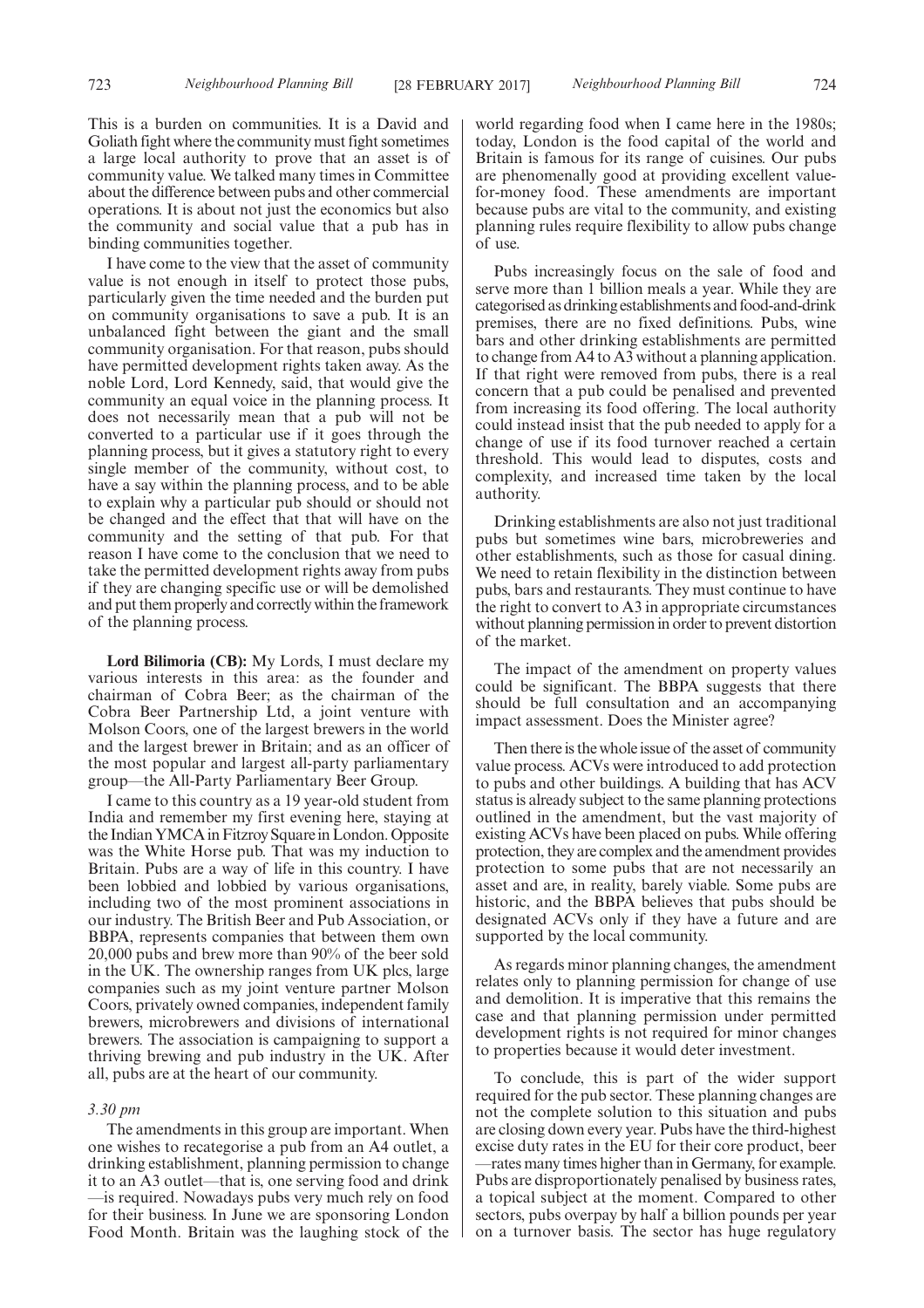This is a burden on communities. It is a David and Goliath fight where the community must fight sometimes a large local authority to prove that an asset is of community value. We talked many times in Committee about the difference between pubs and other commercial operations. It is about not just the economics but also the community and social value that a pub has in binding communities together.

I have come to the view that the asset of community value is not enough in itself to protect those pubs, particularly given the time needed and the burden put on community organisations to save a pub. It is an unbalanced fight between the giant and the small community organisation. For that reason, pubs should have permitted development rights taken away. As the noble Lord, Lord Kennedy, said, that would give the community an equal voice in the planning process. It does not necessarily mean that a pub will not be converted to a particular use if it goes through the planning process, but it gives a statutory right to every single member of the community, without cost, to have a say within the planning process, and to be able to explain why a particular pub should or should not be changed and the effect that that will have on the community and the setting of that pub. For that reason I have come to the conclusion that we need to take the permitted development rights away from pubs if they are changing specific use or will be demolished and put them properly and correctly within the framework of the planning process.

**Lord Bilimoria (CB):** My Lords, I must declare my various interests in this area: as the founder and chairman of Cobra Beer; as the chairman of the Cobra Beer Partnership Ltd, a joint venture with Molson Coors, one of the largest brewers in the world and the largest brewer in Britain; and as an officer of the most popular and largest all-party parliamentary group—the All-Party Parliamentary Beer Group.

I came to this country as a 19 year-old student from India and remember my first evening here, staying at the Indian YMCA in Fitzroy Square in London. Opposite was the White Horse pub. That was my induction to Britain. Pubs are a way of life in this country. I have been lobbied and lobbied by various organisations, including two of the most prominent associations in our industry. The British Beer and Pub Association, or BBPA, represents companies that between them own 20,000 pubs and brew more than 90% of the beer sold in the UK. The ownership ranges from UK plcs, large companies such as my joint venture partner Molson Coors, privately owned companies, independent family brewers, microbrewers and divisions of international brewers. The association is campaigning to support a thriving brewing and pub industry in the UK. After all, pubs are at the heart of our community.

*3.30 pm*

The amendments in this group are important. When one wishes to recategorise a pub from an A4 outlet, a drinking establishment, planning permission to change it to an A3 outlet—that is, one serving food and drink—is required. Nowadays pubs very much rely on food for their business. In June we are sponsoring London Food Month. Britain was the laughing stock of the world regarding food when I came here in the 1980s; today, London is the food capital of the world and Britain is famous for its range of cuisines. Our pubs are phenomenally good at providing excellent value-for-money food. These amendments are important because pubs are vital to the community, and existing planning rules require flexibility to allow pubs change of use.

Pubs increasingly focus on the sale of food and serve more than 1 billion meals a year. While they are categorised as drinking establishments and food-and-drink premises, there are no fixed definitions. Pubs, wine bars and other drinking establishments are permitted to change from A4 to A3 without a planning application. If that right were removed from pubs, there is a real concern that a pub could be penalised and prevented from increasing its food offering. The local authority could instead insist that the pub needed to apply for a change of use if its food turnover reached a certain threshold. This would lead to disputes, costs and complexity, and increased time taken by the local authority.

Drinking establishments are also not just traditional pubs but sometimes wine bars, microbreweries and other establishments, such as those for casual dining. We need to retain flexibility in the distinction between pubs, bars and restaurants. They must continue to have the right to convert to A3 in appropriate circumstances without planning permission in order to prevent distortion of the market.

The impact of the amendment on property values could be significant. The BBPA suggests that there should be full consultation and an accompanying impact assessment. Does the Minister agree?

Then there is the whole issue of the asset of community value process. ACVs were introduced to add protection to pubs and other buildings. A building that has ACV status is already subject to the same planning protections outlined in the amendment, but the vast majority of existing ACVs have been placed on pubs. While offering protection, they are complex and the amendment provides protection to some pubs that are not necessarily an asset and are, in reality, barely viable. Some pubs are historic, and the BBPA believes that pubs should be designated ACVs only if they have a future and are supported by the local community.

As regards minor planning changes, the amendment relates only to planning permission for change of use and demolition. It is imperative that this remains the case and that planning permission under permitted development rights is not required for minor changes to properties because it would deter investment.

To conclude, this is part of the wider support required for the pub sector. These planning changes are not the complete solution to this situation and pubs are closing down every year. Pubs have the third-highest excise duty rates in the EU for their core product, beer—rates many times higher than in Germany, for example. Pubs are disproportionately penalised by business rates, a topical subject at the moment. Compared to other sectors, pubs overpay by half a billion pounds per year on a turnover basis. The sector has huge regulatory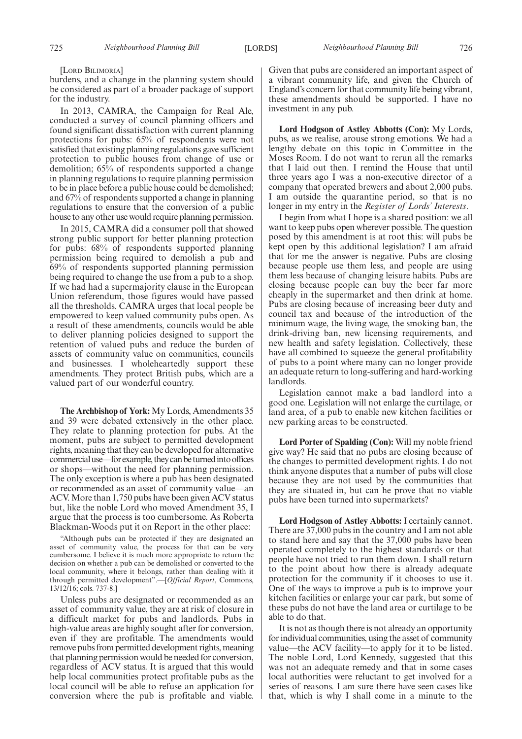[Lord Bilimoria]

burdens, and a change in the planning system should be considered as part of a broader package of support for the industry.

In 2013, CAMRA, the Campaign for Real Ale, conducted a survey of council planning officers and found significant dissatisfaction with current planning protections for pubs: 65% of respondents were not satisfied that existing planning regulations gave sufficient protection to public houses from change of use or demolition; 65% of respondents supported a change in planning regulations to require planning permission to be in place before a public house could be demolished; and 67% of respondents supported a change in planning regulations to ensure that the conversion of a public house to any other use would require planning permission.

In 2015, CAMRA did a consumer poll that showed strong public support for better planning protection for pubs: 68% of respondents supported planning permission being required to demolish a pub and 69% of respondents supported planning permission being required to change the use from a pub to a shop. If we had had a supermajority clause in the European Union referendum, those figures would have passed all the thresholds. CAMRA urges that local people be empowered to keep valued community pubs open. As a result of these amendments, councils would be able to deliver planning policies designed to support the retention of valued pubs and reduce the burden of assets of community value on communities, councils and businesses. I wholeheartedly support these amendments. They protect British pubs, which are a valued part of our wonderful country.

**The Archbishop of York:** My Lords, Amendments 35 and 39 were debated extensively in the other place. They relate to planning protection for pubs. At the moment, pubs are subject to permitted development rights, meaning that they can be developed for alternative commercial use—for example, they can be turned into offices or shops—without the need for planning permission. The only exception is where a pub has been designated or recommended as an asset of community value—an ACV. More than 1,750 pubs have been given ACV status but, like the noble Lord who moved Amendment 35, I argue that the process is too cumbersome. As Roberta Blackman-Woods put it on Report in the other place:

"Although pubs can be protected if they are designated an asset of community value, the process for that can be very cumbersome. I believe it is much more appropriate to return the decision on whether a pub can be demolished or converted to the local community, where it belongs, rather than dealing with it through permitted development".—[*Official Report*, Commons, 13/12/16; cols. 737-8.]

Unless pubs are designated or recommended as an asset of community value, they are at risk of closure in a difficult market for pubs and landlords. Pubs in high-value areas are highly sought after for conversion, even if they are profitable. The amendments would remove pubs from permitted development rights, meaning that planning permission would be needed for conversion, regardless of ACV status. It is argued that this would help local communities protect profitable pubs as the local council will be able to refuse an application for conversion where the pub is profitable and viable. Given that pubs are considered an important aspect of a vibrant community life, and given the Church of England's concern for that community life being vibrant, these amendments should be supported. I have no investment in any pub.

**Lord Hodgson of Astley Abbotts (Con):** My Lords, pubs, as we realise, arouse strong emotions. We had a lengthy debate on this topic in Committee in the Moses Room. I do not want to rerun all the remarks that I laid out then. I remind the House that until three years ago I was a non-executive director of a company that operated brewers and about 2,000 pubs. I am outside the quarantine period, so that is no longer in my entry in the *Register of Lords' Interests*.

I begin from what I hope is a shared position: we all want to keep pubs open wherever possible. The question posed by this amendment is at root this: will pubs be kept open by this additional legislation? I am afraid that for me the answer is negative. Pubs are closing because people use them less, and people are using them less because of changing leisure habits. Pubs are closing because people can buy the beer far more cheaply in the supermarket and then drink at home. Pubs are closing because of increasing beer duty and council tax and because of the introduction of the minimum wage, the living wage, the smoking ban, the drink-driving ban, new licensing requirements, and new health and safety legislation. Collectively, these have all combined to squeeze the general profitability of pubs to a point where many can no longer provide an adequate return to long-suffering and hard-working landlords.

Legislation cannot make a bad landlord into a good one. Legislation will not enlarge the curtilage, or land area, of a pub to enable new kitchen facilities or new parking areas to be constructed.

**Lord Porter of Spalding (Con):** Will my noble friend give way? He said that no pubs are closing because of the changes to permitted development rights. I do not think anyone disputes that a number of pubs will close because they are not used by the communities that they are situated in, but can he prove that no viable pubs have been turned into supermarkets?

**Lord Hodgson of Astley Abbotts:** I certainly cannot. There are 37,000 pubs in the country and I am not able to stand here and say that the 37,000 pubs have been operated completely to the highest standards or that people have not tried to run them down. I shall return to the point about how there is already adequate protection for the community if it chooses to use it. One of the ways to improve a pub is to improve your kitchen facilities or enlarge your car park, but some of these pubs do not have the land area or curtilage to be able to do that.

It is not as though there is not already an opportunity for individual communities, using the asset of community value—the ACV facility—to apply for it to be listed. The noble Lord, Lord Kennedy, suggested that this was not an adequate remedy and that in some cases local authorities were reluctant to get involved for a series of reasons. I am sure there have seen cases like that, which is why I shall come in a minute to the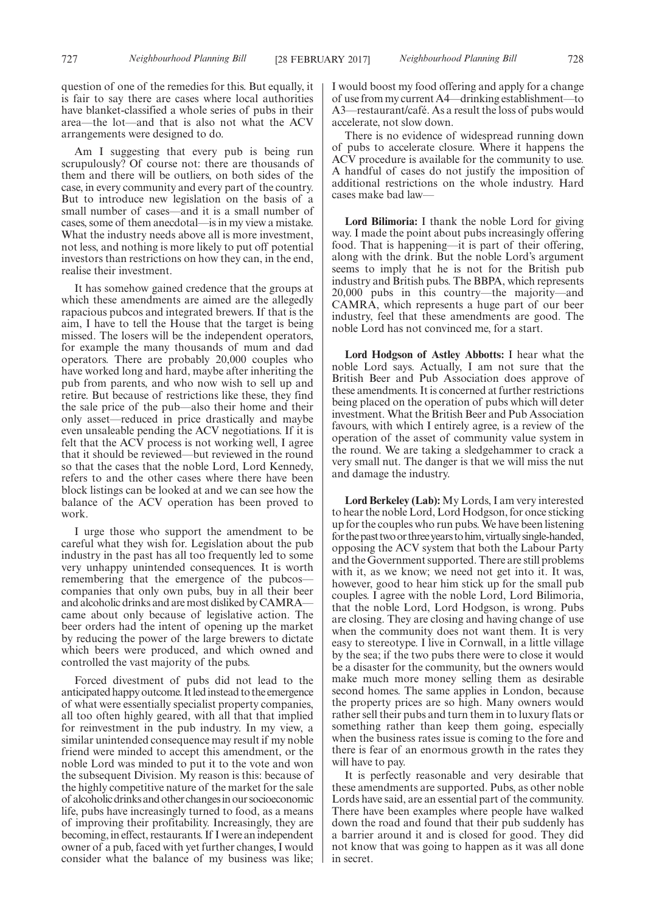question of one of the remedies for this. But equally, it is fair to say there are cases where local authorities have blanket-classified a whole series of pubs in their area—the lot—and that is also not what the ACV arrangements were designed to do.

Am I suggesting that every pub is being run scrupulously? Of course not: there are thousands of them and there will be outliers, on both sides of the case, in every community and every part of the country. But to introduce new legislation on the basis of a small number of cases—and it is a small number of cases, some of them anecdotal—is in my view a mistake. What the industry needs above all is more investment, not less, and nothing is more likely to put off potential investors than restrictions on how they can, in the end, realise their investment.

It has somehow gained credence that the groups at which these amendments are aimed are the allegedly rapacious pubcos and integrated brewers. If that is the aim, I have to tell the House that the target is being missed. The losers will be the independent operators, for example the many thousands of mum and dad operators. There are probably 20,000 couples who have worked long and hard, maybe after inheriting the pub from parents, and who now wish to sell up and retire. But because of restrictions like these, they find the sale price of the pub—also their home and their only asset—reduced in price drastically and maybe even unsaleable pending the ACV negotiations. If it is felt that the ACV process is not working well, I agree that it should be reviewed—but reviewed in the round so that the cases that the noble Lord, Lord Kennedy, refers to and the other cases where there have been block listings can be looked at and we can see how the balance of the ACV operation has been proved to work.

I urge those who support the amendment to be careful what they wish for. Legislation about the pub industry in the past has all too frequently led to some very unhappy unintended consequences. It is worth remembering that the emergence of the pubcos—companies that only own pubs, buy in all their beer and alcoholic drinks and are most disliked by CAMRA—came about only because of legislative action. The beer orders had the intent of opening up the market by reducing the power of the large brewers to dictate which beers were produced, and which owned and controlled the vast majority of the pubs.

Forced divestment of pubs did not lead to the anticipated happy outcome. It led instead to the emergence of what were essentially specialist property companies, all too often highly geared, with all that that implied for reinvestment in the pub industry. In my view, a similar unintended consequence may result if my noble friend were minded to accept this amendment, or the noble Lord was minded to put it to the vote and won the subsequent Division. My reason is this: because of the highly competitive nature of the market for the sale of alcoholic drinks and other changes in our socioeconomic life, pubs have increasingly turned to food, as a means of improving their profitability. Increasingly, they are becoming, in effect, restaurants. If I were an independent owner of a pub, faced with yet further changes, I would consider what the balance of my business was like; I would boost my food offering and apply for a change of use from my current A4—drinking establishment—to A3—restaurant/café. As a result the loss of pubs would accelerate, not slow down.

There is no evidence of widespread running down of pubs to accelerate closure. Where it happens the ACV procedure is available for the community to use. A handful of cases do not justify the imposition of additional restrictions on the whole industry. Hard cases make bad law—

**Lord Bilimoria:** I thank the noble Lord for giving way. I made the point about pubs increasingly offering food. That is happening—it is part of their offering, along with the drink. But the noble Lord's argument seems to imply that he is not for the British pub industry and British pubs. The BBPA, which represents 20,000 pubs in this country—the majority—and CAMRA, which represents a huge part of our beer industry, feel that these amendments are good. The noble Lord has not convinced me, for a start.

**Lord Hodgson of Astley Abbotts:** I hear what the noble Lord says. Actually, I am not sure that the British Beer and Pub Association does approve of these amendments. It is concerned at further restrictions being placed on the operation of pubs which will deter investment. What the British Beer and Pub Association favours, with which I entirely agree, is a review of the operation of the asset of community value system in the round. We are taking a sledgehammer to crack a very small nut. The danger is that we will miss the nut and damage the industry.

**Lord Berkeley (Lab):** My Lords, I am very interested to hear the noble Lord, Lord Hodgson, for once sticking up for the couples who run pubs. We have been listening for the past two or three years to him, virtually single-handed, opposing the ACV system that both the Labour Party and the Government supported. There are still problems with it, as we know; we need not get into it. It was, however, good to hear him stick up for the small pub couples. I agree with the noble Lord, Lord Bilimoria, that the noble Lord, Lord Hodgson, is wrong. Pubs are closing. They are closing and having change of use when the community does not want them. It is very easy to stereotype. I live in Cornwall, in a little village by the sea; if the two pubs there were to close it would be a disaster for the community, but the owners would make much more money selling them as desirable second homes. The same applies in London, because the property prices are so high. Many owners would rather sell their pubs and turn them in to luxury flats or something rather than keep them going, especially when the business rates issue is coming to the fore and there is fear of an enormous growth in the rates they will have to pay.

It is perfectly reasonable and very desirable that these amendments are supported. Pubs, as other noble Lords have said, are an essential part of the community. There have been examples where people have walked down the road and found that their pub suddenly has a barrier around it and is closed for good. They did not know that was going to happen as it was all done in secret.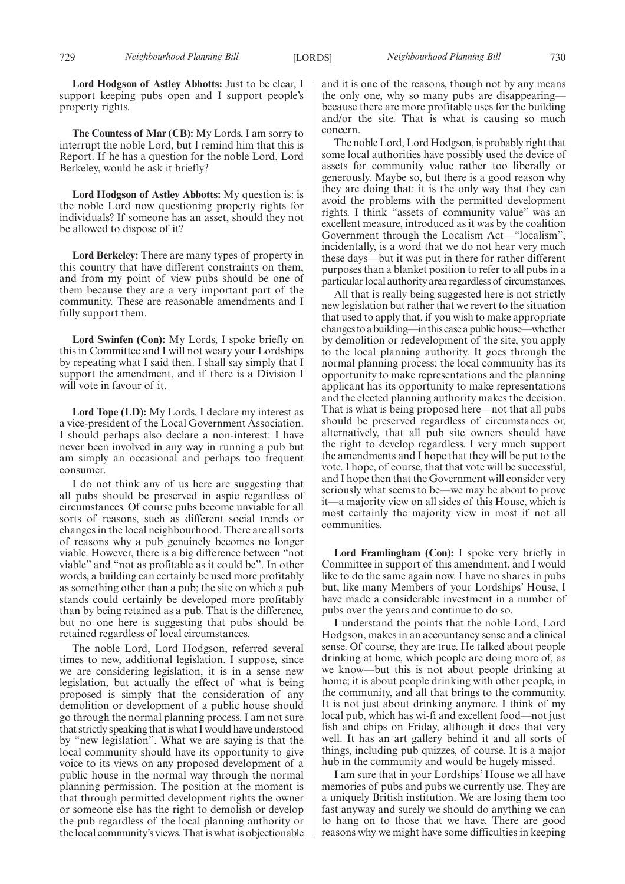**Lord Hodgson of Astley Abbotts:** Just to be clear, I support keeping pubs open and I support people's property rights.

**The Countess of Mar (CB):** My Lords, I am sorry to interrupt the noble Lord, but I remind him that this is Report. If he has a question for the noble Lord, Lord Berkeley, would he ask it briefly?

**Lord Hodgson of Astley Abbotts:** My question is: is the noble Lord now questioning property rights for individuals? If someone has an asset, should they not be allowed to dispose of it?

**Lord Berkeley:** There are many types of property in this country that have different constraints on them, and from my point of view pubs should be one of them because they are a very important part of the community. These are reasonable amendments and I fully support them.

**Lord Swinfen (Con):** My Lords, I spoke briefly on this in Committee and I will not weary your Lordships by repeating what I said then. I shall say simply that I support the amendment, and if there is a Division I will vote in favour of it.

**Lord Tope (LD):** My Lords, I declare my interest as a vice-president of the Local Government Association. I should perhaps also declare a non-interest: I have never been involved in any way in running a pub but am simply an occasional and perhaps too frequent consumer.

I do not think any of us here are suggesting that all pubs should be preserved in aspic regardless of circumstances. Of course pubs become unviable for all sorts of reasons, such as different social trends or changes in the local neighbourhood. There are all sorts of reasons why a pub genuinely becomes no longer viable. However, there is a big difference between "not viable" and "not as profitable as it could be". In other words, a building can certainly be used more profitably as something other than a pub; the site on which a pub stands could certainly be developed more profitably than by being retained as a pub. That is the difference, but no one here is suggesting that pubs should be retained regardless of local circumstances.

The noble Lord, Lord Hodgson, referred several times to new, additional legislation. I suppose, since we are considering legislation, it is in a sense new legislation, but actually the effect of what is being proposed is simply that the consideration of any demolition or development of a public house should go through the normal planning process. I am not sure that strictly speaking that is what I would have understood by "new legislation". What we are saying is that the local community should have its opportunity to give voice to its views on any proposed development of a public house in the normal way through the normal planning permission. The position at the moment is that through permitted development rights the owner or someone else has the right to demolish or develop the pub regardless of the local planning authority or the local community's views. That is what is objectionable and it is one of the reasons, though not by any means the only one, why so many pubs are disappearing—because there are more profitable uses for the building and/or the site. That is what is causing so much concern.

The noble Lord, Lord Hodgson, is probably right that some local authorities have possibly used the device of assets for community value rather too liberally or generously. Maybe so, but there is a good reason why they are doing that: it is the only way that they can avoid the problems with the permitted development rights. I think "assets of community value" was an excellent measure, introduced as it was by the coalition Government through the Localism Act—"localism", incidentally, is a word that we do not hear very much these days—but it was put in there for rather different purposes than a blanket position to refer to all pubs in a particular local authority area regardless of circumstances.

All that is really being suggested here is not strictly new legislation but rather that we revert to the situation that used to apply that, if you wish to make appropriate changes to a building—in this case a public house—whether by demolition or redevelopment of the site, you apply to the local planning authority. It goes through the normal planning process; the local community has its opportunity to make representations and the planning applicant has its opportunity to make representations and the elected planning authority makes the decision. That is what is being proposed here—not that all pubs should be preserved regardless of circumstances or, alternatively, that all pub site owners should have the right to develop regardless. I very much support the amendments and I hope that they will be put to the vote. I hope, of course, that that vote will be successful, and I hope then that the Government will consider very seriously what seems to be—we may be about to prove it—a majority view on all sides of this House, which is most certainly the majority view in most if not all communities.

**Lord Framlingham (Con):** I spoke very briefly in Committee in support of this amendment, and I would like to do the same again now. I have no shares in pubs but, like many Members of your Lordships' House, I have made a considerable investment in a number of pubs over the years and continue to do so.

I understand the points that the noble Lord, Lord Hodgson, makes in an accountancy sense and a clinical sense. Of course, they are true. He talked about people drinking at home, which people are doing more of, as we know—but this is not about people drinking at home; it is about people drinking with other people, in the community, and all that brings to the community. It is not just about drinking anymore. I think of my local pub, which has wi-fi and excellent food—not just fish and chips on Friday, although it does that very well. It has an art gallery behind it and all sorts of things, including pub quizzes, of course. It is a major hub in the community and would be hugely missed.

I am sure that in your Lordships' House we all have memories of pubs and pubs we currently use. They are a uniquely British institution. We are losing them too fast anyway and surely we should do anything we can to hang on to those that we have. There are good reasons why we might have some difficulties in keeping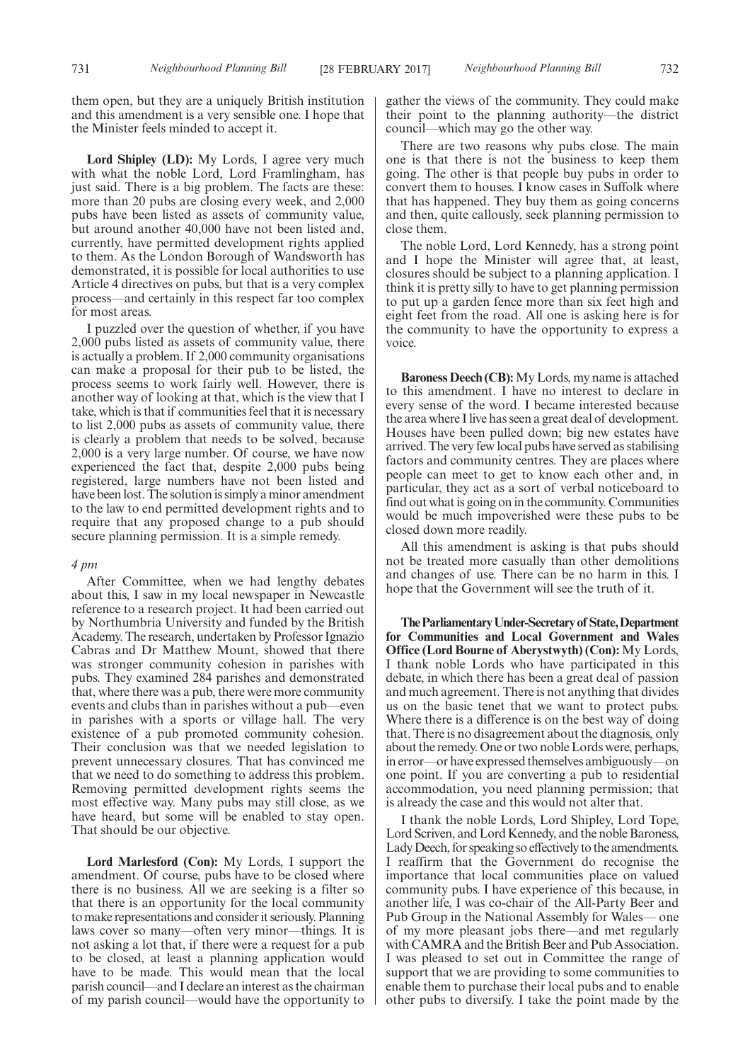them open, but they are a uniquely British institution and this amendment is a very sensible one. I hope that the Minister feels minded to accept it.

**Lord Shipley (LD):** My Lords, I agree very much with what the noble Lord, Lord Framlingham, has just said. There is a big problem. The facts are these: more than 20 pubs are closing every week, and 2,000 pubs have been listed as assets of community value, but around another 40,000 have not been listed and, currently, have permitted development rights applied to them. As the London Borough of Wandsworth has demonstrated, it is possible for local authorities to use Article 4 directives on pubs, but that is a very complex process—and certainly in this respect far too complex for most areas.

I puzzled over the question of whether, if you have 2,000 pubs listed as assets of community value, there is actually a problem. If 2,000 community organisations can make a proposal for their pub to be listed, the process seems to work fairly well. However, there is another way of looking at that, which is the view that I take, which is that if communities feel that it is necessary to list 2,000 pubs as assets of community value, there is clearly a problem that needs to be solved, because 2,000 is a very large number. Of course, we have now experienced the fact that, despite 2,000 pubs being registered, large numbers have not been listed and have been lost. The solution is simply a minor amendment to the law to end permitted development rights and to require that any proposed change to a pub should secure planning permission. It is a simple remedy.

*4 pm*

After Committee, when we had lengthy debates about this, I saw in my local newspaper in Newcastle reference to a research project. It had been carried out by Northumbria University and funded by the British Academy. The research, undertaken by Professor Ignazio Cabras and Dr Matthew Mount, showed that there was stronger community cohesion in parishes with pubs. They examined 284 parishes and demonstrated that, where there was a pub, there were more community events and clubs than in parishes without a pub—even in parishes with a sports or village hall. The very existence of a pub promoted community cohesion. Their conclusion was that we needed legislation to prevent unnecessary closures. That has convinced me that we need to do something to address this problem. Removing permitted development rights seems the most effective way. Many pubs may still close, as we have heard, but some will be enabled to stay open. That should be our objective.

**Lord Marlesford (Con):** My Lords, I support the amendment. Of course, pubs have to be closed where there is no business. All we are seeking is a filter so that there is an opportunity for the local community to make representations and consider it seriously. Planning laws cover so many—often very minor—things. It is not asking a lot that, if there were a request for a pub to be closed, at least a planning application would have to be made. This would mean that the local parish council—and I declare an interest as the chairman of my parish council—would have the opportunity to gather the views of the community. They could make their point to the planning authority—the district council—which may go the other way.

There are two reasons why pubs close. The main one is that there is not the business to keep them going. The other is that people buy pubs in order to convert them to houses. I know cases in Suffolk where that has happened. They buy them as going concerns and then, quite callously, seek planning permission to close them.

The noble Lord, Lord Kennedy, has a strong point and I hope the Minister will agree that, at least, closures should be subject to a planning application. I think it is pretty silly to have to get planning permission to put up a garden fence more than six feet high and eight feet from the road. All one is asking here is for the community to have the opportunity to express a voice.

**Baroness Deech (CB):** My Lords, my name is attached to this amendment. I have no interest to declare in every sense of the word. I became interested because the area where I live has seen a great deal of development. Houses have been pulled down; big new estates have arrived. The very few local pubs have served as stabilising factors and community centres. They are places where people can meet to get to know each other and, in particular, they act as a sort of verbal noticeboard to find out what is going on in the community. Communities would be much impoverished were these pubs to be closed down more readily.

All this amendment is asking is that pubs should not be treated more casually than other demolitions and changes of use. There can be no harm in this. I hope that the Government will see the truth of it.

**The Parliamentary Under-Secretary of State, Department for Communities and Local Government and Wales Office (Lord Bourne of Aberystwyth) (Con):** My Lords, I thank noble Lords who have participated in this debate, in which there has been a great deal of passion and much agreement. There is not anything that divides us on the basic tenet that we want to protect pubs. Where there is a difference is on the best way of doing that. There is no disagreement about the diagnosis, only about the remedy. One or two noble Lords were, perhaps, in error—or have expressed themselves ambiguously—on one point. If you are converting a pub to residential accommodation, you need planning permission; that is already the case and this would not alter that.

I thank the noble Lords, Lord Shipley, Lord Tope, Lord Scriven, and Lord Kennedy, and the noble Baroness, Lady Deech, for speaking so effectively to the amendments. I reaffirm that the Government do recognise the importance that local communities place on valued community pubs. I have experience of this because, in another life, I was co-chair of the All-Party Beer and Pub Group in the National Assembly for Wales— one of my more pleasant jobs there—and met regularly with CAMRA and the British Beer and Pub Association. I was pleased to set out in Committee the range of support that we are providing to some communities to enable them to purchase their local pubs and to enable other pubs to diversify. I take the point made by the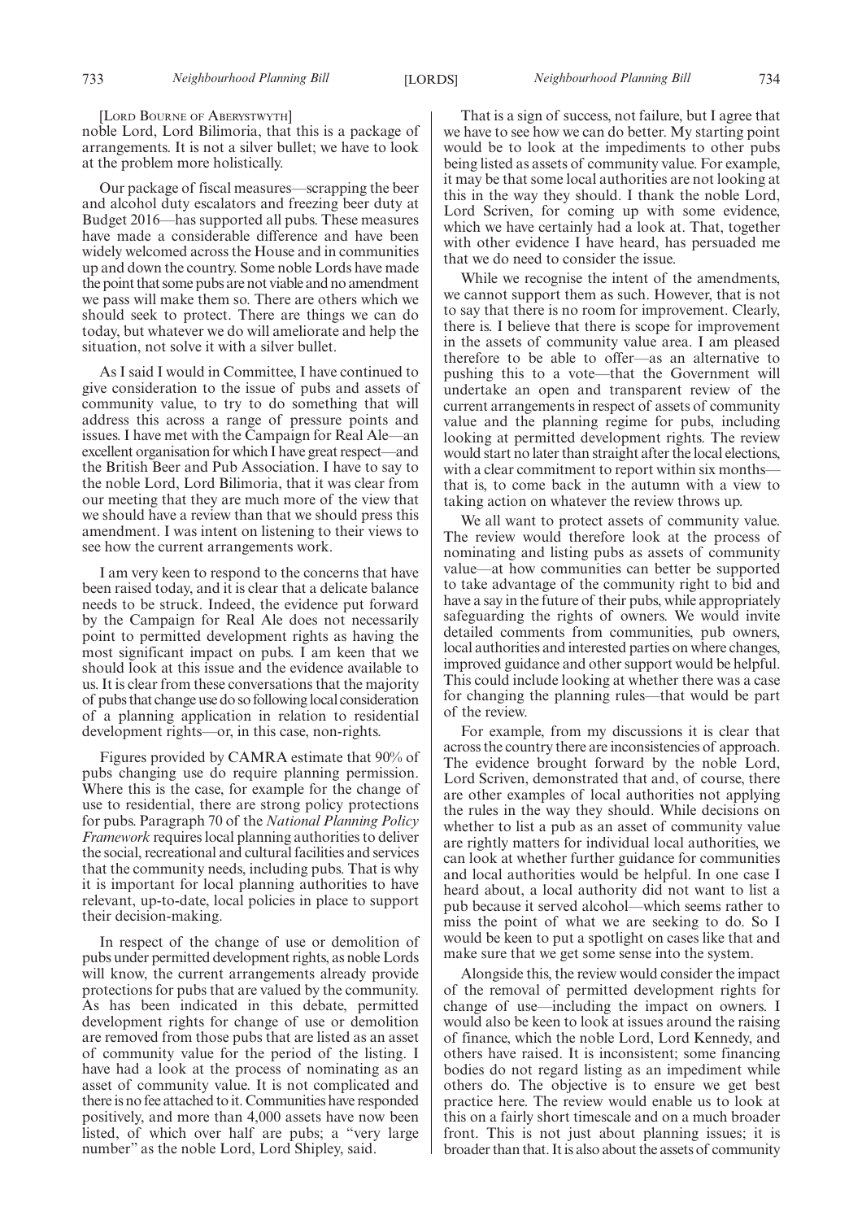[LORD BOURNE OF ABERYSTWYTH]

noble Lord, Lord Bilimoria, that this is a package of arrangements. It is not a silver bullet; we have to look at the problem more holistically.

Our package of fiscal measures—scrapping the beer and alcohol duty escalators and freezing beer duty at Budget 2016—has supported all pubs. These measures have made a considerable difference and have been widely welcomed across the House and in communities up and down the country. Some noble Lords have made the point that some pubs are not viable and no amendment we pass will make them so. There are others which we should seek to protect. There are things we can do today, but whatever we do will ameliorate and help the situation, not solve it with a silver bullet.

As I said I would in Committee, I have continued to give consideration to the issue of pubs and assets of community value, to try to do something that will address this across a range of pressure points and issues. I have met with the Campaign for Real Ale—an excellent organisation for which I have great respect—and the British Beer and Pub Association. I have to say to the noble Lord, Lord Bilimoria, that it was clear from our meeting that they are much more of the view that we should have a review than that we should press this amendment. I was intent on listening to their views to see how the current arrangements work.

I am very keen to respond to the concerns that have been raised today, and it is clear that a delicate balance needs to be struck. Indeed, the evidence put forward by the Campaign for Real Ale does not necessarily point to permitted development rights as having the most significant impact on pubs. I am keen that we should look at this issue and the evidence available to us. It is clear from these conversations that the majority of pubs that change use do so following local consideration of a planning application in relation to residential development rights—or, in this case, non-rights.

Figures provided by CAMRA estimate that 90% of pubs changing use do require planning permission. Where this is the case, for example for the change of use to residential, there are strong policy protections for pubs. Paragraph 70 of the *National Planning Policy Framework* requires local planning authorities to deliver the social, recreational and cultural facilities and services that the community needs, including pubs. That is why it is important for local planning authorities to have relevant, up-to-date, local policies in place to support their decision-making.

In respect of the change of use or demolition of pubs under permitted development rights, as noble Lords will know, the current arrangements already provide protections for pubs that are valued by the community. As has been indicated in this debate, permitted development rights for change of use or demolition are removed from those pubs that are listed as an asset of community value for the period of the listing. I have had a look at the process of nominating as an asset of community value. It is not complicated and there is no fee attached to it. Communities have responded positively, and more than 4,000 assets have now been listed, of which over half are pubs; a "very large number" as the noble Lord, Lord Shipley, said.

That is a sign of success, not failure, but I agree that we have to see how we can do better. My starting point would be to look at the impediments to other pubs being listed as assets of community value. For example, it may be that some local authorities are not looking at this in the way they should. I thank the noble Lord, Lord Scriven, for coming up with some evidence, which we have certainly had a look at. That, together with other evidence I have heard, has persuaded me that we do need to consider the issue.

While we recognise the intent of the amendments, we cannot support them as such. However, that is not to say that there is no room for improvement. Clearly, there is. I believe that there is scope for improvement in the assets of community value area. I am pleased therefore to be able to offer—as an alternative to pushing this to a vote—that the Government will undertake an open and transparent review of the current arrangements in respect of assets of community value and the planning regime for pubs, including looking at permitted development rights. The review would start no later than straight after the local elections, with a clear commitment to report within six months—that is, to come back in the autumn with a view to taking action on whatever the review throws up.

We all want to protect assets of community value. The review would therefore look at the process of nominating and listing pubs as assets of community value—at how communities can better be supported to take advantage of the community right to bid and have a say in the future of their pubs, while appropriately safeguarding the rights of owners. We would invite detailed comments from communities, pub owners, local authorities and interested parties on where changes, improved guidance and other support would be helpful. This could include looking at whether there was a case for changing the planning rules—that would be part of the review.

For example, from my discussions it is clear that across the country there are inconsistencies of approach. The evidence brought forward by the noble Lord, Lord Scriven, demonstrated that and, of course, there are other examples of local authorities not applying the rules in the way they should. While decisions on whether to list a pub as an asset of community value are rightly matters for individual local authorities, we can look at whether further guidance for communities and local authorities would be helpful. In one case I heard about, a local authority did not want to list a pub because it served alcohol—which seems rather to miss the point of what we are seeking to do. So I would be keen to put a spotlight on cases like that and make sure that we get some sense into the system.

Alongside this, the review would consider the impact of the removal of permitted development rights for change of use—including the impact on owners. I would also be keen to look at issues around the raising of finance, which the noble Lord, Lord Kennedy, and others have raised. It is inconsistent; some financing bodies do not regard listing as an impediment while others do. The objective is to ensure we get best practice here. The review would enable us to look at this on a fairly short timescale and on a much broader front. This is not just about planning issues; it is broader than that. It is also about the assets of community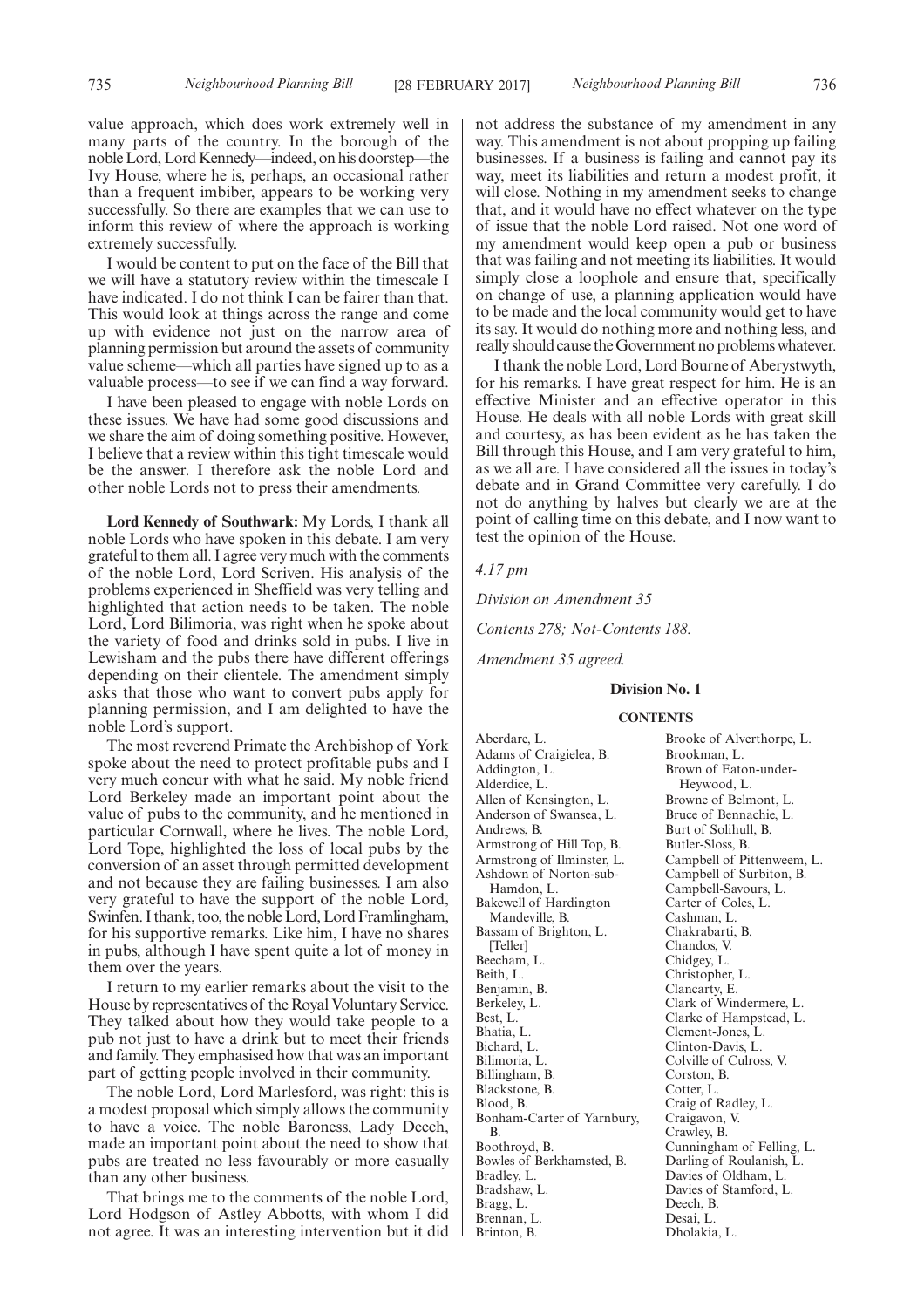value approach, which does work extremely well in many parts of the country. In the borough of the noble Lord, Lord Kennedy—indeed, on his doorstep—the Ivy House, where he is, perhaps, an occasional rather than a frequent imbiber, appears to be working very successfully. So there are examples that we can use to inform this review of where the approach is working extremely successfully.

I would be content to put on the face of the Bill that we will have a statutory review within the timescale I have indicated. I do not think I can be fairer than that. This would look at things across the range and come up with evidence not just on the narrow area of planning permission but around the assets of community value scheme—which all parties have signed up to as a valuable process—to see if we can find a way forward.

I have been pleased to engage with noble Lords on these issues. We have had some good discussions and we share the aim of doing something positive. However, I believe that a review within this tight timescale would be the answer. I therefore ask the noble Lord and other noble Lords not to press their amendments.

**Lord Kennedy of Southwark:** My Lords, I thank all noble Lords who have spoken in this debate. I am very grateful to them all. I agree very much with the comments of the noble Lord, Lord Scriven. His analysis of the problems experienced in Sheffield was very telling and highlighted that action needs to be taken. The noble Lord, Lord Bilimoria, was right when he spoke about the variety of food and drinks sold in pubs. I live in Lewisham and the pubs there have different offerings depending on their clientele. The amendment simply asks that those who want to convert pubs apply for planning permission, and I am delighted to have the noble Lord's support.

The most reverend Primate the Archbishop of York spoke about the need to protect profitable pubs and I very much concur with what he said. My noble friend Lord Berkeley made an important point about the value of pubs to the community, and he mentioned in particular Cornwall, where he lives. The noble Lord, Lord Tope, highlighted the loss of local pubs by the conversion of an asset through permitted development and not because they are failing businesses. I am also very grateful to have the support of the noble Lord, Swinfen. I thank, too, the noble Lord, Lord Framlingham, for his supportive remarks. Like him, I have no shares in pubs, although I have spent quite a lot of money in them over the years.

I return to my earlier remarks about the visit to the House by representatives of the Royal Voluntary Service. They talked about how they would take people to a pub not just to have a drink but to meet their friends and family. They emphasised how that was an important part of getting people involved in their community.

The noble Lord, Lord Marlesford, was right: this is a modest proposal which simply allows the community to have a voice. The noble Baroness, Lady Deech, made an important point about the need to show that pubs are treated no less favourably or more casually than any other business.

That brings me to the comments of the noble Lord, Lord Hodgson of Astley Abbotts, with whom I did not agree. It was an interesting intervention but it did not address the substance of my amendment in any way. This amendment is not about propping up failing businesses. If a business is failing and cannot pay its way, meet its liabilities and return a modest profit, it will close. Nothing in my amendment seeks to change that, and it would have no effect whatever on the type of issue that the noble Lord raised. Not one word of my amendment would keep open a pub or business that was failing and not meeting its liabilities. It would simply close a loophole and ensure that, specifically on change of use, a planning application would have to be made and the local community would get to have its say. It would do nothing more and nothing less, and really should cause the Government no problems whatever.

I thank the noble Lord, Lord Bourne of Aberystwyth, for his remarks. I have great respect for him. He is an effective Minister and an effective operator in this House. He deals with all noble Lords with great skill and courtesy, as has been evident as he has taken the Bill through this House, and I am very grateful to him, as we all are. I have considered all the issues in today's debate and in Grand Committee very carefully. I do not do anything by halves but clearly we are at the point of calling time on this debate, and I now want to test the opinion of the House.

*4.17 pm*

*Division on Amendment 35*

*Contents 278; Not-Contents 188.*

*Amendment 35 agreed.*

**Division No. 1**

**CONTENTS**

Aberdare, L.
Adams of Craigielea, B.
Addington, L.
Alderdice, L.
Allen of Kensington, L.
Anderson of Swansea, L.
Andrews, B.
Armstrong of Hill Top, B.
Armstrong of Ilminster, L.
Ashdown of Norton-sub-Hamdon, L.
Bakewell of Hardington Mandeville, B.
Bassam of Brighton, L. [Teller]
Beecham, L.
Beith, L.
Benjamin, B.
Berkeley, L.
Best, L.
Bhatia, L.
Bichard, L.
Bilimoria, L.
Billingham, B.
Blackstone, B.
Blood, B.
Bonham-Carter of Yarnbury, B.
Boothroyd, B.
Bowles of Berkhamsted, B.
Bradley, L.
Bradshaw, L.
Bragg, L.
Brennan, L.
Brinton, B.
Brooke of Alverthorpe, L.
Brookman, L.
Brown of Eaton-under-Heywood, L.
Browne of Belmont, L.
Bruce of Bennachie, L.
Burt of Solihull, B.
Butler-Sloss, B.
Campbell of Pittenweem, L.
Campbell of Surbiton, B.
Campbell-Savours, L.
Carter of Coles, L.
Cashman, L.
Chakrabarti, B.
Chandos, V.
Chidgey, L.
Christopher, L.
Clancarty, E.
Clark of Windermere, L.
Clarke of Hampstead, L.
Clement-Jones, L.
Clinton-Davis, L.
Colville of Culross, V.
Corston, B.
Cotter, L.
Craig of Radley, L.
Craigavon, V.
Crawley, B.
Cunningham of Felling, L.
Darling of Roulanish, L.
Davies of Oldham, L.
Davies of Stamford, L.
Deech, B.
Desai, L.
Dholakia, L.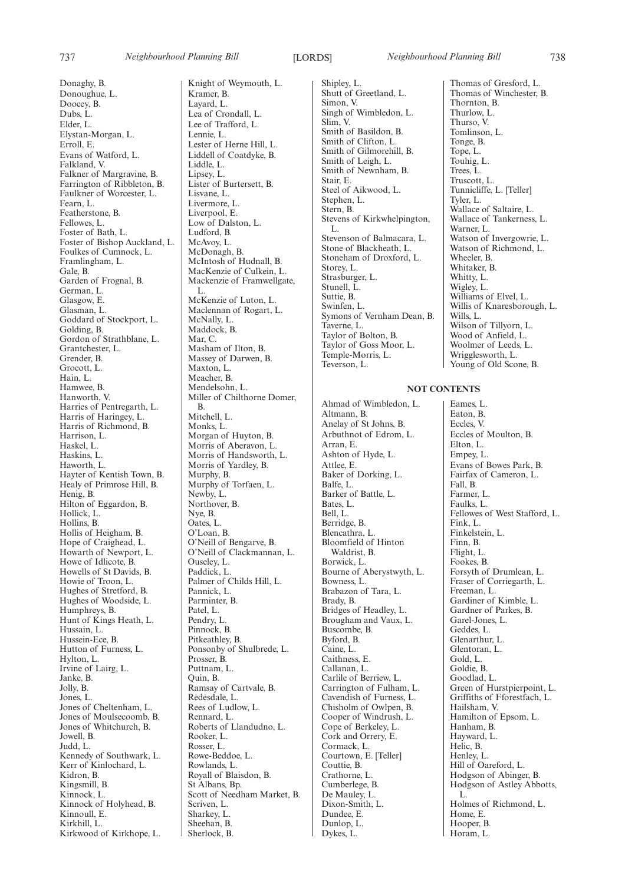Donaghy, B.
Donoughue, L.
Doocey, B.
Dubs, L.
Elder, L.
Elystan-Morgan, L.
Erroll, E.
Evans of Watford, L.
Falkland, V.
Falkner of Margravine, B.
Farrington of Ribbleton, B.
Faulkner of Worcester, L.
Fearn, L.
Featherstone, B.
Fellowes, L.
Foster of Bath, L.
Foster of Bishop Auckland, L.
Foulkes of Cumnock, L.
Framlingham, L.
Gale, B.
Garden of Frognal, B.
German, L.
Glasgow, E.
Glasman, L.
Goddard of Stockport, L.
Golding, B.
Gordon of Strathblane, L.
Grantchester, L.
Grender, B.
Grocott, L.
Hain, L.
Hamwee, B.
Hanworth, V.
Harries of Pentregarth, L.
Harris of Haringey, L.
Harris of Richmond, B.
Harrison, L.
Haskel, L.
Haskins, L.
Haworth, L.
Hayter of Kentish Town, B.
Healy of Primrose Hill, B.
Henig, B.
Hilton of Eggardon, B.
Hollick, L.
Hollins, B.
Hollis of Heigham, B.
Hope of Craighead, L.
Howarth of Newport, L.
Howe of Idlicote, B.
Howells of St Davids, B.
Howie of Troon, L.
Hughes of Stretford, B.
Hughes of Woodside, L.
Humphreys, B.
Hunt of Kings Heath, L.
Hussain, L.
Hussein-Ece, B.
Hutton of Furness, L.
Hylton, L.
Irvine of Lairg, L.
Janke, B.
Jolly, B.
Jones, L.
Jones of Cheltenham, L.
Jones of Moulsecoomb, B.
Jones of Whitchurch, B.
Jowell, B.
Judd, L.
Kennedy of Southwark, L.
Kerr of Kinlochard, L.
Kidron, B.
Kingsmill, B.
Kinnock, L.
Kinnock of Holyhead, B.
Kinnoull, E.
Kirkhill, L.
Kirkwood of Kirkhope, L.
Knight of Weymouth, L.
Kramer, B.
Layard, L.
Lea of Crondall, L.
Lee of Trafford, L.
Lennie, L.
Lester of Herne Hill, L.
Liddell of Coatdyke, B.
Liddle, L.
Lipsey, L.
Lister of Burtersett, B.
Lisvane, L.
Livermore, L.
Liverpool, E.
Low of Dalston, L.
Ludford, B.
McAvoy, L.
McDonagh, B.
McIntosh of Hudnall, B.
MacKenzie of Culkein, L.
Mackenzie of Framwellgate, L.
McKenzie of Luton, L.
Maclennan of Rogart, L.
McNally, L.
Maddock, B.
Mar, C.
Masham of Ilton, B.
Massey of Darwen, B.
Maxton, L.
Meacher, B.
Mendelsohn, L.
Miller of Chilthorne Domer, B.
Mitchell, L.
Monks, L.
Morgan of Huyton, B.
Morris of Aberavon, L.
Morris of Handsworth, L.
Morris of Yardley, B.
Murphy, B.
Murphy of Torfaen, L.
Newby, L.
Northover, B.
Nye, B.
Oates, L.
O'Loan, B.
O'Neill of Bengarve, B.
O'Neill of Clackmannan, L.
Ouseley, L.
Paddick, L.
Palmer of Childs Hill, L.
Pannick, L.
Parminter, B.
Patel, L.
Pendry, L.
Pinnock, B.
Pitkeathley, B.
Ponsonby of Shulbrede, L.
Prosser, B.
Puttnam, L.
Quin, B.
Ramsay of Cartvale, B.
Redesdale, L.
Rees of Ludlow, L.
Rennard, L.
Roberts of Llandudno, L.
Rooker, L.
Rosser, L.
Rowe-Beddoe, L.
Rowlands, L.
Royall of Blaisdon, B.
St Albans, Bp.
Scott of Needham Market, B.
Scriven, L.
Sharkey, L.
Sheehan, B.
Sherlock, B.
Shipley, L.
Shutt of Greetland, L.
Simon, V.
Singh of Wimbledon, L.
Slim, V.
Smith of Basildon, B.
Smith of Clifton, L.
Smith of Gilmorehill, B.
Smith of Leigh, L.
Smith of Newnham, B.
Stair, E.
Steel of Aikwood, L.
Stephen, L.
Stern, B.
Stevens of Kirkwhelpington, L.
Stevenson of Balmacara, L.
Stone of Blackheath, L.
Stoneham of Droxford, L.
Storey, L.
Strasburger, L.
Stunell, L.
Suttie, B.
Swinfen, L.
Symons of Vernham Dean, B.
Taverne, L.
Taylor of Bolton, B.
Taylor of Goss Moor, L.
Temple-Morris, L.
Teverson, L.
Thomas of Gresford, L.
Thomas of Winchester, B.
Thornton, B.
Thurlow, L.
Thurso, V.
Tomlinson, L.
Tonge, B.
Tope, L.
Touhig, L.
Trees, L.
Truscott, L.
Tunnicliffe, L. [Teller]
Tyler, L.
Wallace of Saltaire, L.
Wallace of Tankerness, L.
Warner, L.
Watson of Invergowrie, L.
Watson of Richmond, L.
Wheeler, B.
Whitaker, B.
Whitty, L.
Wigley, L.
Williams of Elvel, L.
Willis of Knaresborough, L.
Wills, L.
Wilson of Tillyorn, L.
Wood of Anfield, L.
Woolmer of Leeds, L.
Wrigglesworth, L.
Young of Old Scone, B.

## NOT CONTENTS

Ahmad of Wimbledon, L.
Altmann, B.
Anelay of St Johns, B.
Arbuthnot of Edrom, L.
Arran, E.
Ashton of Hyde, L.
Attlee, E.
Baker of Dorking, L.
Balfe, L.
Barker of Battle, L.
Bates, L.
Bell, L.
Berridge, B.
Blencathra, L.
Bloomfield of Hinton Waldrist, B.
Borwick, L.
Bourne of Aberystwyth, L.
Bowness, L.
Brabazon of Tara, L.
Brady, B.
Bridges of Headley, L.
Brougham and Vaux, L.
Buscombe, B.
Byford, B.
Caine, L.
Caithness, E.
Callanan, L.
Carlile of Berriew, L.
Carrington of Fulham, L.
Cavendish of Furness, L.
Chisholm of Owlpen, B.
Cooper of Windrush, L.
Cope of Berkeley, L.
Cork and Orrery, E.
Cormack, L.
Courtown, E. [Teller]
Couttie, B.
Crathorne, L.
Cumberlege, B.
De Mauley, L.
Dixon-Smith, L.
Dundee, E.
Dunlop, L.
Dykes, L.
Eames, L.
Eaton, B.
Eccles, V.
Eccles of Moulton, B.
Elton, L.
Empey, L.
Evans of Bowes Park, B.
Fairfax of Cameron, L.
Fall, B.
Farmer, L.
Faulks, L.
Fellowes of West Stafford, L.
Fink, L.
Finkelstein, L.
Finn, B.
Flight, L.
Fookes, B.
Forsyth of Drumlean, L.
Fraser of Corriegarth, L.
Freeman, L.
Gardiner of Kimble, L.
Gardner of Parkes, B.
Garel-Jones, L.
Geddes, L.
Glenarthur, L.
Glentoran, L.
Gold, L.
Goldie, B.
Goodlad, L.
Green of Hurstpierpoint, L.
Griffiths of Fforestfach, L.
Hailsham, V.
Hamilton of Epsom, L.
Hanham, B.
Hayward, L.
Helic, B.
Henley, L.
Hill of Oareford, L.
Hodgson of Abinger, B.
Hodgson of Astley Abbotts, L.
Holmes of Richmond, L.
Home, E.
Hooper, B.
Horam, L.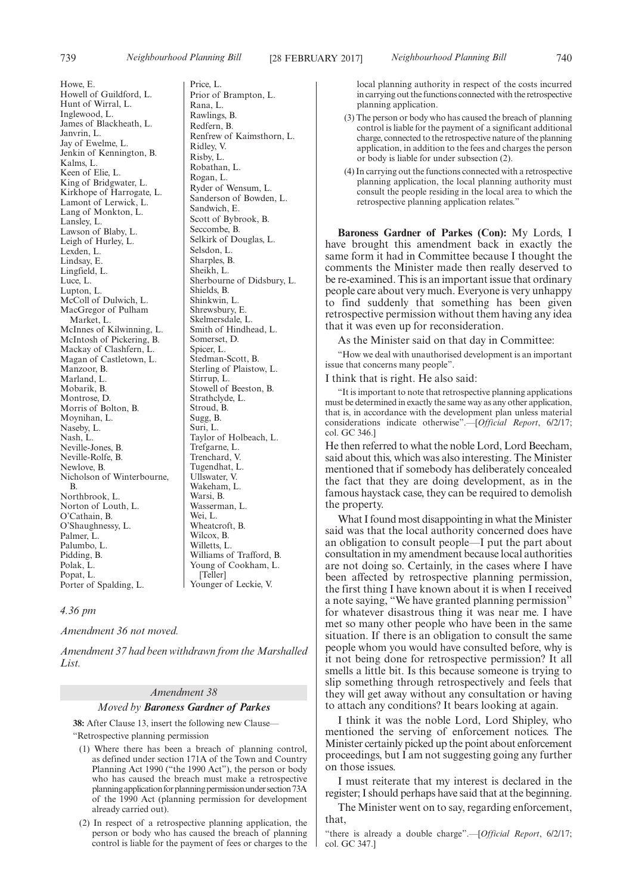Howe, E.
Howell of Guildford, L.
Hunt of Wirral, L.
Inglewood, L.
James of Blackheath, L.
Janvrin, L.
Jay of Ewelme, L.
Jenkin of Kennington, B.
Kalms, L.
Keen of Elie, L.
King of Bridgwater, L.
Kirkhope of Harrogate, L.
Lamont of Lerwick, L.
Lang of Monkton, L.
Lansley, L.
Lawson of Blaby, L.
Leigh of Hurley, L.
Lexden, L.
Lindsay, E.
Lingfield, L.
Luce, L.
Lupton, L.
McColl of Dulwich, L.
MacGregor of Pulham Market, L.
McInnes of Kilwinning, L.
McIntosh of Pickering, B.
Mackay of Clashfern, L.
Magan of Castletown, L.
Manzoor, B.
Marland, L.
Mobarik, B.
Montrose, D.
Morris of Bolton, B.
Moynihan, L.
Naseby, L.
Nash, L.
Neville-Jones, B.
Neville-Rolfe, B.
Newlove, B.
Nicholson of Winterbourne, B.
Northbrook, L.
Norton of Louth, L.
O'Cathain, B.
O'Shaughnessy, L.
Palmer, L.
Palumbo, L.
Pidding, B.
Polak, L.
Popat, L.
Porter of Spalding, L.
Price, L.
Prior of Brampton, L.
Rana, L.
Rawlings, B.
Redfern, B.
Renfrew of Kaimsthorn, L.
Ridley, V.
Risby, L.
Robathan, L.
Rogan, L.
Ryder of Wensum, L.
Sanderson of Bowden, L.
Sandwich, E.
Scott of Bybrook, B.
Seccombe, B.
Selkirk of Douglas, L.
Selsdon, L.
Sharples, B.
Sheikh, L.
Sherbourne of Didsbury, L.
Shields, B.
Shinkwin, L.
Shrewsbury, E.
Skelmersdale, L.
Smith of Hindhead, L.
Somerset, D.
Spicer, L.
Stedman-Scott, B.
Sterling of Plaistow, L.
Stirrup, L.
Stowell of Beeston, B.
Strathclyde, L.
Stroud, B.
Sugg, B.
Suri, L.
Taylor of Holbeach, L.
Trefgarne, L.
Trenchard, V.
Tugendhat, L.
Ullswater, V.
Wakeham, L.
Warsi, B.
Wasserman, L.
Wei, L.
Wheatcroft, B.
Wilcox, B.
Willetts, L.
Williams of Trafford, B.
Young of Cookham, L. [Teller]
Younger of Leckie, V.

*4.36 pm*

*Amendment 36 not moved.*

*Amendment 37 had been withdrawn from the Marshalled List.*

## *Amendment 38*

### *Moved by **Baroness Gardner of Parkes***

**38:** After Clause 13, insert the following new Clause—

"Retrospective planning permission

(1) Where there has been a breach of planning control, as defined under section 171A of the Town and Country Planning Act 1990 ("the 1990 Act"), the person or body who has caused the breach must make a retrospective planning application for planning permission under section 73A of the 1990 Act (planning permission for development already carried out).

(2) In respect of a retrospective planning application, the person or body who has caused the breach of planning control is liable for the payment of fees or charges to the local planning authority in respect of the costs incurred in carrying out the functions connected with the retrospective planning application.

(3) The person or body who has caused the breach of planning control is liable for the payment of a significant additional charge, connected to the retrospective nature of the planning application, in addition to the fees and charges the person or body is liable for under subsection (2).

(4) In carrying out the functions connected with a retrospective planning application, the local planning authority must consult the people residing in the local area to which the retrospective planning application relates."

**Baroness Gardner of Parkes (Con):** My Lords, I have brought this amendment back in exactly the same form it had in Committee because I thought the comments the Minister made then really deserved to be re-examined. This is an important issue that ordinary people care about very much. Everyone is very unhappy to find suddenly that something has been given retrospective permission without them having any idea that it was even up for reconsideration.

As the Minister said on that day in Committee:

"How we deal with unauthorised development is an important issue that concerns many people".

I think that is right. He also said:

"It is important to note that retrospective planning applications must be determined in exactly the same way as any other application, that is, in accordance with the development plan unless material considerations indicate otherwise".—[*Official Report*, 6/2/17; col. GC 346.]

He then referred to what the noble Lord, Lord Beecham, said about this, which was also interesting. The Minister mentioned that if somebody has deliberately concealed the fact that they are doing development, as in the famous haystack case, they can be required to demolish the property.

What I found most disappointing in what the Minister said was that the local authority concerned does have an obligation to consult people—I put the part about consultation in my amendment because local authorities are not doing so. Certainly, in the cases where I have been affected by retrospective planning permission, the first thing I have known about it is when I received a note saying, "We have granted planning permission" for whatever disastrous thing it was near me. I have met so many other people who have been in the same situation. If there is an obligation to consult the same people whom you would have consulted before, why is it not being done for retrospective permission? It all smells a little bit. Is this because someone is trying to slip something through retrospectively and feels that they will get away without any consultation or having to attach any conditions? It bears looking at again.

I think it was the noble Lord, Lord Shipley, who mentioned the serving of enforcement notices. The Minister certainly picked up the point about enforcement proceedings, but I am not suggesting going any further on those issues.

I must reiterate that my interest is declared in the register; I should perhaps have said that at the beginning.

The Minister went on to say, regarding enforcement, that,

"there is already a double charge".—[*Official Report*, 6/2/17; col. GC 347.]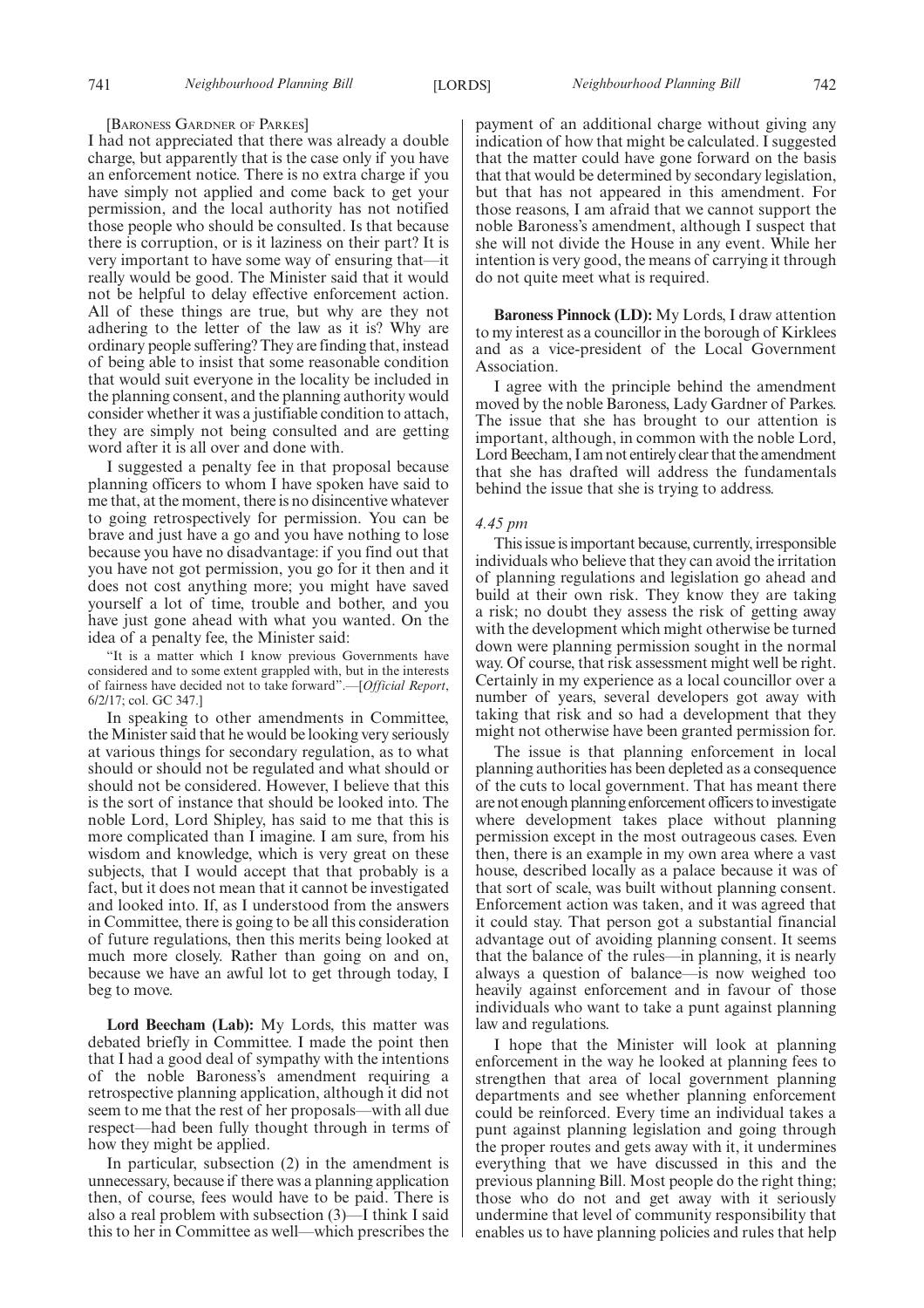[BARONESS GARDNER OF PARKES]

I had not appreciated that there was already a double charge, but apparently that is the case only if you have an enforcement notice. There is no extra charge if you have simply not applied and come back to get your permission, and the local authority has not notified those people who should be consulted. Is that because there is corruption, or is it laziness on their part? It is very important to have some way of ensuring that—it really would be good. The Minister said that it would not be helpful to delay effective enforcement action. All of these things are true, but why are they not adhering to the letter of the law as it is? Why are ordinary people suffering? They are finding that, instead of being able to insist that some reasonable condition that would suit everyone in the locality be included in the planning consent, and the planning authority would consider whether it was a justifiable condition to attach, they are simply not being consulted and are getting word after it is all over and done with.

I suggested a penalty fee in that proposal because planning officers to whom I have spoken have said to me that, at the moment, there is no disincentive whatever to going retrospectively for permission. You can be brave and just have a go and you have nothing to lose because you have no disadvantage: if you find out that you have not got permission, you go for it then and it does not cost anything more; you might have saved yourself a lot of time, trouble and bother, and you have just gone ahead with what you wanted. On the idea of a penalty fee, the Minister said:

"It is a matter which I know previous Governments have considered and to some extent grappled with, but in the interests of fairness have decided not to take forward".—[*Official Report*, 6/2/17; col. GC 347.]

In speaking to other amendments in Committee, the Minister said that he would be looking very seriously at various things for secondary regulation, as to what should or should not be regulated and what should or should not be considered. However, I believe that this is the sort of instance that should be looked into. The noble Lord, Lord Shipley, has said to me that this is more complicated than I imagine. I am sure, from his wisdom and knowledge, which is very great on these subjects, that I would accept that that probably is a fact, but it does not mean that it cannot be investigated and looked into. If, as I understood from the answers in Committee, there is going to be all this consideration of future regulations, then this merits being looked at much more closely. Rather than going on and on, because we have an awful lot to get through today, I beg to move.

**Lord Beecham (Lab):** My Lords, this matter was debated briefly in Committee. I made the point then that I had a good deal of sympathy with the intentions of the noble Baroness's amendment requiring a retrospective planning application, although it did not seem to me that the rest of her proposals—with all due respect—had been fully thought through in terms of how they might be applied.

In particular, subsection (2) in the amendment is unnecessary, because if there was a planning application then, of course, fees would have to be paid. There is also a real problem with subsection (3)—I think I said this to her in Committee as well—which prescribes the payment of an additional charge without giving any indication of how that might be calculated. I suggested that the matter could have gone forward on the basis that that would be determined by secondary legislation, but that has not appeared in this amendment. For those reasons, I am afraid that we cannot support the noble Baroness's amendment, although I suspect that she will not divide the House in any event. While her intention is very good, the means of carrying it through do not quite meet what is required.

**Baroness Pinnock (LD):** My Lords, I draw attention to my interest as a councillor in the borough of Kirklees and as a vice-president of the Local Government Association.

I agree with the principle behind the amendment moved by the noble Baroness, Lady Gardner of Parkes. The issue that she has brought to our attention is important, although, in common with the noble Lord, Lord Beecham, I am not entirely clear that the amendment that she has drafted will address the fundamentals behind the issue that she is trying to address.

*4.45 pm*

This issue is important because, currently, irresponsible individuals who believe that they can avoid the irritation of planning regulations and legislation go ahead and build at their own risk. They know they are taking a risk; no doubt they assess the risk of getting away with the development which might otherwise be turned down were planning permission sought in the normal way. Of course, that risk assessment might well be right. Certainly in my experience as a local councillor over a number of years, several developers got away with taking that risk and so had a development that they might not otherwise have been granted permission for.

The issue is that planning enforcement in local planning authorities has been depleted as a consequence of the cuts to local government. That has meant there are not enough planning enforcement officers to investigate where development takes place without planning permission except in the most outrageous cases. Even then, there is an example in my own area where a vast house, described locally as a palace because it was of that sort of scale, was built without planning consent. Enforcement action was taken, and it was agreed that it could stay. That person got a substantial financial advantage out of avoiding planning consent. It seems that the balance of the rules—in planning, it is nearly always a question of balance—is now weighed too heavily against enforcement and in favour of those individuals who want to take a punt against planning law and regulations.

I hope that the Minister will look at planning enforcement in the way he looked at planning fees to strengthen that area of local government planning departments and see whether planning enforcement could be reinforced. Every time an individual takes a punt against planning legislation and going through the proper routes and gets away with it, it undermines everything that we have discussed in this and the previous planning Bill. Most people do the right thing; those who do not and get away with it seriously undermine that level of community responsibility that enables us to have planning policies and rules that help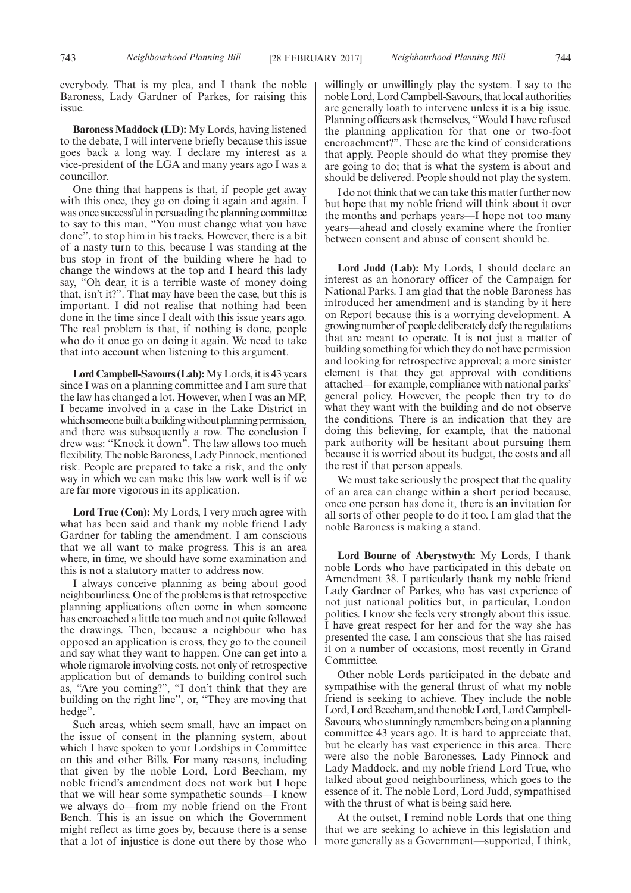everybody. That is my plea, and I thank the noble Baroness, Lady Gardner of Parkes, for raising this issue.

**Baroness Maddock (LD):** My Lords, having listened to the debate, I will intervene briefly because this issue goes back a long way. I declare my interest as a vice-president of the LGA and many years ago I was a councillor.

One thing that happens is that, if people get away with this once, they go on doing it again and again. I was once successful in persuading the planning committee to say to this man, "You must change what you have done", to stop him in his tracks. However, there is a bit of a nasty turn to this, because I was standing at the bus stop in front of the building where he had to change the windows at the top and I heard this lady say, "Oh dear, it is a terrible waste of money doing that, isn't it?". That may have been the case, but this is important. I did not realise that nothing had been done in the time since I dealt with this issue years ago. The real problem is that, if nothing is done, people who do it once go on doing it again. We need to take that into account when listening to this argument.

**Lord Campbell-Savours (Lab):** My Lords, it is 43 years since I was on a planning committee and I am sure that the law has changed a lot. However, when I was an MP, I became involved in a case in the Lake District in which someone built a building without planning permission, and there was subsequently a row. The conclusion I drew was: "Knock it down". The law allows too much flexibility. The noble Baroness, Lady Pinnock, mentioned risk. People are prepared to take a risk, and the only way in which we can make this law work well is if we are far more vigorous in its application.

**Lord True (Con):** My Lords, I very much agree with what has been said and thank my noble friend Lady Gardner for tabling the amendment. I am conscious that we all want to make progress. This is an area where, in time, we should have some examination and this is not a statutory matter to address now.

I always conceive planning as being about good neighbourliness. One of the problems is that retrospective planning applications often come in when someone has encroached a little too much and not quite followed the drawings. Then, because a neighbour who has opposed an application is cross, they go to the council and say what they want to happen. One can get into a whole rigmarole involving costs, not only of retrospective application but of demands to building control such as, "Are you coming?", "I don't think that they are building on the right line", or, "They are moving that hedge".

Such areas, which seem small, have an impact on the issue of consent in the planning system, about which I have spoken to your Lordships in Committee on this and other Bills. For many reasons, including that given by the noble Lord, Lord Beecham, my noble friend's amendment does not work but I hope that we will hear some sympathetic sounds—I know we always do—from my noble friend on the Front Bench. This is an issue on which the Government might reflect as time goes by, because there is a sense that a lot of injustice is done out there by those who willingly or unwillingly play the system. I say to the noble Lord, Lord Campbell-Savours, that local authorities are generally loath to intervene unless it is a big issue. Planning officers ask themselves, "Would I have refused the planning application for that one or two-foot encroachment?". These are the kind of considerations that apply. People should do what they promise they are going to do; that is what the system is about and should be delivered. People should not play the system.

I do not think that we can take this matter further now but hope that my noble friend will think about it over the months and perhaps years—I hope not too many years—ahead and closely examine where the frontier between consent and abuse of consent should be.

**Lord Judd (Lab):** My Lords, I should declare an interest as an honorary officer of the Campaign for National Parks. I am glad that the noble Baroness has introduced her amendment and is standing by it here on Report because this is a worrying development. A growing number of people deliberately defy the regulations that are meant to operate. It is not just a matter of building something for which they do not have permission and looking for retrospective approval; a more sinister element is that they get approval with conditions attached—for example, compliance with national parks' general policy. However, the people then try to do what they want with the building and do not observe the conditions. There is an indication that they are doing this believing, for example, that the national park authority will be hesitant about pursuing them because it is worried about its budget, the costs and all the rest if that person appeals.

We must take seriously the prospect that the quality of an area can change within a short period because, once one person has done it, there is an invitation for all sorts of other people to do it too. I am glad that the noble Baroness is making a stand.

**Lord Bourne of Aberystwyth:** My Lords, I thank noble Lords who have participated in this debate on Amendment 38. I particularly thank my noble friend Lady Gardner of Parkes, who has vast experience of not just national politics but, in particular, London politics. I know she feels very strongly about this issue. I have great respect for her and for the way she has presented the case. I am conscious that she has raised it on a number of occasions, most recently in Grand Committee.

Other noble Lords participated in the debate and sympathise with the general thrust of what my noble friend is seeking to achieve. They include the noble Lord, Lord Beecham, and the noble Lord, Lord Campbell-Savours, who stunningly remembers being on a planning committee 43 years ago. It is hard to appreciate that, but he clearly has vast experience in this area. There were also the noble Baronesses, Lady Pinnock and Lady Maddock, and my noble friend Lord True, who talked about good neighbourliness, which goes to the essence of it. The noble Lord, Lord Judd, sympathised with the thrust of what is being said here.

At the outset, I remind noble Lords that one thing that we are seeking to achieve in this legislation and more generally as a Government—supported, I think,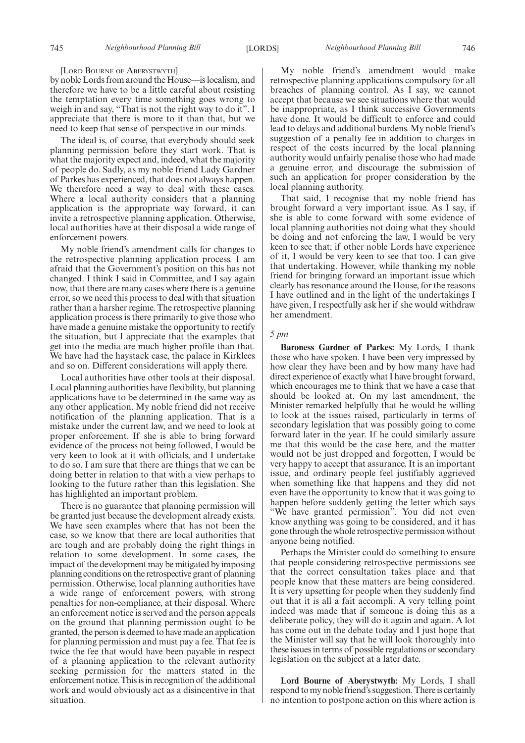[Lord Bourne of Aberystwyth]

by noble Lords from around the House—is localism, and therefore we have to be a little careful about resisting the temptation every time something goes wrong to weigh in and say, "That is not the right way to do it". I appreciate that there is more to it than that, but we need to keep that sense of perspective in our minds.

The ideal is, of course, that everybody should seek planning permission before they start work. That is what the majority expect and, indeed, what the majority of people do. Sadly, as my noble friend Lady Gardner of Parkes has experienced, that does not always happen. We therefore need a way to deal with these cases. Where a local authority considers that a planning application is the appropriate way forward, it can invite a retrospective planning application. Otherwise, local authorities have at their disposal a wide range of enforcement powers.

My noble friend's amendment calls for changes to the retrospective planning application process. I am afraid that the Government's position on this has not changed. I think I said in Committee, and I say again now, that there are many cases where there is a genuine error, so we need this process to deal with that situation rather than a harsher regime. The retrospective planning application process is there primarily to give those who have made a genuine mistake the opportunity to rectify the situation, but I appreciate that the examples that get into the media are much higher profile than that. We have had the haystack case, the palace in Kirklees and so on. Different considerations will apply there.

Local authorities have other tools at their disposal. Local planning authorities have flexibility, but planning applications have to be determined in the same way as any other application. My noble friend did not receive notification of the planning application. That is a mistake under the current law, and we need to look at proper enforcement. If she is able to bring forward evidence of the process not being followed, I would be very keen to look at it with officials, and I undertake to do so. I am sure that there are things that we can be doing better in relation to that with a view perhaps to looking to the future rather than this legislation. She has highlighted an important problem.

There is no guarantee that planning permission will be granted just because the development already exists. We have seen examples where that has not been the case, so we know that there are local authorities that are tough and are probably doing the right things in relation to some development. In some cases, the impact of the development may be mitigated by imposing planning conditions on the retrospective grant of planning permission. Otherwise, local planning authorities have a wide range of enforcement powers, with strong penalties for non-compliance, at their disposal. Where an enforcement notice is served and the person appeals on the ground that planning permission ought to be granted, the person is deemed to have made an application for planning permission and must pay a fee. That fee is twice the fee that would have been payable in respect of a planning application to the relevant authority seeking permission for the matters stated in the enforcement notice. This is in recognition of the additional work and would obviously act as a disincentive in that situation.

My noble friend's amendment would make retrospective planning applications compulsory for all breaches of planning control. As I say, we cannot accept that because we see situations where that would be inappropriate, as I think successive Governments have done. It would be difficult to enforce and could lead to delays and additional burdens. My noble friend's suggestion of a penalty fee in addition to charges in respect of the costs incurred by the local planning authority would unfairly penalise those who had made a genuine error, and discourage the submission of such an application for proper consideration by the local planning authority.

That said, I recognise that my noble friend has brought forward a very important issue. As I say, if she is able to come forward with some evidence of local planning authorities not doing what they should be doing and not enforcing the law, I would be very keen to see that; if other noble Lords have experience of it, I would be very keen to see that too. I can give that undertaking. However, while thanking my noble friend for bringing forward an important issue which clearly has resonance around the House, for the reasons I have outlined and in the light of the undertakings I have given, I respectfully ask her if she would withdraw her amendment.

*5 pm*

**Baroness Gardner of Parkes:** My Lords, I thank those who have spoken. I have been very impressed by how clear they have been and by how many have had direct experience of exactly what I have brought forward, which encourages me to think that we have a case that should be looked at. On my last amendment, the Minister remarked helpfully that he would be willing to look at the issues raised, particularly in terms of secondary legislation that was possibly going to come forward later in the year. If he could similarly assure me that this would be the case here, and the matter would not be just dropped and forgotten, I would be very happy to accept that assurance. It is an important issue, and ordinary people feel justifiably aggrieved when something like that happens and they did not even have the opportunity to know that it was going to happen before suddenly getting the letter which says "We have granted permission". You did not even know anything was going to be considered, and it has gone through the whole retrospective permission without anyone being notified.

Perhaps the Minister could do something to ensure that people considering retrospective permissions see that the correct consultation takes place and that people know that these matters are being considered. It is very upsetting for people when they suddenly find out that it is all a fait accompli. A very telling point indeed was made that if someone is doing this as a deliberate policy, they will do it again and again. A lot has come out in the debate today and I just hope that the Minister will say that he will look thoroughly into these issues in terms of possible regulations or secondary legislation on the subject at a later date.

**Lord Bourne of Aberystwyth:** My Lords, I shall respond to my noble friend's suggestion. There is certainly no intention to postpone action on this where action is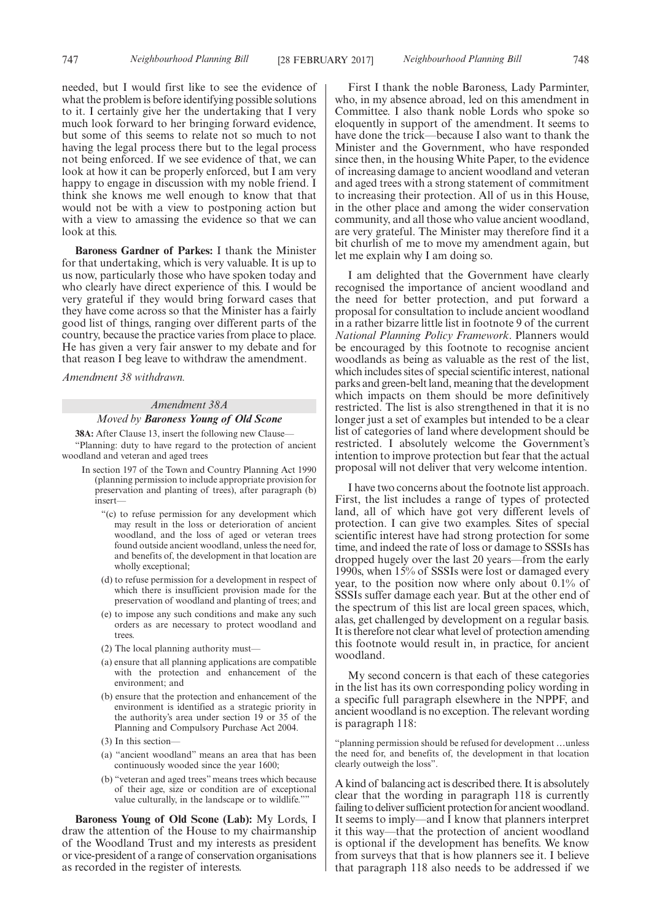needed, but I would first like to see the evidence of what the problem is before identifying possible solutions to it. I certainly give her the undertaking that I very much look forward to her bringing forward evidence, but some of this seems to relate not so much to not having the legal process there but to the legal process not being enforced. If we see evidence of that, we can look at how it can be properly enforced, but I am very happy to engage in discussion with my noble friend. I think she knows me well enough to know that that would not be with a view to postponing action but with a view to amassing the evidence so that we can look at this.

**Baroness Gardner of Parkes:** I thank the Minister for that undertaking, which is very valuable. It is up to us now, particularly those who have spoken today and who clearly have direct experience of this. I would be very grateful if they would bring forward cases that they have come across so that the Minister has a fairly good list of things, ranging over different parts of the country, because the practice varies from place to place. He has given a very fair answer to my debate and for that reason I beg leave to withdraw the amendment.

*Amendment 38 withdrawn.*

## *Amendment 38A*

### *Moved by* ***Baroness Young of Old Scone***

**38A:** After Clause 13, insert the following new Clause—

"Planning: duty to have regard to the protection of ancient woodland and veteran and aged trees

In section 197 of the Town and Country Planning Act 1990 (planning permission to include appropriate provision for preservation and planting of trees), after paragraph (b) insert—

"(c) to refuse permission for any development which may result in the loss or deterioration of ancient woodland, and the loss of aged or veteran trees found outside ancient woodland, unless the need for, and benefits of, the development in that location are wholly exceptional;

(d) to refuse permission for a development in respect of which there is insufficient provision made for the preservation of woodland and planting of trees; and

(e) to impose any such conditions and make any such orders as are necessary to protect woodland and trees.

(2) The local planning authority must—

(a) ensure that all planning applications are compatible with the protection and enhancement of the environment; and

(b) ensure that the protection and enhancement of the environment is identified as a strategic priority in the authority's area under section 19 or 35 of the Planning and Compulsory Purchase Act 2004.

(3) In this section—

(a) "ancient woodland" means an area that has been continuously wooded since the year 1600;

(b) "veteran and aged trees" means trees which because of their age, size or condition are of exceptional value culturally, in the landscape or to wildlife.""

**Baroness Young of Old Scone (Lab):** My Lords, I draw the attention of the House to my chairmanship of the Woodland Trust and my interests as president or vice-president of a range of conservation organisations as recorded in the register of interests.

First I thank the noble Baroness, Lady Parminter, who, in my absence abroad, led on this amendment in Committee. I also thank noble Lords who spoke so eloquently in support of the amendment. It seems to have done the trick—because I also want to thank the Minister and the Government, who have responded since then, in the housing White Paper, to the evidence of increasing damage to ancient woodland and veteran and aged trees with a strong statement of commitment to increasing their protection. All of us in this House, in the other place and among the wider conservation community, and all those who value ancient woodland, are very grateful. The Minister may therefore find it a bit churlish of me to move my amendment again, but let me explain why I am doing so.

I am delighted that the Government have clearly recognised the importance of ancient woodland and the need for better protection, and put forward a proposal for consultation to include ancient woodland in a rather bizarre little list in footnote 9 of the current *National Planning Policy Framework*. Planners would be encouraged by this footnote to recognise ancient woodlands as being as valuable as the rest of the list, which includes sites of special scientific interest, national parks and green-belt land, meaning that the development which impacts on them should be more definitively restricted. The list is also strengthened in that it is no longer just a set of examples but intended to be a clear list of categories of land where development should be restricted. I absolutely welcome the Government's intention to improve protection but fear that the actual proposal will not deliver that very welcome intention.

I have two concerns about the footnote list approach. First, the list includes a range of types of protected land, all of which have got very different levels of protection. I can give two examples. Sites of special scientific interest have had strong protection for some time, and indeed the rate of loss or damage to SSSIs has dropped hugely over the last 20 years—from the early 1990s, when 15% of SSSIs were lost or damaged every year, to the position now where only about 0.1% of SSSIs suffer damage each year. But at the other end of the spectrum of this list are local green spaces, which, alas, get challenged by development on a regular basis. It is therefore not clear what level of protection amending this footnote would result in, in practice, for ancient woodland.

My second concern is that each of these categories in the list has its own corresponding policy wording in a specific full paragraph elsewhere in the NPPF, and ancient woodland is no exception. The relevant wording is paragraph 118:

"planning permission should be refused for development …unless the need for, and benefits of, the development in that location clearly outweigh the loss".

A kind of balancing act is described there. It is absolutely clear that the wording in paragraph 118 is currently failing to deliver sufficient protection for ancient woodland. It seems to imply—and I know that planners interpret it this way—that the protection of ancient woodland is optional if the development has benefits. We know from surveys that that is how planners see it. I believe that paragraph 118 also needs to be addressed if we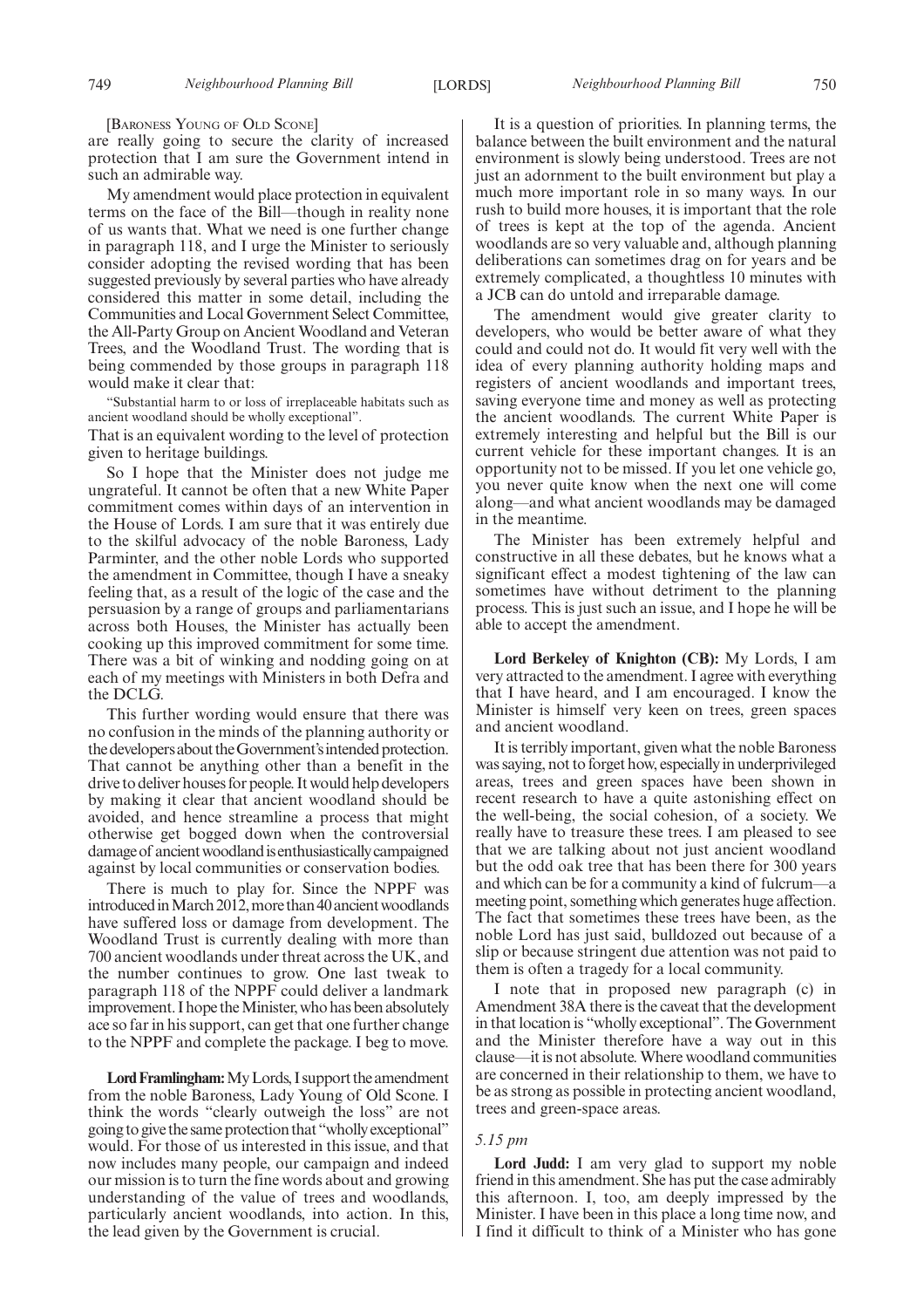[BARONESS YOUNG OF OLD SCONE]

are really going to secure the clarity of increased protection that I am sure the Government intend in such an admirable way.

My amendment would place protection in equivalent terms on the face of the Bill—though in reality none of us wants that. What we need is one further change in paragraph 118, and I urge the Minister to seriously consider adopting the revised wording that has been suggested previously by several parties who have already considered this matter in some detail, including the Communities and Local Government Select Committee, the All-Party Group on Ancient Woodland and Veteran Trees, and the Woodland Trust. The wording that is being commended by those groups in paragraph 118 would make it clear that:

"Substantial harm to or loss of irreplaceable habitats such as ancient woodland should be wholly exceptional".

That is an equivalent wording to the level of protection given to heritage buildings.

So I hope that the Minister does not judge me ungrateful. It cannot be often that a new White Paper commitment comes within days of an intervention in the House of Lords. I am sure that it was entirely due to the skilful advocacy of the noble Baroness, Lady Parminter, and the other noble Lords who supported the amendment in Committee, though I have a sneaky feeling that, as a result of the logic of the case and the persuasion by a range of groups and parliamentarians across both Houses, the Minister has actually been cooking up this improved commitment for some time. There was a bit of winking and nodding going on at each of my meetings with Ministers in both Defra and the DCLG.

This further wording would ensure that there was no confusion in the minds of the planning authority or the developers about the Government's intended protection. That cannot be anything other than a benefit in the drive to deliver houses for people. It would help developers by making it clear that ancient woodland should be avoided, and hence streamline a process that might otherwise get bogged down when the controversial damage of ancient woodland is enthusiastically campaigned against by local communities or conservation bodies.

There is much to play for. Since the NPPF was introduced in March 2012, more than 40 ancient woodlands have suffered loss or damage from development. The Woodland Trust is currently dealing with more than 700 ancient woodlands under threat across the UK, and the number continues to grow. One last tweak to paragraph 118 of the NPPF could deliver a landmark improvement. I hope the Minister, who has been absolutely ace so far in his support, can get that one further change to the NPPF and complete the package. I beg to move.

**Lord Framlingham:** My Lords, I support the amendment from the noble Baroness, Lady Young of Old Scone. I think the words "clearly outweigh the loss" are not going to give the same protection that "wholly exceptional" would. For those of us interested in this issue, and that now includes many people, our campaign and indeed our mission is to turn the fine words about and growing understanding of the value of trees and woodlands, particularly ancient woodlands, into action. In this, the lead given by the Government is crucial.

It is a question of priorities. In planning terms, the balance between the built environment and the natural environment is slowly being understood. Trees are not just an adornment to the built environment but play a much more important role in so many ways. In our rush to build more houses, it is important that the role of trees is kept at the top of the agenda. Ancient woodlands are so very valuable and, although planning deliberations can sometimes drag on for years and be extremely complicated, a thoughtless 10 minutes with a JCB can do untold and irreparable damage.

The amendment would give greater clarity to developers, who would be better aware of what they could and could not do. It would fit very well with the idea of every planning authority holding maps and registers of ancient woodlands and important trees, saving everyone time and money as well as protecting the ancient woodlands. The current White Paper is extremely interesting and helpful but the Bill is our current vehicle for these important changes. It is an opportunity not to be missed. If you let one vehicle go, you never quite know when the next one will come along—and what ancient woodlands may be damaged in the meantime.

The Minister has been extremely helpful and constructive in all these debates, but he knows what a significant effect a modest tightening of the law can sometimes have without detriment to the planning process. This is just such an issue, and I hope he will be able to accept the amendment.

**Lord Berkeley of Knighton (CB):** My Lords, I am very attracted to the amendment. I agree with everything that I have heard, and I am encouraged. I know the Minister is himself very keen on trees, green spaces and ancient woodland.

It is terribly important, given what the noble Baroness was saying, not to forget how, especially in underprivileged areas, trees and green spaces have been shown in recent research to have a quite astonishing effect on the well-being, the social cohesion, of a society. We really have to treasure these trees. I am pleased to see that we are talking about not just ancient woodland but the odd oak tree that has been there for 300 years and which can be for a community a kind of fulcrum—a meeting point, something which generates huge affection. The fact that sometimes these trees have been, as the noble Lord has just said, bulldozed out because of a slip or because stringent due attention was not paid to them is often a tragedy for a local community.

I note that in proposed new paragraph (c) in Amendment 38A there is the caveat that the development in that location is "wholly exceptional". The Government and the Minister therefore have a way out in this clause—it is not absolute. Where woodland communities are concerned in their relationship to them, we have to be as strong as possible in protecting ancient woodland, trees and green-space areas.

*5.15 pm*

**Lord Judd:** I am very glad to support my noble friend in this amendment. She has put the case admirably this afternoon. I, too, am deeply impressed by the Minister. I have been in this place a long time now, and I find it difficult to think of a Minister who has gone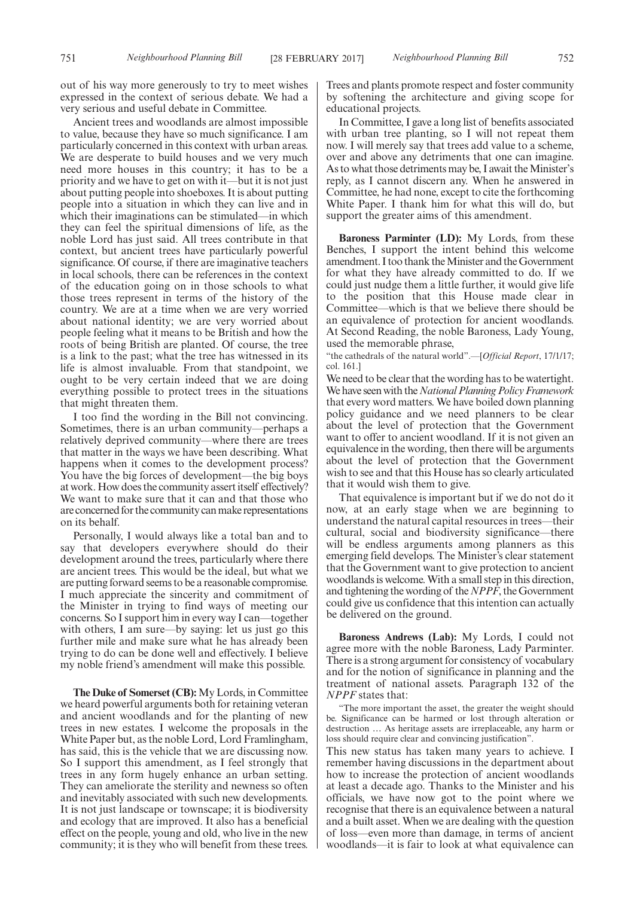out of his way more generously to try to meet wishes expressed in the context of serious debate. We had a very serious and useful debate in Committee.

Ancient trees and woodlands are almost impossible to value, because they have so much significance. I am particularly concerned in this context with urban areas. We are desperate to build houses and we very much need more houses in this country; it has to be a priority and we have to get on with it—but it is not just about putting people into shoeboxes. It is about putting people into a situation in which they can live and in which their imaginations can be stimulated—in which they can feel the spiritual dimensions of life, as the noble Lord has just said. All trees contribute in that context, but ancient trees have particularly powerful significance. Of course, if there are imaginative teachers in local schools, there can be references in the context of the education going on in those schools to what those trees represent in terms of the history of the country. We are at a time when we are very worried about national identity; we are very worried about people feeling what it means to be British and how the roots of being British are planted. Of course, the tree is a link to the past; what the tree has witnessed in its life is almost invaluable. From that standpoint, we ought to be very certain indeed that we are doing everything possible to protect trees in the situations that might threaten them.

I too find the wording in the Bill not convincing. Sometimes, there is an urban community—perhaps a relatively deprived community—where there are trees that matter in the ways we have been describing. What happens when it comes to the development process? You have the big forces of development—the big boys at work. How does the community assert itself effectively? We want to make sure that it can and that those who are concerned for the community can make representations on its behalf.

Personally, I would always like a total ban and to say that developers everywhere should do their development around the trees, particularly where there are ancient trees. This would be the ideal, but what we are putting forward seems to be a reasonable compromise. I much appreciate the sincerity and commitment of the Minister in trying to find ways of meeting our concerns. So I support him in every way I can—together with others, I am sure—by saying: let us just go this further mile and make sure what he has already been trying to do can be done well and effectively. I believe my noble friend's amendment will make this possible.

**The Duke of Somerset (CB):** My Lords, in Committee we heard powerful arguments both for retaining veteran and ancient woodlands and for the planting of new trees in new estates. I welcome the proposals in the White Paper but, as the noble Lord, Lord Framlingham, has said, this is the vehicle that we are discussing now. So I support this amendment, as I feel strongly that trees in any form hugely enhance an urban setting. They can ameliorate the sterility and newness so often and inevitably associated with such new developments. It is not just landscape or townscape; it is biodiversity and ecology that are improved. It also has a beneficial effect on the people, young and old, who live in the new community; it is they who will benefit from these trees. Trees and plants promote respect and foster community by softening the architecture and giving scope for educational projects.

In Committee, I gave a long list of benefits associated with urban tree planting, so I will not repeat them now. I will merely say that trees add value to a scheme, over and above any detriments that one can imagine. As to what those detriments may be, I await the Minister's reply, as I cannot discern any. When he answered in Committee, he had none, except to cite the forthcoming White Paper. I thank him for what this will do, but support the greater aims of this amendment.

**Baroness Parminter (LD):** My Lords, from these Benches, I support the intent behind this welcome amendment. I too thank the Minister and the Government for what they have already committed to do. If we could just nudge them a little further, it would give life to the position that this House made clear in Committee—which is that we believe there should be an equivalence of protection for ancient woodlands. At Second Reading, the noble Baroness, Lady Young, used the memorable phrase,

"the cathedrals of the natural world".—[*Official Report*, 17/1/17; col. 161.]

We need to be clear that the wording has to be watertight. We have seen with the *National Planning Policy Framework* that every word matters. We have boiled down planning policy guidance and we need planners to be clear about the level of protection that the Government want to offer to ancient woodland. If it is not given an equivalence in the wording, then there will be arguments about the level of protection that the Government wish to see and that this House has so clearly articulated that it would wish them to give.

That equivalence is important but if we do not do it now, at an early stage when we are beginning to understand the natural capital resources in trees—their cultural, social and biodiversity significance—there will be endless arguments among planners as this emerging field develops. The Minister's clear statement that the Government want to give protection to ancient woodlands is welcome. With a small step in this direction, and tightening the wording of the *NPPF*, the Government could give us confidence that this intention can actually be delivered on the ground.

**Baroness Andrews (Lab):** My Lords, I could not agree more with the noble Baroness, Lady Parminter. There is a strong argument for consistency of vocabulary and for the notion of significance in planning and the treatment of national assets. Paragraph 132 of the *NPPF* states that:

"The more important the asset, the greater the weight should be. Significance can be harmed or lost through alteration or destruction … As heritage assets are irreplaceable, any harm or loss should require clear and convincing justification".

This new status has taken many years to achieve. I remember having discussions in the department about how to increase the protection of ancient woodlands at least a decade ago. Thanks to the Minister and his officials, we have now got to the point where we recognise that there is an equivalence between a natural and a built asset. When we are dealing with the question of loss—even more than damage, in terms of ancient woodlands—it is fair to look at what equivalence can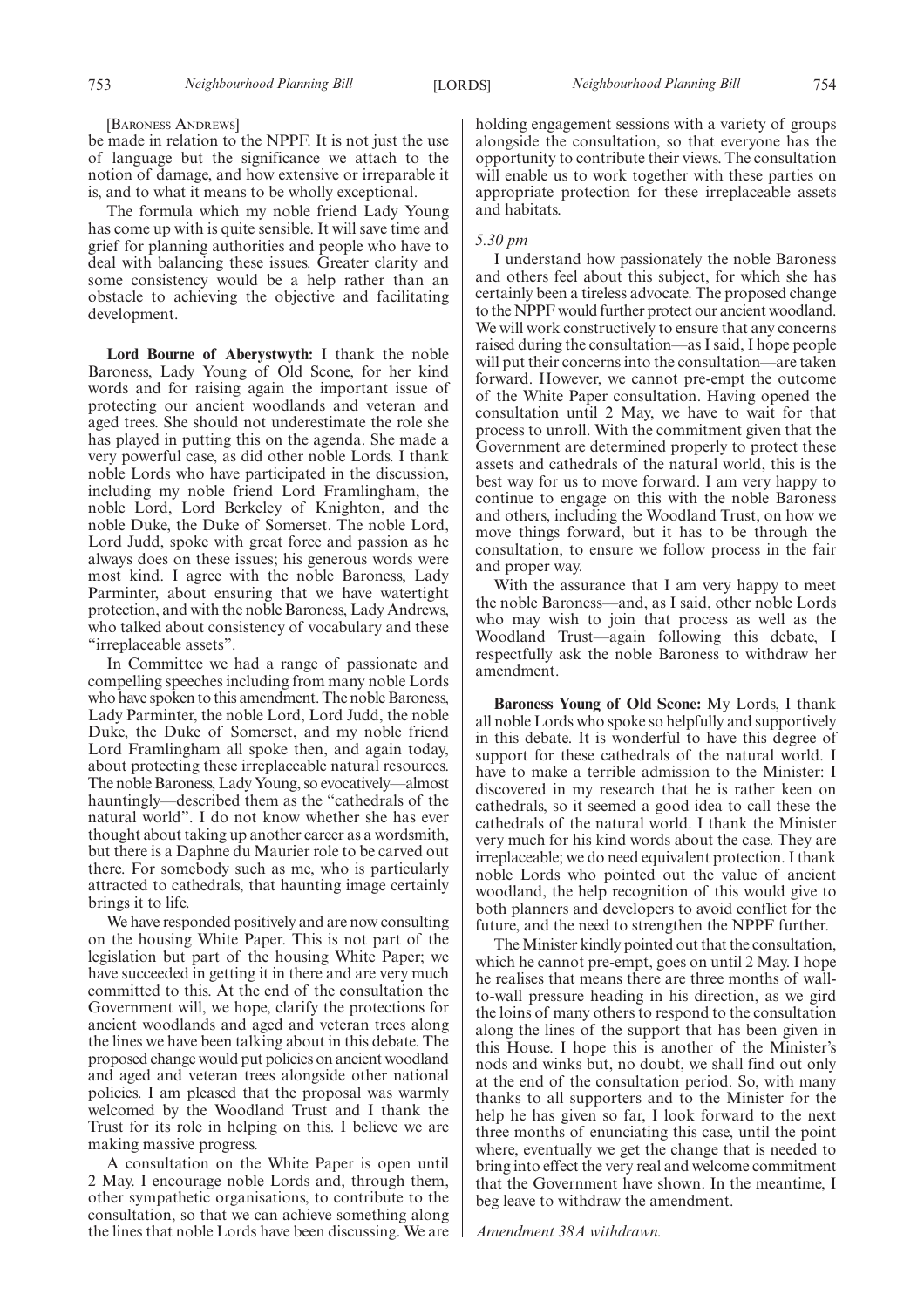[BARONESS ANDREWS]

be made in relation to the NPPF. It is not just the use of language but the significance we attach to the notion of damage, and how extensive or irreparable it is, and to what it means to be wholly exceptional.

The formula which my noble friend Lady Young has come up with is quite sensible. It will save time and grief for planning authorities and people who have to deal with balancing these issues. Greater clarity and some consistency would be a help rather than an obstacle to achieving the objective and facilitating development.

**Lord Bourne of Aberystwyth:** I thank the noble Baroness, Lady Young of Old Scone, for her kind words and for raising again the important issue of protecting our ancient woodlands and veteran and aged trees. She should not underestimate the role she has played in putting this on the agenda. She made a very powerful case, as did other noble Lords. I thank noble Lords who have participated in the discussion, including my noble friend Lord Framlingham, the noble Lord, Lord Berkeley of Knighton, and the noble Duke, the Duke of Somerset. The noble Lord, Lord Judd, spoke with great force and passion as he always does on these issues; his generous words were most kind. I agree with the noble Baroness, Lady Parminter, about ensuring that we have watertight protection, and with the noble Baroness, Lady Andrews, who talked about consistency of vocabulary and these "irreplaceable assets".

In Committee we had a range of passionate and compelling speeches including from many noble Lords who have spoken to this amendment. The noble Baroness, Lady Parminter, the noble Lord, Lord Judd, the noble Duke, the Duke of Somerset, and my noble friend Lord Framlingham all spoke then, and again today, about protecting these irreplaceable natural resources. The noble Baroness, Lady Young, so evocatively—almost hauntingly—described them as the "cathedrals of the natural world". I do not know whether she has ever thought about taking up another career as a wordsmith, but there is a Daphne du Maurier role to be carved out there. For somebody such as me, who is particularly attracted to cathedrals, that haunting image certainly brings it to life.

We have responded positively and are now consulting on the housing White Paper. This is not part of the legislation but part of the housing White Paper; we have succeeded in getting it in there and are very much committed to this. At the end of the consultation the Government will, we hope, clarify the protections for ancient woodlands and aged and veteran trees along the lines we have been talking about in this debate. The proposed change would put policies on ancient woodland and aged and veteran trees alongside other national policies. I am pleased that the proposal was warmly welcomed by the Woodland Trust and I thank the Trust for its role in helping on this. I believe we are making massive progress.

A consultation on the White Paper is open until 2 May. I encourage noble Lords and, through them, other sympathetic organisations, to contribute to the consultation, so that we can achieve something along the lines that noble Lords have been discussing. We are holding engagement sessions with a variety of groups alongside the consultation, so that everyone has the opportunity to contribute their views. The consultation will enable us to work together with these parties on appropriate protection for these irreplaceable assets and habitats.

*5.30 pm*

I understand how passionately the noble Baroness and others feel about this subject, for which she has certainly been a tireless advocate. The proposed change to the NPPF would further protect our ancient woodland. We will work constructively to ensure that any concerns raised during the consultation—as I said, I hope people will put their concerns into the consultation—are taken forward. However, we cannot pre-empt the outcome of the White Paper consultation. Having opened the consultation until 2 May, we have to wait for that process to unroll. With the commitment given that the Government are determined properly to protect these assets and cathedrals of the natural world, this is the best way for us to move forward. I am very happy to continue to engage on this with the noble Baroness and others, including the Woodland Trust, on how we move things forward, but it has to be through the consultation, to ensure we follow process in the fair and proper way.

With the assurance that I am very happy to meet the noble Baroness—and, as I said, other noble Lords who may wish to join that process as well as the Woodland Trust—again following this debate, I respectfully ask the noble Baroness to withdraw her amendment.

**Baroness Young of Old Scone:** My Lords, I thank all noble Lords who spoke so helpfully and supportively in this debate. It is wonderful to have this degree of support for these cathedrals of the natural world. I have to make a terrible admission to the Minister: I discovered in my research that he is rather keen on cathedrals, so it seemed a good idea to call these the cathedrals of the natural world. I thank the Minister very much for his kind words about the case. They are irreplaceable; we do need equivalent protection. I thank noble Lords who pointed out the value of ancient woodland, the help recognition of this would give to both planners and developers to avoid conflict for the future, and the need to strengthen the NPPF further.

The Minister kindly pointed out that the consultation, which he cannot pre-empt, goes on until 2 May. I hope he realises that means there are three months of wall-to-wall pressure heading in his direction, as we gird the loins of many others to respond to the consultation along the lines of the support that has been given in this House. I hope this is another of the Minister's nods and winks but, no doubt, we shall find out only at the end of the consultation period. So, with many thanks to all supporters and to the Minister for the help he has given so far, I look forward to the next three months of enunciating this case, until the point where, eventually we get the change that is needed to bring into effect the very real and welcome commitment that the Government have shown. In the meantime, I beg leave to withdraw the amendment.

*Amendment 38A withdrawn.*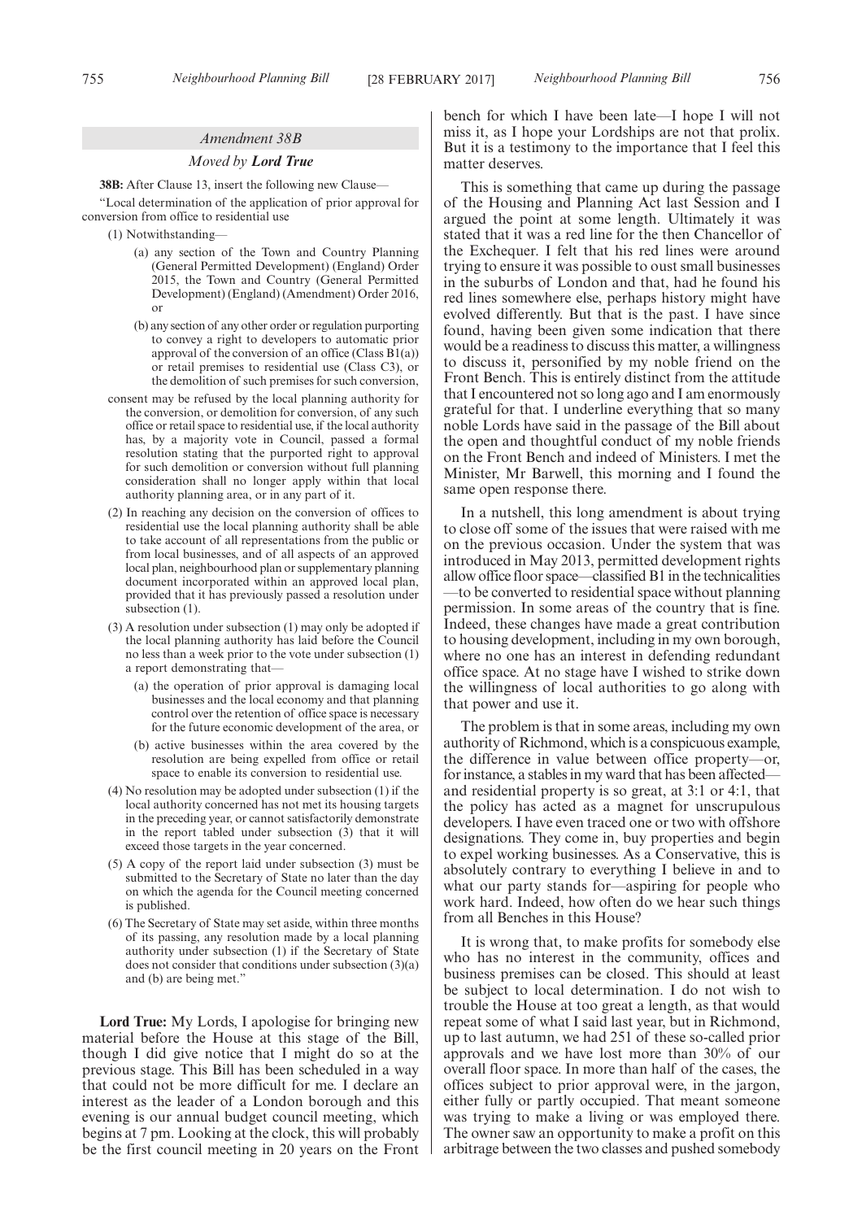*Amendment 38B*

*Moved by* **Lord True**

**38B:** After Clause 13, insert the following new Clause—

"Local determination of the application of prior approval for conversion from office to residential use

(1) Notwithstanding—

(a) any section of the Town and Country Planning (General Permitted Development) (England) Order 2015, the Town and Country Planning (General Permitted Development) (England) (Amendment) Order 2016, or

(b) any section of any other order or regulation purporting to convey a right to developers to automatic prior approval of the conversion of an office (Class B1(a)) or retail premises to residential use (Class C3), or the demolition of such premises for such conversion,

consent may be refused by the local planning authority for the conversion, or demolition for conversion, of any such office or retail space to residential use, if the local authority has, by a majority vote in Council, passed a formal resolution stating that the purported right to approval for such demolition or conversion without full planning consideration shall no longer apply within that local authority planning area, or in any part of it.

(2) In reaching any decision on the conversion of offices to residential use the local planning authority shall be able to take account of all representations from the public or from local businesses, and of all aspects of an approved local plan, neighbourhood plan or supplementary planning document incorporated within an approved local plan, provided that it has previously passed a resolution under subsection (1).

(3) A resolution under subsection (1) may only be adopted if the local planning authority has laid before the Council no less than a week prior to the vote under subsection (1) a report demonstrating that—

(a) the operation of prior approval is damaging local businesses and the local economy and that planning control over the retention of office space is necessary for the future economic development of the area, or

(b) active businesses within the area covered by the resolution are being expelled from office or retail space to enable its conversion to residential use.

(4) No resolution may be adopted under subsection (1) if the local authority concerned has not met its housing targets in the preceding year, or cannot satisfactorily demonstrate in the report tabled under subsection (3) that it will exceed those targets in the year concerned.

(5) A copy of the report laid under subsection (3) must be submitted to the Secretary of State no later than the day on which the agenda for the Council meeting concerned is published.

(6) The Secretary of State may set aside, within three months of its passing, any resolution made by a local planning authority under subsection (1) if the Secretary of State does not consider that conditions under subsection (3)(a) and (b) are being met."

**Lord True:** My Lords, I apologise for bringing new material before the House at this stage of the Bill, though I did give notice that I might do so at the previous stage. This Bill has been scheduled in a way that could not be more difficult for me. I declare an interest as the leader of a London borough and this evening is our annual budget council meeting, which begins at 7 pm. Looking at the clock, this will probably be the first council meeting in 20 years on the Front bench for which I have been late—I hope I will not miss it, as I hope your Lordships are not that prolix. But it is a testimony to the importance that I feel this matter deserves.

This is something that came up during the passage of the Housing and Planning Act last Session and I argued the point at some length. Ultimately it was stated that it was a red line for the then Chancellor of the Exchequer. I felt that his red lines were around trying to ensure it was possible to oust small businesses in the suburbs of London and that, had he found his red lines somewhere else, perhaps history might have evolved differently. But that is the past. I have since found, having been given some indication that there would be a readiness to discuss this matter, a willingness to discuss it, personified by my noble friend on the Front Bench. This is entirely distinct from the attitude that I encountered not so long ago and I am enormously grateful for that. I underline everything that so many noble Lords have said in the passage of the Bill about the open and thoughtful conduct of my noble friends on the Front Bench and indeed of Ministers. I met the Minister, Mr Barwell, this morning and I found the same open response there.

In a nutshell, this long amendment is about trying to close off some of the issues that were raised with me on the previous occasion. Under the system that was introduced in May 2013, permitted development rights allow office floor space—classified B1 in the technicalities—to be converted to residential space without planning permission. In some areas of the country that is fine. Indeed, these changes have made a great contribution to housing development, including in my own borough, where no one has an interest in defending redundant office space. At no stage have I wished to strike down the willingness of local authorities to go along with that power and use it.

The problem is that in some areas, including my own authority of Richmond, which is a conspicuous example, the difference in value between office property—or, for instance, a stables in my ward that has been affected—and residential property is so great, at 3:1 or 4:1, that the policy has acted as a magnet for unscrupulous developers. I have even traced one or two with offshore designations. They come in, buy properties and begin to expel working businesses. As a Conservative, this is absolutely contrary to everything I believe in and to what our party stands for—aspiring for people who work hard. Indeed, how often do we hear such things from all Benches in this House?

It is wrong that, to make profits for somebody else who has no interest in the community, offices and business premises can be closed. This should at least be subject to local determination. I do not wish to trouble the House at too great a length, as that would repeat some of what I said last year, but in Richmond, up to last autumn, we had 251 of these so-called prior approvals and we have lost more than 30% of our overall floor space. In more than half of the cases, the offices subject to prior approval were, in the jargon, either fully or partly occupied. That meant someone was trying to make a living or was employed there. The owner saw an opportunity to make a profit on this arbitrage between the two classes and pushed somebody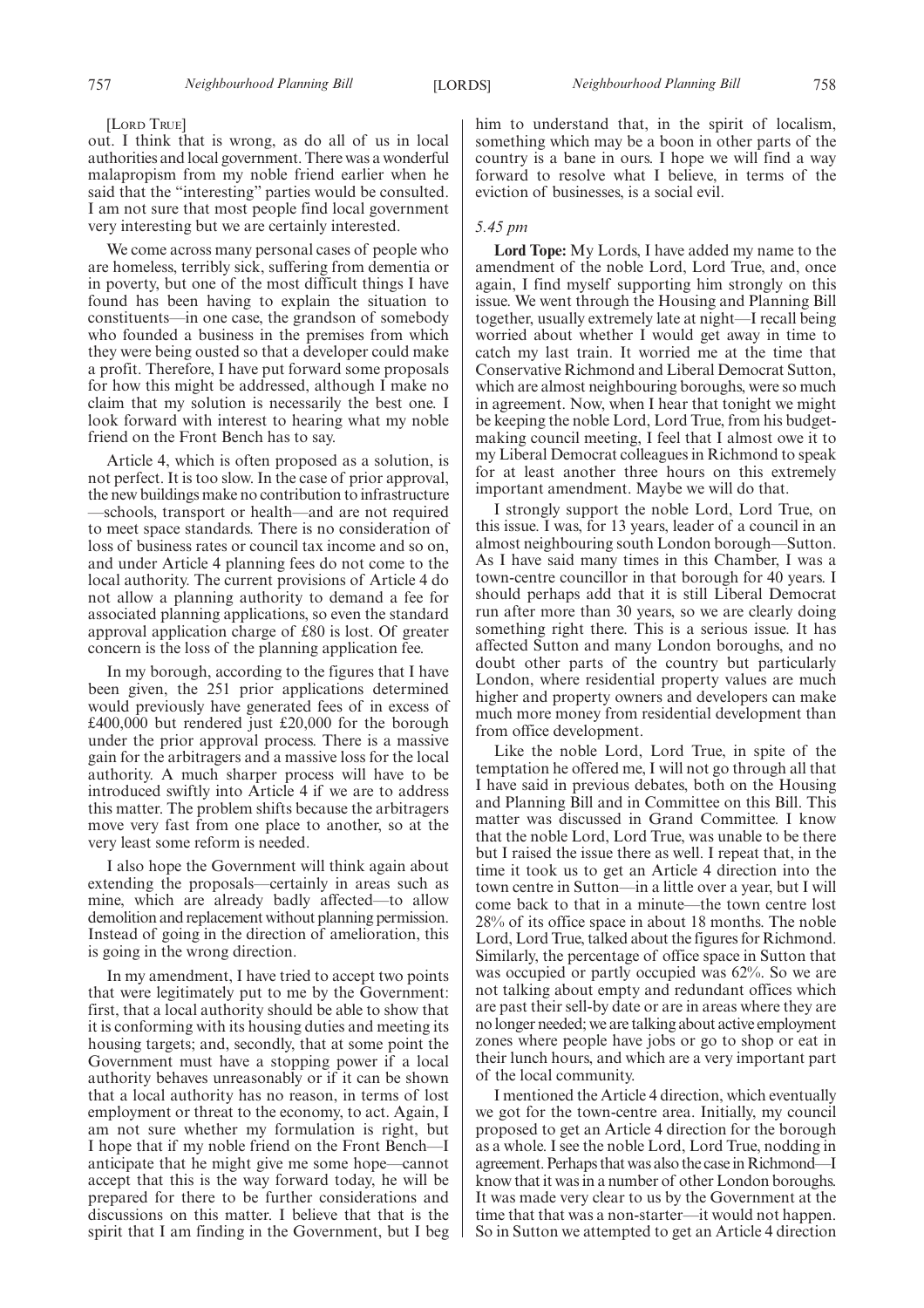[Lord True]

out. I think that is wrong, as do all of us in local authorities and local government. There was a wonderful malapropism from my noble friend earlier when he said that the "interesting" parties would be consulted. I am not sure that most people find local government very interesting but we are certainly interested.

We come across many personal cases of people who are homeless, terribly sick, suffering from dementia or in poverty, but one of the most difficult things I have found has been having to explain the situation to constituents—in one case, the grandson of somebody who founded a business in the premises from which they were being ousted so that a developer could make a profit. Therefore, I have put forward some proposals for how this might be addressed, although I make no claim that my solution is necessarily the best one. I look forward with interest to hearing what my noble friend on the Front Bench has to say.

Article 4, which is often proposed as a solution, is not perfect. It is too slow. In the case of prior approval, the new buildings make no contribution to infrastructure —schools, transport or health—and are not required to meet space standards. There is no consideration of loss of business rates or council tax income and so on, and under Article 4 planning fees do not come to the local authority. The current provisions of Article 4 do not allow a planning authority to demand a fee for associated planning applications, so even the standard approval application charge of £80 is lost. Of greater concern is the loss of the planning application fee.

In my borough, according to the figures that I have been given, the 251 prior applications determined would previously have generated fees of in excess of £400,000 but rendered just £20,000 for the borough under the prior approval process. There is a massive gain for the arbitragers and a massive loss for the local authority. A much sharper process will have to be introduced swiftly into Article 4 if we are to address this matter. The problem shifts because the arbitragers move very fast from one place to another, so at the very least some reform is needed.

I also hope the Government will think again about extending the proposals—certainly in areas such as mine, which are already badly affected—to allow demolition and replacement without planning permission. Instead of going in the direction of amelioration, this is going in the wrong direction.

In my amendment, I have tried to accept two points that were legitimately put to me by the Government: first, that a local authority should be able to show that it is conforming with its housing duties and meeting its housing targets; and, secondly, that at some point the Government must have a stopping power if a local authority behaves unreasonably or if it can be shown that a local authority has no reason, in terms of lost employment or threat to the economy, to act. Again, I am not sure whether my formulation is right, but I hope that if my noble friend on the Front Bench—I anticipate that he might give me some hope—cannot accept that this is the way forward today, he will be prepared for there to be further considerations and discussions on this matter. I believe that that is the spirit that I am finding in the Government, but I beg him to understand that, in the spirit of localism, something which may be a boon in other parts of the country is a bane in ours. I hope we will find a way forward to resolve what I believe, in terms of the eviction of businesses, is a social evil.

*5.45 pm*

**Lord Tope:** My Lords, I have added my name to the amendment of the noble Lord, Lord True, and, once again, I find myself supporting him strongly on this issue. We went through the Housing and Planning Bill together, usually extremely late at night—I recall being worried about whether I would get away in time to catch my last train. It worried me at the time that Conservative Richmond and Liberal Democrat Sutton, which are almost neighbouring boroughs, were so much in agreement. Now, when I hear that tonight we might be keeping the noble Lord, Lord True, from his budget-making council meeting, I feel that I almost owe it to my Liberal Democrat colleagues in Richmond to speak for at least another three hours on this extremely important amendment. Maybe we will do that.

I strongly support the noble Lord, Lord True, on this issue. I was, for 13 years, leader of a council in an almost neighbouring south London borough—Sutton. As I have said many times in this Chamber, I was a town-centre councillor in that borough for 40 years. I should perhaps add that it is still Liberal Democrat run after more than 30 years, so we are clearly doing something right there. This is a serious issue. It has affected Sutton and many London boroughs, and no doubt other parts of the country but particularly London, where residential property values are much higher and property owners and developers can make much more money from residential development than from office development.

Like the noble Lord, Lord True, in spite of the temptation he offered me, I will not go through all that I have said in previous debates, both on the Housing and Planning Bill and in Committee on this Bill. This matter was discussed in Grand Committee. I know that the noble Lord, Lord True, was unable to be there but I raised the issue there as well. I repeat that, in the time it took us to get an Article 4 direction into the town centre in Sutton—in a little over a year, but I will come back to that in a minute—the town centre lost 28% of its office space in about 18 months. The noble Lord, Lord True, talked about the figures for Richmond. Similarly, the percentage of office space in Sutton that was occupied or partly occupied was 62%. So we are not talking about empty and redundant offices which are past their sell-by date or are in areas where they are no longer needed; we are talking about active employment zones where people have jobs or go to shop or eat in their lunch hours, and which are a very important part of the local community.

I mentioned the Article 4 direction, which eventually we got for the town-centre area. Initially, my council proposed to get an Article 4 direction for the borough as a whole. I see the noble Lord, Lord True, nodding in agreement. Perhaps that was also the case in Richmond—I know that it was in a number of other London boroughs. It was made very clear to us by the Government at the time that that was a non-starter—it would not happen. So in Sutton we attempted to get an Article 4 direction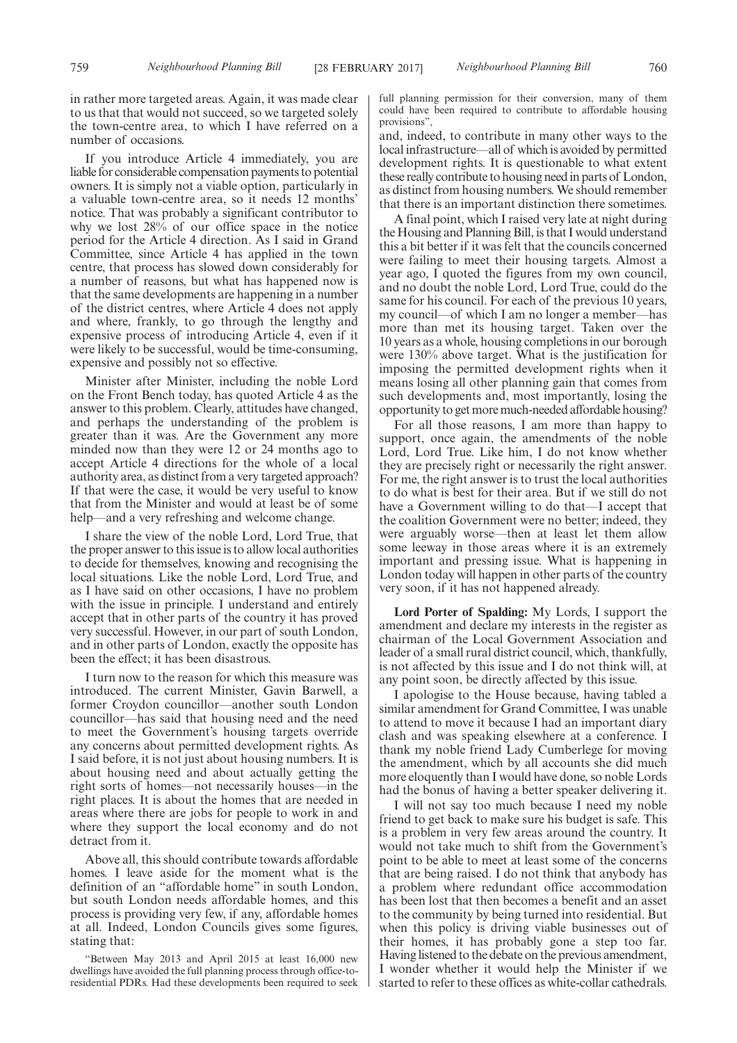in rather more targeted areas. Again, it was made clear to us that that would not succeed, so we targeted solely the town-centre area, to which I have referred on a number of occasions.

If you introduce Article 4 immediately, you are liable for considerable compensation payments to potential owners. It is simply not a viable option, particularly in a valuable town-centre area, so it needs 12 months' notice. That was probably a significant contributor to why we lost 28% of our office space in the notice period for the Article 4 direction. As I said in Grand Committee, since Article 4 has applied in the town centre, that process has slowed down considerably for a number of reasons, but what has happened now is that the same developments are happening in a number of the district centres, where Article 4 does not apply and where, frankly, to go through the lengthy and expensive process of introducing Article 4, even if it were likely to be successful, would be time-consuming, expensive and possibly not so effective.

Minister after Minister, including the noble Lord on the Front Bench today, has quoted Article 4 as the answer to this problem. Clearly, attitudes have changed, and perhaps the understanding of the problem is greater than it was. Are the Government any more minded now than they were 12 or 24 months ago to accept Article 4 directions for the whole of a local authority area, as distinct from a very targeted approach? If that were the case, it would be very useful to know that from the Minister and would at least be of some help—and a very refreshing and welcome change.

I share the view of the noble Lord, Lord True, that the proper answer to this issue is to allow local authorities to decide for themselves, knowing and recognising the local situations. Like the noble Lord, Lord True, and as I have said on other occasions, I have no problem with the issue in principle. I understand and entirely accept that in other parts of the country it has proved very successful. However, in our part of south London, and in other parts of London, exactly the opposite has been the effect; it has been disastrous.

I turn now to the reason for which this measure was introduced. The current Minister, Gavin Barwell, a former Croydon councillor—another south London councillor—has said that housing need and the need to meet the Government's housing targets override any concerns about permitted development rights. As I said before, it is not just about housing numbers. It is about housing need and about actually getting the right sorts of homes—not necessarily houses—in the right places. It is about the homes that are needed in areas where there are jobs for people to work in and where they support the local economy and do not detract from it.

Above all, this should contribute towards affordable homes. I leave aside for the moment what is the definition of an "affordable home" in south London, but south London needs affordable homes, and this process is providing very few, if any, affordable homes at all. Indeed, London Councils gives some figures, stating that:

"Between May 2013 and April 2015 at least 16,000 new dwellings have avoided the full planning process through office-to-residential PDRs. Had these developments been required to seek full planning permission for their conversion, many of them could have been required to contribute to affordable housing provisions",

and, indeed, to contribute in many other ways to the local infrastructure—all of which is avoided by permitted development rights. It is questionable to what extent these really contribute to housing need in parts of London, as distinct from housing numbers. We should remember that there is an important distinction there sometimes.

A final point, which I raised very late at night during the Housing and Planning Bill, is that I would understand this a bit better if it was felt that the councils concerned were failing to meet their housing targets. Almost a year ago, I quoted the figures from my own council, and no doubt the noble Lord, Lord True, could do the same for his council. For each of the previous 10 years, my council—of which I am no longer a member—has more than met its housing target. Taken over the 10 years as a whole, housing completions in our borough were 130% above target. What is the justification for imposing the permitted development rights when it means losing all other planning gain that comes from such developments and, most importantly, losing the opportunity to get more much-needed affordable housing?

For all those reasons, I am more than happy to support, once again, the amendments of the noble Lord, Lord True. Like him, I do not know whether they are precisely right or necessarily the right answer. For me, the right answer is to trust the local authorities to do what is best for their area. But if we still do not have a Government willing to do that—I accept that the coalition Government were no better; indeed, they were arguably worse—then at least let them allow some leeway in those areas where it is an extremely important and pressing issue. What is happening in London today will happen in other parts of the country very soon, if it has not happened already.

**Lord Porter of Spalding:** My Lords, I support the amendment and declare my interests in the register as chairman of the Local Government Association and leader of a small rural district council, which, thankfully, is not affected by this issue and I do not think will, at any point soon, be directly affected by this issue.

I apologise to the House because, having tabled a similar amendment for Grand Committee, I was unable to attend to move it because I had an important diary clash and was speaking elsewhere at a conference. I thank my noble friend Lady Cumberlege for moving the amendment, which by all accounts she did much more eloquently than I would have done, so noble Lords had the bonus of having a better speaker delivering it.

I will not say too much because I need my noble friend to get back to make sure his budget is safe. This is a problem in very few areas around the country. It would not take much to shift from the Government's point to be able to meet at least some of the concerns that are being raised. I do not think that anybody has a problem where redundant office accommodation has been lost that then becomes a benefit and an asset to the community by being turned into residential. But when this policy is driving viable businesses out of their homes, it has probably gone a step too far. Having listened to the debate on the previous amendment, I wonder whether it would help the Minister if we started to refer to these offices as white-collar cathedrals.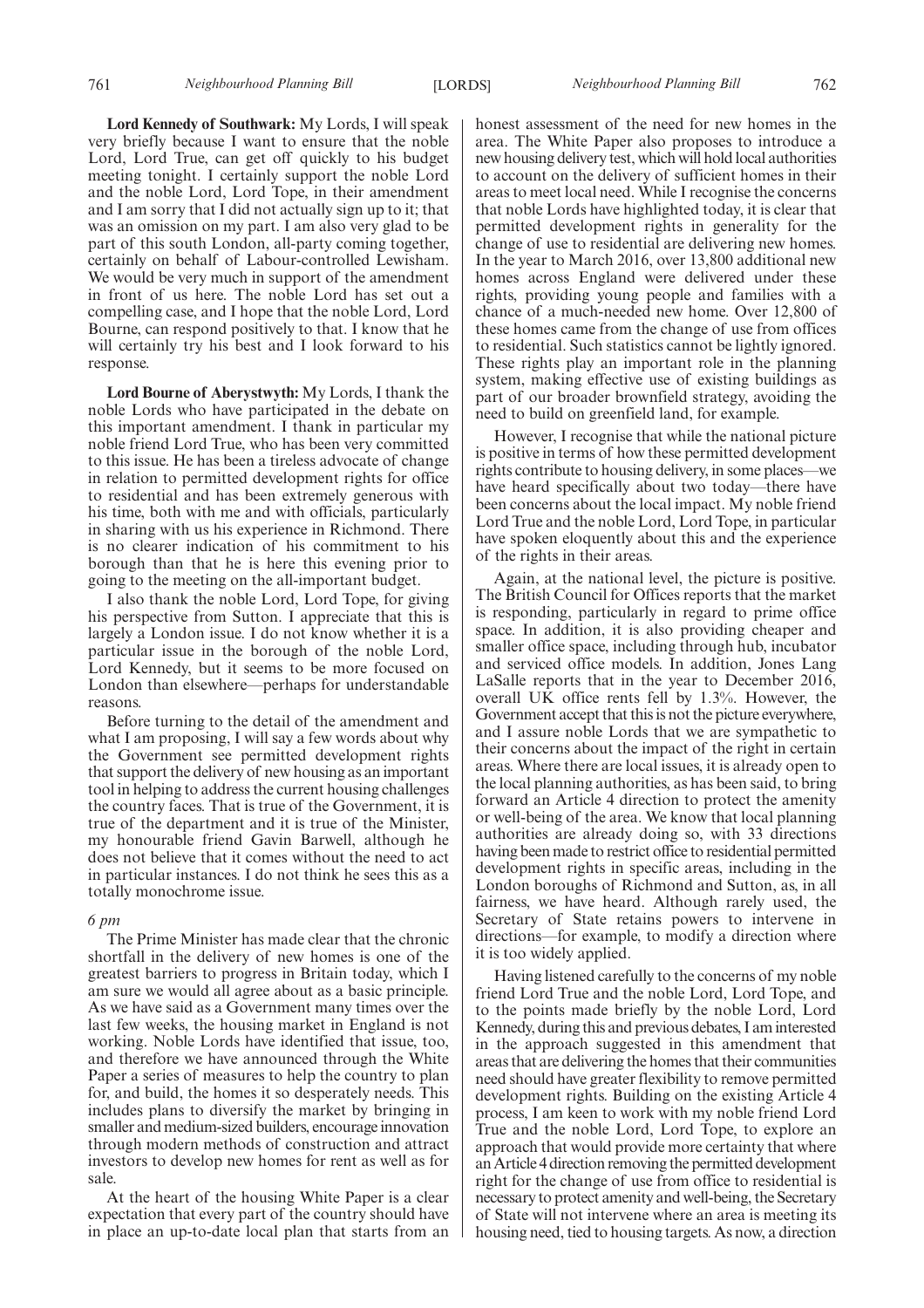**Lord Kennedy of Southwark:** My Lords, I will speak very briefly because I want to ensure that the noble Lord, Lord True, can get off quickly to his budget meeting tonight. I certainly support the noble Lord and the noble Lord, Lord Tope, in their amendment and I am sorry that I did not actually sign up to it; that was an omission on my part. I am also very glad to be part of this south London, all-party coming together, certainly on behalf of Labour-controlled Lewisham. We would be very much in support of the amendment in front of us here. The noble Lord has set out a compelling case, and I hope that the noble Lord, Lord Bourne, can respond positively to that. I know that he will certainly try his best and I look forward to his response.

**Lord Bourne of Aberystwyth:** My Lords, I thank the noble Lords who have participated in the debate on this important amendment. I thank in particular my noble friend Lord True, who has been very committed to this issue. He has been a tireless advocate of change in relation to permitted development rights for office to residential and has been extremely generous with his time, both with me and with officials, particularly in sharing with us his experience in Richmond. There is no clearer indication of his commitment to his borough than that he is here this evening prior to going to the meeting on the all-important budget.

I also thank the noble Lord, Lord Tope, for giving his perspective from Sutton. I appreciate that this is largely a London issue. I do not know whether it is a particular issue in the borough of the noble Lord, Lord Kennedy, but it seems to be more focused on London than elsewhere—perhaps for understandable reasons.

Before turning to the detail of the amendment and what I am proposing, I will say a few words about why the Government see permitted development rights that support the delivery of new housing as an important tool in helping to address the current housing challenges the country faces. That is true of the Government, it is true of the department and it is true of the Minister, my honourable friend Gavin Barwell, although he does not believe that it comes without the need to act in particular instances. I do not think he sees this as a totally monochrome issue.

*6 pm*

The Prime Minister has made clear that the chronic shortfall in the delivery of new homes is one of the greatest barriers to progress in Britain today, which I am sure we would all agree about as a basic principle. As we have said as a Government many times over the last few weeks, the housing market in England is not working. Noble Lords have identified that issue, too, and therefore we have announced through the White Paper a series of measures to help the country to plan for, and build, the homes it so desperately needs. This includes plans to diversify the market by bringing in smaller and medium-sized builders, encourage innovation through modern methods of construction and attract investors to develop new homes for rent as well as for sale.

At the heart of the housing White Paper is a clear expectation that every part of the country should have in place an up-to-date local plan that starts from an honest assessment of the need for new homes in the area. The White Paper also proposes to introduce a new housing delivery test, which will hold local authorities to account on the delivery of sufficient homes in their areas to meet local need. While I recognise the concerns that noble Lords have highlighted today, it is clear that permitted development rights in generality for the change of use to residential are delivering new homes. In the year to March 2016, over 13,800 additional new homes across England were delivered under these rights, providing young people and families with a chance of a much-needed new home. Over 12,800 of these homes came from the change of use from offices to residential. Such statistics cannot be lightly ignored. These rights play an important role in the planning system, making effective use of existing buildings as part of our broader brownfield strategy, avoiding the need to build on greenfield land, for example.

However, I recognise that while the national picture is positive in terms of how these permitted development rights contribute to housing delivery, in some places—we have heard specifically about two today—there have been concerns about the local impact. My noble friend Lord True and the noble Lord, Lord Tope, in particular have spoken eloquently about this and the experience of the rights in their areas.

Again, at the national level, the picture is positive. The British Council for Offices reports that the market is responding, particularly in regard to prime office space. In addition, it is also providing cheaper and smaller office space, including through hub, incubator and serviced office models. In addition, Jones Lang LaSalle reports that in the year to December 2016, overall UK office rents fell by 1.3%. However, the Government accept that this is not the picture everywhere, and I assure noble Lords that we are sympathetic to their concerns about the impact of the right in certain areas. Where there are local issues, it is already open to the local planning authorities, as has been said, to bring forward an Article 4 direction to protect the amenity or well-being of the area. We know that local planning authorities are already doing so, with 33 directions having been made to restrict office to residential permitted development rights in specific areas, including in the London boroughs of Richmond and Sutton, as, in all fairness, we have heard. Although rarely used, the Secretary of State retains powers to intervene in directions—for example, to modify a direction where it is too widely applied.

Having listened carefully to the concerns of my noble friend Lord True and the noble Lord, Lord Tope, and to the points made briefly by the noble Lord, Lord Kennedy, during this and previous debates, I am interested in the approach suggested in this amendment that areas that are delivering the homes that their communities need should have greater flexibility to remove permitted development rights. Building on the existing Article 4 process, I am keen to work with my noble friend Lord True and the noble Lord, Lord Tope, to explore an approach that would provide more certainty that where an Article 4 direction removing the permitted development right for the change of use from office to residential is necessary to protect amenity and well-being, the Secretary of State will not intervene where an area is meeting its housing need, tied to housing targets. As now, a direction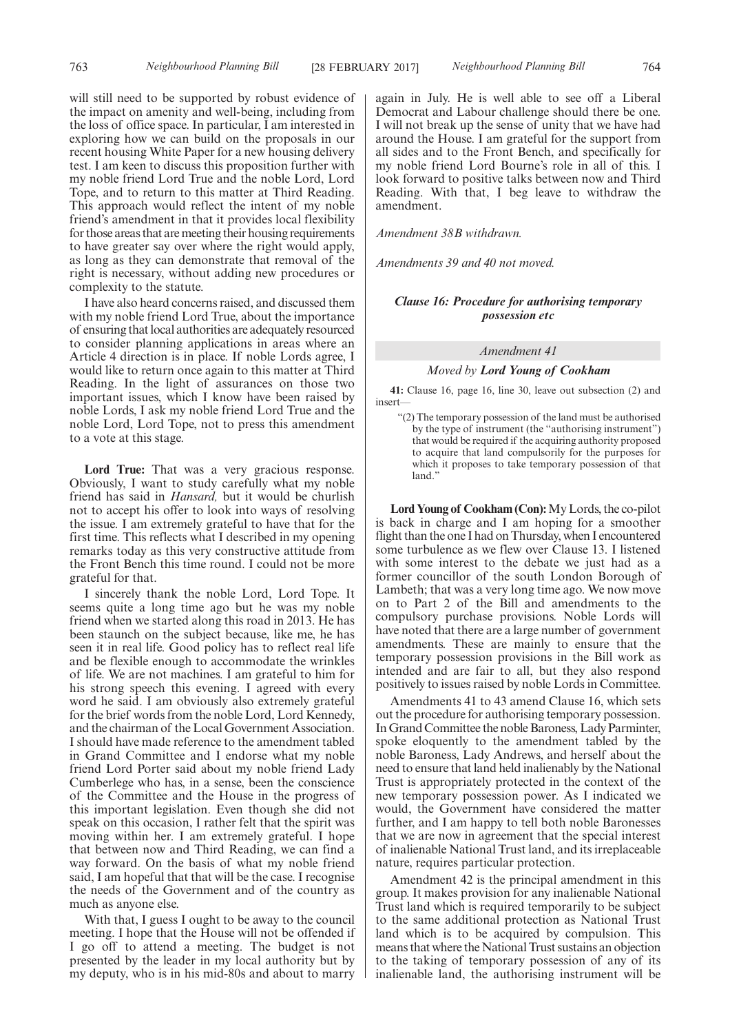will still need to be supported by robust evidence of the impact on amenity and well-being, including from the loss of office space. In particular, I am interested in exploring how we can build on the proposals in our recent housing White Paper for a new housing delivery test. I am keen to discuss this proposition further with my noble friend Lord True and the noble Lord, Lord Tope, and to return to this matter at Third Reading. This approach would reflect the intent of my noble friend's amendment in that it provides local flexibility for those areas that are meeting their housing requirements to have greater say over where the right would apply, as long as they can demonstrate that removal of the right is necessary, without adding new procedures or complexity to the statute.

I have also heard concerns raised, and discussed them with my noble friend Lord True, about the importance of ensuring that local authorities are adequately resourced to consider planning applications in areas where an Article 4 direction is in place. If noble Lords agree, I would like to return once again to this matter at Third Reading. In the light of assurances on those two important issues, which I know have been raised by noble Lords, I ask my noble friend Lord True and the noble Lord, Lord Tope, not to press this amendment to a vote at this stage.

**Lord True:** That was a very gracious response. Obviously, I want to study carefully what my noble friend has said in *Hansard,* but it would be churlish not to accept his offer to look into ways of resolving the issue. I am extremely grateful to have that for the first time. This reflects what I described in my opening remarks today as this very constructive attitude from the Front Bench this time round. I could not be more grateful for that.

I sincerely thank the noble Lord, Lord Tope. It seems quite a long time ago but he was my noble friend when we started along this road in 2013. He has been staunch on the subject because, like me, he has seen it in real life. Good policy has to reflect real life and be flexible enough to accommodate the wrinkles of life. We are not machines. I am grateful to him for his strong speech this evening. I agreed with every word he said. I am obviously also extremely grateful for the brief words from the noble Lord, Lord Kennedy, and the chairman of the Local Government Association. I should have made reference to the amendment tabled in Grand Committee and I endorse what my noble friend Lord Porter said about my noble friend Lady Cumberlege who has, in a sense, been the conscience of the Committee and the House in the progress of this important legislation. Even though she did not speak on this occasion, I rather felt that the spirit was moving within her. I am extremely grateful. I hope that between now and Third Reading, we can find a way forward. On the basis of what my noble friend said, I am hopeful that that will be the case. I recognise the needs of the Government and of the country as much as anyone else.

With that, I guess I ought to be away to the council meeting. I hope that the House will not be offended if I go off to attend a meeting. The budget is not presented by the leader in my local authority but by my deputy, who is in his mid-80s and about to marry again in July. He is well able to see off a Liberal Democrat and Labour challenge should there be one. I will not break up the sense of unity that we have had around the House. I am grateful for the support from all sides and to the Front Bench, and specifically for my noble friend Lord Bourne's role in all of this. I look forward to positive talks between now and Third Reading. With that, I beg leave to withdraw the amendment.

*Amendment 38B withdrawn.*

*Amendments 39 and 40 not moved.*

***Clause 16: Procedure for authorising temporary possession etc***

*Amendment 41*

*Moved by* ***Lord Young of Cookham***

**41:** Clause 16, page 16, line 30, leave out subsection (2) and insert—

"(2) The temporary possession of the land must be authorised by the type of instrument (the "authorising instrument") that would be required if the acquiring authority proposed to acquire that land compulsorily for the purposes for which it proposes to take temporary possession of that land."

**Lord Young of Cookham (Con):** My Lords, the co-pilot is back in charge and I am hoping for a smoother flight than the one I had on Thursday, when I encountered some turbulence as we flew over Clause 13. I listened with some interest to the debate we just had as a former councillor of the south London Borough of Lambeth; that was a very long time ago. We now move on to Part 2 of the Bill and amendments to the compulsory purchase provisions. Noble Lords will have noted that there are a large number of government amendments. These are mainly to ensure that the temporary possession provisions in the Bill work as intended and are fair to all, but they also respond positively to issues raised by noble Lords in Committee.

Amendments 41 to 43 amend Clause 16, which sets out the procedure for authorising temporary possession. In Grand Committee the noble Baroness, Lady Parminter, spoke eloquently to the amendment tabled by the noble Baroness, Lady Andrews, and herself about the need to ensure that land held inalienably by the National Trust is appropriately protected in the context of the new temporary possession power. As I indicated we would, the Government have considered the matter further, and I am happy to tell both noble Baronesses that we are now in agreement that the special interest of inalienable National Trust land, and its irreplaceable nature, requires particular protection.

Amendment 42 is the principal amendment in this group. It makes provision for any inalienable National Trust land which is required temporarily to be subject to the same additional protection as National Trust land which is to be acquired by compulsion. This means that where the National Trust sustains an objection to the taking of temporary possession of any of its inalienable land, the authorising instrument will be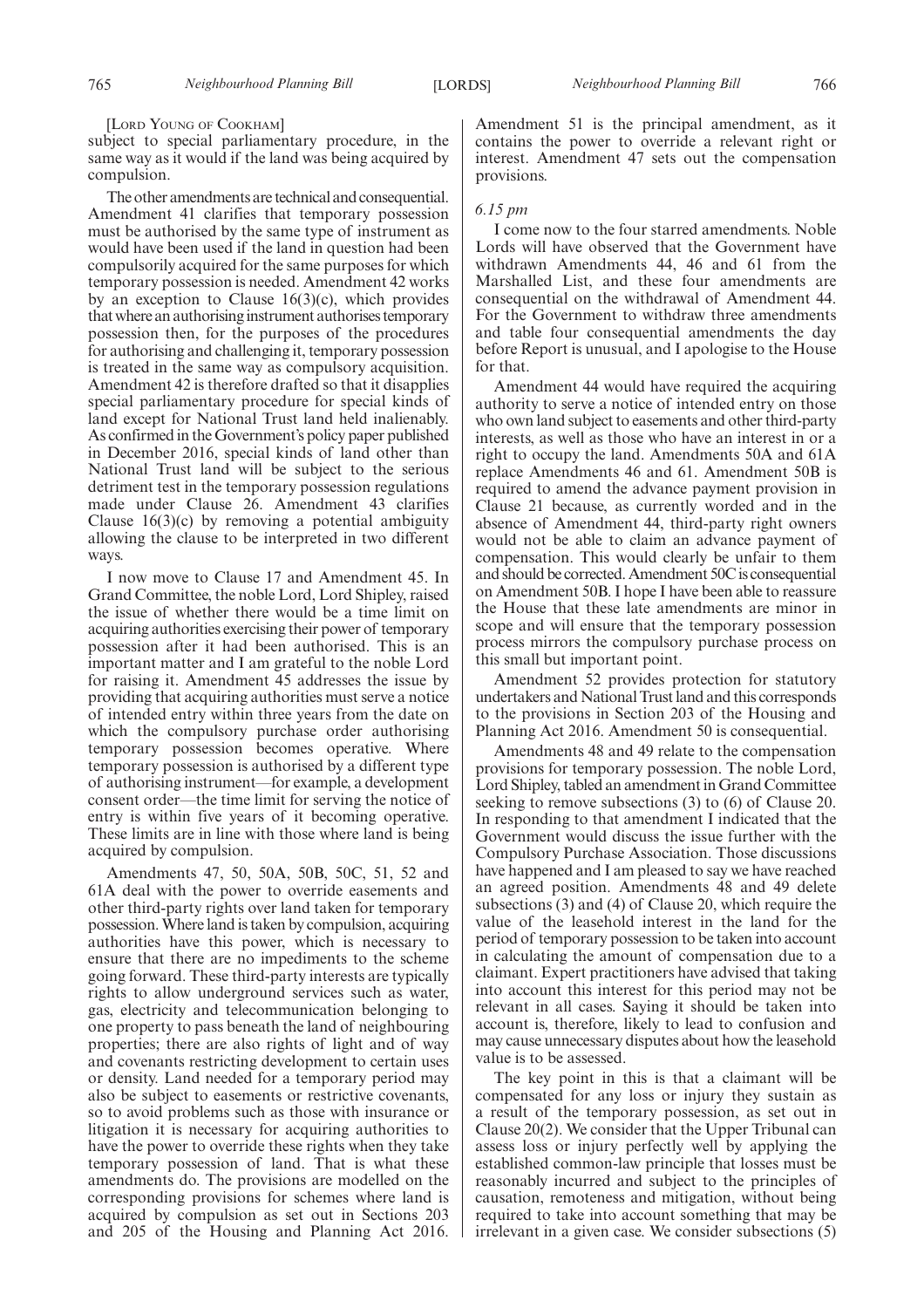[LORD YOUNG OF COOKHAM]

subject to special parliamentary procedure, in the same way as it would if the land was being acquired by compulsion.

The other amendments are technical and consequential. Amendment 41 clarifies that temporary possession must be authorised by the same type of instrument as would have been used if the land in question had been compulsorily acquired for the same purposes for which temporary possession is needed. Amendment 42 works by an exception to Clause 16(3)(c), which provides that where an authorising instrument authorises temporary possession then, for the purposes of the procedures for authorising and challenging it, temporary possession is treated in the same way as compulsory acquisition. Amendment 42 is therefore drafted so that it disapplies special parliamentary procedure for special kinds of land except for National Trust land held inalienably. As confirmed in the Government's policy paper published in December 2016, special kinds of land other than National Trust land will be subject to the serious detriment test in the temporary possession regulations made under Clause 26. Amendment 43 clarifies Clause 16(3)(c) by removing a potential ambiguity allowing the clause to be interpreted in two different ways.

I now move to Clause 17 and Amendment 45. In Grand Committee, the noble Lord, Lord Shipley, raised the issue of whether there would be a time limit on acquiring authorities exercising their power of temporary possession after it had been authorised. This is an important matter and I am grateful to the noble Lord for raising it. Amendment 45 addresses the issue by providing that acquiring authorities must serve a notice of intended entry within three years from the date on which the compulsory purchase order authorising temporary possession becomes operative. Where temporary possession is authorised by a different type of authorising instrument—for example, a development consent order—the time limit for serving the notice of entry is within five years of it becoming operative. These limits are in line with those where land is being acquired by compulsion.

Amendments 47, 50, 50A, 50B, 50C, 51, 52 and 61A deal with the power to override easements and other third-party rights over land taken for temporary possession. Where land is taken by compulsion, acquiring authorities have this power, which is necessary to ensure that there are no impediments to the scheme going forward. These third-party interests are typically rights to allow underground services such as water, gas, electricity and telecommunication belonging to one property to pass beneath the land of neighbouring properties; there are also rights of light and of way and covenants restricting development to certain uses or density. Land needed for a temporary period may also be subject to easements or restrictive covenants, so to avoid problems such as those with insurance or litigation it is necessary for acquiring authorities to have the power to override these rights when they take temporary possession of land. That is what these amendments do. The provisions are modelled on the corresponding provisions for schemes where land is acquired by compulsion as set out in Sections 203 and 205 of the Housing and Planning Act 2016. Amendment 51 is the principal amendment, as it contains the power to override a relevant right or interest. Amendment 47 sets out the compensation provisions.

*6.15 pm*

I come now to the four starred amendments. Noble Lords will have observed that the Government have withdrawn Amendments 44, 46 and 61 from the Marshalled List, and these four amendments are consequential on the withdrawal of Amendment 44. For the Government to withdraw three amendments and table four consequential amendments the day before Report is unusual, and I apologise to the House for that.

Amendment 44 would have required the acquiring authority to serve a notice of intended entry on those who own land subject to easements and other third-party interests, as well as those who have an interest in or a right to occupy the land. Amendments 50A and 61A replace Amendments 46 and 61. Amendment 50B is required to amend the advance payment provision in Clause 21 because, as currently worded and in the absence of Amendment 44, third-party right owners would not be able to claim an advance payment of compensation. This would clearly be unfair to them and should be corrected. Amendment 50C is consequential on Amendment 50B. I hope I have been able to reassure the House that these late amendments are minor in scope and will ensure that the temporary possession process mirrors the compulsory purchase process on this small but important point.

Amendment 52 provides protection for statutory undertakers and National Trust land and this corresponds to the provisions in Section 203 of the Housing and Planning Act 2016. Amendment 50 is consequential.

Amendments 48 and 49 relate to the compensation provisions for temporary possession. The noble Lord, Lord Shipley, tabled an amendment in Grand Committee seeking to remove subsections (3) to (6) of Clause 20. In responding to that amendment I indicated that the Government would discuss the issue further with the Compulsory Purchase Association. Those discussions have happened and I am pleased to say we have reached an agreed position. Amendments 48 and 49 delete subsections (3) and (4) of Clause 20, which require the value of the leasehold interest in the land for the period of temporary possession to be taken into account in calculating the amount of compensation due to a claimant. Expert practitioners have advised that taking into account this interest for this period may not be relevant in all cases. Saying it should be taken into account is, therefore, likely to lead to confusion and may cause unnecessary disputes about how the leasehold value is to be assessed.

The key point in this is that a claimant will be compensated for any loss or injury they sustain as a result of the temporary possession, as set out in Clause 20(2). We consider that the Upper Tribunal can assess loss or injury perfectly well by applying the established common-law principle that losses must be reasonably incurred and subject to the principles of causation, remoteness and mitigation, without being required to take into account something that may be irrelevant in a given case. We consider subsections (5)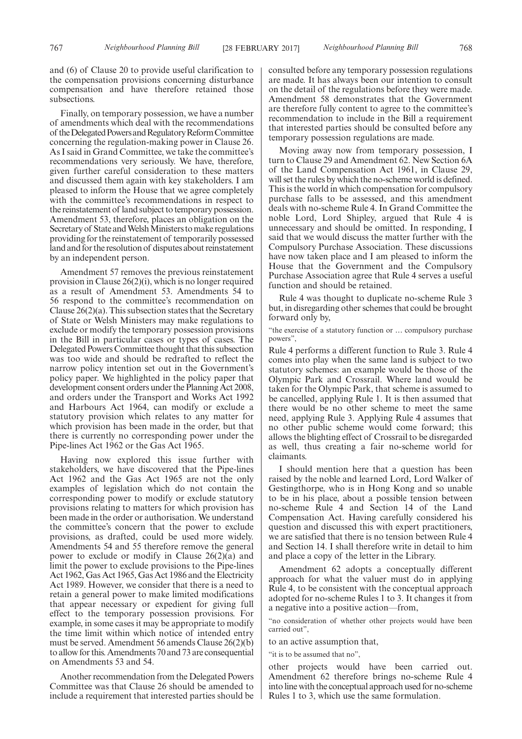and (6) of Clause 20 to provide useful clarification to the compensation provisions concerning disturbance compensation and have therefore retained those subsections.

Finally, on temporary possession, we have a number of amendments which deal with the recommendations of the Delegated Powers and Regulatory Reform Committee concerning the regulation-making power in Clause 26. As I said in Grand Committee, we take the committee's recommendations very seriously. We have, therefore, given further careful consideration to these matters and discussed them again with key stakeholders. I am pleased to inform the House that we agree completely with the committee's recommendations in respect to the reinstatement of land subject to temporary possession. Amendment 53, therefore, places an obligation on the Secretary of State and Welsh Ministers to make regulations providing for the reinstatement of temporarily possessed land and for the resolution of disputes about reinstatement by an independent person.

Amendment 57 removes the previous reinstatement provision in Clause 26(2)(i), which is no longer required as a result of Amendment 53. Amendments 54 to 56 respond to the committee's recommendation on Clause 26(2)(a). This subsection states that the Secretary of State or Welsh Ministers may make regulations to exclude or modify the temporary possession provisions in the Bill in particular cases or types of cases. The Delegated Powers Committee thought that this subsection was too wide and should be redrafted to reflect the narrow policy intention set out in the Government's policy paper. We highlighted in the policy paper that development consent orders under the Planning Act 2008, and orders under the Transport and Works Act 1992 and Harbours Act 1964, can modify or exclude a statutory provision which relates to any matter for which provision has been made in the order, but that there is currently no corresponding power under the Pipe-lines Act 1962 or the Gas Act 1965.

Having now explored this issue further with stakeholders, we have discovered that the Pipe-lines Act 1962 and the Gas Act 1965 are not the only examples of legislation which do not contain the corresponding power to modify or exclude statutory provisions relating to matters for which provision has been made in the order or authorisation. We understand the committee's concern that the power to exclude provisions, as drafted, could be used more widely. Amendments 54 and 55 therefore remove the general power to exclude or modify in Clause 26(2)(a) and limit the power to exclude provisions to the Pipe-lines Act 1962, Gas Act 1965, Gas Act 1986 and the Electricity Act 1989. However, we consider that there is a need to retain a general power to make limited modifications that appear necessary or expedient for giving full effect to the temporary possession provisions. For example, in some cases it may be appropriate to modify the time limit within which notice of intended entry must be served. Amendment 56 amends Clause 26(2)(b) to allow for this. Amendments 70 and 73 are consequential on Amendments 53 and 54.

Another recommendation from the Delegated Powers Committee was that Clause 26 should be amended to include a requirement that interested parties should be consulted before any temporary possession regulations are made. It has always been our intention to consult on the detail of the regulations before they were made. Amendment 58 demonstrates that the Government are therefore fully content to agree to the committee's recommendation to include in the Bill a requirement that interested parties should be consulted before any temporary possession regulations are made.

Moving away now from temporary possession, I turn to Clause 29 and Amendment 62. New Section 6A of the Land Compensation Act 1961, in Clause 29, will set the rules by which the no-scheme world is defined. This is the world in which compensation for compulsory purchase falls to be assessed, and this amendment deals with no-scheme Rule 4. In Grand Committee the noble Lord, Lord Shipley, argued that Rule 4 is unnecessary and should be omitted. In responding, I said that we would discuss the matter further with the Compulsory Purchase Association. These discussions have now taken place and I am pleased to inform the House that the Government and the Compulsory Purchase Association agree that Rule 4 serves a useful function and should be retained.

Rule 4 was thought to duplicate no-scheme Rule 3 but, in disregarding other schemes that could be brought forward only by,

"the exercise of a statutory function or … compulsory purchase powers",

Rule 4 performs a different function to Rule 3. Rule 4 comes into play when the same land is subject to two statutory schemes: an example would be those of the Olympic Park and Crossrail. Where land would be taken for the Olympic Park, that scheme is assumed to be cancelled, applying Rule 1. It is then assumed that there would be no other scheme to meet the same need, applying Rule 3. Applying Rule 4 assumes that no other public scheme would come forward; this allows the blighting effect of Crossrail to be disregarded as well, thus creating a fair no-scheme world for claimants.

I should mention here that a question has been raised by the noble and learned Lord, Lord Walker of Gestingthorpe, who is in Hong Kong and so unable to be in his place, about a possible tension between no-scheme Rule 4 and Section 14 of the Land Compensation Act. Having carefully considered his question and discussed this with expert practitioners, we are satisfied that there is no tension between Rule 4 and Section 14. I shall therefore write in detail to him and place a copy of the letter in the Library.

Amendment 62 adopts a conceptually different approach for what the valuer must do in applying Rule 4, to be consistent with the conceptual approach adopted for no-scheme Rules 1 to 3. It changes it from a negative into a positive action—from,

"no consideration of whether other projects would have been carried out",

to an active assumption that,

"it is to be assumed that no",

other projects would have been carried out. Amendment 62 therefore brings no-scheme Rule 4 into line with the conceptual approach used for no-scheme Rules 1 to 3, which use the same formulation.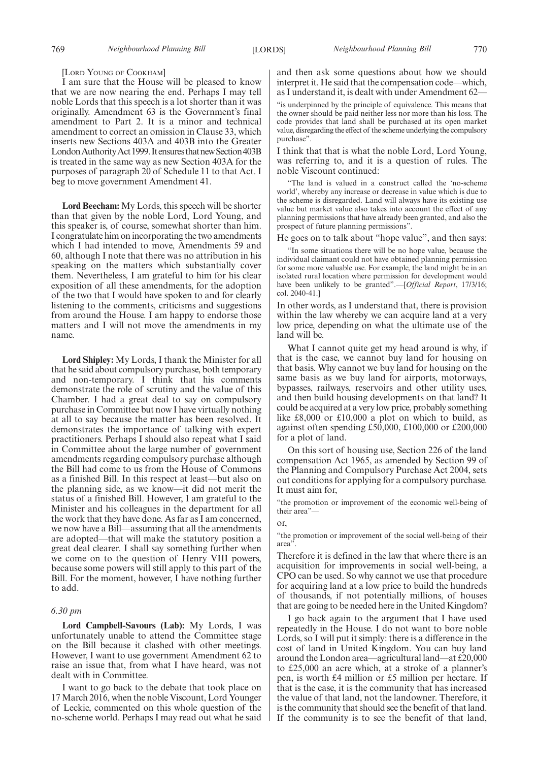[LORD YOUNG OF COOKHAM]

I am sure that the House will be pleased to know that we are now nearing the end. Perhaps I may tell noble Lords that this speech is a lot shorter than it was originally. Amendment 63 is the Government's final amendment to Part 2. It is a minor and technical amendment to correct an omission in Clause 33, which inserts new Sections 403A and 403B into the Greater London Authority Act 1999. It ensures that new Section 403B is treated in the same way as new Section 403A for the purposes of paragraph 20 of Schedule 11 to that Act. I beg to move government Amendment 41.

**Lord Beecham:** My Lords, this speech will be shorter than that given by the noble Lord, Lord Young, and this speaker is, of course, somewhat shorter than him. I congratulate him on incorporating the two amendments which I had intended to move, Amendments 59 and 60, although I note that there was no attribution in his speaking on the matters which substantially cover them. Nevertheless, I am grateful to him for his clear exposition of all these amendments, for the adoption of the two that I would have spoken to and for clearly listening to the comments, criticisms and suggestions from around the House. I am happy to endorse those matters and I will not move the amendments in my name.

**Lord Shipley:** My Lords, I thank the Minister for all that he said about compulsory purchase, both temporary and non-temporary. I think that his comments demonstrate the role of scrutiny and the value of this Chamber. I had a great deal to say on compulsory purchase in Committee but now I have virtually nothing at all to say because the matter has been resolved. It demonstrates the importance of talking with expert practitioners. Perhaps I should also repeat what I said in Committee about the large number of government amendments regarding compulsory purchase although the Bill had come to us from the House of Commons as a finished Bill. In this respect at least—but also on the planning side, as we know—it did not merit the status of a finished Bill. However, I am grateful to the Minister and his colleagues in the department for all the work that they have done. As far as I am concerned, we now have a Bill—assuming that all the amendments are adopted—that will make the statutory position a great deal clearer. I shall say something further when we come on to the question of Henry VIII powers, because some powers will still apply to this part of the Bill. For the moment, however, I have nothing further to add.

*6.30 pm*

**Lord Campbell-Savours (Lab):** My Lords, I was unfortunately unable to attend the Committee stage on the Bill because it clashed with other meetings. However, I want to use government Amendment 62 to raise an issue that, from what I have heard, was not dealt with in Committee.

I want to go back to the debate that took place on 17 March 2016, when the noble Viscount, Lord Younger of Leckie, commented on this whole question of the no-scheme world. Perhaps I may read out what he said and then ask some questions about how we should interpret it. He said that the compensation code—which, as I understand it, is dealt with under Amendment 62—

> "is underpinned by the principle of equivalence. This means that the owner should be paid neither less nor more than his loss. The code provides that land shall be purchased at its open market value, disregarding the effect of the scheme underlying the compulsory purchase".

I think that that is what the noble Lord, Lord Young, was referring to, and it is a question of rules. The noble Viscount continued:

> "The land is valued in a construct called the 'no-scheme world', whereby any increase or decrease in value which is due to the scheme is disregarded. Land will always have its existing use value but market value also takes into account the effect of any planning permissions that have already been granted, and also the prospect of future planning permissions".

He goes on to talk about "hope value", and then says:

> "In some situations there will be no hope value, because the individual claimant could not have obtained planning permission for some more valuable use. For example, the land might be in an isolated rural location where permission for development would have been unlikely to be granted".—[*Official Report*, 17/3/16; col. 2040-41.]

In other words, as I understand that, there is provision within the law whereby we can acquire land at a very low price, depending on what the ultimate use of the land will be.

What I cannot quite get my head around is why, if that is the case, we cannot buy land for housing on that basis. Why cannot we buy land for housing on the same basis as we buy land for airports, motorways, bypasses, railways, reservoirs and other utility uses, and then build housing developments on that land? It could be acquired at a very low price, probably something like £8,000 or £10,000 a plot on which to build, as against often spending £50,000, £100,000 or £200,000 for a plot of land.

On this sort of housing use, Section 226 of the land compensation Act 1965, as amended by Section 99 of the Planning and Compulsory Purchase Act 2004, sets out conditions for applying for a compulsory purchase. It must aim for,

> "the promotion or improvement of the economic well-being of their area"—

or,

> "the promotion or improvement of the social well-being of their area".

Therefore it is defined in the law that where there is an acquisition for improvements in social well-being, a CPO can be used. So why cannot we use that procedure for acquiring land at a low price to build the hundreds of thousands, if not potentially millions, of houses that are going to be needed here in the United Kingdom?

I go back again to the argument that I have used repeatedly in the House. I do not want to bore noble Lords, so I will put it simply: there is a difference in the cost of land in United Kingdom. You can buy land around the London area—agricultural land—at £20,000 to £25,000 an acre which, at a stroke of a planner's pen, is worth £4 million or £5 million per hectare. If that is the case, it is the community that has increased the value of that land, not the landowner. Therefore, it is the community that should see the benefit of that land. If the community is to see the benefit of that land,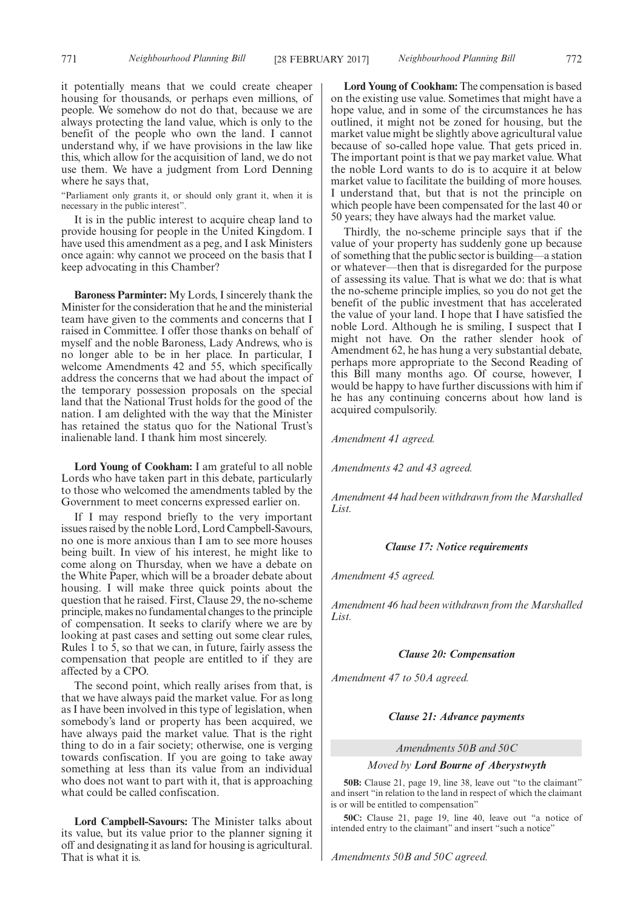it potentially means that we could create cheaper housing for thousands, or perhaps even millions, of people. We somehow do not do that, because we are always protecting the land value, which is only to the benefit of the people who own the land. I cannot understand why, if we have provisions in the law like this, which allow for the acquisition of land, we do not use them. We have a judgment from Lord Denning where he says that,

"Parliament only grants it, or should only grant it, when it is necessary in the public interest".

It is in the public interest to acquire cheap land to provide housing for people in the United Kingdom. I have used this amendment as a peg, and I ask Ministers once again: why cannot we proceed on the basis that I keep advocating in this Chamber?

**Baroness Parminter:** My Lords, I sincerely thank the Minister for the consideration that he and the ministerial team have given to the comments and concerns that I raised in Committee. I offer those thanks on behalf of myself and the noble Baroness, Lady Andrews, who is no longer able to be in her place. In particular, I welcome Amendments 42 and 55, which specifically address the concerns that we had about the impact of the temporary possession proposals on the special land that the National Trust holds for the good of the nation. I am delighted with the way that the Minister has retained the status quo for the National Trust's inalienable land. I thank him most sincerely.

**Lord Young of Cookham:** I am grateful to all noble Lords who have taken part in this debate, particularly to those who welcomed the amendments tabled by the Government to meet concerns expressed earlier on.

If I may respond briefly to the very important issues raised by the noble Lord, Lord Campbell-Savours, no one is more anxious than I am to see more houses being built. In view of his interest, he might like to come along on Thursday, when we have a debate on the White Paper, which will be a broader debate about housing. I will make three quick points about the question that he raised. First, Clause 29, the no-scheme principle, makes no fundamental changes to the principle of compensation. It seeks to clarify where we are by looking at past cases and setting out some clear rules, Rules 1 to 5, so that we can, in future, fairly assess the compensation that people are entitled to if they are affected by a CPO.

The second point, which really arises from that, is that we have always paid the market value. For as long as I have been involved in this type of legislation, when somebody's land or property has been acquired, we have always paid the market value. That is the right thing to do in a fair society; otherwise, one is verging towards confiscation. If you are going to take away something at less than its value from an individual who does not want to part with it, that is approaching what could be called confiscation.

**Lord Campbell-Savours:** The Minister talks about its value, but its value prior to the planner signing it off and designating it as land for housing is agricultural. That is what it is.

**Lord Young of Cookham:** The compensation is based on the existing use value. Sometimes that might have a hope value, and in some of the circumstances he has outlined, it might not be zoned for housing, but the market value might be slightly above agricultural value because of so-called hope value. That gets priced in. The important point is that we pay market value. What the noble Lord wants to do is to acquire it at below market value to facilitate the building of more houses. I understand that, but that is not the principle on which people have been compensated for the last 40 or 50 years; they have always had the market value.

Thirdly, the no-scheme principle says that if the value of your property has suddenly gone up because of something that the public sector is building—a station or whatever—then that is disregarded for the purpose of assessing its value. That is what we do: that is what the no-scheme principle implies, so you do not get the benefit of the public investment that has accelerated the value of your land. I hope that I have satisfied the noble Lord. Although he is smiling, I suspect that I might not have. On the rather slender hook of Amendment 62, he has hung a very substantial debate, perhaps more appropriate to the Second Reading of this Bill many months ago. Of course, however, I would be happy to have further discussions with him if he has any continuing concerns about how land is acquired compulsorily.

*Amendment 41 agreed.*

*Amendments 42 and 43 agreed.*

*Amendment 44 had been withdrawn from the Marshalled List.*

### *Clause 17: Notice requirements*

*Amendment 45 agreed.*

*Amendment 46 had been withdrawn from the Marshalled List.*

### *Clause 20: Compensation*

*Amendment 47 to 50A agreed.*

### *Clause 21: Advance payments*

*Amendments 50B and 50C*

*Moved by* ***Lord Bourne of Aberystwyth***

**50B:** Clause 21, page 19, line 38, leave out "to the claimant" and insert "in relation to the land in respect of which the claimant is or will be entitled to compensation"

**50C:** Clause 21, page 19, line 40, leave out "a notice of intended entry to the claimant" and insert "such a notice"

*Amendments 50B and 50C agreed.*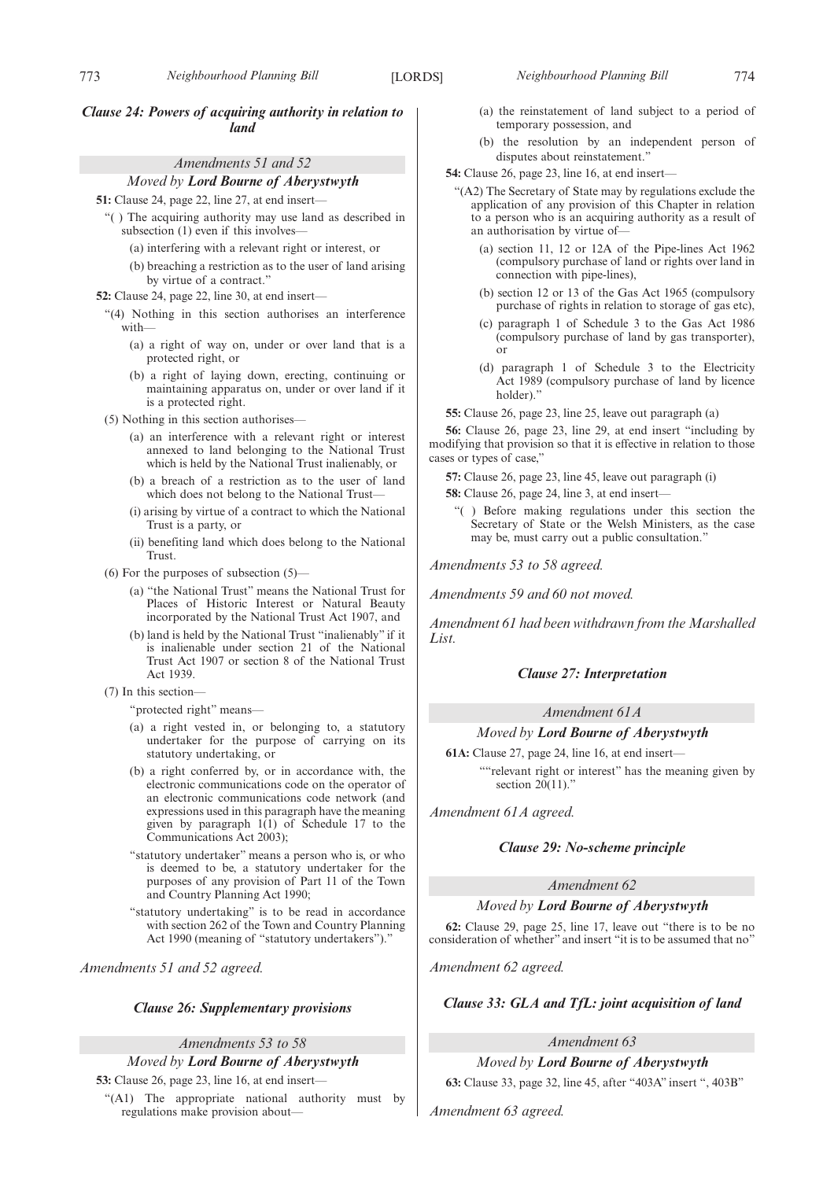### *Clause 24: Powers of acquiring authority in relation to land*

*Amendments 51 and 52*

*Moved by* ***Lord Bourne of Aberystwyth***

**51:** Clause 24, page 22, line 27, at end insert—

"( ) The acquiring authority may use land as described in subsection (1) even if this involves—

(a) interfering with a relevant right or interest, or

(b) breaching a restriction as to the user of land arising by virtue of a contract."

**52:** Clause 24, page 22, line 30, at end insert—

"(4) Nothing in this section authorises an interference with—

(a) a right of way on, under or over land that is a protected right, or

(b) a right of laying down, erecting, continuing or maintaining apparatus on, under or over land if it is a protected right.

(5) Nothing in this section authorises—

(a) an interference with a relevant right or interest annexed to land belonging to the National Trust which is held by the National Trust inalienably, or

(b) a breach of a restriction as to the user of land which does not belong to the National Trust—

(i) arising by virtue of a contract to which the National Trust is a party, or

(ii) benefiting land which does belong to the National Trust.

(6) For the purposes of subsection (5)—

(a) "the National Trust" means the National Trust for Places of Historic Interest or Natural Beauty incorporated by the National Trust Act 1907, and

(b) land is held by the National Trust "inalienably" if it is inalienable under section 21 of the National Trust Act 1907 or section 8 of the National Trust Act 1939.

(7) In this section—

"protected right" means—

(a) a right vested in, or belonging to, a statutory undertaker for the purpose of carrying on its statutory undertaking, or

(b) a right conferred by, or in accordance with, the electronic communications code on the operator of an electronic communications code network (and expressions used in this paragraph have the meaning given by paragraph 1(1) of Schedule 17 to the Communications Act 2003);

"statutory undertaker" means a person who is, or who is deemed to be, a statutory undertaker for the purposes of any provision of Part 11 of the Town and Country Planning Act 1990;

"statutory undertaking" is to be read in accordance with section 262 of the Town and Country Planning Act 1990 (meaning of "statutory undertakers")."

*Amendments 51 and 52 agreed.*

### *Clause 26: Supplementary provisions*

*Amendments 53 to 58*

*Moved by* ***Lord Bourne of Aberystwyth***

**53:** Clause 26, page 23, line 16, at end insert—

"(A1) The appropriate national authority must by regulations make provision about—

(a) the reinstatement of land subject to a period of temporary possession, and

(b) the resolution by an independent person of disputes about reinstatement."

**54:** Clause 26, page 23, line 16, at end insert—

"(A2) The Secretary of State may by regulations exclude the application of any provision of this Chapter in relation to a person who is an acquiring authority as a result of an authorisation by virtue of—

(a) section 11, 12 or 12A of the Pipe-lines Act 1962 (compulsory purchase of land or rights over land in connection with pipe-lines),

(b) section 12 or 13 of the Gas Act 1965 (compulsory purchase of rights in relation to storage of gas etc),

(c) paragraph 1 of Schedule 3 to the Gas Act 1986 (compulsory purchase of land by gas transporter), or

(d) paragraph 1 of Schedule 3 to the Electricity Act 1989 (compulsory purchase of land by licence holder)."

**55:** Clause 26, page 23, line 25, leave out paragraph (a)

**56:** Clause 26, page 23, line 29, at end insert "including by modifying that provision so that it is effective in relation to those cases or types of case,"

**57:** Clause 26, page 23, line 45, leave out paragraph (i)

**58:** Clause 26, page 24, line 3, at end insert—

"( ) Before making regulations under this section the Secretary of State or the Welsh Ministers, as the case may be, must carry out a public consultation."

*Amendments 53 to 58 agreed.*

*Amendments 59 and 60 not moved.*

*Amendment 61 had been withdrawn from the Marshalled List.*

### *Clause 27: Interpretation*

*Amendment 61A*

*Moved by* ***Lord Bourne of Aberystwyth***

**61A:** Clause 27, page 24, line 16, at end insert—

""relevant right or interest" has the meaning given by section 20(11)."

*Amendment 61A agreed.*

### *Clause 29: No-scheme principle*

*Amendment 62*

*Moved by* ***Lord Bourne of Aberystwyth***

**62:** Clause 29, page 25, line 17, leave out "there is to be no consideration of whether" and insert "it is to be assumed that no"

*Amendment 62 agreed.*

### *Clause 33: GLA and TfL: joint acquisition of land*

*Amendment 63*

*Moved by* ***Lord Bourne of Aberystwyth***

**63:** Clause 33, page 32, line 45, after "403A" insert ", 403B"

*Amendment 63 agreed.*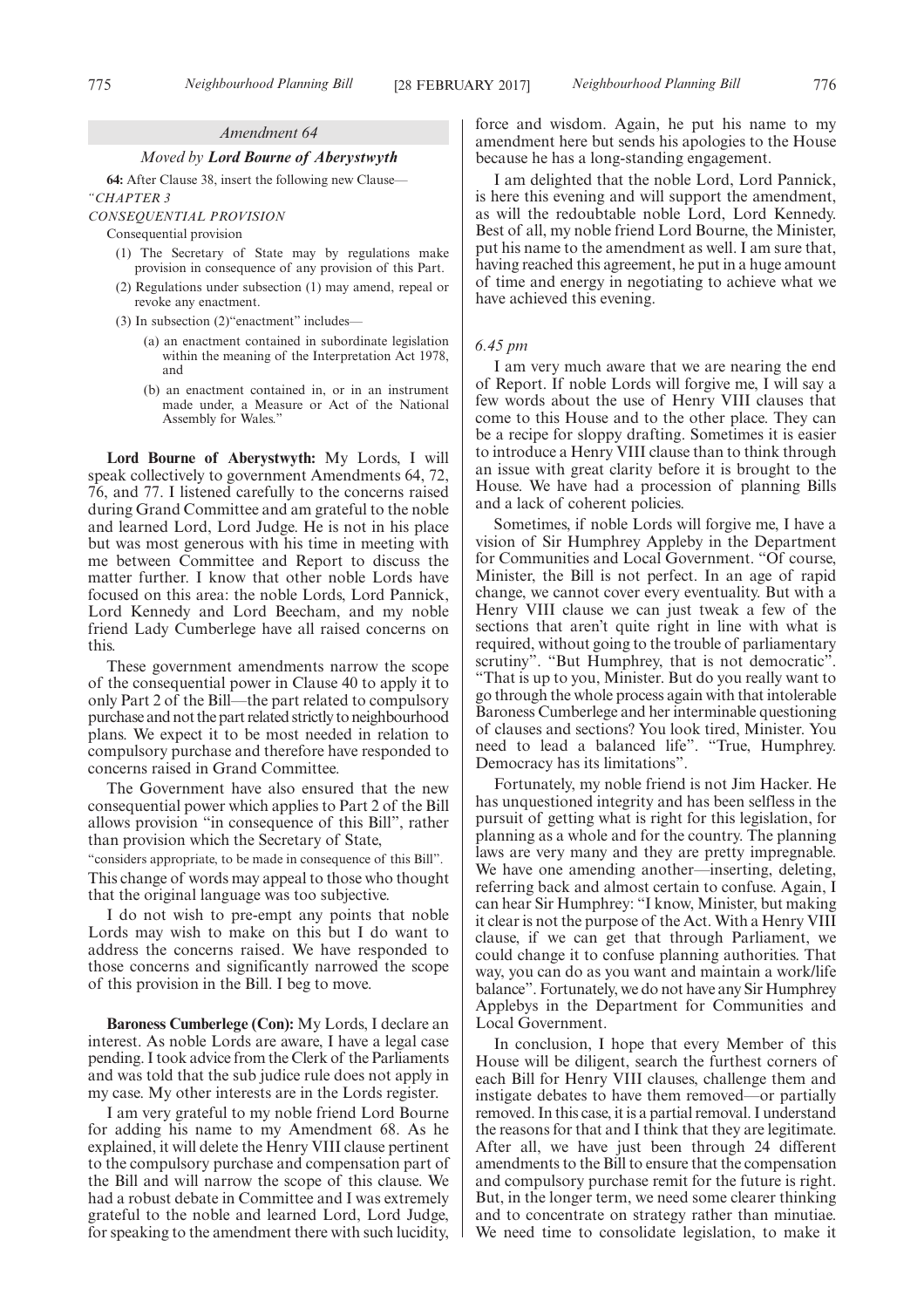*Amendment 64*

*Moved by* ***Lord Bourne of Aberystwyth***

**64:** After Clause 38, insert the following new Clause—

*"CHAPTER 3*

*CONSEQUENTIAL PROVISION*

Consequential provision

(1) The Secretary of State may by regulations make provision in consequence of any provision of this Part.

(2) Regulations under subsection (1) may amend, repeal or revoke any enactment.

(3) In subsection (2)"enactment" includes—

(a) an enactment contained in subordinate legislation within the meaning of the Interpretation Act 1978, and

(b) an enactment contained in, or in an instrument made under, a Measure or Act of the National Assembly for Wales."

**Lord Bourne of Aberystwyth:** My Lords, I will speak collectively to government Amendments 64, 72, 76, and 77. I listened carefully to the concerns raised during Grand Committee and am grateful to the noble and learned Lord, Lord Judge. He is not in his place but was most generous with his time in meeting with me between Committee and Report to discuss the matter further. I know that other noble Lords have focused on this area: the noble Lords, Lord Pannick, Lord Kennedy and Lord Beecham, and my noble friend Lady Cumberlege have all raised concerns on this.

These government amendments narrow the scope of the consequential power in Clause 40 to apply it to only Part 2 of the Bill—the part related to compulsory purchase and not the part related strictly to neighbourhood plans. We expect it to be most needed in relation to compulsory purchase and therefore have responded to concerns raised in Grand Committee.

The Government have also ensured that the new consequential power which applies to Part 2 of the Bill allows provision "in consequence of this Bill", rather than provision which the Secretary of State,

"considers appropriate, to be made in consequence of this Bill".

This change of words may appeal to those who thought that the original language was too subjective.

I do not wish to pre-empt any points that noble Lords may wish to make on this but I do want to address the concerns raised. We have responded to those concerns and significantly narrowed the scope of this provision in the Bill. I beg to move.

**Baroness Cumberlege (Con):** My Lords, I declare an interest. As noble Lords are aware, I have a legal case pending. I took advice from the Clerk of the Parliaments and was told that the sub judice rule does not apply in my case. My other interests are in the Lords register.

I am very grateful to my noble friend Lord Bourne for adding his name to my Amendment 68. As he explained, it will delete the Henry VIII clause pertinent to the compulsory purchase and compensation part of the Bill and will narrow the scope of this clause. We had a robust debate in Committee and I was extremely grateful to the noble and learned Lord, Lord Judge, for speaking to the amendment there with such lucidity, force and wisdom. Again, he put his name to my amendment here but sends his apologies to the House because he has a long-standing engagement.

I am delighted that the noble Lord, Lord Pannick, is here this evening and will support the amendment, as will the redoubtable noble Lord, Lord Kennedy. Best of all, my noble friend Lord Bourne, the Minister, put his name to the amendment as well. I am sure that, having reached this agreement, he put in a huge amount of time and energy in negotiating to achieve what we have achieved this evening.

*6.45 pm*

I am very much aware that we are nearing the end of Report. If noble Lords will forgive me, I will say a few words about the use of Henry VIII clauses that come to this House and to the other place. They can be a recipe for sloppy drafting. Sometimes it is easier to introduce a Henry VIII clause than to think through an issue with great clarity before it is brought to the House. We have had a procession of planning Bills and a lack of coherent policies.

Sometimes, if noble Lords will forgive me, I have a vision of Sir Humphrey Appleby in the Department for Communities and Local Government. "Of course, Minister, the Bill is not perfect. In an age of rapid change, we cannot cover every eventuality. But with a Henry VIII clause we can just tweak a few of the sections that aren't quite right in line with what is required, without going to the trouble of parliamentary scrutiny". "But Humphrey, that is not democratic". "That is up to you, Minister. But do you really want to go through the whole process again with that intolerable Baroness Cumberlege and her interminable questioning of clauses and sections? You look tired, Minister. You need to lead a balanced life". "True, Humphrey. Democracy has its limitations".

Fortunately, my noble friend is not Jim Hacker. He has unquestioned integrity and has been selfless in the pursuit of getting what is right for this legislation, for planning as a whole and for the country. The planning laws are very many and they are pretty impregnable. We have one amending another—inserting, deleting, referring back and almost certain to confuse. Again, I can hear Sir Humphrey: "I know, Minister, but making it clear is not the purpose of the Act. With a Henry VIII clause, if we can get that through Parliament, we could change it to confuse planning authorities. That way, you can do as you want and maintain a work/life balance". Fortunately, we do not have any Sir Humphrey Applebys in the Department for Communities and Local Government.

In conclusion, I hope that every Member of this House will be diligent, search the furthest corners of each Bill for Henry VIII clauses, challenge them and instigate debates to have them removed—or partially removed. In this case, it is a partial removal. I understand the reasons for that and I think that they are legitimate. After all, we have just been through 24 different amendments to the Bill to ensure that the compensation and compulsory purchase remit for the future is right. But, in the longer term, we need some clearer thinking and to concentrate on strategy rather than minutiae. We need time to consolidate legislation, to make it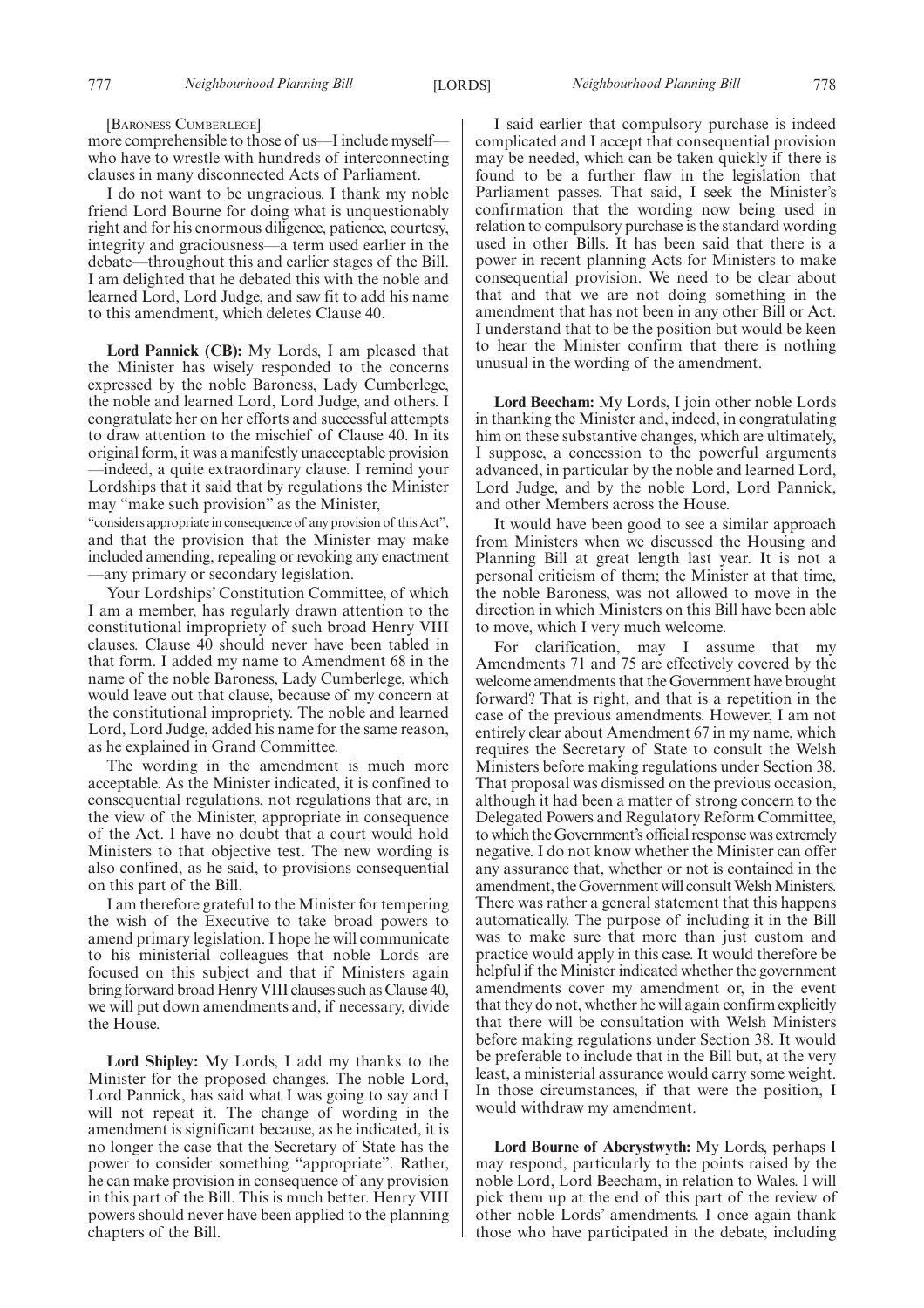[Baroness Cumberlege]

more comprehensible to those of us—I include myself—who have to wrestle with hundreds of interconnecting clauses in many disconnected Acts of Parliament.

I do not want to be ungracious. I thank my noble friend Lord Bourne for doing what is unquestionably right and for his enormous diligence, patience, courtesy, integrity and graciousness—a term used earlier in the debate—throughout this and earlier stages of the Bill. I am delighted that he debated this with the noble and learned Lord, Lord Judge, and saw fit to add his name to this amendment, which deletes Clause 40.

**Lord Pannick (CB):** My Lords, I am pleased that the Minister has wisely responded to the concerns expressed by the noble Baroness, Lady Cumberlege, the noble and learned Lord, Lord Judge, and others. I congratulate her on her efforts and successful attempts to draw attention to the mischief of Clause 40. In its original form, it was a manifestly unacceptable provision—indeed, a quite extraordinary clause. I remind your Lordships that it said that by regulations the Minister may "make such provision" as the Minister,

"considers appropriate in consequence of any provision of this Act",

and that the provision that the Minister may make included amending, repealing or revoking any enactment—any primary or secondary legislation.

Your Lordships' Constitution Committee, of which I am a member, has regularly drawn attention to the constitutional impropriety of such broad Henry VIII clauses. Clause 40 should never have been tabled in that form. I added my name to Amendment 68 in the name of the noble Baroness, Lady Cumberlege, which would leave out that clause, because of my concern at the constitutional impropriety. The noble and learned Lord, Lord Judge, added his name for the same reason, as he explained in Grand Committee.

The wording in the amendment is much more acceptable. As the Minister indicated, it is confined to consequential regulations, not regulations that are, in the view of the Minister, appropriate in consequence of the Act. I have no doubt that a court would hold Ministers to that objective test. The new wording is also confined, as he said, to provisions consequential on this part of the Bill.

I am therefore grateful to the Minister for tempering the wish of the Executive to take broad powers to amend primary legislation. I hope he will communicate to his ministerial colleagues that noble Lords are focused on this subject and that if Ministers again bring forward broad Henry VIII clauses such as Clause 40, we will put down amendments and, if necessary, divide the House.

**Lord Shipley:** My Lords, I add my thanks to the Minister for the proposed changes. The noble Lord, Lord Pannick, has said what I was going to say and I will not repeat it. The change of wording in the amendment is significant because, as he indicated, it is no longer the case that the Secretary of State has the power to consider something "appropriate". Rather, he can make provision in consequence of any provision in this part of the Bill. This is much better. Henry VIII powers should never have been applied to the planning chapters of the Bill.

I said earlier that compulsory purchase is indeed complicated and I accept that consequential provision may be needed, which can be taken quickly if there is found to be a further flaw in the legislation that Parliament passes. That said, I seek the Minister's confirmation that the wording now being used in relation to compulsory purchase is the standard wording used in other Bills. It has been said that there is a power in recent planning Acts for Ministers to make consequential provision. We need to be clear about that and that we are not doing something in the amendment that has not been in any other Bill or Act. I understand that to be the position but would be keen to hear the Minister confirm that there is nothing unusual in the wording of the amendment.

**Lord Beecham:** My Lords, I join other noble Lords in thanking the Minister and, indeed, in congratulating him on these substantive changes, which are ultimately, I suppose, a concession to the powerful arguments advanced, in particular by the noble and learned Lord, Lord Judge, and by the noble Lord, Lord Pannick, and other Members across the House.

It would have been good to see a similar approach from Ministers when we discussed the Housing and Planning Bill at great length last year. It is not a personal criticism of them; the Minister at that time, the noble Baroness, was not allowed to move in the direction in which Ministers on this Bill have been able to move, which I very much welcome.

For clarification, may I assume that my Amendments 71 and 75 are effectively covered by the welcome amendments that the Government have brought forward? That is right, and that is a repetition in the case of the previous amendments. However, I am not entirely clear about Amendment 67 in my name, which requires the Secretary of State to consult the Welsh Ministers before making regulations under Section 38. That proposal was dismissed on the previous occasion, although it had been a matter of strong concern to the Delegated Powers and Regulatory Reform Committee, to which the Government's official response was extremely negative. I do not know whether the Minister can offer any assurance that, whether or not is contained in the amendment, the Government will consult Welsh Ministers. There was rather a general statement that this happens automatically. The purpose of including it in the Bill was to make sure that more than just custom and practice would apply in this case. It would therefore be helpful if the Minister indicated whether the government amendments cover my amendment or, in the event that they do not, whether he will again confirm explicitly that there will be consultation with Welsh Ministers before making regulations under Section 38. It would be preferable to include that in the Bill but, at the very least, a ministerial assurance would carry some weight. In those circumstances, if that were the position, I would withdraw my amendment.

**Lord Bourne of Aberystwyth:** My Lords, perhaps I may respond, particularly to the points raised by the noble Lord, Lord Beecham, in relation to Wales. I will pick them up at the end of this part of the review of other noble Lords' amendments. I once again thank those who have participated in the debate, including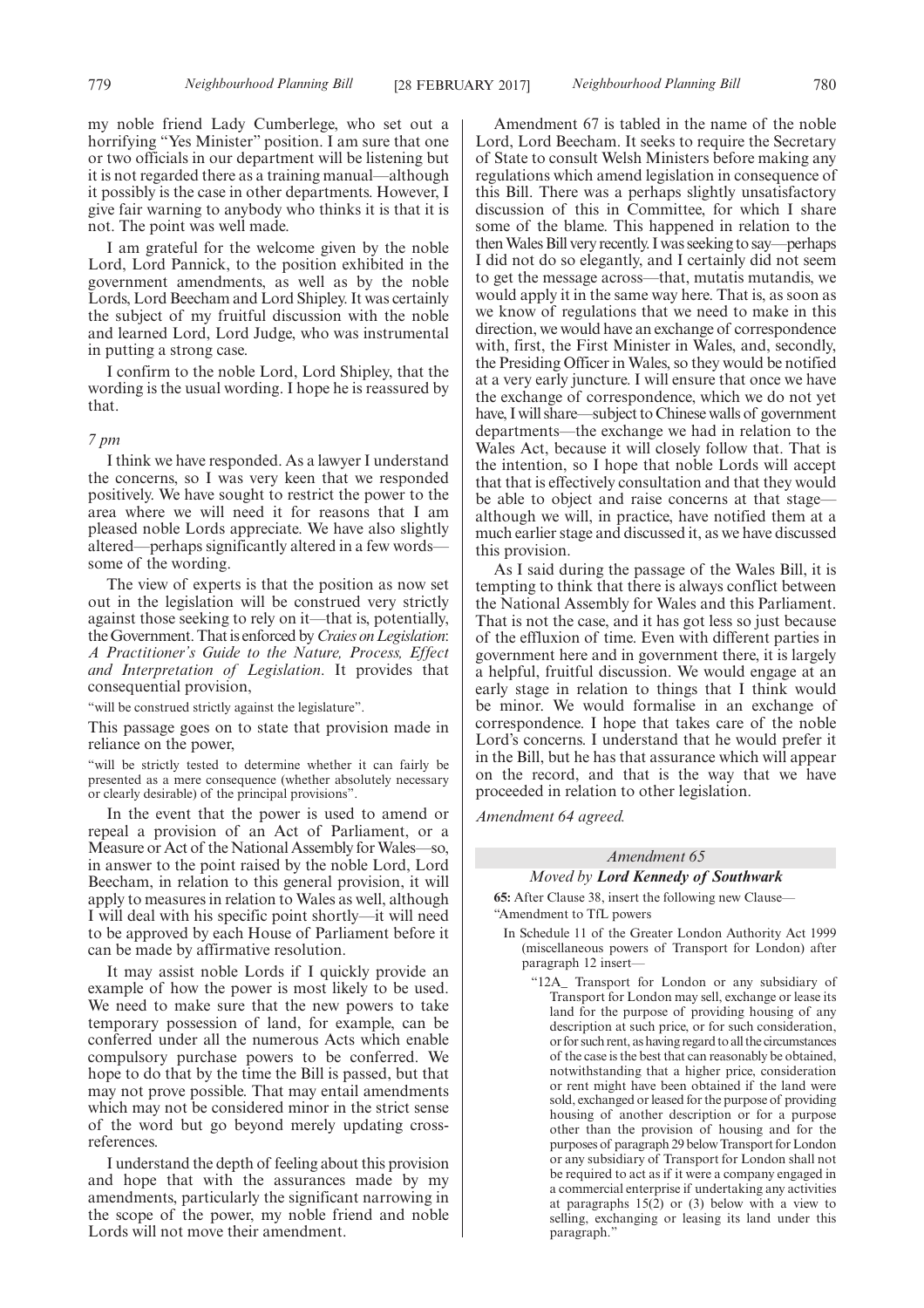my noble friend Lady Cumberlege, who set out a horrifying "Yes Minister" position. I am sure that one or two officials in our department will be listening but it is not regarded there as a training manual—although it possibly is the case in other departments. However, I give fair warning to anybody who thinks it is that it is not. The point was well made.

I am grateful for the welcome given by the noble Lord, Lord Pannick, to the position exhibited in the government amendments, as well as by the noble Lords, Lord Beecham and Lord Shipley. It was certainly the subject of my fruitful discussion with the noble and learned Lord, Lord Judge, who was instrumental in putting a strong case.

I confirm to the noble Lord, Lord Shipley, that the wording is the usual wording. I hope he is reassured by that.

*7 pm*

I think we have responded. As a lawyer I understand the concerns, so I was very keen that we responded positively. We have sought to restrict the power to the area where we will need it for reasons that I am pleased noble Lords appreciate. We have also slightly altered—perhaps significantly altered in a few words—some of the wording.

The view of experts is that the position as now set out in the legislation will be construed very strictly against those seeking to rely on it—that is, potentially, the Government. That is enforced by *Craies on Legislation: A Practitioner's Guide to the Nature, Process, Effect and Interpretation of Legislation*. It provides that consequential provision,

"will be construed strictly against the legislature".

This passage goes on to state that provision made in reliance on the power,

"will be strictly tested to determine whether it can fairly be presented as a mere consequence (whether absolutely necessary or clearly desirable) of the principal provisions".

In the event that the power is used to amend or repeal a provision of an Act of Parliament, or a Measure or Act of the National Assembly for Wales—so, in answer to the point raised by the noble Lord, Lord Beecham, in relation to this general provision, it will apply to measures in relation to Wales as well, although I will deal with his specific point shortly—it will need to be approved by each House of Parliament before it can be made by affirmative resolution.

It may assist noble Lords if I quickly provide an example of how the power is most likely to be used. We need to make sure that the new powers to take temporary possession of land, for example, can be conferred under all the numerous Acts which enable compulsory purchase powers to be conferred. We hope to do that by the time the Bill is passed, but that may not prove possible. That may entail amendments which may not be considered minor in the strict sense of the word but go beyond merely updating cross-references.

I understand the depth of feeling about this provision and hope that with the assurances made by my amendments, particularly the significant narrowing in the scope of the power, my noble friend and noble Lords will not move their amendment.

Amendment 67 is tabled in the name of the noble Lord, Lord Beecham. It seeks to require the Secretary of State to consult Welsh Ministers before making any regulations which amend legislation in consequence of this Bill. There was a perhaps slightly unsatisfactory discussion of this in Committee, for which I share some of the blame. This happened in relation to the then Wales Bill very recently. I was seeking to say—perhaps I did not do so elegantly, and I certainly did not seem to get the message across—that, mutatis mutandis, we would apply it in the same way here. That is, as soon as we know of regulations that we need to make in this direction, we would have an exchange of correspondence with, first, the First Minister in Wales, and, secondly, the Presiding Officer in Wales, so they would be notified at a very early juncture. I will ensure that once we have the exchange of correspondence, which we do not yet have, I will share—subject to Chinese walls of government departments—the exchange we had in relation to the Wales Act, because it will closely follow that. That is the intention, so I hope that noble Lords will accept that that is effectively consultation and that they would be able to object and raise concerns at that stage—although we will, in practice, have notified them at a much earlier stage and discussed it, as we have discussed this provision.

As I said during the passage of the Wales Bill, it is tempting to think that there is always conflict between the National Assembly for Wales and this Parliament. That is not the case, and it has got less so just because of the effluxion of time. Even with different parties in government here and in government there, it is largely a helpful, fruitful discussion. We would engage at an early stage in relation to things that I think would be minor. We would formalise in an exchange of correspondence. I hope that takes care of the noble Lord's concerns. I understand that he would prefer it in the Bill, but he has that assurance which will appear on the record, and that is the way that we have proceeded in relation to other legislation.

*Amendment 64 agreed.*

*Amendment 65*

*Moved by* ***Lord Kennedy of Southwark***

**65:** After Clause 38, insert the following new Clause—

"Amendment to TfL powers

In Schedule 11 of the Greater London Authority Act 1999 (miscellaneous powers of Transport for London) after paragraph 12 insert—

"12A_ Transport for London or any subsidiary of Transport for London may sell, exchange or lease its land for the purpose of providing housing of any description at such price, or for such consideration, or for such rent, as having regard to all the circumstances of the case is the best that can reasonably be obtained, notwithstanding that a higher price, consideration or rent might have been obtained if the land were sold, exchanged or leased for the purpose of providing housing of another description or for a purpose other than the provision of housing and for the purposes of paragraph 29 below Transport for London or any subsidiary of Transport for London shall not be required to act as if it were a company engaged in a commercial enterprise if undertaking any activities at paragraphs 15(2) or (3) below with a view to selling, exchanging or leasing its land under this paragraph.""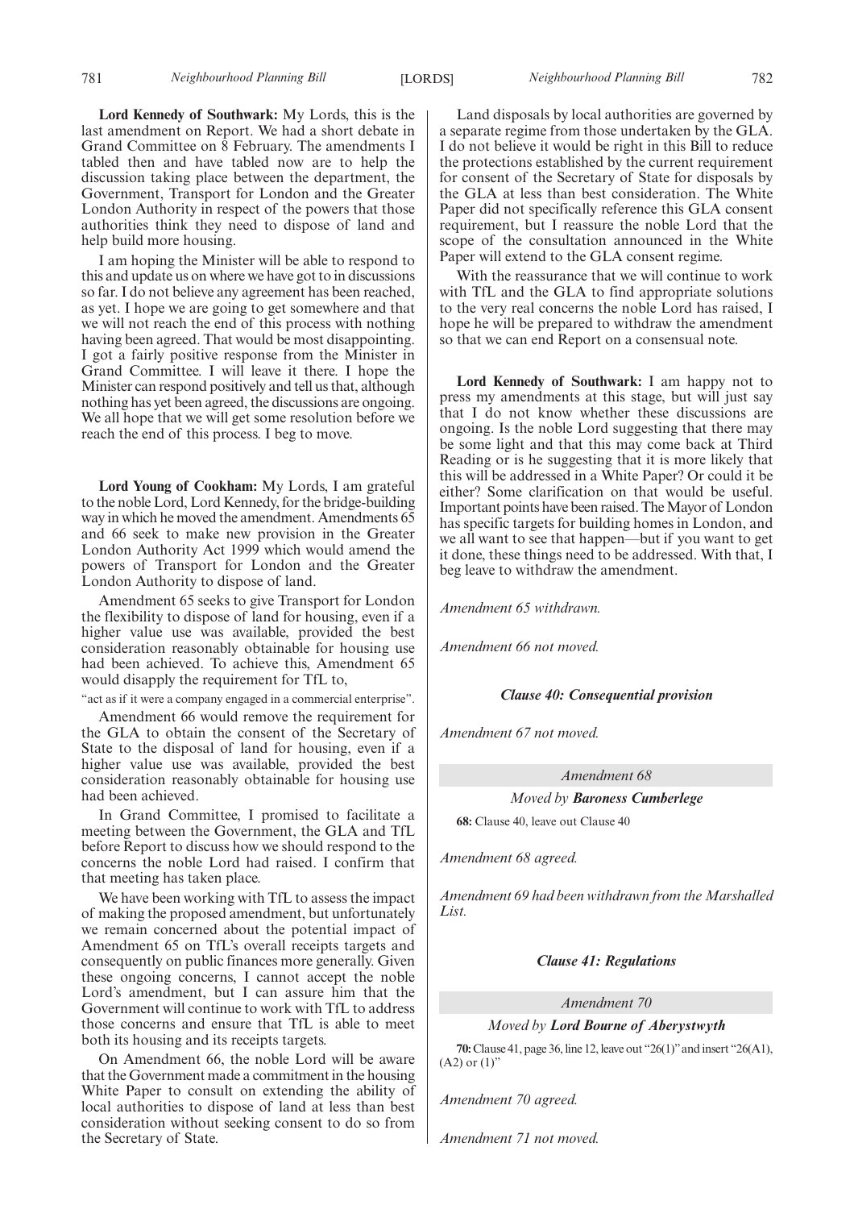**Lord Kennedy of Southwark:** My Lords, this is the last amendment on Report. We had a short debate in Grand Committee on 8 February. The amendments I tabled then and have tabled now are to help the discussion taking place between the department, the Government, Transport for London and the Greater London Authority in respect of the powers that those authorities think they need to dispose of land and help build more housing.

I am hoping the Minister will be able to respond to this and update us on where we have got to in discussions so far. I do not believe any agreement has been reached, as yet. I hope we are going to get somewhere and that we will not reach the end of this process with nothing having been agreed. That would be most disappointing. I got a fairly positive response from the Minister in Grand Committee. I will leave it there. I hope the Minister can respond positively and tell us that, although nothing has yet been agreed, the discussions are ongoing. We all hope that we will get some resolution before we reach the end of this process. I beg to move.

**Lord Young of Cookham:** My Lords, I am grateful to the noble Lord, Lord Kennedy, for the bridge-building way in which he moved the amendment. Amendments 65 and 66 seek to make new provision in the Greater London Authority Act 1999 which would amend the powers of Transport for London and the Greater London Authority to dispose of land.

Amendment 65 seeks to give Transport for London the flexibility to dispose of land for housing, even if a higher value use was available, provided the best consideration reasonably obtainable for housing use had been achieved. To achieve this, Amendment 65 would disapply the requirement for TfL to,

"act as if it were a company engaged in a commercial enterprise".

Amendment 66 would remove the requirement for the GLA to obtain the consent of the Secretary of State to the disposal of land for housing, even if a higher value use was available, provided the best consideration reasonably obtainable for housing use had been achieved.

In Grand Committee, I promised to facilitate a meeting between the Government, the GLA and TfL before Report to discuss how we should respond to the concerns the noble Lord had raised. I confirm that that meeting has taken place.

We have been working with TfL to assess the impact of making the proposed amendment, but unfortunately we remain concerned about the potential impact of Amendment 65 on TfL's overall receipts targets and consequently on public finances more generally. Given these ongoing concerns, I cannot accept the noble Lord's amendment, but I can assure him that the Government will continue to work with TfL to address those concerns and ensure that TfL is able to meet both its housing and its receipts targets.

On Amendment 66, the noble Lord will be aware that the Government made a commitment in the housing White Paper to consult on extending the ability of local authorities to dispose of land at less than best consideration without seeking consent to do so from the Secretary of State.

Land disposals by local authorities are governed by a separate regime from those undertaken by the GLA. I do not believe it would be right in this Bill to reduce the protections established by the current requirement for consent of the Secretary of State for disposals by the GLA at less than best consideration. The White Paper did not specifically reference this GLA consent requirement, but I reassure the noble Lord that the scope of the consultation announced in the White Paper will extend to the GLA consent regime.

With the reassurance that we will continue to work with TfL and the GLA to find appropriate solutions to the very real concerns the noble Lord has raised, I hope he will be prepared to withdraw the amendment so that we can end Report on a consensual note.

**Lord Kennedy of Southwark:** I am happy not to press my amendments at this stage, but will just say that I do not know whether these discussions are ongoing. Is the noble Lord suggesting that there may be some light and that this may come back at Third Reading or is he suggesting that it is more likely that this will be addressed in a White Paper? Or could it be either? Some clarification on that would be useful. Important points have been raised. The Mayor of London has specific targets for building homes in London, and we all want to see that happen—but if you want to get it done, these things need to be addressed. With that, I beg leave to withdraw the amendment.

*Amendment 65 withdrawn.*

*Amendment 66 not moved.*

***Clause 40: Consequential provision***

*Amendment 67 not moved.*

*Amendment 68*

*Moved by* ***Baroness Cumberlege***

**68:** Clause 40, leave out Clause 40

*Amendment 68 agreed.*

*Amendment 69 had been withdrawn from the Marshalled List.*

***Clause 41: Regulations***

*Amendment 70*

*Moved by* ***Lord Bourne of Aberystwyth***

**70:** Clause 41, page 36, line 12, leave out "26(1)" and insert "26(A1), (A2) or (1)"

*Amendment 70 agreed.*

*Amendment 71 not moved.*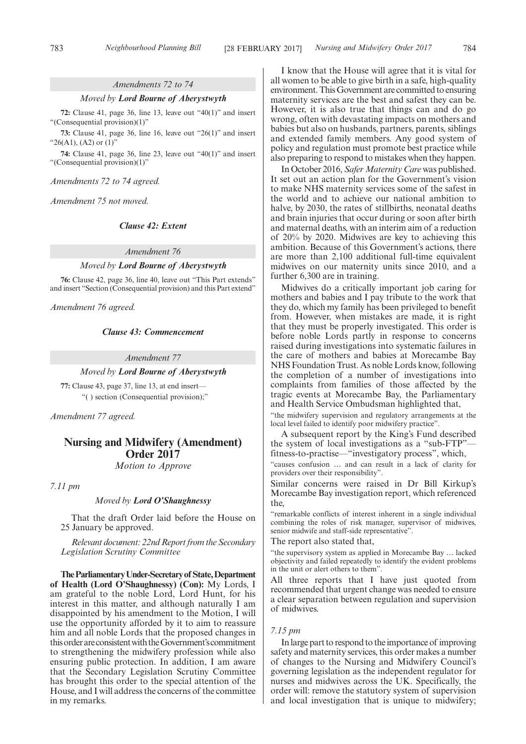*Amendments 72 to 74*

*Moved by* ***Lord Bourne of Aberystwyth***

**72:** Clause 41, page 36, line 13, leave out "40(1)" and insert "(Consequential provision)(1)"

**73:** Clause 41, page 36, line 16, leave out "26(1)" and insert "26(A1), (A2) or (1)"

**74:** Clause 41, page 36, line 23, leave out "40(1)" and insert "(Consequential provision)(1)"

*Amendments 72 to 74 agreed.*

*Amendment 75 not moved.*

***Clause 42: Extent***

*Amendment 76*

*Moved by* ***Lord Bourne of Aberystwyth***

**76:** Clause 42, page 36, line 40, leave out "This Part extends" and insert "Section (Consequential provision) and this Part extend"

*Amendment 76 agreed.*

***Clause 43: Commencement***

*Amendment 77*

*Moved by* ***Lord Bourne of Aberystwyth***

**77:** Clause 43, page 37, line 13, at end insert—

"( ) section (Consequential provision);"

*Amendment 77 agreed.*

## Nursing and Midwifery (Amendment) Order 2017

*Motion to Approve*

*7.11 pm*

*Moved by* ***Lord O'Shaughnessy***

That the draft Order laid before the House on 25 January be approved.

*Relevant document: 22nd Report from the Secondary Legislation Scrutiny Committee*

**The Parliamentary Under-Secretary of State, Department of Health (Lord O'Shaughnessy) (Con):** My Lords, I am grateful to the noble Lord, Lord Hunt, for his interest in this matter, and although naturally I am disappointed by his amendment to the Motion, I will use the opportunity afforded by it to aim to reassure him and all noble Lords that the proposed changes in this order are consistent with the Government's commitment to strengthening the midwifery profession while also ensuring public protection. In addition, I am aware that the Secondary Legislation Scrutiny Committee has brought this order to the special attention of the House, and I will address the concerns of the committee in my remarks.

I know that the House will agree that it is vital for all women to be able to give birth in a safe, high-quality environment. This Government are committed to ensuring maternity services are the best and safest they can be. However, it is also true that things can and do go wrong, often with devastating impacts on mothers and babies but also on husbands, partners, parents, siblings and extended family members. Any good system of policy and regulation must promote best practice while also preparing to respond to mistakes when they happen.

In October 2016, *Safer Maternity Care* was published. It set out an action plan for the Government's vision to make NHS maternity services some of the safest in the world and to achieve our national ambition to halve, by 2030, the rates of stillbirths, neonatal deaths and brain injuries that occur during or soon after birth and maternal deaths, with an interim aim of a reduction of 20% by 2020. Midwives are key to achieving this ambition. Because of this Government's actions, there are more than 2,100 additional full-time equivalent midwives on our maternity units since 2010, and a further 6,300 are in training.

Midwives do a critically important job caring for mothers and babies and I pay tribute to the work that they do, which my family has been privileged to benefit from. However, when mistakes are made, it is right that they must be properly investigated. This order is before noble Lords partly in response to concerns raised during investigations into systematic failures in the care of mothers and babies at Morecambe Bay NHS Foundation Trust. As noble Lords know, following the completion of a number of investigations into complaints from families of those affected by the tragic events at Morecambe Bay, the Parliamentary and Health Service Ombudsman highlighted that,

"the midwifery supervision and regulatory arrangements at the local level failed to identify poor midwifery practice".

A subsequent report by the King's Fund described the system of local investigations as a "sub-FTP"—fitness-to-practise—"investigatory process", which,

"causes confusion … and can result in a lack of clarity for providers over their responsibility".

Similar concerns were raised in Dr Bill Kirkup's Morecambe Bay investigation report, which referenced the,

"remarkable conflicts of interest inherent in a single individual combining the roles of risk manager, supervisor of midwives, senior midwife and staff-side representative".

The report also stated that,

"the supervisory system as applied in Morecambe Bay … lacked objectivity and failed repeatedly to identify the evident problems in the unit or alert others to them".

All three reports that I have just quoted from recommended that urgent change was needed to ensure a clear separation between regulation and supervision of midwives.

*7.15 pm*

In large part to respond to the importance of improving safety and maternity services, this order makes a number of changes to the Nursing and Midwifery Council's governing legislation as the independent regulator for nurses and midwives across the UK. Specifically, the order will: remove the statutory system of supervision and local investigation that is unique to midwifery;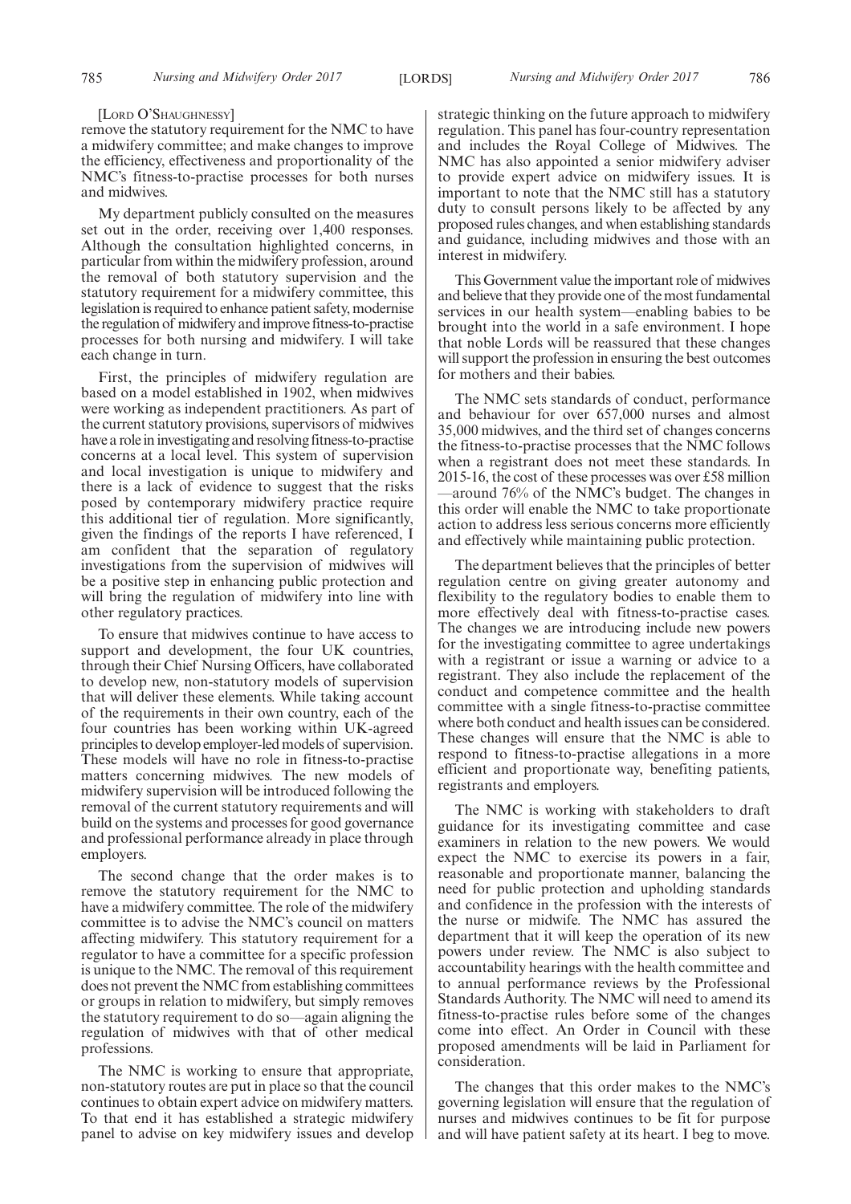[LORD O'SHAUGHNESSY]

remove the statutory requirement for the NMC to have a midwifery committee; and make changes to improve the efficiency, effectiveness and proportionality of the NMC's fitness-to-practise processes for both nurses and midwives.

My department publicly consulted on the measures set out in the order, receiving over 1,400 responses. Although the consultation highlighted concerns, in particular from within the midwifery profession, around the removal of both statutory supervision and the statutory requirement for a midwifery committee, this legislation is required to enhance patient safety, modernise the regulation of midwifery and improve fitness-to-practise processes for both nursing and midwifery. I will take each change in turn.

First, the principles of midwifery regulation are based on a model established in 1902, when midwives were working as independent practitioners. As part of the current statutory provisions, supervisors of midwives have a role in investigating and resolving fitness-to-practise concerns at a local level. This system of supervision and local investigation is unique to midwifery and there is a lack of evidence to suggest that the risks posed by contemporary midwifery practice require this additional tier of regulation. More significantly, given the findings of the reports I have referenced, I am confident that the separation of regulatory investigations from the supervision of midwives will be a positive step in enhancing public protection and will bring the regulation of midwifery into line with other regulatory practices.

To ensure that midwives continue to have access to support and development, the four UK countries, through their Chief Nursing Officers, have collaborated to develop new, non-statutory models of supervision that will deliver these elements. While taking account of the requirements in their own country, each of the four countries has been working within UK-agreed principles to develop employer-led models of supervision. These models will have no role in fitness-to-practise matters concerning midwives. The new models of midwifery supervision will be introduced following the removal of the current statutory requirements and will build on the systems and processes for good governance and professional performance already in place through employers.

The second change that the order makes is to remove the statutory requirement for the NMC to have a midwifery committee. The role of the midwifery committee is to advise the NMC's council on matters affecting midwifery. This statutory requirement for a regulator to have a committee for a specific profession is unique to the NMC. The removal of this requirement does not prevent the NMC from establishing committees or groups in relation to midwifery, but simply removes the statutory requirement to do so—again aligning the regulation of midwives with that of other medical professions.

The NMC is working to ensure that appropriate, non-statutory routes are put in place so that the council continues to obtain expert advice on midwifery matters. To that end it has established a strategic midwifery panel to advise on key midwifery issues and develop strategic thinking on the future approach to midwifery regulation. This panel has four-country representation and includes the Royal College of Midwives. The NMC has also appointed a senior midwifery adviser to provide expert advice on midwifery issues. It is important to note that the NMC still has a statutory duty to consult persons likely to be affected by any proposed rules changes, and when establishing standards and guidance, including midwives and those with an interest in midwifery.

This Government value the important role of midwives and believe that they provide one of the most fundamental services in our health system—enabling babies to be brought into the world in a safe environment. I hope that noble Lords will be reassured that these changes will support the profession in ensuring the best outcomes for mothers and their babies.

The NMC sets standards of conduct, performance and behaviour for over 657,000 nurses and almost 35,000 midwives, and the third set of changes concerns the fitness-to-practise processes that the NMC follows when a registrant does not meet these standards. In 2015-16, the cost of these processes was over £58 million—around 76% of the NMC's budget. The changes in this order will enable the NMC to take proportionate action to address less serious concerns more efficiently and effectively while maintaining public protection.

The department believes that the principles of better regulation centre on giving greater autonomy and flexibility to the regulatory bodies to enable them to more effectively deal with fitness-to-practise cases. The changes we are introducing include new powers for the investigating committee to agree undertakings with a registrant or issue a warning or advice to a registrant. They also include the replacement of the conduct and competence committee and the health committee with a single fitness-to-practise committee where both conduct and health issues can be considered. These changes will ensure that the NMC is able to respond to fitness-to-practise allegations in a more efficient and proportionate way, benefiting patients, registrants and employers.

The NMC is working with stakeholders to draft guidance for its investigating committee and case examiners in relation to the new powers. We would expect the NMC to exercise its powers in a fair, reasonable and proportionate manner, balancing the need for public protection and upholding standards and confidence in the profession with the interests of the nurse or midwife. The NMC has assured the department that it will keep the operation of its new powers under review. The NMC is also subject to accountability hearings with the health committee and to annual performance reviews by the Professional Standards Authority. The NMC will need to amend its fitness-to-practise rules before some of the changes come into effect. An Order in Council with these proposed amendments will be laid in Parliament for consideration.

The changes that this order makes to the NMC's governing legislation will ensure that the regulation of nurses and midwives continues to be fit for purpose and will have patient safety at its heart. I beg to move.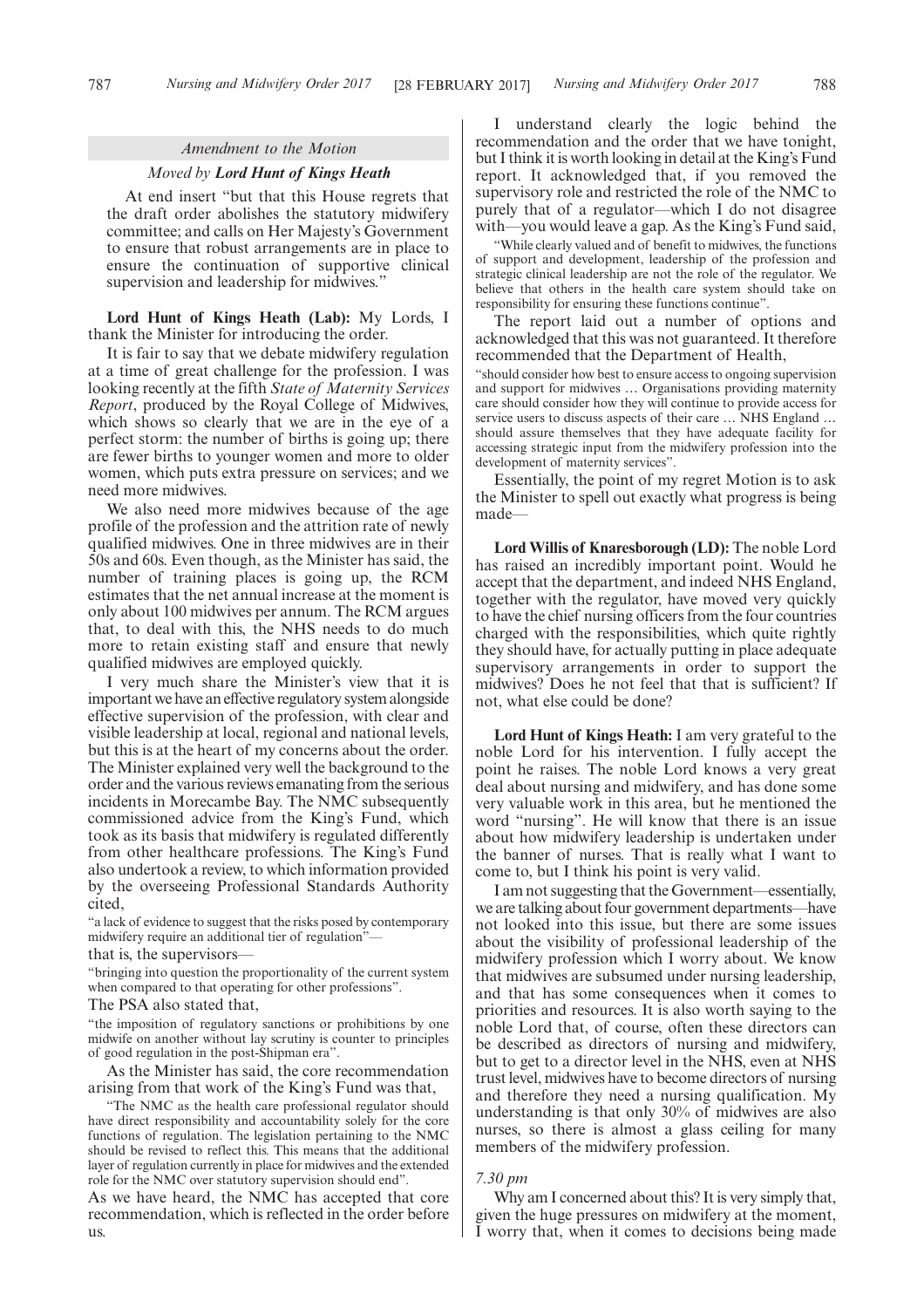### *Amendment to the Motion*

#### *Moved by* **Lord Hunt of Kings Heath**

At end insert "but that this House regrets that the draft order abolishes the statutory midwifery committee; and calls on Her Majesty's Government to ensure that robust arrangements are in place to ensure the continuation of supportive clinical supervision and leadership for midwives."

**Lord Hunt of Kings Heath (Lab):** My Lords, I thank the Minister for introducing the order.

It is fair to say that we debate midwifery regulation at a time of great challenge for the profession. I was looking recently at the fifth *State of Maternity Services Report*, produced by the Royal College of Midwives, which shows so clearly that we are in the eye of a perfect storm: the number of births is going up; there are fewer births to younger women and more to older women, which puts extra pressure on services; and we need more midwives.

We also need more midwives because of the age profile of the profession and the attrition rate of newly qualified midwives. One in three midwives are in their 50s and 60s. Even though, as the Minister has said, the number of training places is going up, the RCM estimates that the net annual increase at the moment is only about 100 midwives per annum. The RCM argues that, to deal with this, the NHS needs to do much more to retain existing staff and ensure that newly qualified midwives are employed quickly.

I very much share the Minister's view that it is important we have an effective regulatory system alongside effective supervision of the profession, with clear and visible leadership at local, regional and national levels, but this is at the heart of my concerns about the order. The Minister explained very well the background to the order and the various reviews emanating from the serious incidents in Morecambe Bay. The NMC subsequently commissioned advice from the King's Fund, which took as its basis that midwifery is regulated differently from other healthcare professions. The King's Fund also undertook a review, to which information provided by the overseeing Professional Standards Authority cited,

"a lack of evidence to suggest that the risks posed by contemporary midwifery require an additional tier of regulation"—

that is, the supervisors—

"bringing into question the proportionality of the current system when compared to that operating for other professions".

The PSA also stated that,

"the imposition of regulatory sanctions or prohibitions by one midwife on another without lay scrutiny is counter to principles of good regulation in the post-Shipman era".

As the Minister has said, the core recommendation arising from that work of the King's Fund was that,

"The NMC as the health care professional regulator should have direct responsibility and accountability solely for the core functions of regulation. The legislation pertaining to the NMC should be revised to reflect this. This means that the additional layer of regulation currently in place for midwives and the extended role for the NMC over statutory supervision should end".

As we have heard, the NMC has accepted that core recommendation, which is reflected in the order before us.

I understand clearly the logic behind the recommendation and the order that we have tonight, but I think it is worth looking in detail at the King's Fund report. It acknowledged that, if you removed the supervisory role and restricted the role of the NMC to purely that of a regulator—which I do not disagree with—you would leave a gap. As the King's Fund said,

"While clearly valued and of benefit to midwives, the functions of support and development, leadership of the profession and strategic clinical leadership are not the role of the regulator. We believe that others in the health care system should take on responsibility for ensuring these functions continue".

The report laid out a number of options and acknowledged that this was not guaranteed. It therefore recommended that the Department of Health,

"should consider how best to ensure access to ongoing supervision and support for midwives … Organisations providing maternity care should consider how they will continue to provide access for service users to discuss aspects of their care … NHS England … should assure themselves that they have adequate facility for accessing strategic input from the midwifery profession into the development of maternity services".

Essentially, the point of my regret Motion is to ask the Minister to spell out exactly what progress is being made—

**Lord Willis of Knaresborough (LD):** The noble Lord has raised an incredibly important point. Would he accept that the department, and indeed NHS England, together with the regulator, have moved very quickly to have the chief nursing officers from the four countries charged with the responsibilities, which quite rightly they should have, for actually putting in place adequate supervisory arrangements in order to support the midwives? Does he not feel that that is sufficient? If not, what else could be done?

**Lord Hunt of Kings Heath:** I am very grateful to the noble Lord for his intervention. I fully accept the point he raises. The noble Lord knows a very great deal about nursing and midwifery, and has done some very valuable work in this area, but he mentioned the word "nursing". He will know that there is an issue about how midwifery leadership is undertaken under the banner of nurses. That is really what I want to come to, but I think his point is very valid.

I am not suggesting that the Government—essentially, we are talking about four government departments—have not looked into this issue, but there are some issues about the visibility of professional leadership of the midwifery profession which I worry about. We know that midwives are subsumed under nursing leadership, and that has some consequences when it comes to priorities and resources. It is also worth saying to the noble Lord that, of course, often these directors can be described as directors of nursing and midwifery, but to get to a director level in the NHS, even at NHS trust level, midwives have to become directors of nursing and therefore they need a nursing qualification. My understanding is that only 30% of midwives are also nurses, so there is almost a glass ceiling for many members of the midwifery profession.

*7.30 pm*

Why am I concerned about this? It is very simply that, given the huge pressures on midwifery at the moment, I worry that, when it comes to decisions being made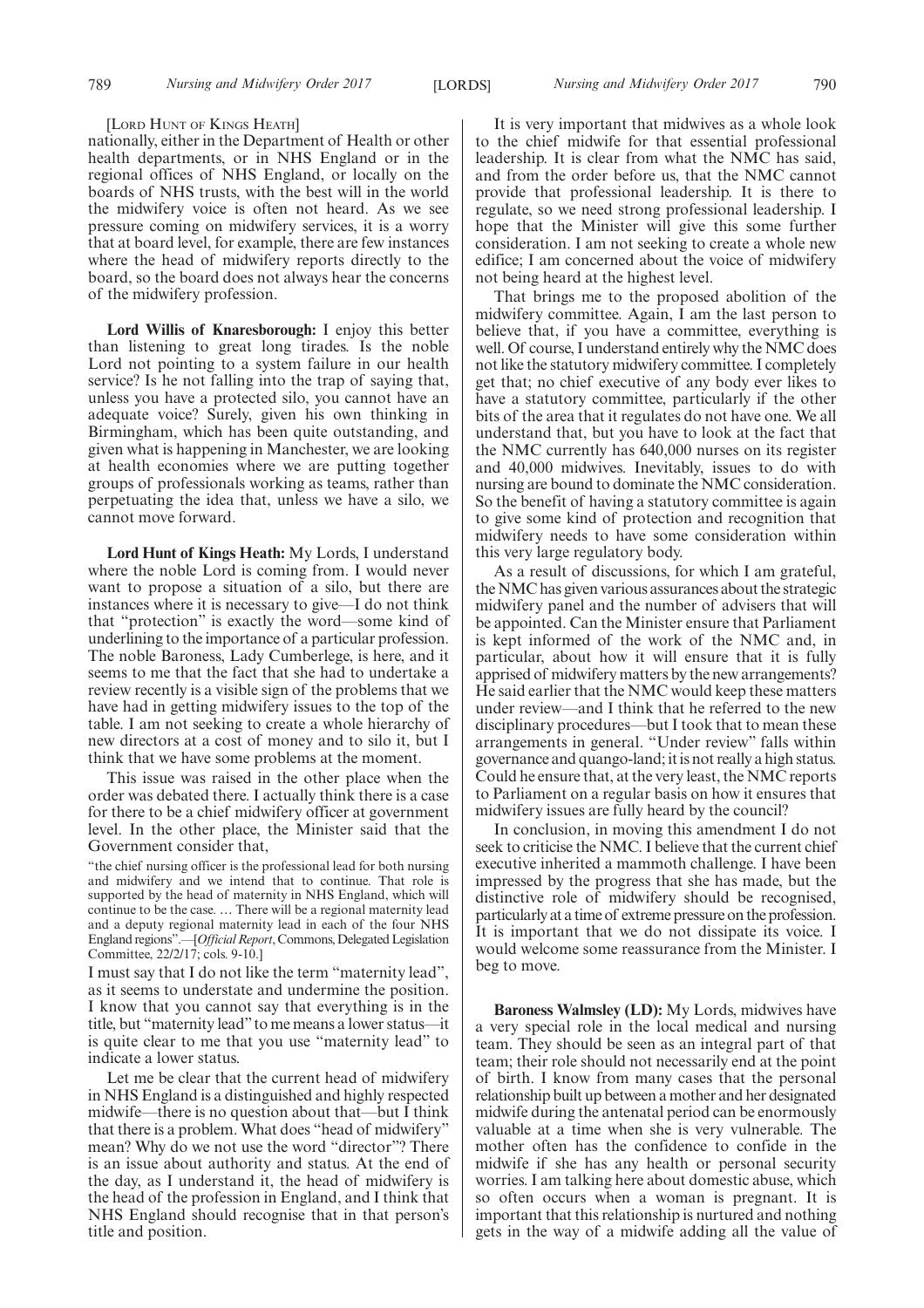[LORD HUNT OF KINGS HEATH]

nationally, either in the Department of Health or other health departments, or in NHS England or in the regional offices of NHS England, or locally on the boards of NHS trusts, with the best will in the world the midwifery voice is often not heard. As we see pressure coming on midwifery services, it is a worry that at board level, for example, there are few instances where the head of midwifery reports directly to the board, so the board does not always hear the concerns of the midwifery profession.

**Lord Willis of Knaresborough:** I enjoy this better than listening to great long tirades. Is the noble Lord not pointing to a system failure in our health service? Is he not falling into the trap of saying that, unless you have a protected silo, you cannot have an adequate voice? Surely, given his own thinking in Birmingham, which has been quite outstanding, and given what is happening in Manchester, we are looking at health economies where we are putting together groups of professionals working as teams, rather than perpetuating the idea that, unless we have a silo, we cannot move forward.

**Lord Hunt of Kings Heath:** My Lords, I understand where the noble Lord is coming from. I would never want to propose a situation of a silo, but there are instances where it is necessary to give—I do not think that "protection" is exactly the word—some kind of underlining to the importance of a particular profession. The noble Baroness, Lady Cumberlege, is here, and it seems to me that the fact that she had to undertake a review recently is a visible sign of the problems that we have had in getting midwifery issues to the top of the table. I am not seeking to create a whole hierarchy of new directors at a cost of money and to silo it, but I think that we have some problems at the moment.

This issue was raised in the other place when the order was debated there. I actually think there is a case for there to be a chief midwifery officer at government level. In the other place, the Minister said that the Government consider that,

"the chief nursing officer is the professional lead for both nursing and midwifery and we intend that to continue. That role is supported by the head of maternity in NHS England, which will continue to be the case. … There will be a regional maternity lead and a deputy regional maternity lead in each of the four NHS England regions".—[*Official Report*, Commons, Delegated Legislation Committee, 22/2/17; cols. 9-10.]

I must say that I do not like the term "maternity lead", as it seems to understate and undermine the position. I know that you cannot say that everything is in the title, but "maternity lead" to me means a lower status—it is quite clear to me that you use "maternity lead" to indicate a lower status.

Let me be clear that the current head of midwifery in NHS England is a distinguished and highly respected midwife—there is no question about that—but I think that there is a problem. What does "head of midwifery" mean? Why do we not use the word "director"? There is an issue about authority and status. At the end of the day, as I understand it, the head of midwifery is the head of the profession in England, and I think that NHS England should recognise that in that person's title and position.

It is very important that midwives as a whole look to the chief midwife for that essential professional leadership. It is clear from what the NMC has said, and from the order before us, that the NMC cannot provide that professional leadership. It is there to regulate, so we need strong professional leadership. I hope that the Minister will give this some further consideration. I am not seeking to create a whole new edifice; I am concerned about the voice of midwifery not being heard at the highest level.

That brings me to the proposed abolition of the midwifery committee. Again, I am the last person to believe that, if you have a committee, everything is well. Of course, I understand entirely why the NMC does not like the statutory midwifery committee. I completely get that; no chief executive of any body ever likes to have a statutory committee, particularly if the other bits of the area that it regulates do not have one. We all understand that, but you have to look at the fact that the NMC currently has 640,000 nurses on its register and 40,000 midwives. Inevitably, issues to do with nursing are bound to dominate the NMC consideration. So the benefit of having a statutory committee is again to give some kind of protection and recognition that midwifery needs to have some consideration within this very large regulatory body.

As a result of discussions, for which I am grateful, the NMC has given various assurances about the strategic midwifery panel and the number of advisers that will be appointed. Can the Minister ensure that Parliament is kept informed of the work of the NMC and, in particular, about how it will ensure that it is fully apprised of midwifery matters by the new arrangements? He said earlier that the NMC would keep these matters under review—and I think that he referred to the new disciplinary procedures—but I took that to mean these arrangements in general. "Under review" falls within governance and quango-land; it is not really a high status. Could he ensure that, at the very least, the NMC reports to Parliament on a regular basis on how it ensures that midwifery issues are fully heard by the council?

In conclusion, in moving this amendment I do not seek to criticise the NMC. I believe that the current chief executive inherited a mammoth challenge. I have been impressed by the progress that she has made, but the distinctive role of midwifery should be recognised, particularly at a time of extreme pressure on the profession. It is important that we do not dissipate its voice. I would welcome some reassurance from the Minister. I beg to move.

**Baroness Walmsley (LD):** My Lords, midwives have a very special role in the local medical and nursing team. They should be seen as an integral part of that team; their role should not necessarily end at the point of birth. I know from many cases that the personal relationship built up between a mother and her designated midwife during the antenatal period can be enormously valuable at a time when she is very vulnerable. The mother often has the confidence to confide in the midwife if she has any health or personal security worries. I am talking here about domestic abuse, which so often occurs when a woman is pregnant. It is important that this relationship is nurtured and nothing gets in the way of a midwife adding all the value of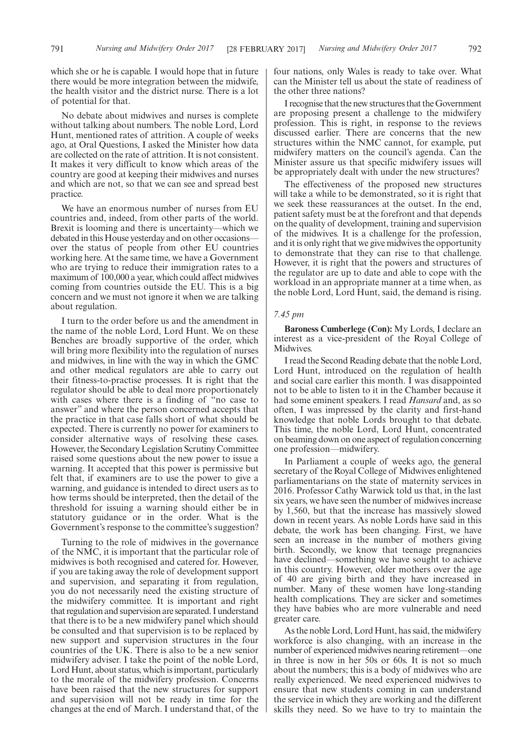which she or he is capable. I would hope that in future there would be more integration between the midwife, the health visitor and the district nurse. There is a lot of potential for that.

No debate about midwives and nurses is complete without talking about numbers. The noble Lord, Lord Hunt, mentioned rates of attrition. A couple of weeks ago, at Oral Questions, I asked the Minister how data are collected on the rate of attrition. It is not consistent. It makes it very difficult to know which areas of the country are good at keeping their midwives and nurses and which are not, so that we can see and spread best practice.

We have an enormous number of nurses from EU countries and, indeed, from other parts of the world. Brexit is looming and there is uncertainty—which we debated in this House yesterday and on other occasions—over the status of people from other EU countries working here. At the same time, we have a Government who are trying to reduce their immigration rates to a maximum of 100,000 a year, which could affect midwives coming from countries outside the EU. This is a big concern and we must not ignore it when we are talking about regulation.

I turn to the order before us and the amendment in the name of the noble Lord, Lord Hunt. We on these Benches are broadly supportive of the order, which will bring more flexibility into the regulation of nurses and midwives, in line with the way in which the GMC and other medical regulators are able to carry out their fitness-to-practise processes. It is right that the regulator should be able to deal more proportionately with cases where there is a finding of "no case to answer" and where the person concerned accepts that the practice in that case falls short of what should be expected. There is currently no power for examiners to consider alternative ways of resolving these cases. However, the Secondary Legislation Scrutiny Committee raised some questions about the new power to issue a warning. It accepted that this power is permissive but felt that, if examiners are to use the power to give a warning, and guidance is intended to direct users as to how terms should be interpreted, then the detail of the threshold for issuing a warning should either be in statutory guidance or in the order. What is the Government's response to the committee's suggestion?

Turning to the role of midwives in the governance of the NMC, it is important that the particular role of midwives is both recognised and catered for. However, if you are taking away the role of development support and supervision, and separating it from regulation, you do not necessarily need the existing structure of the midwifery committee. It is important and right that regulation and supervision are separated. I understand that there is to be a new midwifery panel which should be consulted and that supervision is to be replaced by new support and supervision structures in the four countries of the UK. There is also to be a new senior midwifery adviser. I take the point of the noble Lord, Lord Hunt, about status, which is important, particularly to the morale of the midwifery profession. Concerns have been raised that the new structures for support and supervision will not be ready in time for the changes at the end of March. I understand that, of the four nations, only Wales is ready to take over. What can the Minister tell us about the state of readiness of the other three nations?

I recognise that the new structures that the Government are proposing present a challenge to the midwifery profession. This is right, in response to the reviews discussed earlier. There are concerns that the new structures within the NMC cannot, for example, put midwifery matters on the council's agenda. Can the Minister assure us that specific midwifery issues will be appropriately dealt with under the new structures?

The effectiveness of the proposed new structures will take a while to be demonstrated, so it is right that we seek these reassurances at the outset. In the end, patient safety must be at the forefront and that depends on the quality of development, training and supervision of the midwives. It is a challenge for the profession, and it is only right that we give midwives the opportunity to demonstrate that they can rise to that challenge. However, it is right that the powers and structures of the regulator are up to date and able to cope with the workload in an appropriate manner at a time when, as the noble Lord, Lord Hunt, said, the demand is rising.

*7.45 pm*

**Baroness Cumberlege (Con):** My Lords, I declare an interest as a vice-president of the Royal College of Midwives.

I read the Second Reading debate that the noble Lord, Lord Hunt, introduced on the regulation of health and social care earlier this month. I was disappointed not to be able to listen to it in the Chamber because it had some eminent speakers. I read *Hansard* and, as so often, I was impressed by the clarity and first-hand knowledge that noble Lords brought to that debate. This time, the noble Lord, Lord Hunt, concentrated on beaming down on one aspect of regulation concerning one profession—midwifery.

In Parliament a couple of weeks ago, the general secretary of the Royal College of Midwives enlightened parliamentarians on the state of maternity services in 2016. Professor Cathy Warwick told us that, in the last six years, we have seen the number of midwives increase by 1,560, but that the increase has massively slowed down in recent years. As noble Lords have said in this debate, the work has been changing. First, we have seen an increase in the number of mothers giving birth. Secondly, we know that teenage pregnancies have declined—something we have sought to achieve in this country. However, older mothers over the age of 40 are giving birth and they have increased in number. Many of these women have long-standing health complications. They are sicker and sometimes they have babies who are more vulnerable and need greater care.

As the noble Lord, Lord Hunt, has said, the midwifery workforce is also changing, with an increase in the number of experienced midwives nearing retirement—one in three is now in her 50s or 60s. It is not so much about the numbers; this is a body of midwives who are really experienced. We need experienced midwives to ensure that new students coming in can understand the service in which they are working and the different skills they need. So we have to try to maintain the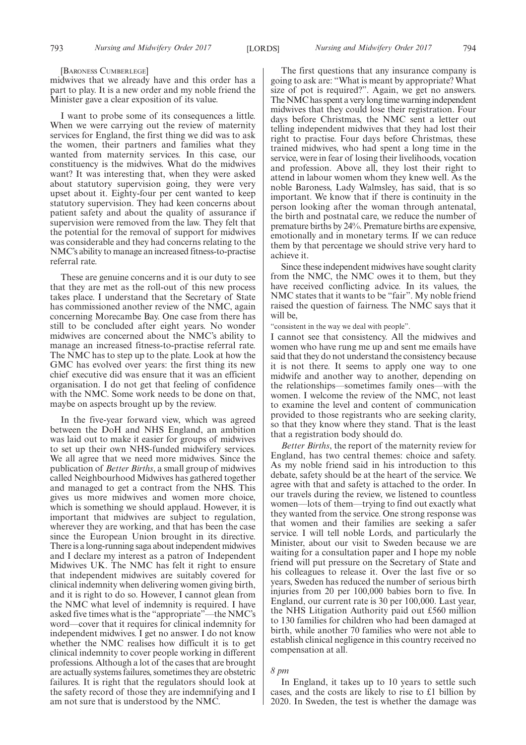[Baroness Cumberlege]

midwives that we already have and this order has a part to play. It is a new order and my noble friend the Minister gave a clear exposition of its value.

I want to probe some of its consequences a little. When we were carrying out the review of maternity services for England, the first thing we did was to ask the women, their partners and families what they wanted from maternity services. In this case, our constituency is the midwives. What do the midwives want? It was interesting that, when they were asked about statutory supervision going, they were very upset about it. Eighty-four per cent wanted to keep statutory supervision. They had keen concerns about patient safety and the quality of assurance if supervision were removed from the law. They felt that the potential for the removal of support for midwives was considerable and they had concerns relating to the NMC's ability to manage an increased fitness-to-practise referral rate.

These are genuine concerns and it is our duty to see that they are met as the roll-out of this new process takes place. I understand that the Secretary of State has commissioned another review of the NMC, again concerning Morecambe Bay. One case from there has still to be concluded after eight years. No wonder midwives are concerned about the NMC's ability to manage an increased fitness-to-practise referral rate. The NMC has to step up to the plate. Look at how the GMC has evolved over years: the first thing its new chief executive did was ensure that it was an efficient organisation. I do not get that feeling of confidence with the NMC. Some work needs to be done on that, maybe on aspects brought up by the review.

In the five-year forward view, which was agreed between the DoH and NHS England, an ambition was laid out to make it easier for groups of midwives to set up their own NHS-funded midwifery services. We all agree that we need more midwives. Since the publication of *Better Births*, a small group of midwives called Neighbourhood Midwives has gathered together and managed to get a contract from the NHS. This gives us more midwives and women more choice, which is something we should applaud. However, it is important that midwives are subject to regulation, wherever they are working, and that has been the case since the European Union brought in its directive. There is a long-running saga about independent midwives and I declare my interest as a patron of Independent Midwives UK. The NMC has felt it right to ensure that independent midwives are suitably covered for clinical indemnity when delivering women giving birth, and it is right to do so. However, I cannot glean from the NMC what level of indemnity is required. I have asked five times what is the "appropriate"—the NMC's word—cover that it requires for clinical indemnity for independent midwives. I get no answer. I do not know whether the NMC realises how difficult it is to get clinical indemnity to cover people working in different professions. Although a lot of the cases that are brought are actually systems failures, sometimes they are obstetric failures. It is right that the regulators should look at the safety record of those they are indemnifying and I am not sure that is understood by the NMC.

The first questions that any insurance company is going to ask are: "What is meant by appropriate? What size of pot is required?". Again, we get no answers. The NMC has spent a very long time warning independent midwives that they could lose their registration. Four days before Christmas, the NMC sent a letter out telling independent midwives that they had lost their right to practise. Four days before Christmas, these trained midwives, who had spent a long time in the service, were in fear of losing their livelihoods, vocation and profession. Above all, they lost their right to attend in labour women whom they knew well. As the noble Baroness, Lady Walmsley, has said, that is so important. We know that if there is continuity in the person looking after the woman through antenatal, the birth and postnatal care, we reduce the number of premature births by 24%. Premature births are expensive, emotionally and in monetary terms. If we can reduce them by that percentage we should strive very hard to achieve it.

Since these independent midwives have sought clarity from the NMC, the NMC owes it to them, but they have received conflicting advice. In its values, the NMC states that it wants to be "fair". My noble friend raised the question of fairness. The NMC says that it will be,

"consistent in the way we deal with people".

I cannot see that consistency. All the midwives and women who have rung me up and sent me emails have said that they do not understand the consistency because it is not there. It seems to apply one way to one midwife and another way to another, depending on the relationships—sometimes family ones—with the women. I welcome the review of the NMC, not least to examine the level and content of communication provided to those registrants who are seeking clarity, so that they know where they stand. That is the least that a registration body should do.

*Better Births*, the report of the maternity review for England, has two central themes: choice and safety. As my noble friend said in his introduction to this debate, safety should be at the heart of the service. We agree with that and safety is attached to the order. In our travels during the review, we listened to countless women—lots of them—trying to find out exactly what they wanted from the service. One strong response was that women and their families are seeking a safer service. I will tell noble Lords, and particularly the Minister, about our visit to Sweden because we are waiting for a consultation paper and I hope my noble friend will put pressure on the Secretary of State and his colleagues to release it. Over the last five or so years, Sweden has reduced the number of serious birth injuries from 20 per 100,000 babies born to five. In England, our current rate is 30 per 100,000. Last year, the NHS Litigation Authority paid out £560 million to 130 families for children who had been damaged at birth, while another 70 families who were not able to establish clinical negligence in this country received no compensation at all.

*8 pm*

In England, it takes up to 10 years to settle such cases, and the costs are likely to rise to £1 billion by 2020. In Sweden, the test is whether the damage was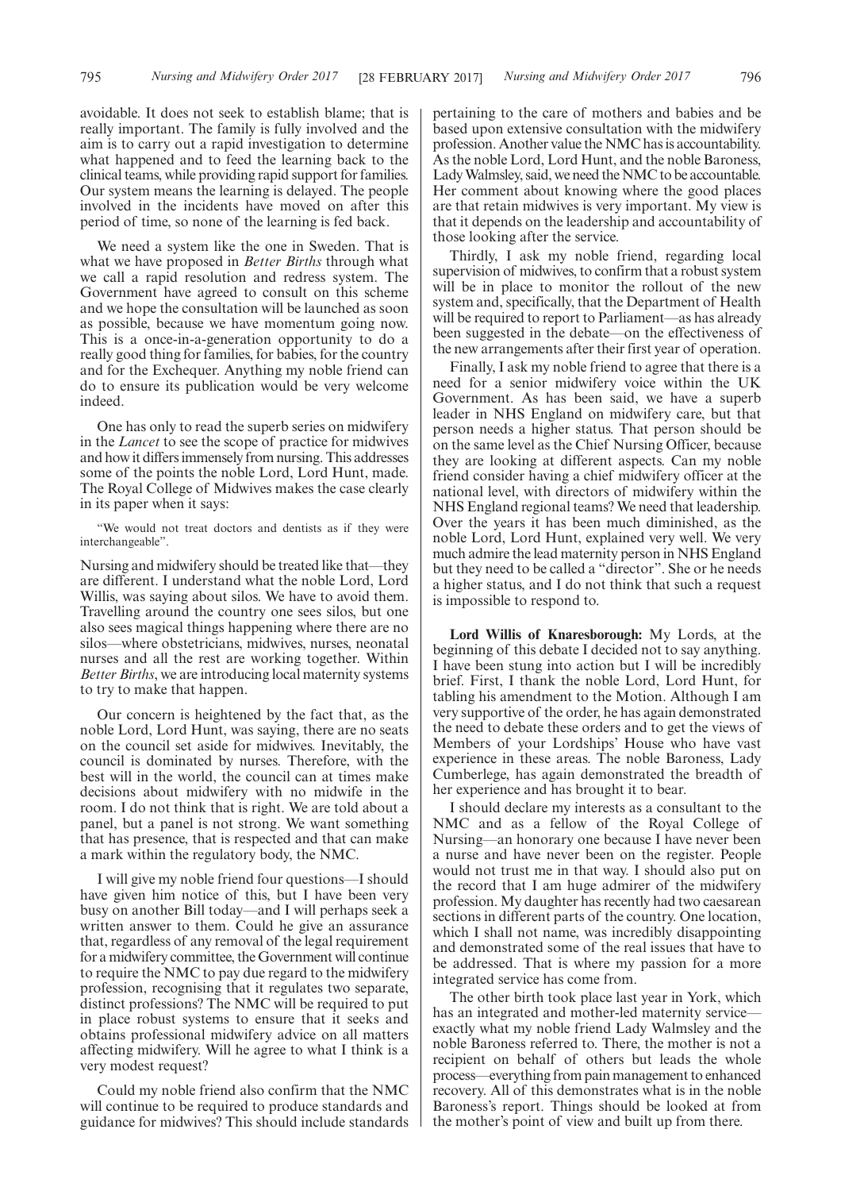avoidable. It does not seek to establish blame; that is really important. The family is fully involved and the aim is to carry out a rapid investigation to determine what happened and to feed the learning back to the clinical teams, while providing rapid support for families. Our system means the learning is delayed. The people involved in the incidents have moved on after this period of time, so none of the learning is fed back.

We need a system like the one in Sweden. That is what we have proposed in *Better Births* through what we call a rapid resolution and redress system. The Government have agreed to consult on this scheme and we hope the consultation will be launched as soon as possible, because we have momentum going now. This is a once-in-a-generation opportunity to do a really good thing for families, for babies, for the country and for the Exchequer. Anything my noble friend can do to ensure its publication would be very welcome indeed.

One has only to read the superb series on midwifery in the *Lancet* to see the scope of practice for midwives and how it differs immensely from nursing. This addresses some of the points the noble Lord, Lord Hunt, made. The Royal College of Midwives makes the case clearly in its paper when it says:

"We would not treat doctors and dentists as if they were interchangeable".

Nursing and midwifery should be treated like that—they are different. I understand what the noble Lord, Lord Willis, was saying about silos. We have to avoid them. Travelling around the country one sees silos, but one also sees magical things happening where there are no silos—where obstetricians, midwives, nurses, neonatal nurses and all the rest are working together. Within *Better Births*, we are introducing local maternity systems to try to make that happen.

Our concern is heightened by the fact that, as the noble Lord, Lord Hunt, was saying, there are no seats on the council set aside for midwives. Inevitably, the council is dominated by nurses. Therefore, with the best will in the world, the council can at times make decisions about midwifery with no midwife in the room. I do not think that is right. We are told about a panel, but a panel is not strong. We want something that has presence, that is respected and that can make a mark within the regulatory body, the NMC.

I will give my noble friend four questions—I should have given him notice of this, but I have been very busy on another Bill today—and I will perhaps seek a written answer to them. Could he give an assurance that, regardless of any removal of the legal requirement for a midwifery committee, the Government will continue to require the NMC to pay due regard to the midwifery profession, recognising that it regulates two separate, distinct professions? The NMC will be required to put in place robust systems to ensure that it seeks and obtains professional midwifery advice on all matters affecting midwifery. Will he agree to what I think is a very modest request?

Could my noble friend also confirm that the NMC will continue to be required to produce standards and guidance for midwives? This should include standards pertaining to the care of mothers and babies and be based upon extensive consultation with the midwifery profession. Another value the NMC has is accountability. As the noble Lord, Lord Hunt, and the noble Baroness, Lady Walmsley, said, we need the NMC to be accountable. Her comment about knowing where the good places are that retain midwives is very important. My view is that it depends on the leadership and accountability of those looking after the service.

Thirdly, I ask my noble friend, regarding local supervision of midwives, to confirm that a robust system will be in place to monitor the rollout of the new system and, specifically, that the Department of Health will be required to report to Parliament—as has already been suggested in the debate—on the effectiveness of the new arrangements after their first year of operation.

Finally, I ask my noble friend to agree that there is a need for a senior midwifery voice within the UK Government. As has been said, we have a superb leader in NHS England on midwifery care, but that person needs a higher status. That person should be on the same level as the Chief Nursing Officer, because they are looking at different aspects. Can my noble friend consider having a chief midwifery officer at the national level, with directors of midwifery within the NHS England regional teams? We need that leadership. Over the years it has been much diminished, as the noble Lord, Lord Hunt, explained very well. We very much admire the lead maternity person in NHS England but they need to be called a "director". She or he needs a higher status, and I do not think that such a request is impossible to respond to.

**Lord Willis of Knaresborough:** My Lords, at the beginning of this debate I decided not to say anything. I have been stung into action but I will be incredibly brief. First, I thank the noble Lord, Lord Hunt, for tabling his amendment to the Motion. Although I am very supportive of the order, he has again demonstrated the need to debate these orders and to get the views of Members of your Lordships' House who have vast experience in these areas. The noble Baroness, Lady Cumberlege, has again demonstrated the breadth of her experience and has brought it to bear.

I should declare my interests as a consultant to the NMC and as a fellow of the Royal College of Nursing—an honorary one because I have never been a nurse and have never been on the register. People would not trust me in that way. I should also put on the record that I am huge admirer of the midwifery profession. My daughter has recently had two caesarean sections in different parts of the country. One location, which I shall not name, was incredibly disappointing and demonstrated some of the real issues that have to be addressed. That is where my passion for a more integrated service has come from.

The other birth took place last year in York, which has an integrated and mother-led maternity service—exactly what my noble friend Lady Walmsley and the noble Baroness referred to. There, the mother is not a recipient on behalf of others but leads the whole process—everything from pain management to enhanced recovery. All of this demonstrates what is in the noble Baroness's report. Things should be looked at from the mother's point of view and built up from there.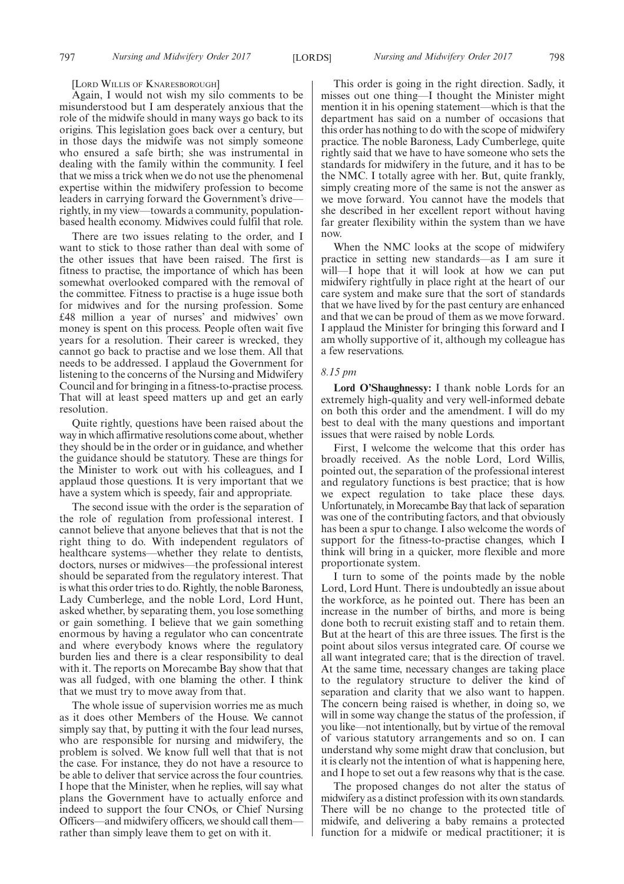[LORD WILLIS OF KNARESBOROUGH]

Again, I would not wish my silo comments to be misunderstood but I am desperately anxious that the role of the midwife should in many ways go back to its origins. This legislation goes back over a century, but in those days the midwife was not simply someone who ensured a safe birth; she was instrumental in dealing with the family within the community. I feel that we miss a trick when we do not use the phenomenal expertise within the midwifery profession to become leaders in carrying forward the Government's drive—rightly, in my view—towards a community, population-based health economy. Midwives could fulfil that role.

There are two issues relating to the order, and I want to stick to those rather than deal with some of the other issues that have been raised. The first is fitness to practise, the importance of which has been somewhat overlooked compared with the removal of the committee. Fitness to practise is a huge issue both for midwives and for the nursing profession. Some £48 million a year of nurses' and midwives' own money is spent on this process. People often wait five years for a resolution. Their career is wrecked, they cannot go back to practise and we lose them. All that needs to be addressed. I applaud the Government for listening to the concerns of the Nursing and Midwifery Council and for bringing in a fitness-to-practise process. That will at least speed matters up and get an early resolution.

Quite rightly, questions have been raised about the way in which affirmative resolutions come about, whether they should be in the order or in guidance, and whether the guidance should be statutory. These are things for the Minister to work out with his colleagues, and I applaud those questions. It is very important that we have a system which is speedy, fair and appropriate.

The second issue with the order is the separation of the role of regulation from professional interest. I cannot believe that anyone believes that that is not the right thing to do. With independent regulators of healthcare systems—whether they relate to dentists, doctors, nurses or midwives—the professional interest should be separated from the regulatory interest. That is what this order tries to do. Rightly, the noble Baroness, Lady Cumberlege, and the noble Lord, Lord Hunt, asked whether, by separating them, you lose something or gain something. I believe that we gain something enormous by having a regulator who can concentrate and where everybody knows where the regulatory burden lies and there is a clear responsibility to deal with it. The reports on Morecambe Bay show that that was all fudged, with one blaming the other. I think that we must try to move away from that.

The whole issue of supervision worries me as much as it does other Members of the House. We cannot simply say that, by putting it with the four lead nurses, who are responsible for nursing and midwifery, the problem is solved. We know full well that that is not the case. For instance, they do not have a resource to be able to deliver that service across the four countries. I hope that the Minister, when he replies, will say what plans the Government have to actually enforce and indeed to support the four CNOs, or Chief Nursing Officers—and midwifery officers, we should call them—rather than simply leave them to get on with it.

This order is going in the right direction. Sadly, it misses out one thing—I thought the Minister might mention it in his opening statement—which is that the department has said on a number of occasions that this order has nothing to do with the scope of midwifery practice. The noble Baroness, Lady Cumberlege, quite rightly said that we have to have someone who sets the standards for midwifery in the future, and it has to be the NMC. I totally agree with her. But, quite frankly, simply creating more of the same is not the answer as we move forward. You cannot have the models that she described in her excellent report without having far greater flexibility within the system than we have now.

When the NMC looks at the scope of midwifery practice in setting new standards—as I am sure it will—I hope that it will look at how we can put midwifery rightfully in place right at the heart of our care system and make sure that the sort of standards that we have lived by for the past century are enhanced and that we can be proud of them as we move forward. I applaud the Minister for bringing this forward and I am wholly supportive of it, although my colleague has a few reservations.

*8.15 pm*

**Lord O'Shaughnessy:** I thank noble Lords for an extremely high-quality and very well-informed debate on both this order and the amendment. I will do my best to deal with the many questions and important issues that were raised by noble Lords.

First, I welcome the welcome that this order has broadly received. As the noble Lord, Lord Willis, pointed out, the separation of the professional interest and regulatory functions is best practice; that is how we expect regulation to take place these days. Unfortunately, in Morecambe Bay that lack of separation was one of the contributing factors, and that obviously has been a spur to change. I also welcome the words of support for the fitness-to-practise changes, which I think will bring in a quicker, more flexible and more proportionate system.

I turn to some of the points made by the noble Lord, Lord Hunt. There is undoubtedly an issue about the workforce, as he pointed out. There has been an increase in the number of births, and more is being done both to recruit existing staff and to retain them. But at the heart of this are three issues. The first is the point about silos versus integrated care. Of course we all want integrated care; that is the direction of travel. At the same time, necessary changes are taking place to the regulatory structure to deliver the kind of separation and clarity that we also want to happen. The concern being raised is whether, in doing so, we will in some way change the status of the profession, if you like—not intentionally, but by virtue of the removal of various statutory arrangements and so on. I can understand why some might draw that conclusion, but it is clearly not the intention of what is happening here, and I hope to set out a few reasons why that is the case.

The proposed changes do not alter the status of midwifery as a distinct profession with its own standards. There will be no change to the protected title of midwife, and delivering a baby remains a protected function for a midwife or medical practitioner; it is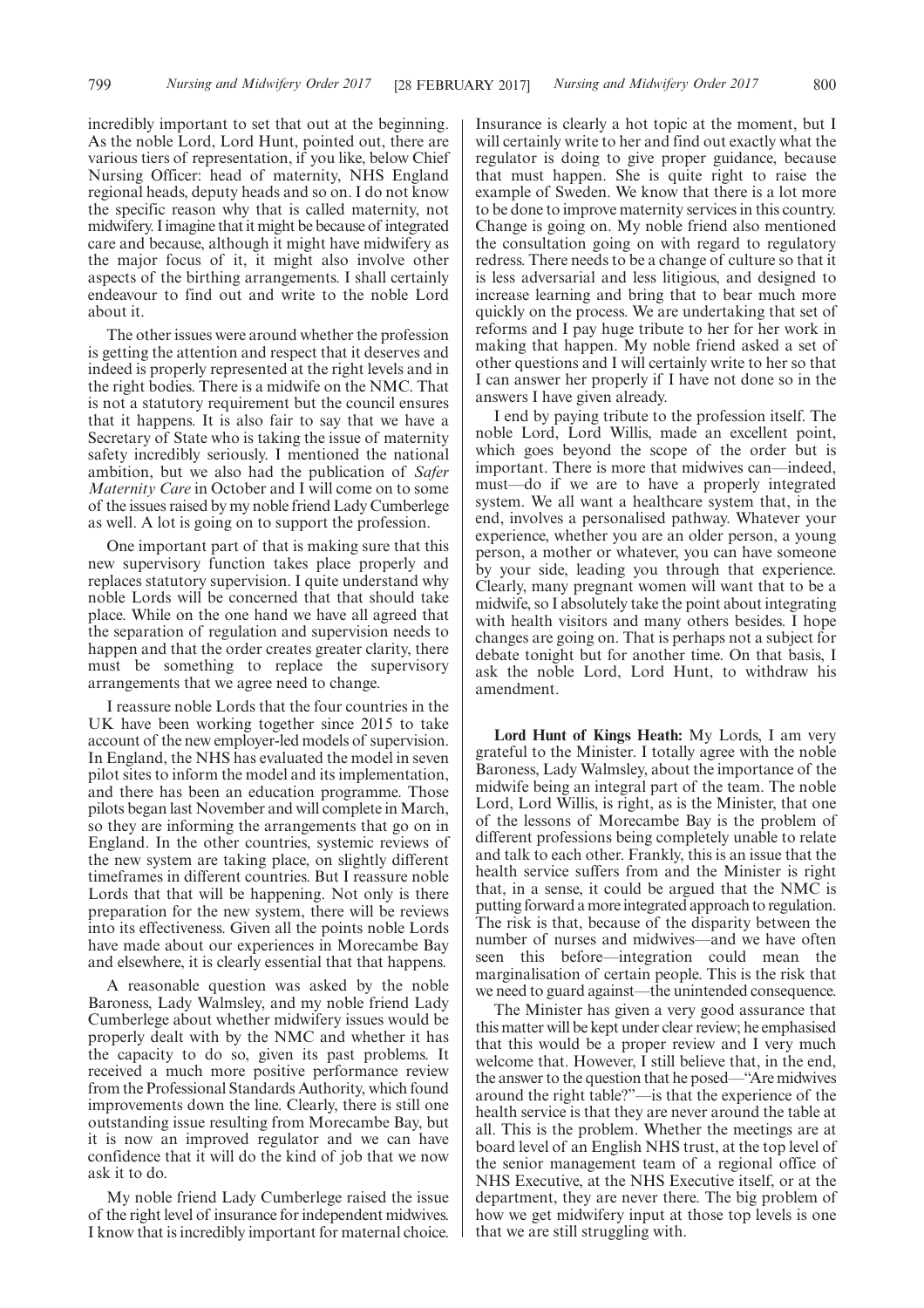incredibly important to set that out at the beginning. As the noble Lord, Lord Hunt, pointed out, there are various tiers of representation, if you like, below Chief Nursing Officer: head of maternity, NHS England regional heads, deputy heads and so on. I do not know the specific reason why that is called maternity, not midwifery. I imagine that it might be because of integrated care and because, although it might have midwifery as the major focus of it, it might also involve other aspects of the birthing arrangements. I shall certainly endeavour to find out and write to the noble Lord about it.

The other issues were around whether the profession is getting the attention and respect that it deserves and indeed is properly represented at the right levels and in the right bodies. There is a midwife on the NMC. That is not a statutory requirement but the council ensures that it happens. It is also fair to say that we have a Secretary of State who is taking the issue of maternity safety incredibly seriously. I mentioned the national ambition, but we also had the publication of *Safer Maternity Care* in October and I will come on to some of the issues raised by my noble friend Lady Cumberlege as well. A lot is going on to support the profession.

One important part of that is making sure that this new supervisory function takes place properly and replaces statutory supervision. I quite understand why noble Lords will be concerned that that should take place. While on the one hand we have all agreed that the separation of regulation and supervision needs to happen and that the order creates greater clarity, there must be something to replace the supervisory arrangements that we agree need to change.

I reassure noble Lords that the four countries in the UK have been working together since 2015 to take account of the new employer-led models of supervision. In England, the NHS has evaluated the model in seven pilot sites to inform the model and its implementation, and there has been an education programme. Those pilots began last November and will complete in March, so they are informing the arrangements that go on in England. In the other countries, systemic reviews of the new system are taking place, on slightly different timeframes in different countries. But I reassure noble Lords that that will be happening. Not only is there preparation for the new system, there will be reviews into its effectiveness. Given all the points noble Lords have made about our experiences in Morecambe Bay and elsewhere, it is clearly essential that that happens.

A reasonable question was asked by the noble Baroness, Lady Walmsley, and my noble friend Lady Cumberlege about whether midwifery issues would be properly dealt with by the NMC and whether it has the capacity to do so, given its past problems. It received a much more positive performance review from the Professional Standards Authority, which found improvements down the line. Clearly, there is still one outstanding issue resulting from Morecambe Bay, but it is now an improved regulator and we can have confidence that it will do the kind of job that we now ask it to do.

My noble friend Lady Cumberlege raised the issue of the right level of insurance for independent midwives. I know that is incredibly important for maternal choice. Insurance is clearly a hot topic at the moment, but I will certainly write to her and find out exactly what the regulator is doing to give proper guidance, because that must happen. She is quite right to raise the example of Sweden. We know that there is a lot more to be done to improve maternity services in this country. Change is going on. My noble friend also mentioned the consultation going on with regard to regulatory redress. There needs to be a change of culture so that it is less adversarial and less litigious, and designed to increase learning and bring that to bear much more quickly on the process. We are undertaking that set of reforms and I pay huge tribute to her for her work in making that happen. My noble friend asked a set of other questions and I will certainly write to her so that I can answer her properly if I have not done so in the answers I have given already.

I end by paying tribute to the profession itself. The noble Lord, Lord Willis, made an excellent point, which goes beyond the scope of the order but is important. There is more that midwives can—indeed, must—do if we are to have a properly integrated system. We all want a healthcare system that, in the end, involves a personalised pathway. Whatever your experience, whether you are an older person, a young person, a mother or whatever, you can have someone by your side, leading you through that experience. Clearly, many pregnant women will want that to be a midwife, so I absolutely take the point about integrating with health visitors and many others besides. I hope changes are going on. That is perhaps not a subject for debate tonight but for another time. On that basis, I ask the noble Lord, Lord Hunt, to withdraw his amendment.

**Lord Hunt of Kings Heath:** My Lords, I am very grateful to the Minister. I totally agree with the noble Baroness, Lady Walmsley, about the importance of the midwife being an integral part of the team. The noble Lord, Lord Willis, is right, as is the Minister, that one of the lessons of Morecambe Bay is the problem of different professions being completely unable to relate and talk to each other. Frankly, this is an issue that the health service suffers from and the Minister is right that, in a sense, it could be argued that the NMC is putting forward a more integrated approach to regulation. The risk is that, because of the disparity between the number of nurses and midwives—and we have often seen this before—integration could mean the marginalisation of certain people. This is the risk that we need to guard against—the unintended consequence.

The Minister has given a very good assurance that this matter will be kept under clear review; he emphasised that this would be a proper review and I very much welcome that. However, I still believe that, in the end, the answer to the question that he posed—"Are midwives around the right table?"—is that the experience of the health service is that they are never around the table at all. This is the problem. Whether the meetings are at board level of an English NHS trust, at the top level of the senior management team of a regional office of NHS Executive, at the NHS Executive itself, or at the department, they are never there. The big problem of how we get midwifery input at those top levels is one that we are still struggling with.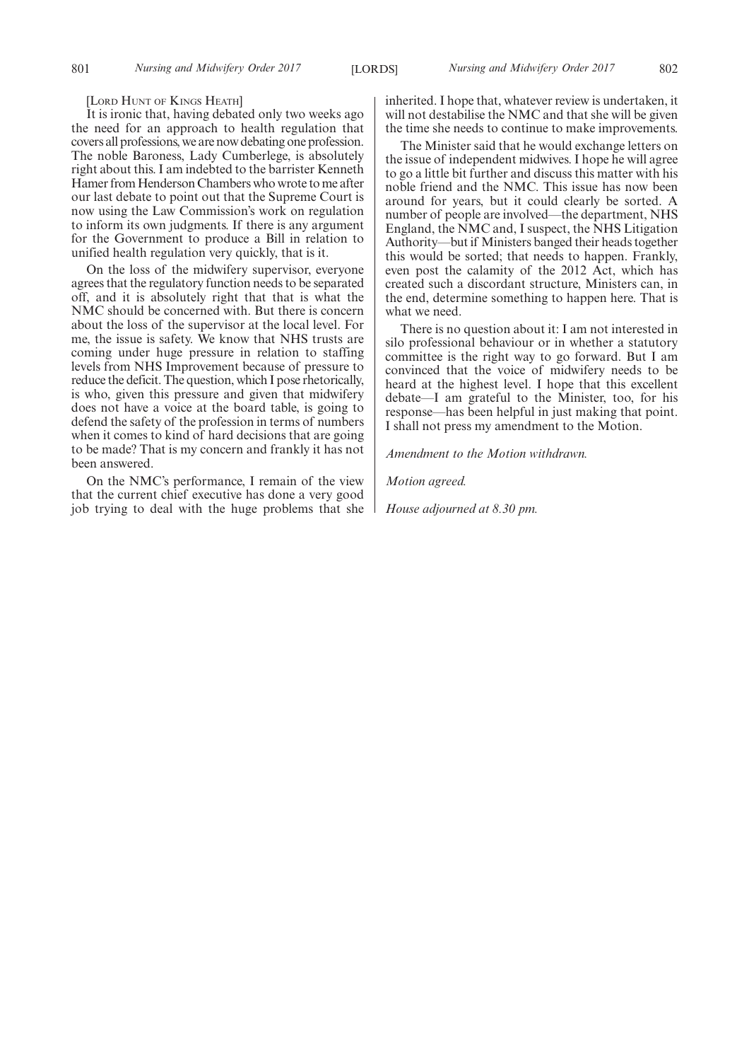[LORD HUNT OF KINGS HEATH]

It is ironic that, having debated only two weeks ago the need for an approach to health regulation that covers all professions, we are now debating one profession. The noble Baroness, Lady Cumberlege, is absolutely right about this. I am indebted to the barrister Kenneth Hamer from Henderson Chambers who wrote to me after our last debate to point out that the Supreme Court is now using the Law Commission's work on regulation to inform its own judgments. If there is any argument for the Government to produce a Bill in relation to unified health regulation very quickly, that is it.

On the loss of the midwifery supervisor, everyone agrees that the regulatory function needs to be separated off, and it is absolutely right that that is what the NMC should be concerned with. But there is concern about the loss of the supervisor at the local level. For me, the issue is safety. We know that NHS trusts are coming under huge pressure in relation to staffing levels from NHS Improvement because of pressure to reduce the deficit. The question, which I pose rhetorically, is who, given this pressure and given that midwifery does not have a voice at the board table, is going to defend the safety of the profession in terms of numbers when it comes to kind of hard decisions that are going to be made? That is my concern and frankly it has not been answered.

On the NMC's performance, I remain of the view that the current chief executive has done a very good job trying to deal with the huge problems that she inherited. I hope that, whatever review is undertaken, it will not destabilise the NMC and that she will be given the time she needs to continue to make improvements.

The Minister said that he would exchange letters on the issue of independent midwives. I hope he will agree to go a little bit further and discuss this matter with his noble friend and the NMC. This issue has now been around for years, but it could clearly be sorted. A number of people are involved—the department, NHS England, the NMC and, I suspect, the NHS Litigation Authority—but if Ministers banged their heads together this would be sorted; that needs to happen. Frankly, even post the calamity of the 2012 Act, which has created such a discordant structure, Ministers can, in the end, determine something to happen here. That is what we need.

There is no question about it: I am not interested in silo professional behaviour or in whether a statutory committee is the right way to go forward. But I am convinced that the voice of midwifery needs to be heard at the highest level. I hope that this excellent debate—I am grateful to the Minister, too, for his response—has been helpful in just making that point. I shall not press my amendment to the Motion.

*Amendment to the Motion withdrawn.*

*Motion agreed.*

*House adjourned at 8.30 pm.*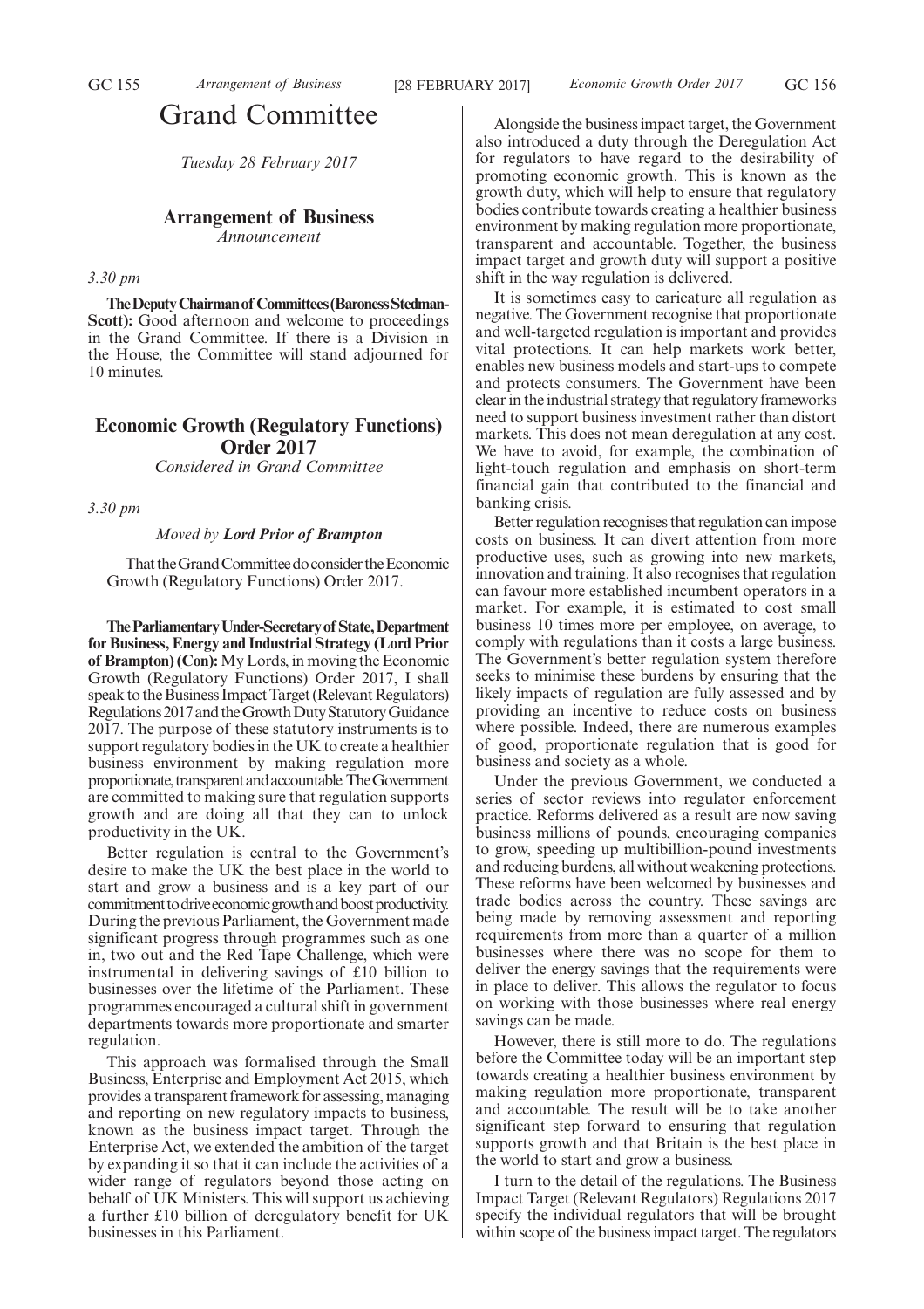# Grand Committee

*Tuesday 28 February 2017*

## Arrangement of Business

*Announcement*

*3.30 pm*

**The Deputy Chairman of Committees (Baroness Stedman-Scott):** Good afternoon and welcome to proceedings in the Grand Committee. If there is a Division in the House, the Committee will stand adjourned for 10 minutes.

## Economic Growth (Regulatory Functions) Order 2017

*Considered in Grand Committee*

*3.30 pm*

*Moved by* ***Lord Prior of Brampton***

That the Grand Committee do consider the Economic Growth (Regulatory Functions) Order 2017.

**The Parliamentary Under-Secretary of State, Department for Business, Energy and Industrial Strategy (Lord Prior of Brampton) (Con):** My Lords, in moving the Economic Growth (Regulatory Functions) Order 2017, I shall speak to the Business Impact Target (Relevant Regulators) Regulations 2017 and the Growth Duty Statutory Guidance 2017. The purpose of these statutory instruments is to support regulatory bodies in the UK to create a healthier business environment by making regulation more proportionate, transparent and accountable. The Government are committed to making sure that regulation supports growth and are doing all that they can to unlock productivity in the UK.

Better regulation is central to the Government's desire to make the UK the best place in the world to start and grow a business and is a key part of our commitment to drive economic growth and boost productivity. During the previous Parliament, the Government made significant progress through programmes such as one in, two out and the Red Tape Challenge, which were instrumental in delivering savings of £10 billion to businesses over the lifetime of the Parliament. These programmes encouraged a cultural shift in government departments towards more proportionate and smarter regulation.

This approach was formalised through the Small Business, Enterprise and Employment Act 2015, which provides a transparent framework for assessing, managing and reporting on new regulatory impacts to business, known as the business impact target. Through the Enterprise Act, we extended the ambition of the target by expanding it so that it can include the activities of a wider range of regulators beyond those acting on behalf of UK Ministers. This will support us achieving a further £10 billion of deregulatory benefit for UK businesses in this Parliament.

Alongside the business impact target, the Government also introduced a duty through the Deregulation Act for regulators to have regard to the desirability of promoting economic growth. This is known as the growth duty, which will help to ensure that regulatory bodies contribute towards creating a healthier business environment by making regulation more proportionate, transparent and accountable. Together, the business impact target and growth duty will support a positive shift in the way regulation is delivered.

It is sometimes easy to caricature all regulation as negative. The Government recognise that proportionate and well-targeted regulation is important and provides vital protections. It can help markets work better, enables new business models and start-ups to compete and protects consumers. The Government have been clear in the industrial strategy that regulatory frameworks need to support business investment rather than distort markets. This does not mean deregulation at any cost. We have to avoid, for example, the combination of light-touch regulation and emphasis on short-term financial gain that contributed to the financial and banking crisis.

Better regulation recognises that regulation can impose costs on business. It can divert attention from more productive uses, such as growing into new markets, innovation and training. It also recognises that regulation can favour more established incumbent operators in a market. For example, it is estimated to cost small business 10 times more per employee, on average, to comply with regulations than it costs a large business. The Government's better regulation system therefore seeks to minimise these burdens by ensuring that the likely impacts of regulation are fully assessed and by providing an incentive to reduce costs on business where possible. Indeed, there are numerous examples of good, proportionate regulation that is good for business and society as a whole.

Under the previous Government, we conducted a series of sector reviews into regulator enforcement practice. Reforms delivered as a result are now saving business millions of pounds, encouraging companies to grow, speeding up multibillion-pound investments and reducing burdens, all without weakening protections. These reforms have been welcomed by businesses and trade bodies across the country. These savings are being made by removing assessment and reporting requirements from more than a quarter of a million businesses where there was no scope for them to deliver the energy savings that the requirements were in place to deliver. This allows the regulator to focus on working with those businesses where real energy savings can be made.

However, there is still more to do. The regulations before the Committee today will be an important step towards creating a healthier business environment by making regulation more proportionate, transparent and accountable. The result will be to take another significant step forward to ensuring that regulation supports growth and that Britain is the best place in the world to start and grow a business.

I turn to the detail of the regulations. The Business Impact Target (Relevant Regulators) Regulations 2017 specify the individual regulators that will be brought within scope of the business impact target. The regulators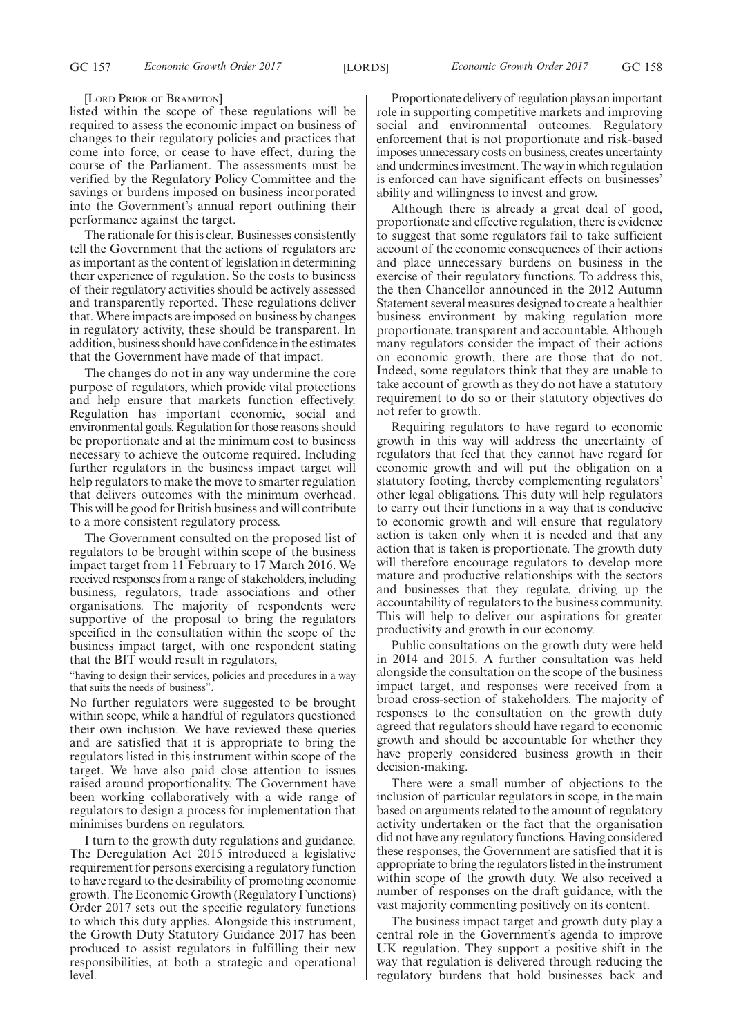[LORD PRIOR OF BRAMPTON]

listed within the scope of these regulations will be required to assess the economic impact on business of changes to their regulatory policies and practices that come into force, or cease to have effect, during the course of the Parliament. The assessments must be verified by the Regulatory Policy Committee and the savings or burdens imposed on business incorporated into the Government's annual report outlining their performance against the target.

The rationale for this is clear. Businesses consistently tell the Government that the actions of regulators are as important as the content of legislation in determining their experience of regulation. So the costs to business of their regulatory activities should be actively assessed and transparently reported. These regulations deliver that. Where impacts are imposed on business by changes in regulatory activity, these should be transparent. In addition, business should have confidence in the estimates that the Government have made of that impact.

The changes do not in any way undermine the core purpose of regulators, which provide vital protections and help ensure that markets function effectively. Regulation has important economic, social and environmental goals. Regulation for those reasons should be proportionate and at the minimum cost to business necessary to achieve the outcome required. Including further regulators in the business impact target will help regulators to make the move to smarter regulation that delivers outcomes with the minimum overhead. This will be good for British business and will contribute to a more consistent regulatory process.

The Government consulted on the proposed list of regulators to be brought within scope of the business impact target from 11 February to 17 March 2016. We received responses from a range of stakeholders, including business, regulators, trade associations and other organisations. The majority of respondents were supportive of the proposal to bring the regulators specified in the consultation within the scope of the business impact target, with one respondent stating that the BIT would result in regulators,

"having to design their services, policies and procedures in a way that suits the needs of business".

No further regulators were suggested to be brought within scope, while a handful of regulators questioned their own inclusion. We have reviewed these queries and are satisfied that it is appropriate to bring the regulators listed in this instrument within scope of the target. We have also paid close attention to issues raised around proportionality. The Government have been working collaboratively with a wide range of regulators to design a process for implementation that minimises burdens on regulators.

I turn to the growth duty regulations and guidance. The Deregulation Act 2015 introduced a legislative requirement for persons exercising a regulatory function to have regard to the desirability of promoting economic growth. The Economic Growth (Regulatory Functions) Order 2017 sets out the specific regulatory functions to which this duty applies. Alongside this instrument, the Growth Duty Statutory Guidance 2017 has been produced to assist regulators in fulfilling their new responsibilities, at both a strategic and operational level.

Proportionate delivery of regulation plays an important role in supporting competitive markets and improving social and environmental outcomes. Regulatory enforcement that is not proportionate and risk-based imposes unnecessary costs on business, creates uncertainty and undermines investment. The way in which regulation is enforced can have significant effects on businesses' ability and willingness to invest and grow.

Although there is already a great deal of good, proportionate and effective regulation, there is evidence to suggest that some regulators fail to take sufficient account of the economic consequences of their actions and place unnecessary burdens on business in the exercise of their regulatory functions. To address this, the then Chancellor announced in the 2012 Autumn Statement several measures designed to create a healthier business environment by making regulation more proportionate, transparent and accountable. Although many regulators consider the impact of their actions on economic growth, there are those that do not. Indeed, some regulators think that they are unable to take account of growth as they do not have a statutory requirement to do so or their statutory objectives do not refer to growth.

Requiring regulators to have regard to economic growth in this way will address the uncertainty of regulators that feel that they cannot have regard for economic growth and will put the obligation on a statutory footing, thereby complementing regulators' other legal obligations. This duty will help regulators to carry out their functions in a way that is conducive to economic growth and will ensure that regulatory action is taken only when it is needed and that any action that is taken is proportionate. The growth duty will therefore encourage regulators to develop more mature and productive relationships with the sectors and businesses that they regulate, driving up the accountability of regulators to the business community. This will help to deliver our aspirations for greater productivity and growth in our economy.

Public consultations on the growth duty were held in 2014 and 2015. A further consultation was held alongside the consultation on the scope of the business impact target, and responses were received from a broad cross-section of stakeholders. The majority of responses to the consultation on the growth duty agreed that regulators should have regard to economic growth and should be accountable for whether they have properly considered business growth in their decision-making.

There were a small number of objections to the inclusion of particular regulators in scope, in the main based on arguments related to the amount of regulatory activity undertaken or the fact that the organisation did not have any regulatory functions. Having considered these responses, the Government are satisfied that it is appropriate to bring the regulators listed in the instrument within scope of the growth duty. We also received a number of responses on the draft guidance, with the vast majority commenting positively on its content.

The business impact target and growth duty play a central role in the Government's agenda to improve UK regulation. They support a positive shift in the way that regulation is delivered through reducing the regulatory burdens that hold businesses back and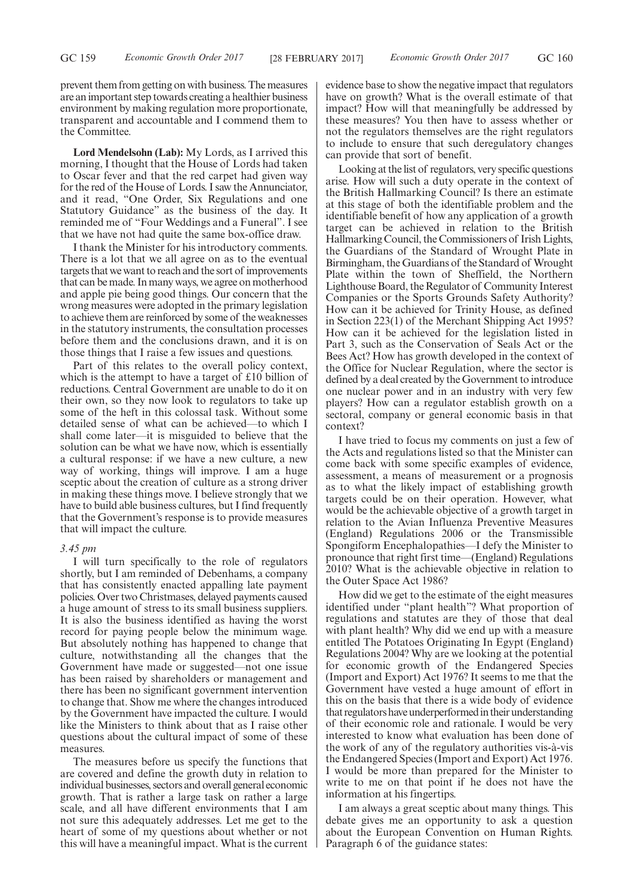prevent them from getting on with business. The measures are an important step towards creating a healthier business environment by making regulation more proportionate, transparent and accountable and I commend them to the Committee.

**Lord Mendelsohn (Lab):** My Lords, as I arrived this morning, I thought that the House of Lords had taken to Oscar fever and that the red carpet had given way for the red of the House of Lords. I saw the Annunciator, and it read, "One Order, Six Regulations and one Statutory Guidance" as the business of the day. It reminded me of "Four Weddings and a Funeral". I see that we have not had quite the same box-office draw.

I thank the Minister for his introductory comments. There is a lot that we all agree on as to the eventual targets that we want to reach and the sort of improvements that can be made. In many ways, we agree on motherhood and apple pie being good things. Our concern that the wrong measures were adopted in the primary legislation to achieve them are reinforced by some of the weaknesses in the statutory instruments, the consultation processes before them and the conclusions drawn, and it is on those things that I raise a few issues and questions.

Part of this relates to the overall policy context, which is the attempt to have a target of £10 billion of reductions. Central Government are unable to do it on their own, so they now look to regulators to take up some of the heft in this colossal task. Without some detailed sense of what can be achieved—to which I shall come later—it is misguided to believe that the solution can be what we have now, which is essentially a cultural response: if we have a new culture, a new way of working, things will improve. I am a huge sceptic about the creation of culture as a strong driver in making these things move. I believe strongly that we have to build able business cultures, but I find frequently that the Government's response is to provide measures that will impact the culture.

*3.45 pm*

I will turn specifically to the role of regulators shortly, but I am reminded of Debenhams, a company that has consistently enacted appalling late payment policies. Over two Christmases, delayed payments caused a huge amount of stress to its small business suppliers. It is also the business identified as having the worst record for paying people below the minimum wage. But absolutely nothing has happened to change that culture, notwithstanding all the changes that the Government have made or suggested—not one issue has been raised by shareholders or management and there has been no significant government intervention to change that. Show me where the changes introduced by the Government have impacted the culture. I would like the Ministers to think about that as I raise other questions about the cultural impact of some of these measures.

The measures before us specify the functions that are covered and define the growth duty in relation to individual businesses, sectors and overall general economic growth. That is rather a large task on rather a large scale, and all have different environments that I am not sure this adequately addresses. Let me get to the heart of some of my questions about whether or not this will have a meaningful impact. What is the current evidence base to show the negative impact that regulators have on growth? What is the overall estimate of that impact? How will that meaningfully be addressed by these measures? You then have to assess whether or not the regulators themselves are the right regulators to include to ensure that such deregulatory changes can provide that sort of benefit.

Looking at the list of regulators, very specific questions arise. How will such a duty operate in the context of the British Hallmarking Council? Is there an estimate at this stage of both the identifiable problem and the identifiable benefit of how any application of a growth target can be achieved in relation to the British Hallmarking Council, the Commissioners of Irish Lights, the Guardians of the Standard of Wrought Plate in Birmingham, the Guardians of the Standard of Wrought Plate within the town of Sheffield, the Northern Lighthouse Board, the Regulator of Community Interest Companies or the Sports Grounds Safety Authority? How can it be achieved for Trinity House, as defined in Section 223(1) of the Merchant Shipping Act 1995? How can it be achieved for the legislation listed in Part 3, such as the Conservation of Seals Act or the Bees Act? How has growth developed in the context of the Office for Nuclear Regulation, where the sector is defined by a deal created by the Government to introduce one nuclear power and in an industry with very few players? How can a regulator establish growth on a sectoral, company or general economic basis in that context?

I have tried to focus my comments on just a few of the Acts and regulations listed so that the Minister can come back with some specific examples of evidence, assessment, a means of measurement or a prognosis as to what the likely impact of establishing growth targets could be on their operation. However, what would be the achievable objective of a growth target in relation to the Avian Influenza Preventive Measures (England) Regulations 2006 or the Transmissible Spongiform Encephalopathies—I defy the Minister to pronounce that right first time—(England) Regulations 2010? What is the achievable objective in relation to the Outer Space Act 1986?

How did we get to the estimate of the eight measures identified under "plant health"? What proportion of regulations and statutes are they of those that deal with plant health? Why did we end up with a measure entitled The Potatoes Originating In Egypt (England) Regulations 2004? Why are we looking at the potential for economic growth of the Endangered Species (Import and Export) Act 1976? It seems to me that the Government have vested a huge amount of effort in this on the basis that there is a wide body of evidence that regulators have underperformed in their understanding of their economic role and rationale. I would be very interested to know what evaluation has been done of the work of any of the regulatory authorities vis-à-vis the Endangered Species (Import and Export) Act 1976. I would be more than prepared for the Minister to write to me on that point if he does not have the information at his fingertips.

I am always a great sceptic about many things. This debate gives me an opportunity to ask a question about the European Convention on Human Rights. Paragraph 6 of the guidance states: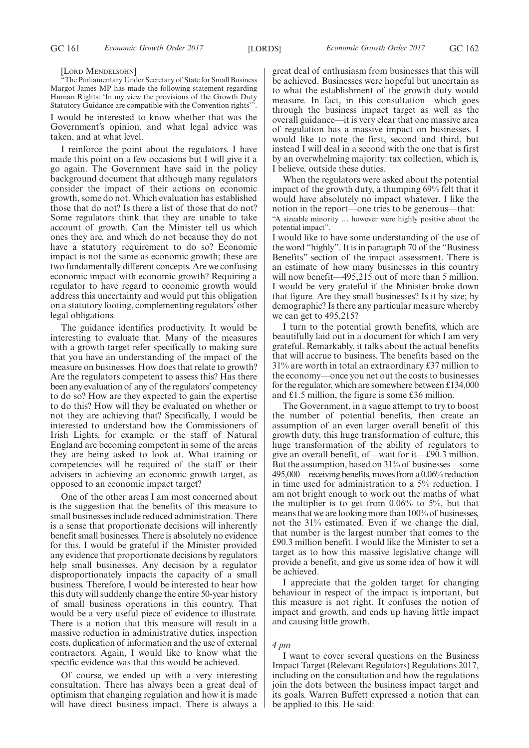[Lord Mendelsohn]

"The Parliamentary Under Secretary of State for Small Business Margot James MP has made the following statement regarding Human Rights: 'In my view the provisions of the Growth Duty Statutory Guidance are compatible with the Convention rights'".

I would be interested to know whether that was the Government's opinion, and what legal advice was taken, and at what level.

I reinforce the point about the regulators. I have made this point on a few occasions but I will give it a go again. The Government have said in the policy background document that although many regulators consider the impact of their actions on economic growth, some do not. Which evaluation has established those that do not? Is there a list of those that do not? Some regulators think that they are unable to take account of growth. Can the Minister tell us which ones they are, and which do not because they do not have a statutory requirement to do so? Economic impact is not the same as economic growth; these are two fundamentally different concepts. Are we confusing economic impact with economic growth? Requiring a regulator to have regard to economic growth would address this uncertainty and would put this obligation on a statutory footing, complementing regulators' other legal obligations.

The guidance identifies productivity. It would be interesting to evaluate that. Many of the measures with a growth target refer specifically to making sure that you have an understanding of the impact of the measure on businesses. How does that relate to growth? Are the regulators competent to assess this? Has there been any evaluation of any of the regulators' competency to do so? How are they expected to gain the expertise to do this? How will they be evaluated on whether or not they are achieving that? Specifically, I would be interested to understand how the Commissioners of Irish Lights, for example, or the staff of Natural England are becoming competent in some of the areas they are being asked to look at. What training or competencies will be required of the staff or their advisers in achieving an economic growth target, as opposed to an economic impact target?

One of the other areas I am most concerned about is the suggestion that the benefits of this measure to small businesses include reduced administration. There is a sense that proportionate decisions will inherently benefit small businesses. There is absolutely no evidence for this. I would be grateful if the Minister provided any evidence that proportionate decisions by regulators help small businesses. Any decision by a regulator disproportionately impacts the capacity of a small business. Therefore, I would be interested to hear how this duty will suddenly change the entire 50-year history of small business operations in this country. That would be a very useful piece of evidence to illustrate. There is a notion that this measure will result in a massive reduction in administrative duties, inspection costs, duplication of information and the use of external contractors. Again, I would like to know what the specific evidence was that this would be achieved.

Of course, we ended up with a very interesting consultation. There has always been a great deal of optimism that changing regulation and how it is made will have direct business impact. There is always a great deal of enthusiasm from businesses that this will be achieved. Businesses were hopeful but uncertain as to what the establishment of the growth duty would measure. In fact, in this consultation—which goes through the business impact target as well as the overall guidance—it is very clear that one massive area of regulation has a massive impact on businesses. I would like to note the first, second and third, but instead I will deal in a second with the one that is first by an overwhelming majority: tax collection, which is, I believe, outside these duties.

When the regulators were asked about the potential impact of the growth duty, a thumping 69% felt that it would have absolutely no impact whatever. I like the notion in the report—one tries to be generous—that:

"A sizeable minority … however were highly positive about the potential impact".

I would like to have some understanding of the use of the word "highly". It is in paragraph 70 of the "Business Benefits" section of the impact assessment. There is an estimate of how many businesses in this country will now benefit—495,215 out of more than 5 million. I would be very grateful if the Minister broke down that figure. Are they small businesses? Is it by size; by demographic? Is there any particular measure whereby we can get to 495,215?

I turn to the potential growth benefits, which are beautifully laid out in a document for which I am very grateful. Remarkably, it talks about the actual benefits that will accrue to business. The benefits based on the 31% are worth in total an extraordinary £37 million to the economy—once you net out the costs to businesses for the regulator, which are somewhere between £134,000 and £1.5 million, the figure is some £36 million.

The Government, in a vague attempt to try to boost the number of potential benefits, then create an assumption of an even larger overall benefit of this growth duty, this huge transformation of culture, this huge transformation of the ability of regulators to give an overall benefit, of—wait for it—£90.3 million. But the assumption, based on 31% of businesses—some 495,000—receiving benefits, moves from a 0.06% reduction in time used for administration to a 5% reduction. I am not bright enough to work out the maths of what the multiplier is to get from 0.06% to 5%, but that means that we are looking more than 100% of businesses, not the 31% estimated. Even if we change the dial, that number is the largest number that comes to the £90.3 million benefit. I would like the Minister to set a target as to how this massive legislative change will provide a benefit, and give us some idea of how it will be achieved.

I appreciate that the golden target for changing behaviour in respect of the impact is important, but this measure is not right. It confuses the notion of impact and growth, and ends up having little impact and causing little growth.

*4 pm*

I want to cover several questions on the Business Impact Target (Relevant Regulators) Regulations 2017, including on the consultation and how the regulations join the dots between the business impact target and its goals. Warren Buffett expressed a notion that can be applied to this. He said: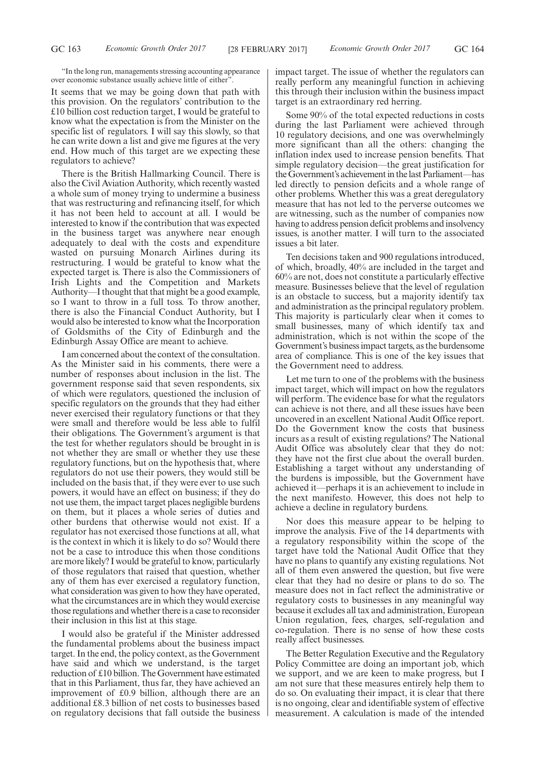"In the long run, managements stressing accounting appearance over economic substance usually achieve little of either".

It seems that we may be going down that path with this provision. On the regulators' contribution to the £10 billion cost reduction target, I would be grateful to know what the expectation is from the Minister on the specific list of regulators. I will say this slowly, so that he can write down a list and give me figures at the very end. How much of this target are we expecting these regulators to achieve?

There is the British Hallmarking Council. There is also the Civil Aviation Authority, which recently wasted a whole sum of money trying to undermine a business that was restructuring and refinancing itself, for which it has not been held to account at all. I would be interested to know if the contribution that was expected in the business target was anywhere near enough adequately to deal with the costs and expenditure wasted on pursuing Monarch Airlines during its restructuring. I would be grateful to know what the expected target is. There is also the Commissioners of Irish Lights and the Competition and Markets Authority—I thought that that might be a good example, so I want to throw in a full toss. To throw another, there is also the Financial Conduct Authority, but I would also be interested to know what the Incorporation of Goldsmiths of the City of Edinburgh and the Edinburgh Assay Office are meant to achieve.

I am concerned about the context of the consultation. As the Minister said in his comments, there were a number of responses about inclusion in the list. The government response said that seven respondents, six of which were regulators, questioned the inclusion of specific regulators on the grounds that they had either never exercised their regulatory functions or that they were small and therefore would be less able to fulfil their obligations. The Government's argument is that the test for whether regulators should be brought in is not whether they are small or whether they use these regulatory functions, but on the hypothesis that, where regulators do not use their powers, they would still be included on the basis that, if they were ever to use such powers, it would have an effect on business; if they do not use them, the impact target places negligible burdens on them, but it places a whole series of duties and other burdens that otherwise would not exist. If a regulator has not exercised those functions at all, what is the context in which it is likely to do so? Would there not be a case to introduce this when those conditions are more likely? I would be grateful to know, particularly of those regulators that raised that question, whether any of them has ever exercised a regulatory function, what consideration was given to how they have operated, what the circumstances are in which they would exercise those regulations and whether there is a case to reconsider their inclusion in this list at this stage.

I would also be grateful if the Minister addressed the fundamental problems about the business impact target. In the end, the policy context, as the Government have said and which we understand, is the target reduction of £10 billion. The Government have estimated that in this Parliament, thus far, they have achieved an improvement of £0.9 billion, although there are an additional £8.3 billion of net costs to businesses based on regulatory decisions that fall outside the business impact target. The issue of whether the regulators can really perform any meaningful function in achieving this through their inclusion within the business impact target is an extraordinary red herring.

Some 90% of the total expected reductions in costs during the last Parliament were achieved through 10 regulatory decisions, and one was overwhelmingly more significant than all the others: changing the inflation index used to increase pension benefits. That simple regulatory decision—the great justification for the Government's achievement in the last Parliament—has led directly to pension deficits and a whole range of other problems. Whether this was a great deregulatory measure that has not led to the perverse outcomes we are witnessing, such as the number of companies now having to address pension deficit problems and insolvency issues, is another matter. I will turn to the associated issues a bit later.

Ten decisions taken and 900 regulations introduced, of which, broadly, 40% are included in the target and 60% are not, does not constitute a particularly effective measure. Businesses believe that the level of regulation is an obstacle to success, but a majority identify tax and administration as the principal regulatory problem. This majority is particularly clear when it comes to small businesses, many of which identify tax and administration, which is not within the scope of the Government's business impact targets, as the burdensome area of compliance. This is one of the key issues that the Government need to address.

Let me turn to one of the problems with the business impact target, which will impact on how the regulators will perform. The evidence base for what the regulators can achieve is not there, and all these issues have been uncovered in an excellent National Audit Office report. Do the Government know the costs that business incurs as a result of existing regulations? The National Audit Office was absolutely clear that they do not: they have not the first clue about the overall burden. Establishing a target without any understanding of the burdens is impossible, but the Government have achieved it—perhaps it is an achievement to include in the next manifesto. However, this does not help to achieve a decline in regulatory burdens.

Nor does this measure appear to be helping to improve the analysis. Five of the 14 departments with a regulatory responsibility within the scope of the target have told the National Audit Office that they have no plans to quantify any existing regulations. Not all of them even answered the question, but five were clear that they had no desire or plans to do so. The measure does not in fact reflect the administrative or regulatory costs to businesses in any meaningful way because it excludes all tax and administration, European Union regulation, fees, charges, self-regulation and co-regulation. There is no sense of how these costs really affect businesses.

The Better Regulation Executive and the Regulatory Policy Committee are doing an important job, which we support, and we are keen to make progress, but I am not sure that these measures entirely help them to do so. On evaluating their impact, it is clear that there is no ongoing, clear and identifiable system of effective measurement. A calculation is made of the intended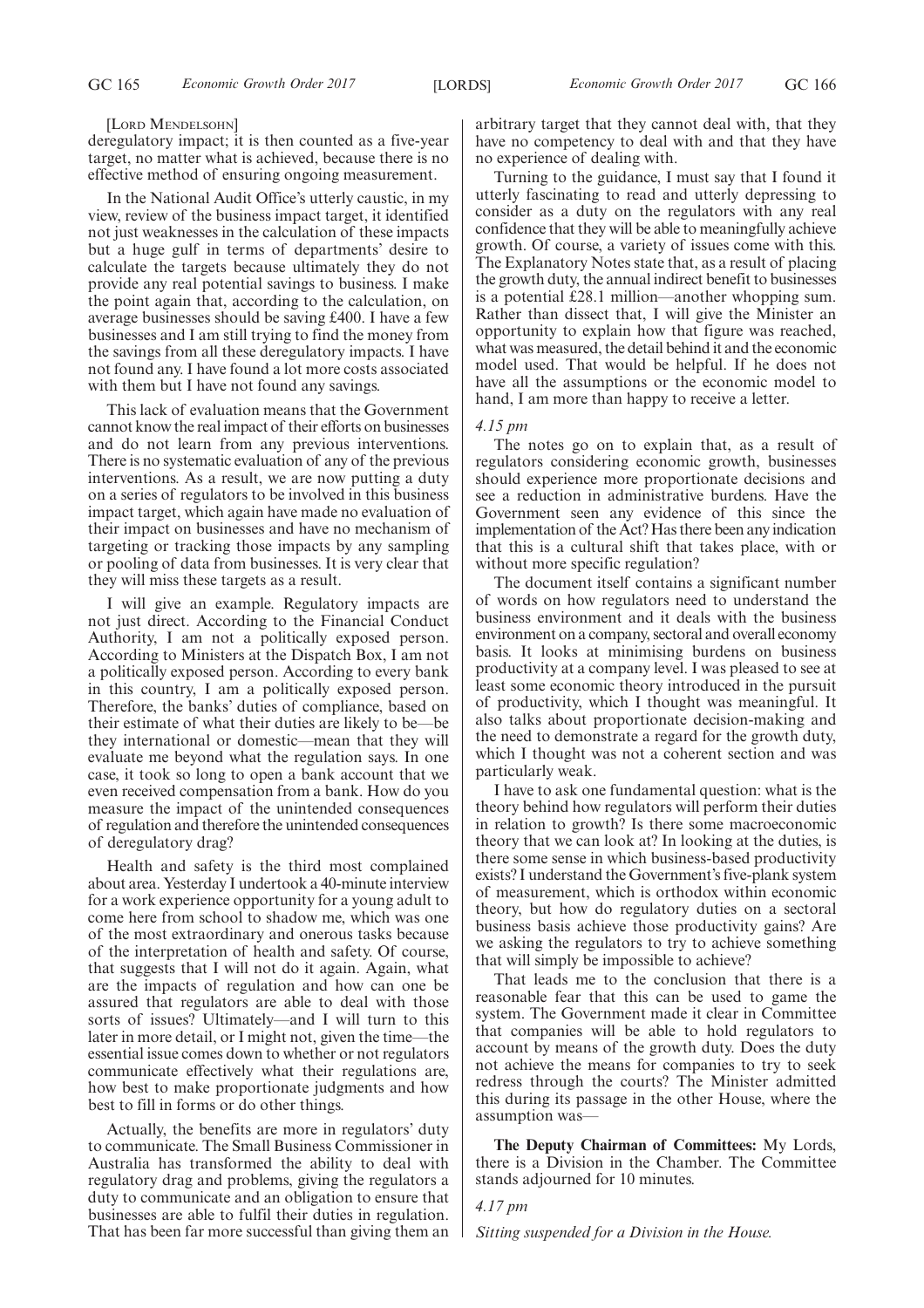[Lord Mendelsohn]

deregulatory impact; it is then counted as a five-year target, no matter what is achieved, because there is no effective method of ensuring ongoing measurement.

In the National Audit Office's utterly caustic, in my view, review of the business impact target, it identified not just weaknesses in the calculation of these impacts but a huge gulf in terms of departments' desire to calculate the targets because ultimately they do not provide any real potential savings to business. I make the point again that, according to the calculation, on average businesses should be saving £400. I have a few businesses and I am still trying to find the money from the savings from all these deregulatory impacts. I have not found any. I have found a lot more costs associated with them but I have not found any savings.

This lack of evaluation means that the Government cannot know the real impact of their efforts on businesses and do not learn from any previous interventions. There is no systematic evaluation of any of the previous interventions. As a result, we are now putting a duty on a series of regulators to be involved in this business impact target, which again have made no evaluation of their impact on businesses and have no mechanism of targeting or tracking those impacts by any sampling or pooling of data from businesses. It is very clear that they will miss these targets as a result.

I will give an example. Regulatory impacts are not just direct. According to the Financial Conduct Authority, I am not a politically exposed person. According to Ministers at the Dispatch Box, I am not a politically exposed person. According to every bank in this country, I am a politically exposed person. Therefore, the banks' duties of compliance, based on their estimate of what their duties are likely to be—be they international or domestic—mean that they will evaluate me beyond what the regulation says. In one case, it took so long to open a bank account that we even received compensation from a bank. How do you measure the impact of the unintended consequences of regulation and therefore the unintended consequences of deregulatory drag?

Health and safety is the third most complained about area. Yesterday I undertook a 40-minute interview for a work experience opportunity for a young adult to come here from school to shadow me, which was one of the most extraordinary and onerous tasks because of the interpretation of health and safety. Of course, that suggests that I will not do it again. Again, what are the impacts of regulation and how can one be assured that regulators are able to deal with those sorts of issues? Ultimately—and I will turn to this later in more detail, or I might not, given the time—the essential issue comes down to whether or not regulators communicate effectively what their regulations are, how best to make proportionate judgments and how best to fill in forms or do other things.

Actually, the benefits are more in regulators' duty to communicate. The Small Business Commissioner in Australia has transformed the ability to deal with regulatory drag and problems, giving the regulators a duty to communicate and an obligation to ensure that businesses are able to fulfil their duties in regulation. That has been far more successful than giving them an arbitrary target that they cannot deal with, that they have no competency to deal with and that they have no experience of dealing with.

Turning to the guidance, I must say that I found it utterly fascinating to read and utterly depressing to consider as a duty on the regulators with any real confidence that they will be able to meaningfully achieve growth. Of course, a variety of issues come with this. The Explanatory Notes state that, as a result of placing the growth duty, the annual indirect benefit to businesses is a potential £28.1 million—another whopping sum. Rather than dissect that, I will give the Minister an opportunity to explain how that figure was reached, what was measured, the detail behind it and the economic model used. That would be helpful. If he does not have all the assumptions or the economic model to hand, I am more than happy to receive a letter.

*4.15 pm*

The notes go on to explain that, as a result of regulators considering economic growth, businesses should experience more proportionate decisions and see a reduction in administrative burdens. Have the Government seen any evidence of this since the implementation of the Act? Has there been any indication that this is a cultural shift that takes place, with or without more specific regulation?

The document itself contains a significant number of words on how regulators need to understand the business environment and it deals with the business environment on a company, sectoral and overall economy basis. It looks at minimising burdens on business productivity at a company level. I was pleased to see at least some economic theory introduced in the pursuit of productivity, which I thought was meaningful. It also talks about proportionate decision-making and the need to demonstrate a regard for the growth duty, which I thought was not a coherent section and was particularly weak.

I have to ask one fundamental question: what is the theory behind how regulators will perform their duties in relation to growth? Is there some macroeconomic theory that we can look at? In looking at the duties, is there some sense in which business-based productivity exists? I understand the Government's five-plank system of measurement, which is orthodox within economic theory, but how do regulatory duties on a sectoral business basis achieve those productivity gains? Are we asking the regulators to try to achieve something that will simply be impossible to achieve?

That leads me to the conclusion that there is a reasonable fear that this can be used to game the system. The Government made it clear in Committee that companies will be able to hold regulators to account by means of the growth duty. Does the duty not achieve the means for companies to try to seek redress through the courts? The Minister admitted this during its passage in the other House, where the assumption was—

**The Deputy Chairman of Committees:** My Lords, there is a Division in the Chamber. The Committee stands adjourned for 10 minutes.

*4.17 pm*

*Sitting suspended for a Division in the House.*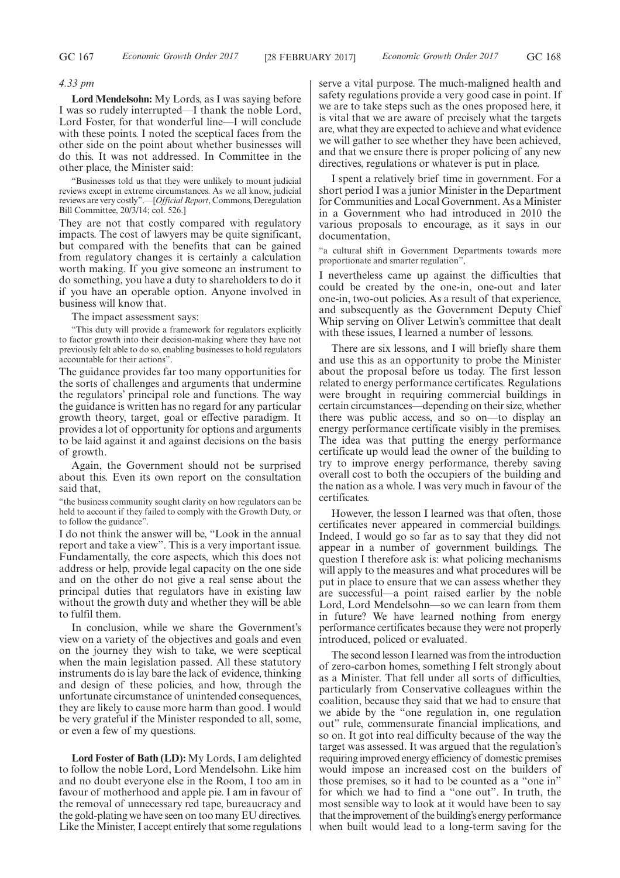*4.33 pm*

**Lord Mendelsohn:** My Lords, as I was saying before I was so rudely interrupted—I thank the noble Lord, Lord Foster, for that wonderful line—I will conclude with these points. I noted the sceptical faces from the other side on the point about whether businesses will do this. It was not addressed. In Committee in the other place, the Minister said:

"Businesses told us that they were unlikely to mount judicial reviews except in extreme circumstances. As we all know, judicial reviews are very costly".—[*Official Report*, Commons, Deregulation Bill Committee, 20/3/14; col. 526.]

They are not that costly compared with regulatory impacts. The cost of lawyers may be quite significant, but compared with the benefits that can be gained from regulatory changes it is certainly a calculation worth making. If you give someone an instrument to do something, you have a duty to shareholders to do it if you have an operable option. Anyone involved in business will know that.

The impact assessment says:

"This duty will provide a framework for regulators explicitly to factor growth into their decision-making where they have not previously felt able to do so, enabling businesses to hold regulators accountable for their actions".

The guidance provides far too many opportunities for the sorts of challenges and arguments that undermine the regulators' principal role and functions. The way the guidance is written has no regard for any particular growth theory, target, goal or effective paradigm. It provides a lot of opportunity for options and arguments to be laid against it and against decisions on the basis of growth.

Again, the Government should not be surprised about this. Even its own report on the consultation said that,

"the business community sought clarity on how regulators can be held to account if they failed to comply with the Growth Duty, or to follow the guidance".

I do not think the answer will be, "Look in the annual report and take a view". This is a very important issue. Fundamentally, the core aspects, which this does not address or help, provide legal capacity on the one side and on the other do not give a real sense about the principal duties that regulators have in existing law without the growth duty and whether they will be able to fulfil them.

In conclusion, while we share the Government's view on a variety of the objectives and goals and even on the journey they wish to take, we were sceptical when the main legislation passed. All these statutory instruments do is lay bare the lack of evidence, thinking and design of these policies, and how, through the unfortunate circumstance of unintended consequences, they are likely to cause more harm than good. I would be very grateful if the Minister responded to all, some, or even a few of my questions.

**Lord Foster of Bath (LD):** My Lords, I am delighted to follow the noble Lord, Lord Mendelsohn. Like him and no doubt everyone else in the Room, I too am in favour of motherhood and apple pie. I am in favour of the removal of unnecessary red tape, bureaucracy and the gold-plating we have seen on too many EU directives. Like the Minister, I accept entirely that some regulations serve a vital purpose. The much-maligned health and safety regulations provide a very good case in point. If we are to take steps such as the ones proposed here, it is vital that we are aware of precisely what the targets are, what they are expected to achieve and what evidence we will gather to see whether they have been achieved, and that we ensure there is proper policing of any new directives, regulations or whatever is put in place.

I spent a relatively brief time in government. For a short period I was a junior Minister in the Department for Communities and Local Government. As a Minister in a Government who had introduced in 2010 the various proposals to encourage, as it says in our documentation,

"a cultural shift in Government Departments towards more proportionate and smarter regulation",

I nevertheless came up against the difficulties that could be created by the one-in, one-out and later one-in, two-out policies. As a result of that experience, and subsequently as the Government Deputy Chief Whip serving on Oliver Letwin's committee that dealt with these issues, I learned a number of lessons.

There are six lessons, and I will briefly share them and use this as an opportunity to probe the Minister about the proposal before us today. The first lesson related to energy performance certificates. Regulations were brought in requiring commercial buildings in certain circumstances—depending on their size, whether there was public access, and so on—to display an energy performance certificate visibly in the premises. The idea was that putting the energy performance certificate up would lead the owner of the building to try to improve energy performance, thereby saving overall cost to both the occupiers of the building and the nation as a whole. I was very much in favour of the certificates.

However, the lesson I learned was that often, those certificates never appeared in commercial buildings. Indeed, I would go so far as to say that they did not appear in a number of government buildings. The question I therefore ask is: what policing mechanisms will apply to the measures and what procedures will be put in place to ensure that we can assess whether they are successful—a point raised earlier by the noble Lord, Lord Mendelsohn—so we can learn from them in future? We have learned nothing from energy performance certificates because they were not properly introduced, policed or evaluated.

The second lesson I learned was from the introduction of zero-carbon homes, something I felt strongly about as a Minister. That fell under all sorts of difficulties, particularly from Conservative colleagues within the coalition, because they said that we had to ensure that we abide by the "one regulation in, one regulation out" rule, commensurate financial implications, and so on. It got into real difficulty because of the way the target was assessed. It was argued that the regulation's requiring improved energy efficiency of domestic premises would impose an increased cost on the builders of those premises, so it had to be counted as a "one in" for which we had to find a "one out". In truth, the most sensible way to look at it would have been to say that the improvement of the building's energy performance when built would lead to a long-term saving for the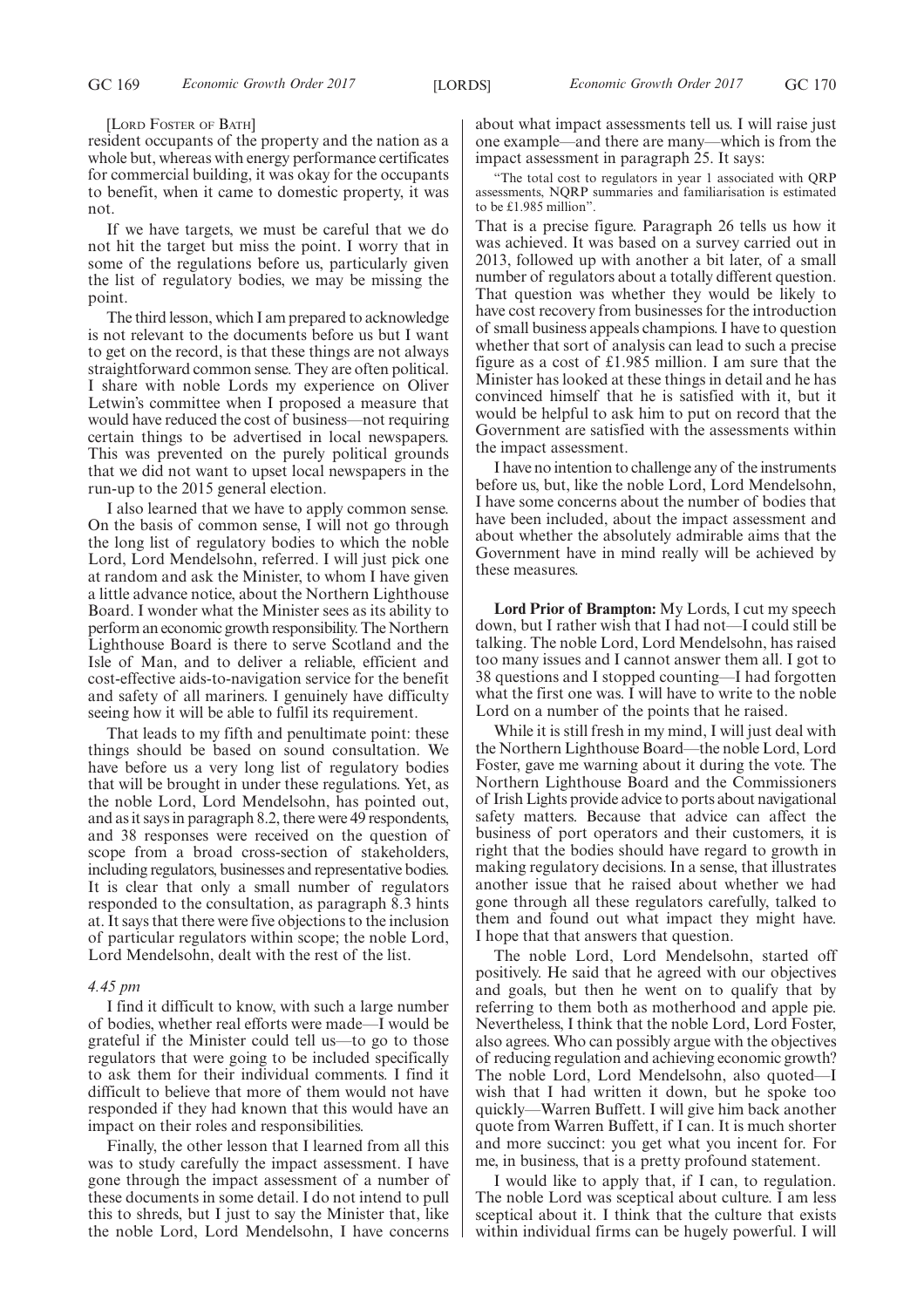[Lord Foster of Bath]

resident occupants of the property and the nation as a whole but, whereas with energy performance certificates for commercial building, it was okay for the occupants to benefit, when it came to domestic property, it was not.

If we have targets, we must be careful that we do not hit the target but miss the point. I worry that in some of the regulations before us, particularly given the list of regulatory bodies, we may be missing the point.

The third lesson, which I am prepared to acknowledge is not relevant to the documents before us but I want to get on the record, is that these things are not always straightforward common sense. They are often political. I share with noble Lords my experience on Oliver Letwin's committee when I proposed a measure that would have reduced the cost of business—not requiring certain things to be advertised in local newspapers. This was prevented on the purely political grounds that we did not want to upset local newspapers in the run-up to the 2015 general election.

I also learned that we have to apply common sense. On the basis of common sense, I will not go through the long list of regulatory bodies to which the noble Lord, Lord Mendelsohn, referred. I will just pick one at random and ask the Minister, to whom I have given a little advance notice, about the Northern Lighthouse Board. I wonder what the Minister sees as its ability to perform an economic growth responsibility. The Northern Lighthouse Board is there to serve Scotland and the Isle of Man, and to deliver a reliable, efficient and cost-effective aids-to-navigation service for the benefit and safety of all mariners. I genuinely have difficulty seeing how it will be able to fulfil its requirement.

That leads to my fifth and penultimate point: these things should be based on sound consultation. We have before us a very long list of regulatory bodies that will be brought in under these regulations. Yet, as the noble Lord, Lord Mendelsohn, has pointed out, and as it says in paragraph 8.2, there were 49 respondents, and 38 responses were received on the question of scope from a broad cross-section of stakeholders, including regulators, businesses and representative bodies. It is clear that only a small number of regulators responded to the consultation, as paragraph 8.3 hints at. It says that there were five objections to the inclusion of particular regulators within scope; the noble Lord, Lord Mendelsohn, dealt with the rest of the list.

*4.45 pm*

I find it difficult to know, with such a large number of bodies, whether real efforts were made—I would be grateful if the Minister could tell us—to go to those regulators that were going to be included specifically to ask them for their individual comments. I find it difficult to believe that more of them would not have responded if they had known that this would have an impact on their roles and responsibilities.

Finally, the other lesson that I learned from all this was to study carefully the impact assessment. I have gone through the impact assessment of a number of these documents in some detail. I do not intend to pull this to shreds, but I just to say the Minister that, like the noble Lord, Lord Mendelsohn, I have concerns about what impact assessments tell us. I will raise just one example—and there are many—which is from the impact assessment in paragraph 25. It says:

"The total cost to regulators in year 1 associated with QRP assessments, NQRP summaries and familiarisation is estimated to be £1.985 million".

That is a precise figure. Paragraph 26 tells us how it was achieved. It was based on a survey carried out in 2013, followed up with another a bit later, of a small number of regulators about a totally different question. That question was whether they would be likely to have cost recovery from businesses for the introduction of small business appeals champions. I have to question whether that sort of analysis can lead to such a precise figure as a cost of £1.985 million. I am sure that the Minister has looked at these things in detail and he has convinced himself that he is satisfied with it, but it would be helpful to ask him to put on record that the Government are satisfied with the assessments within the impact assessment.

I have no intention to challenge any of the instruments before us, but, like the noble Lord, Lord Mendelsohn, I have some concerns about the number of bodies that have been included, about the impact assessment and about whether the absolutely admirable aims that the Government have in mind really will be achieved by these measures.

**Lord Prior of Brampton:** My Lords, I cut my speech down, but I rather wish that I had not—I could still be talking. The noble Lord, Lord Mendelsohn, has raised too many issues and I cannot answer them all. I got to 38 questions and I stopped counting—I had forgotten what the first one was. I will have to write to the noble Lord on a number of the points that he raised.

While it is still fresh in my mind, I will just deal with the Northern Lighthouse Board—the noble Lord, Lord Foster, gave me warning about it during the vote. The Northern Lighthouse Board and the Commissioners of Irish Lights provide advice to ports about navigational safety matters. Because that advice can affect the business of port operators and their customers, it is right that the bodies should have regard to growth in making regulatory decisions. In a sense, that illustrates another issue that he raised about whether we had gone through all these regulators carefully, talked to them and found out what impact they might have. I hope that that answers that question.

The noble Lord, Lord Mendelsohn, started off positively. He said that he agreed with our objectives and goals, but then he went on to qualify that by referring to them both as motherhood and apple pie. Nevertheless, I think that the noble Lord, Lord Foster, also agrees. Who can possibly argue with the objectives of reducing regulation and achieving economic growth? The noble Lord, Lord Mendelsohn, also quoted—I wish that I had written it down, but he spoke too quickly—Warren Buffett. I will give him back another quote from Warren Buffett, if I can. It is much shorter and more succinct: you get what you incent for. For me, in business, that is a pretty profound statement.

I would like to apply that, if I can, to regulation. The noble Lord was sceptical about culture. I am less sceptical about it. I think that the culture that exists within individual firms can be hugely powerful. I will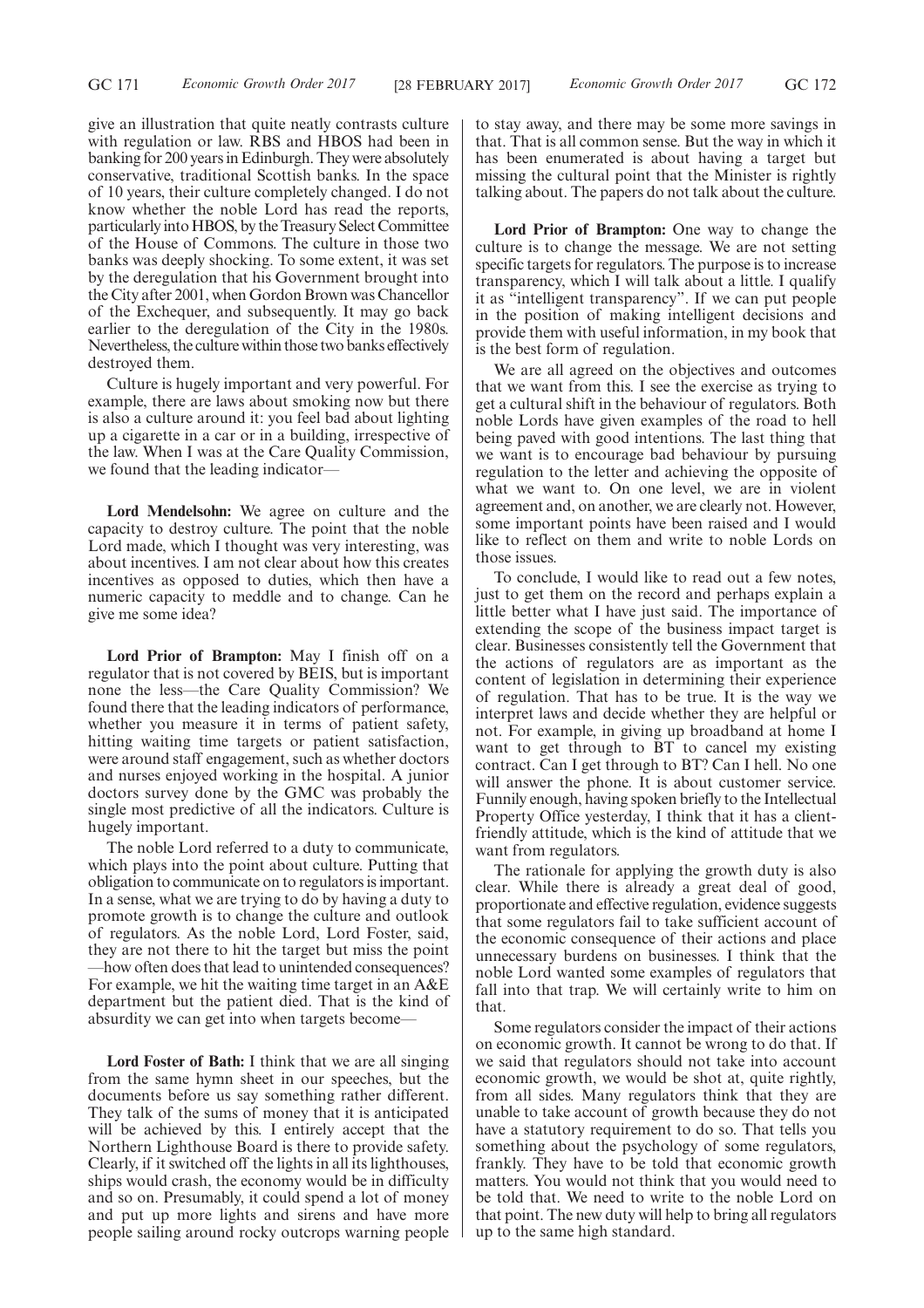give an illustration that quite neatly contrasts culture with regulation or law. RBS and HBOS had been in banking for 200 years in Edinburgh. They were absolutely conservative, traditional Scottish banks. In the space of 10 years, their culture completely changed. I do not know whether the noble Lord has read the reports, particularly into HBOS, by the Treasury Select Committee of the House of Commons. The culture in those two banks was deeply shocking. To some extent, it was set by the deregulation that his Government brought into the City after 2001, when Gordon Brown was Chancellor of the Exchequer, and subsequently. It may go back earlier to the deregulation of the City in the 1980s. Nevertheless, the culture within those two banks effectively destroyed them.

Culture is hugely important and very powerful. For example, there are laws about smoking now but there is also a culture around it: you feel bad about lighting up a cigarette in a car or in a building, irrespective of the law. When I was at the Care Quality Commission, we found that the leading indicator—

**Lord Mendelsohn:** We agree on culture and the capacity to destroy culture. The point that the noble Lord made, which I thought was very interesting, was about incentives. I am not clear about how this creates incentives as opposed to duties, which then have a numeric capacity to meddle and to change. Can he give me some idea?

**Lord Prior of Brampton:** May I finish off on a regulator that is not covered by BEIS, but is important none the less—the Care Quality Commission? We found there that the leading indicators of performance, whether you measure it in terms of patient safety, hitting waiting time targets or patient satisfaction, were around staff engagement, such as whether doctors and nurses enjoyed working in the hospital. A junior doctors survey done by the GMC was probably the single most predictive of all the indicators. Culture is hugely important.

The noble Lord referred to a duty to communicate, which plays into the point about culture. Putting that obligation to communicate on to regulators is important. In a sense, what we are trying to do by having a duty to promote growth is to change the culture and outlook of regulators. As the noble Lord, Lord Foster, said, they are not there to hit the target but miss the point —how often does that lead to unintended consequences? For example, we hit the waiting time target in an A&E department but the patient died. That is the kind of absurdity we can get into when targets become—

**Lord Foster of Bath:** I think that we are all singing from the same hymn sheet in our speeches, but the documents before us say something rather different. They talk of the sums of money that it is anticipated will be achieved by this. I entirely accept that the Northern Lighthouse Board is there to provide safety. Clearly, if it switched off the lights in all its lighthouses, ships would crash, the economy would be in difficulty and so on. Presumably, it could spend a lot of money and put up more lights and sirens and have more people sailing around rocky outcrops warning people to stay away, and there may be some more savings in that. That is all common sense. But the way in which it has been enumerated is about having a target but missing the cultural point that the Minister is rightly talking about. The papers do not talk about the culture.

**Lord Prior of Brampton:** One way to change the culture is to change the message. We are not setting specific targets for regulators. The purpose is to increase transparency, which I will talk about a little. I qualify it as "intelligent transparency". If we can put people in the position of making intelligent decisions and provide them with useful information, in my book that is the best form of regulation.

We are all agreed on the objectives and outcomes that we want from this. I see the exercise as trying to get a cultural shift in the behaviour of regulators. Both noble Lords have given examples of the road to hell being paved with good intentions. The last thing that we want is to encourage bad behaviour by pursuing regulation to the letter and achieving the opposite of what we want to. On one level, we are in violent agreement and, on another, we are clearly not. However, some important points have been raised and I would like to reflect on them and write to noble Lords on those issues.

To conclude, I would like to read out a few notes, just to get them on the record and perhaps explain a little better what I have just said. The importance of extending the scope of the business impact target is clear. Businesses consistently tell the Government that the actions of regulators are as important as the content of legislation in determining their experience of regulation. That has to be true. It is the way we interpret laws and decide whether they are helpful or not. For example, in giving up broadband at home I want to get through to BT to cancel my existing contract. Can I get through to BT? Can I hell. No one will answer the phone. It is about customer service. Funnily enough, having spoken briefly to the Intellectual Property Office yesterday, I think that it has a client-friendly attitude, which is the kind of attitude that we want from regulators.

The rationale for applying the growth duty is also clear. While there is already a great deal of good, proportionate and effective regulation, evidence suggests that some regulators fail to take sufficient account of the economic consequence of their actions and place unnecessary burdens on businesses. I think that the noble Lord wanted some examples of regulators that fall into that trap. We will certainly write to him on that.

Some regulators consider the impact of their actions on economic growth. It cannot be wrong to do that. If we said that regulators should not take into account economic growth, we would be shot at, quite rightly, from all sides. Many regulators think that they are unable to take account of growth because they do not have a statutory requirement to do so. That tells you something about the psychology of some regulators, frankly. They have to be told that economic growth matters. You would not think that you would need to be told that. We need to write to the noble Lord on that point. The new duty will help to bring all regulators up to the same high standard.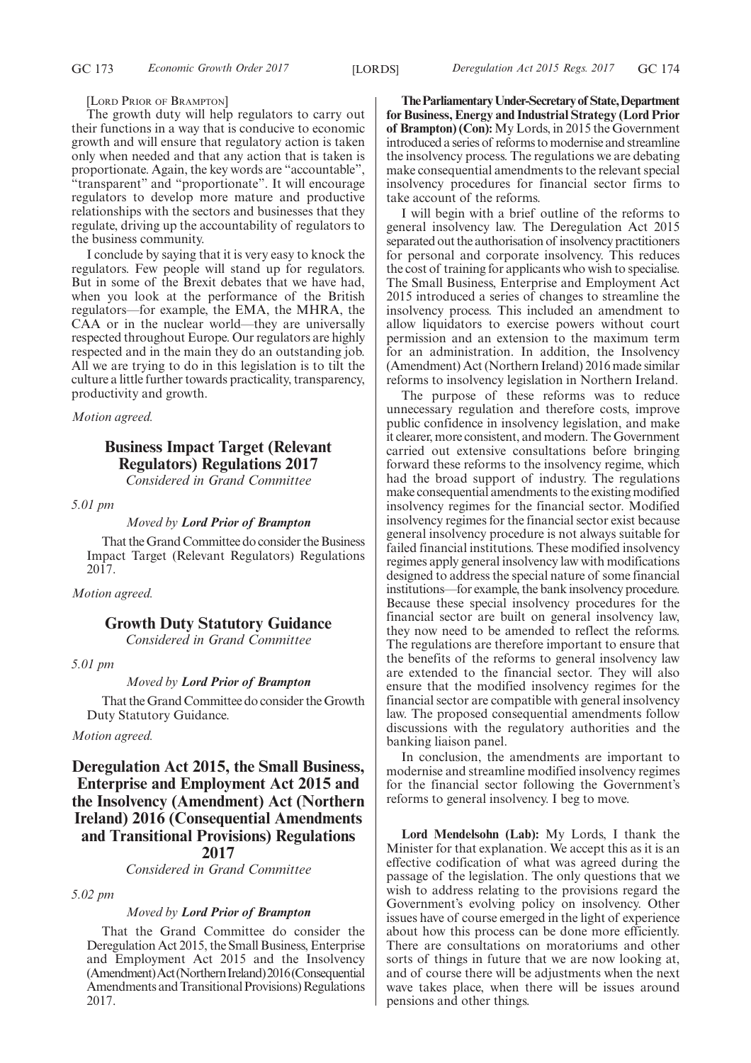[Lord Prior of Brampton]

The growth duty will help regulators to carry out their functions in a way that is conducive to economic growth and will ensure that regulatory action is taken only when needed and that any action that is taken is proportionate. Again, the key words are "accountable", "transparent" and "proportionate". It will encourage regulators to develop more mature and productive relationships with the sectors and businesses that they regulate, driving up the accountability of regulators to the business community.

I conclude by saying that it is very easy to knock the regulators. Few people will stand up for regulators. But in some of the Brexit debates that we have had, when you look at the performance of the British regulators—for example, the EMA, the MHRA, the CAA or in the nuclear world—they are universally respected throughout Europe. Our regulators are highly respected and in the main they do an outstanding job. All we are trying to do in this legislation is to tilt the culture a little further towards practicality, transparency, productivity and growth.

*Motion agreed.*

## Business Impact Target (Relevant Regulators) Regulations 2017

*Considered in Grand Committee*

*5.01 pm*

*Moved by* ***Lord Prior of Brampton***

That the Grand Committee do consider the Business Impact Target (Relevant Regulators) Regulations 2017.

*Motion agreed.*

## Growth Duty Statutory Guidance

*Considered in Grand Committee*

*5.01 pm*

*Moved by* ***Lord Prior of Brampton***

That the Grand Committee do consider the Growth Duty Statutory Guidance.

*Motion agreed.*

## Deregulation Act 2015, the Small Business, Enterprise and Employment Act 2015 and the Insolvency (Amendment) Act (Northern Ireland) 2016 (Consequential Amendments and Transitional Provisions) Regulations 2017

*Considered in Grand Committee*

*5.02 pm*

*Moved by* ***Lord Prior of Brampton***

That the Grand Committee do consider the Deregulation Act 2015, the Small Business, Enterprise and Employment Act 2015 and the Insolvency (Amendment) Act (Northern Ireland) 2016 (Consequential Amendments and Transitional Provisions) Regulations 2017.

**The Parliamentary Under-Secretary of State, Department for Business, Energy and Industrial Strategy (Lord Prior of Brampton) (Con):** My Lords, in 2015 the Government introduced a series of reforms to modernise and streamline the insolvency process. The regulations we are debating make consequential amendments to the relevant special insolvency procedures for financial sector firms to take account of the reforms.

I will begin with a brief outline of the reforms to general insolvency law. The Deregulation Act 2015 separated out the authorisation of insolvency practitioners for personal and corporate insolvency. This reduces the cost of training for applicants who wish to specialise. The Small Business, Enterprise and Employment Act 2015 introduced a series of changes to streamline the insolvency process. This included an amendment to allow liquidators to exercise powers without court permission and an extension to the maximum term for an administration. In addition, the Insolvency (Amendment) Act (Northern Ireland) 2016 made similar reforms to insolvency legislation in Northern Ireland.

The purpose of these reforms was to reduce unnecessary regulation and therefore costs, improve public confidence in insolvency legislation, and make it clearer, more consistent, and modern. The Government carried out extensive consultations before bringing forward these reforms to the insolvency regime, which had the broad support of industry. The regulations make consequential amendments to the existing modified insolvency regimes for the financial sector. Modified insolvency regimes for the financial sector exist because general insolvency procedure is not always suitable for failed financial institutions. These modified insolvency regimes apply general insolvency law with modifications designed to address the special nature of some financial institutions—for example, the bank insolvency procedure. Because these special insolvency procedures for the financial sector are built on general insolvency law, they now need to be amended to reflect the reforms. The regulations are therefore important to ensure that the benefits of the reforms to general insolvency law are extended to the financial sector. They will also ensure that the modified insolvency regimes for the financial sector are compatible with general insolvency law. The proposed consequential amendments follow discussions with the regulatory authorities and the banking liaison panel.

In conclusion, the amendments are important to modernise and streamline modified insolvency regimes for the financial sector following the Government's reforms to general insolvency. I beg to move.

**Lord Mendelsohn (Lab):** My Lords, I thank the Minister for that explanation. We accept this as it is an effective codification of what was agreed during the passage of the legislation. The only questions that we wish to address relating to the provisions regard the Government's evolving policy on insolvency. Other issues have of course emerged in the light of experience about how this process can be done more efficiently. There are consultations on moratoriums and other sorts of things in future that we are now looking at, and of course there will be adjustments when the next wave takes place, when there will be issues around pensions and other things.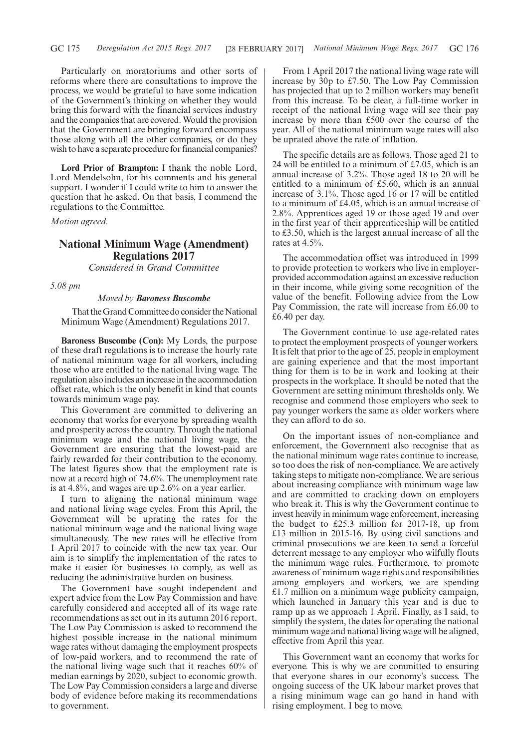Particularly on moratoriums and other sorts of reforms where there are consultations to improve the process, we would be grateful to have some indication of the Government's thinking on whether they would bring this forward with the financial services industry and the companies that are covered. Would the provision that the Government are bringing forward encompass those along with all the other companies, or do they wish to have a separate procedure for financial companies?

**Lord Prior of Brampton:** I thank the noble Lord, Lord Mendelsohn, for his comments and his general support. I wonder if I could write to him to answer the question that he asked. On that basis, I commend the regulations to the Committee.

*Motion agreed.*

## National Minimum Wage (Amendment) Regulations 2017

*Considered in Grand Committee*

*5.08 pm*

*Moved by* ***Baroness Buscombe***

That the Grand Committee do consider the National Minimum Wage (Amendment) Regulations 2017.

**Baroness Buscombe (Con):** My Lords, the purpose of these draft regulations is to increase the hourly rate of national minimum wage for all workers, including those who are entitled to the national living wage. The regulation also includes an increase in the accommodation offset rate, which is the only benefit in kind that counts towards minimum wage pay.

This Government are committed to delivering an economy that works for everyone by spreading wealth and prosperity across the country. Through the national minimum wage and the national living wage, the Government are ensuring that the lowest-paid are fairly rewarded for their contribution to the economy. The latest figures show that the employment rate is now at a record high of 74.6%. The unemployment rate is at 4.8%, and wages are up 2.6% on a year earlier.

I turn to aligning the national minimum wage and national living wage cycles. From this April, the Government will be uprating the rates for the national minimum wage and the national living wage simultaneously. The new rates will be effective from 1 April 2017 to coincide with the new tax year. Our aim is to simplify the implementation of the rates to make it easier for businesses to comply, as well as reducing the administrative burden on business.

The Government have sought independent and expert advice from the Low Pay Commission and have carefully considered and accepted all of its wage rate recommendations as set out in its autumn 2016 report. The Low Pay Commission is asked to recommend the highest possible increase in the national minimum wage rates without damaging the employment prospects of low-paid workers, and to recommend the rate of the national living wage such that it reaches 60% of median earnings by 2020, subject to economic growth. The Low Pay Commission considers a large and diverse body of evidence before making its recommendations to government.

From 1 April 2017 the national living wage rate will increase by 30p to £7.50. The Low Pay Commission has projected that up to 2 million workers may benefit from this increase. To be clear, a full-time worker in receipt of the national living wage will see their pay increase by more than £500 over the course of the year. All of the national minimum wage rates will also be uprated above the rate of inflation.

The specific details are as follows. Those aged 21 to 24 will be entitled to a minimum of £7.05, which is an annual increase of 3.2%. Those aged 18 to 20 will be entitled to a minimum of £5.60, which is an annual increase of 3.1%. Those aged 16 or 17 will be entitled to a minimum of £4.05, which is an annual increase of 2.8%. Apprentices aged 19 or those aged 19 and over in the first year of their apprenticeship will be entitled to £3.50, which is the largest annual increase of all the rates at 4.5%.

The accommodation offset was introduced in 1999 to provide protection to workers who live in employer-provided accommodation against an excessive reduction in their income, while giving some recognition of the value of the benefit. Following advice from the Low Pay Commission, the rate will increase from £6.00 to £6.40 per day.

The Government continue to use age-related rates to protect the employment prospects of younger workers. It is felt that prior to the age of 25, people in employment are gaining experience and that the most important thing for them is to be in work and looking at their prospects in the workplace. It should be noted that the Government are setting minimum thresholds only. We recognise and commend those employers who seek to pay younger workers the same as older workers where they can afford to do so.

On the important issues of non-compliance and enforcement, the Government also recognise that as the national minimum wage rates continue to increase, so too does the risk of non-compliance. We are actively taking steps to mitigate non-compliance. We are serious about increasing compliance with minimum wage law and are committed to cracking down on employers who break it. This is why the Government continue to invest heavily in minimum wage enforcement, increasing the budget to £25.3 million for 2017-18, up from £13 million in 2015-16. By using civil sanctions and criminal prosecutions we are keen to send a forceful deterrent message to any employer who wilfully flouts the minimum wage rules. Furthermore, to promote awareness of minimum wage rights and responsibilities among employers and workers, we are spending £1.7 million on a minimum wage publicity campaign, which launched in January this year and is due to ramp up as we approach 1 April. Finally, as I said, to simplify the system, the dates for operating the national minimum wage and national living wage will be aligned, effective from April this year.

This Government want an economy that works for everyone. This is why we are committed to ensuring that everyone shares in our economy's success. The ongoing success of the UK labour market proves that a rising minimum wage can go hand in hand with rising employment. I beg to move.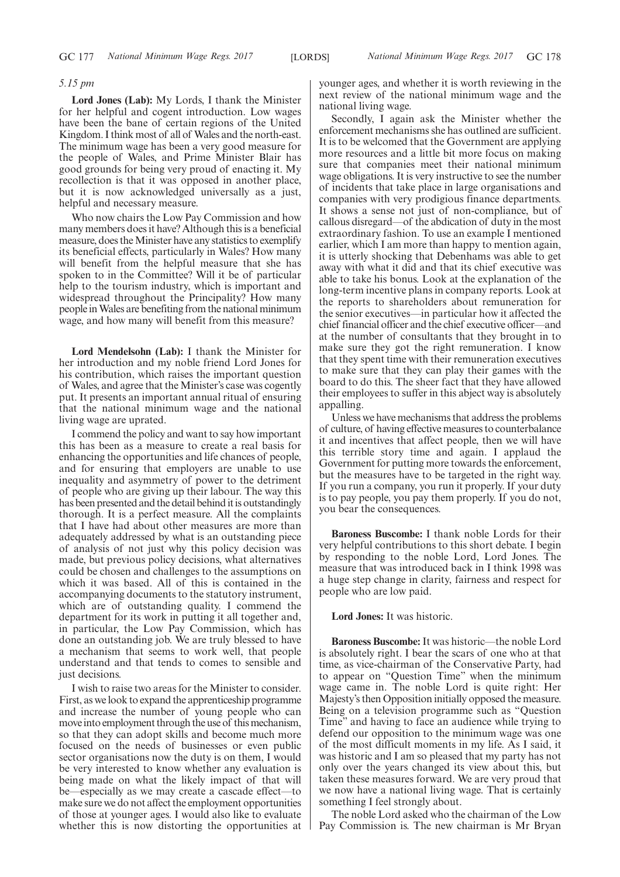*5.15 pm*

**Lord Jones (Lab):** My Lords, I thank the Minister for her helpful and cogent introduction. Low wages have been the bane of certain regions of the United Kingdom. I think most of all of Wales and the north-east. The minimum wage has been a very good measure for the people of Wales, and Prime Minister Blair has good grounds for being very proud of enacting it. My recollection is that it was opposed in another place, but it is now acknowledged universally as a just, helpful and necessary measure.

Who now chairs the Low Pay Commission and how many members does it have? Although this is a beneficial measure, does the Minister have any statistics to exemplify its beneficial effects, particularly in Wales? How many will benefit from the helpful measure that she has spoken to in the Committee? Will it be of particular help to the tourism industry, which is important and widespread throughout the Principality? How many people in Wales are benefiting from the national minimum wage, and how many will benefit from this measure?

**Lord Mendelsohn (Lab):** I thank the Minister for her introduction and my noble friend Lord Jones for his contribution, which raises the important question of Wales, and agree that the Minister's case was cogently put. It presents an important annual ritual of ensuring that the national minimum wage and the national living wage are uprated.

I commend the policy and want to say how important this has been as a measure to create a real basis for enhancing the opportunities and life chances of people, and for ensuring that employers are unable to use inequality and asymmetry of power to the detriment of people who are giving up their labour. The way this has been presented and the detail behind it is outstandingly thorough. It is a perfect measure. All the complaints that I have had about other measures are more than adequately addressed by what is an outstanding piece of analysis of not just why this policy decision was made, but previous policy decisions, what alternatives could be chosen and challenges to the assumptions on which it was based. All of this is contained in the accompanying documents to the statutory instrument, which are of outstanding quality. I commend the department for its work in putting it all together and, in particular, the Low Pay Commission, which has done an outstanding job. We are truly blessed to have a mechanism that seems to work well, that people understand and that tends to comes to sensible and just decisions.

I wish to raise two areas for the Minister to consider. First, as we look to expand the apprenticeship programme and increase the number of young people who can move into employment through the use of this mechanism, so that they can adopt skills and become much more focused on the needs of businesses or even public sector organisations now the duty is on them, I would be very interested to know whether any evaluation is being made on what the likely impact of that will be—especially as we may create a cascade effect—to make sure we do not affect the employment opportunities of those at younger ages. I would also like to evaluate whether this is now distorting the opportunities at younger ages, and whether it is worth reviewing in the next review of the national minimum wage and the national living wage.

Secondly, I again ask the Minister whether the enforcement mechanisms she has outlined are sufficient. It is to be welcomed that the Government are applying more resources and a little bit more focus on making sure that companies meet their national minimum wage obligations. It is very instructive to see the number of incidents that take place in large organisations and companies with very prodigious finance departments. It shows a sense not just of non-compliance, but of callous disregard—of the abdication of duty in the most extraordinary fashion. To use an example I mentioned earlier, which I am more than happy to mention again, it is utterly shocking that Debenhams was able to get away with what it did and that its chief executive was able to take his bonus. Look at the explanation of the long-term incentive plans in company reports. Look at the reports to shareholders about remuneration for the senior executives—in particular how it affected the chief financial officer and the chief executive officer—and at the number of consultants that they brought in to make sure they got the right remuneration. I know that they spent time with their remuneration executives to make sure that they can play their games with the board to do this. The sheer fact that they have allowed their employees to suffer in this abject way is absolutely appalling.

Unless we have mechanisms that address the problems of culture, of having effective measures to counterbalance it and incentives that affect people, then we will have this terrible story time and again. I applaud the Government for putting more towards the enforcement, but the measures have to be targeted in the right way. If you run a company, you run it properly. If your duty is to pay people, you pay them properly. If you do not, you bear the consequences.

**Baroness Buscombe:** I thank noble Lords for their very helpful contributions to this short debate. I begin by responding to the noble Lord, Lord Jones. The measure that was introduced back in I think 1998 was a huge step change in clarity, fairness and respect for people who are low paid.

**Lord Jones:** It was historic.

**Baroness Buscombe:** It was historic—the noble Lord is absolutely right. I bear the scars of one who at that time, as vice-chairman of the Conservative Party, had to appear on "Question Time" when the minimum wage came in. The noble Lord is quite right: Her Majesty's then Opposition initially opposed the measure. Being on a television programme such as "Question Time" and having to face an audience while trying to defend our opposition to the minimum wage was one of the most difficult moments in my life. As I said, it was historic and I am so pleased that my party has not only over the years changed its view about this, but taken these measures forward. We are very proud that we now have a national living wage. That is certainly something I feel strongly about.

The noble Lord asked who the chairman of the Low Pay Commission is. The new chairman is Mr Bryan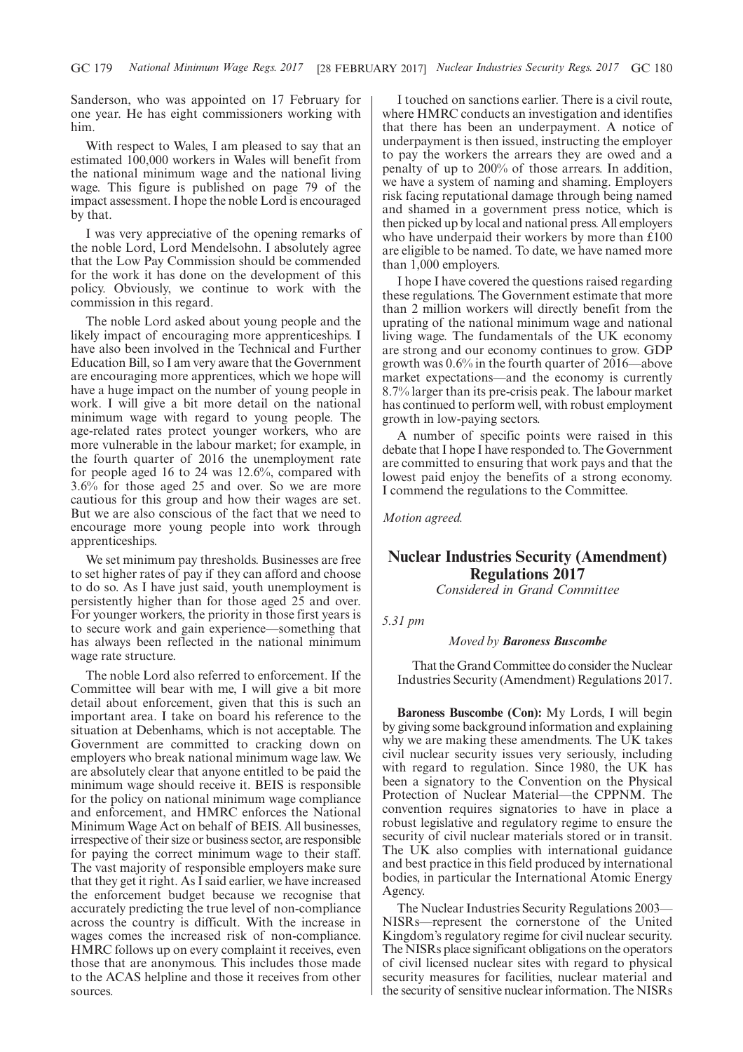Sanderson, who was appointed on 17 February for one year. He has eight commissioners working with him.

With respect to Wales, I am pleased to say that an estimated 100,000 workers in Wales will benefit from the national minimum wage and the national living wage. This figure is published on page 79 of the impact assessment. I hope the noble Lord is encouraged by that.

I was very appreciative of the opening remarks of the noble Lord, Lord Mendelsohn. I absolutely agree that the Low Pay Commission should be commended for the work it has done on the development of this policy. Obviously, we continue to work with the commission in this regard.

The noble Lord asked about young people and the likely impact of encouraging more apprenticeships. I have also been involved in the Technical and Further Education Bill, so I am very aware that the Government are encouraging more apprentices, which we hope will have a huge impact on the number of young people in work. I will give a bit more detail on the national minimum wage with regard to young people. The age-related rates protect younger workers, who are more vulnerable in the labour market; for example, in the fourth quarter of 2016 the unemployment rate for people aged 16 to 24 was 12.6%, compared with 3.6% for those aged 25 and over. So we are more cautious for this group and how their wages are set. But we are also conscious of the fact that we need to encourage more young people into work through apprenticeships.

We set minimum pay thresholds. Businesses are free to set higher rates of pay if they can afford and choose to do so. As I have just said, youth unemployment is persistently higher than for those aged 25 and over. For younger workers, the priority in those first years is to secure work and gain experience—something that has always been reflected in the national minimum wage rate structure.

The noble Lord also referred to enforcement. If the Committee will bear with me, I will give a bit more detail about enforcement, given that this is such an important area. I take on board his reference to the situation at Debenhams, which is not acceptable. The Government are committed to cracking down on employers who break national minimum wage law. We are absolutely clear that anyone entitled to be paid the minimum wage should receive it. BEIS is responsible for the policy on national minimum wage compliance and enforcement, and HMRC enforces the National Minimum Wage Act on behalf of BEIS. All businesses, irrespective of their size or business sector, are responsible for paying the correct minimum wage to their staff. The vast majority of responsible employers make sure that they get it right. As I said earlier, we have increased the enforcement budget because we recognise that accurately predicting the true level of non-compliance across the country is difficult. With the increase in wages comes the increased risk of non-compliance. HMRC follows up on every complaint it receives, even those that are anonymous. This includes those made to the ACAS helpline and those it receives from other sources.

I touched on sanctions earlier. There is a civil route, where HMRC conducts an investigation and identifies that there has been an underpayment. A notice of underpayment is then issued, instructing the employer to pay the workers the arrears they are owed and a penalty of up to 200% of those arrears. In addition, we have a system of naming and shaming. Employers risk facing reputational damage through being named and shamed in a government press notice, which is then picked up by local and national press. All employers who have underpaid their workers by more than £100 are eligible to be named. To date, we have named more than 1,000 employers.

I hope I have covered the questions raised regarding these regulations. The Government estimate that more than 2 million workers will directly benefit from the uprating of the national minimum wage and national living wage. The fundamentals of the UK economy are strong and our economy continues to grow. GDP growth was 0.6% in the fourth quarter of 2016—above market expectations—and the economy is currently 8.7% larger than its pre-crisis peak. The labour market has continued to perform well, with robust employment growth in low-paying sectors.

A number of specific points were raised in this debate that I hope I have responded to. The Government are committed to ensuring that work pays and that the lowest paid enjoy the benefits of a strong economy. I commend the regulations to the Committee.

*Motion agreed.*

## Nuclear Industries Security (Amendment) Regulations 2017

*Considered in Grand Committee*

*5.31 pm*

*Moved by* ***Baroness Buscombe***

That the Grand Committee do consider the Nuclear Industries Security (Amendment) Regulations 2017.

**Baroness Buscombe (Con):** My Lords, I will begin by giving some background information and explaining why we are making these amendments. The UK takes civil nuclear security issues very seriously, including with regard to regulation. Since 1980, the UK has been a signatory to the Convention on the Physical Protection of Nuclear Material—the CPPNM. The convention requires signatories to have in place a robust legislative and regulatory regime to ensure the security of civil nuclear materials stored or in transit. The UK also complies with international guidance and best practice in this field produced by international bodies, in particular the International Atomic Energy Agency.

The Nuclear Industries Security Regulations 2003—NISRs—represent the cornerstone of the United Kingdom's regulatory regime for civil nuclear security. The NISRs place significant obligations on the operators of civil licensed nuclear sites with regard to physical security measures for facilities, nuclear material and the security of sensitive nuclear information. The NISRs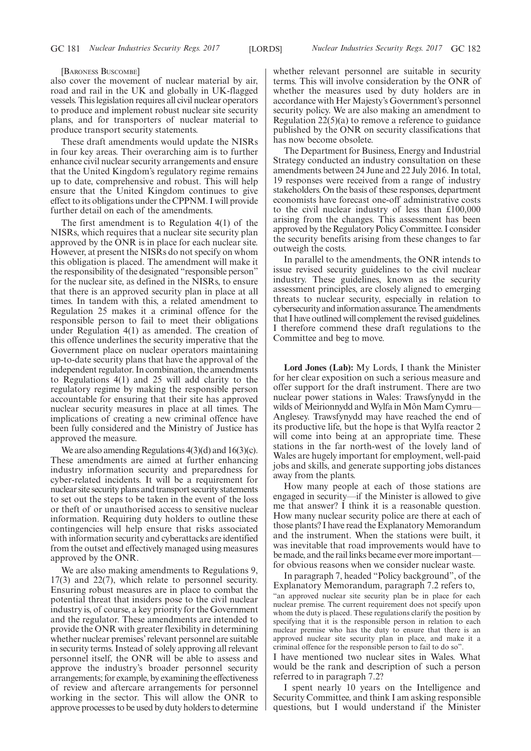[Baroness Buscombe]

also cover the movement of nuclear material by air, road and rail in the UK and globally in UK-flagged vessels. This legislation requires all civil nuclear operators to produce and implement robust nuclear site security plans, and for transporters of nuclear material to produce transport security statements.

These draft amendments would update the NISRs in four key areas. Their overarching aim is to further enhance civil nuclear security arrangements and ensure that the United Kingdom's regulatory regime remains up to date, comprehensive and robust. This will help ensure that the United Kingdom continues to give effect to its obligations under the CPPNM. I will provide further detail on each of the amendments.

The first amendment is to Regulation 4(1) of the NISRs, which requires that a nuclear site security plan approved by the ONR is in place for each nuclear site. However, at present the NISRs do not specify on whom this obligation is placed. The amendment will make it the responsibility of the designated "responsible person" for the nuclear site, as defined in the NISRs, to ensure that there is an approved security plan in place at all times. In tandem with this, a related amendment to Regulation 25 makes it a criminal offence for the responsible person to fail to meet their obligations under Regulation 4(1) as amended. The creation of this offence underlines the security imperative that the Government place on nuclear operators maintaining up-to-date security plans that have the approval of the independent regulator. In combination, the amendments to Regulations 4(1) and 25 will add clarity to the regulatory regime by making the responsible person accountable for ensuring that their site has approved nuclear security measures in place at all times. The implications of creating a new criminal offence have been fully considered and the Ministry of Justice has approved the measure.

We are also amending Regulations 4(3)(d) and 16(3)(c). These amendments are aimed at further enhancing industry information security and preparedness for cyber-related incidents. It will be a requirement for nuclear site security plans and transport security statements to set out the steps to be taken in the event of the loss or theft of or unauthorised access to sensitive nuclear information. Requiring duty holders to outline these contingencies will help ensure that risks associated with information security and cyberattacks are identified from the outset and effectively managed using measures approved by the ONR.

We are also making amendments to Regulations 9, 17(3) and 22(7), which relate to personnel security. Ensuring robust measures are in place to combat the potential threat that insiders pose to the civil nuclear industry is, of course, a key priority for the Government and the regulator. These amendments are intended to provide the ONR with greater flexibility in determining whether nuclear premises' relevant personnel are suitable in security terms. Instead of solely approving all relevant personnel itself, the ONR will be able to assess and approve the industry's broader personnel security arrangements; for example, by examining the effectiveness of review and aftercare arrangements for personnel working in the sector. This will allow the ONR to approve processes to be used by duty holders to determine whether relevant personnel are suitable in security terms. This will involve consideration by the ONR of whether the measures used by duty holders are in accordance with Her Majesty's Government's personnel security policy. We are also making an amendment to Regulation 22(5)(a) to remove a reference to guidance published by the ONR on security classifications that has now become obsolete.

The Department for Business, Energy and Industrial Strategy conducted an industry consultation on these amendments between 24 June and 22 July 2016. In total, 19 responses were received from a range of industry stakeholders. On the basis of these responses, department economists have forecast one-off administrative costs to the civil nuclear industry of less than £100,000 arising from the changes. This assessment has been approved by the Regulatory Policy Committee. I consider the security benefits arising from these changes to far outweigh the costs.

In parallel to the amendments, the ONR intends to issue revised security guidelines to the civil nuclear industry. These guidelines, known as the security assessment principles, are closely aligned to emerging threats to nuclear security, especially in relation to cybersecurity and information assurance. The amendments that I have outlined will complement the revised guidelines. I therefore commend these draft regulations to the Committee and beg to move.

**Lord Jones (Lab):** My Lords, I thank the Minister for her clear exposition on such a serious measure and offer support for the draft instrument. There are two nuclear power stations in Wales: Trawsfynydd in the wilds of Meirionnydd and Wylfa in Môn Mam Cymru—Anglesey. Trawsfynydd may have reached the end of its productive life, but the hope is that Wylfa reactor 2 will come into being at an appropriate time. These stations in the far north-west of the lovely land of Wales are hugely important for employment, well-paid jobs and skills, and generate supporting jobs distances away from the plants.

How many people at each of those stations are engaged in security—if the Minister is allowed to give me that answer? I think it is a reasonable question. How many nuclear security police are there at each of those plants? I have read the Explanatory Memorandum and the instrument. When the stations were built, it was inevitable that road improvements would have to be made, and the rail links became ever more important—for obvious reasons when we consider nuclear waste.

In paragraph 7, headed "Policy background", of the Explanatory Memorandum, paragraph 7.2 refers to,

"an approved nuclear site security plan be in place for each nuclear premise. The current requirement does not specify upon whom the duty is placed. These regulations clarify the position by specifying that it is the responsible person in relation to each nuclear premise who has the duty to ensure that there is an approved nuclear site security plan in place, and make it a criminal offence for the responsible person to fail to do so".

I have mentioned two nuclear sites in Wales. What would be the rank and description of such a person referred to in paragraph 7.2?

I spent nearly 10 years on the Intelligence and Security Committee, and think I am asking responsible questions, but I would understand if the Minister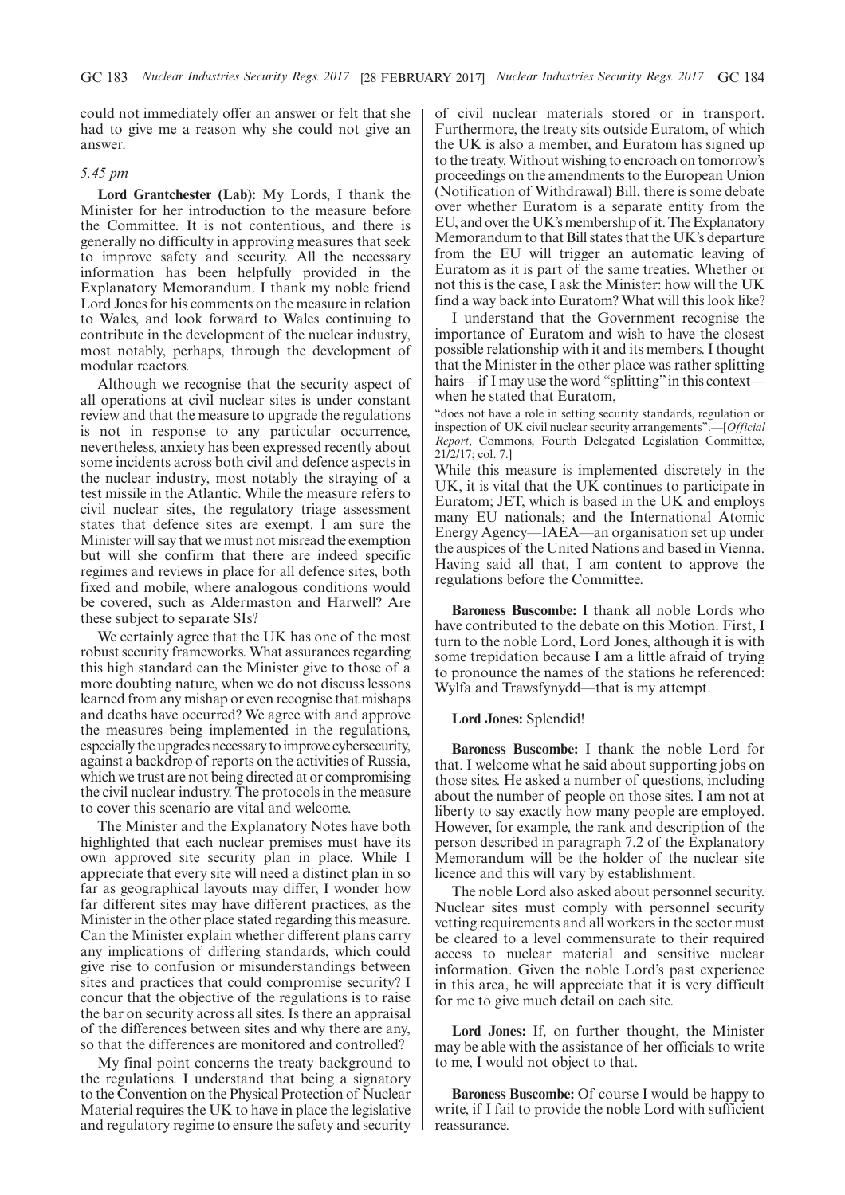could not immediately offer an answer or felt that she had to give me a reason why she could not give an answer.

*5.45 pm*

**Lord Grantchester (Lab):** My Lords, I thank the Minister for her introduction to the measure before the Committee. It is not contentious, and there is generally no difficulty in approving measures that seek to improve safety and security. All the necessary information has been helpfully provided in the Explanatory Memorandum. I thank my noble friend Lord Jones for his comments on the measure in relation to Wales, and look forward to Wales continuing to contribute in the development of the nuclear industry, most notably, perhaps, through the development of modular reactors.

Although we recognise that the security aspect of all operations at civil nuclear sites is under constant review and that the measure to upgrade the regulations is not in response to any particular occurrence, nevertheless, anxiety has been expressed recently about some incidents across both civil and defence aspects in the nuclear industry, most notably the straying of a test missile in the Atlantic. While the measure refers to civil nuclear sites, the regulatory triage assessment states that defence sites are exempt. I am sure the Minister will say that we must not misread the exemption but will she confirm that there are indeed specific regimes and reviews in place for all defence sites, both fixed and mobile, where analogous conditions would be covered, such as Aldermaston and Harwell? Are these subject to separate SIs?

We certainly agree that the UK has one of the most robust security frameworks. What assurances regarding this high standard can the Minister give to those of a more doubting nature, when we do not discuss lessons learned from any mishap or even recognise that mishaps and deaths have occurred? We agree with and approve the measures being implemented in the regulations, especially the upgrades necessary to improve cybersecurity, against a backdrop of reports on the activities of Russia, which we trust are not being directed at or compromising the civil nuclear industry. The protocols in the measure to cover this scenario are vital and welcome.

The Minister and the Explanatory Notes have both highlighted that each nuclear premises must have its own approved site security plan in place. While I appreciate that every site will need a distinct plan in so far as geographical layouts may differ, I wonder how far different sites may have different practices, as the Minister in the other place stated regarding this measure. Can the Minister explain whether different plans carry any implications of differing standards, which could give rise to confusion or misunderstandings between sites and practices that could compromise security? I concur that the objective of the regulations is to raise the bar on security across all sites. Is there an appraisal of the differences between sites and why there are any, so that the differences are monitored and controlled?

My final point concerns the treaty background to the regulations. I understand that being a signatory to the Convention on the Physical Protection of Nuclear Material requires the UK to have in place the legislative and regulatory regime to ensure the safety and security of civil nuclear materials stored or in transport. Furthermore, the treaty sits outside Euratom, of which the UK is also a member, and Euratom has signed up to the treaty. Without wishing to encroach on tomorrow's proceedings on the amendments to the European Union (Notification of Withdrawal) Bill, there is some debate over whether Euratom is a separate entity from the EU, and over the UK's membership of it. The Explanatory Memorandum to that Bill states that the UK's departure from the EU will trigger an automatic leaving of Euratom as it is part of the same treaties. Whether or not this is the case, I ask the Minister: how will the UK find a way back into Euratom? What will this look like?

I understand that the Government recognise the importance of Euratom and wish to have the closest possible relationship with it and its members. I thought that the Minister in the other place was rather splitting hairs—if I may use the word "splitting" in this context—when he stated that Euratom,

"does not have a role in setting security standards, regulation or inspection of UK civil nuclear security arrangements".—[*Official Report*, Commons, Fourth Delegated Legislation Committee, 21/2/17; col. 7.]

While this measure is implemented discretely in the UK, it is vital that the UK continues to participate in Euratom; JET, which is based in the UK and employs many EU nationals; and the International Atomic Energy Agency—IAEA—an organisation set up under the auspices of the United Nations and based in Vienna. Having said all that, I am content to approve the regulations before the Committee.

**Baroness Buscombe:** I thank all noble Lords who have contributed to the debate on this Motion. First, I turn to the noble Lord, Lord Jones, although it is with some trepidation because I am a little afraid of trying to pronounce the names of the stations he referenced: Wylfa and Trawsfynydd—that is my attempt.

**Lord Jones:** Splendid!

**Baroness Buscombe:** I thank the noble Lord for that. I welcome what he said about supporting jobs on those sites. He asked a number of questions, including about the number of people on those sites. I am not at liberty to say exactly how many people are employed. However, for example, the rank and description of the person described in paragraph 7.2 of the Explanatory Memorandum will be the holder of the nuclear site licence and this will vary by establishment.

The noble Lord also asked about personnel security. Nuclear sites must comply with personnel security vetting requirements and all workers in the sector must be cleared to a level commensurate to their required access to nuclear material and sensitive nuclear information. Given the noble Lord's past experience in this area, he will appreciate that it is very difficult for me to give much detail on each site.

**Lord Jones:** If, on further thought, the Minister may be able with the assistance of her officials to write to me, I would not object to that.

**Baroness Buscombe:** Of course I would be happy to write, if I fail to provide the noble Lord with sufficient reassurance.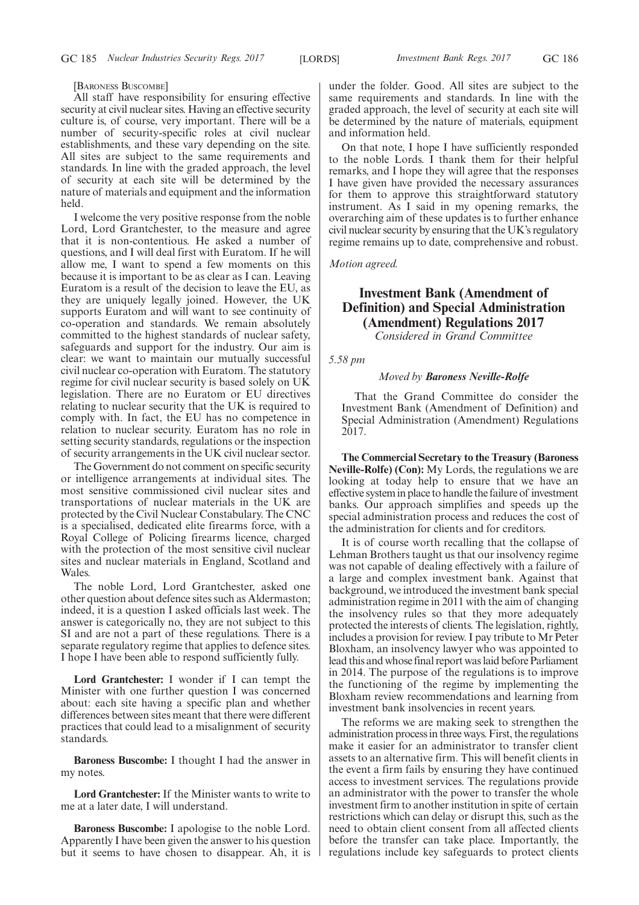[Baroness Buscombe]

All staff have responsibility for ensuring effective security at civil nuclear sites. Having an effective security culture is, of course, very important. There will be a number of security-specific roles at civil nuclear establishments, and these vary depending on the site. All sites are subject to the same requirements and standards. In line with the graded approach, the level of security at each site will be determined by the nature of materials and equipment and the information held.

I welcome the very positive response from the noble Lord, Lord Grantchester, to the measure and agree that it is non-contentious. He asked a number of questions, and I will deal first with Euratom. If he will allow me, I want to spend a few moments on this because it is important to be as clear as I can. Leaving Euratom is a result of the decision to leave the EU, as they are uniquely legally joined. However, the UK supports Euratom and will want to see continuity of co-operation and standards. We remain absolutely committed to the highest standards of nuclear safety, safeguards and support for the industry. Our aim is clear: we want to maintain our mutually successful civil nuclear co-operation with Euratom. The statutory regime for civil nuclear security is based solely on UK legislation. There are no Euratom or EU directives relating to nuclear security that the UK is required to comply with. In fact, the EU has no competence in relation to nuclear security. Euratom has no role in setting security standards, regulations or the inspection of security arrangements in the UK civil nuclear sector.

The Government do not comment on specific security or intelligence arrangements at individual sites. The most sensitive commissioned civil nuclear sites and transportations of nuclear materials in the UK are protected by the Civil Nuclear Constabulary. The CNC is a specialised, dedicated elite firearms force, with a Royal College of Policing firearms licence, charged with the protection of the most sensitive civil nuclear sites and nuclear materials in England, Scotland and Wales.

The noble Lord, Lord Grantchester, asked one other question about defence sites such as Aldermaston; indeed, it is a question I asked officials last week. The answer is categorically no, they are not subject to this SI and are not a part of these regulations. There is a separate regulatory regime that applies to defence sites. I hope I have been able to respond sufficiently fully.

**Lord Grantchester:** I wonder if I can tempt the Minister with one further question I was concerned about: each site having a specific plan and whether differences between sites meant that there were different practices that could lead to a misalignment of security standards.

**Baroness Buscombe:** I thought I had the answer in my notes.

**Lord Grantchester:** If the Minister wants to write to me at a later date, I will understand.

**Baroness Buscombe:** I apologise to the noble Lord. Apparently I have been given the answer to his question but it seems to have chosen to disappear. Ah, it is under the folder. Good. All sites are subject to the same requirements and standards. In line with the graded approach, the level of security at each site will be determined by the nature of materials, equipment and information held.

On that note, I hope I have sufficiently responded to the noble Lords. I thank them for their helpful remarks, and I hope they will agree that the responses I have given have provided the necessary assurances for them to approve this straightforward statutory instrument. As I said in my opening remarks, the overarching aim of these updates is to further enhance civil nuclear security by ensuring that the UK's regulatory regime remains up to date, comprehensive and robust.

*Motion agreed.*

## Investment Bank (Amendment of Definition) and Special Administration (Amendment) Regulations 2017

*Considered in Grand Committee*

*5.58 pm*

*Moved by* ***Baroness Neville-Rolfe***

That the Grand Committee do consider the Investment Bank (Amendment of Definition) and Special Administration (Amendment) Regulations 2017.

**The Commercial Secretary to the Treasury (Baroness Neville-Rolfe) (Con):** My Lords, the regulations we are looking at today help to ensure that we have an effective system in place to handle the failure of investment banks. Our approach simplifies and speeds up the special administration process and reduces the cost of the administration for clients and for creditors.

It is of course worth recalling that the collapse of Lehman Brothers taught us that our insolvency regime was not capable of dealing effectively with a failure of a large and complex investment bank. Against that background, we introduced the investment bank special administration regime in 2011 with the aim of changing the insolvency rules so that they more adequately protected the interests of clients. The legislation, rightly, includes a provision for review. I pay tribute to Mr Peter Bloxham, an insolvency lawyer who was appointed to lead this and whose final report was laid before Parliament in 2014. The purpose of the regulations is to improve the functioning of the regime by implementing the Bloxham review recommendations and learning from investment bank insolvencies in recent years.

The reforms we are making seek to strengthen the administration process in three ways. First, the regulations make it easier for an administrator to transfer client assets to an alternative firm. This will benefit clients in the event a firm fails by ensuring they have continued access to investment services. The regulations provide an administrator with the power to transfer the whole investment firm to another institution in spite of certain restrictions which can delay or disrupt this, such as the need to obtain client consent from all affected clients before the transfer can take place. Importantly, the regulations include key safeguards to protect clients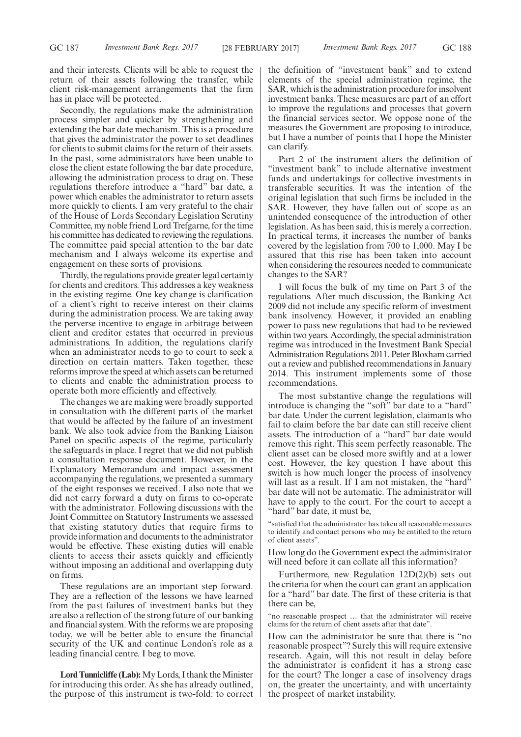and their interests. Clients will be able to request the return of their assets following the transfer, while client risk-management arrangements that the firm has in place will be protected.

Secondly, the regulations make the administration process simpler and quicker by strengthening and extending the bar date mechanism. This is a procedure that gives the administrator the power to set deadlines for clients to submit claims for the return of their assets. In the past, some administrators have been unable to close the client estate following the bar date procedure, allowing the administration process to drag on. These regulations therefore introduce a "hard" bar date, a power which enables the administrator to return assets more quickly to clients. I am very grateful to the chair of the House of Lords Secondary Legislation Scrutiny Committee, my noble friend Lord Trefgarne, for the time his committee has dedicated to reviewing the regulations. The committee paid special attention to the bar date mechanism and I always welcome its expertise and engagement on these sorts of provisions.

Thirdly, the regulations provide greater legal certainty for clients and creditors. This addresses a key weakness in the existing regime. One key change is clarification of a client's right to receive interest on their claims during the administration process. We are taking away the perverse incentive to engage in arbitrage between client and creditor estates that occurred in previous administrations. In addition, the regulations clarify when an administrator needs to go to court to seek a direction on certain matters. Taken together, these reforms improve the speed at which assets can be returned to clients and enable the administration process to operate both more efficiently and effectively.

The changes we are making were broadly supported in consultation with the different parts of the market that would be affected by the failure of an investment bank. We also took advice from the Banking Liaison Panel on specific aspects of the regime, particularly the safeguards in place. I regret that we did not publish a consultation response document. However, in the Explanatory Memorandum and impact assessment accompanying the regulations, we presented a summary of the eight responses we received. I also note that we did not carry forward a duty on firms to co-operate with the administrator. Following discussions with the Joint Committee on Statutory Instruments we assessed that existing statutory duties that require firms to provide information and documents to the administrator would be effective. These existing duties will enable clients to access their assets quickly and efficiently without imposing an additional and overlapping duty on firms.

These regulations are an important step forward. They are a reflection of the lessons we have learned from the past failures of investment banks but they are also a reflection of the strong future of our banking and financial system. With the reforms we are proposing today, we will be better able to ensure the financial security of the UK and continue London's role as a leading financial centre. I beg to move.

**Lord Tunnicliffe (Lab):** My Lords, I thank the Minister for introducing this order. As she has already outlined, the purpose of this instrument is two-fold: to correct the definition of "investment bank" and to extend elements of the special administration regime, the SAR, which is the administration procedure for insolvent investment banks. These measures are part of an effort to improve the regulations and processes that govern the financial services sector. We oppose none of the measures the Government are proposing to introduce, but I have a number of points that I hope the Minister can clarify.

Part 2 of the instrument alters the definition of "investment bank" to include alternative investment funds and undertakings for collective investments in transferable securities. It was the intention of the original legislation that such firms be included in the SAR. However, they have fallen out of scope as an unintended consequence of the introduction of other legislation. As has been said, this is merely a correction. In practical terms, it increases the number of banks covered by the legislation from 700 to 1,000. May I be assured that this rise has been taken into account when considering the resources needed to communicate changes to the SAR?

I will focus the bulk of my time on Part 3 of the regulations. After much discussion, the Banking Act 2009 did not include any specific reform of investment bank insolvency. However, it provided an enabling power to pass new regulations that had to be reviewed within two years. Accordingly, the special administration regime was introduced in the Investment Bank Special Administration Regulations 2011. Peter Bloxham carried out a review and published recommendations in January 2014. This instrument implements some of those recommendations.

The most substantive change the regulations will introduce is changing the "soft" bar date to a "hard" bar date. Under the current legislation, claimants who fail to claim before the bar date can still receive client assets. The introduction of a "hard" bar date would remove this right. This seem perfectly reasonable. The client asset can be closed more swiftly and at a lower cost. However, the key question I have about this switch is how much longer the process of insolvency will last as a result. If I am not mistaken, the "hard" bar date will not be automatic. The administrator will have to apply to the court. For the court to accept a "hard" bar date, it must be,

"satisfied that the administrator has taken all reasonable measures to identify and contact persons who may be entitled to the return of client assets".

How long do the Government expect the administrator will need before it can collate all this information?

Furthermore, new Regulation 12D(2)(b) sets out the criteria for when the court can grant an application for a "hard" bar date. The first of these criteria is that there can be,

"no reasonable prospect … that the administrator will receive claims for the return of client assets after that date".

How can the administrator be sure that there is "no reasonable prospect"? Surely this will require extensive research. Again, will this not result in delay before the administrator is confident it has a strong case for the court? The longer a case of insolvency drags on, the greater the uncertainty, and with uncertainty the prospect of market instability.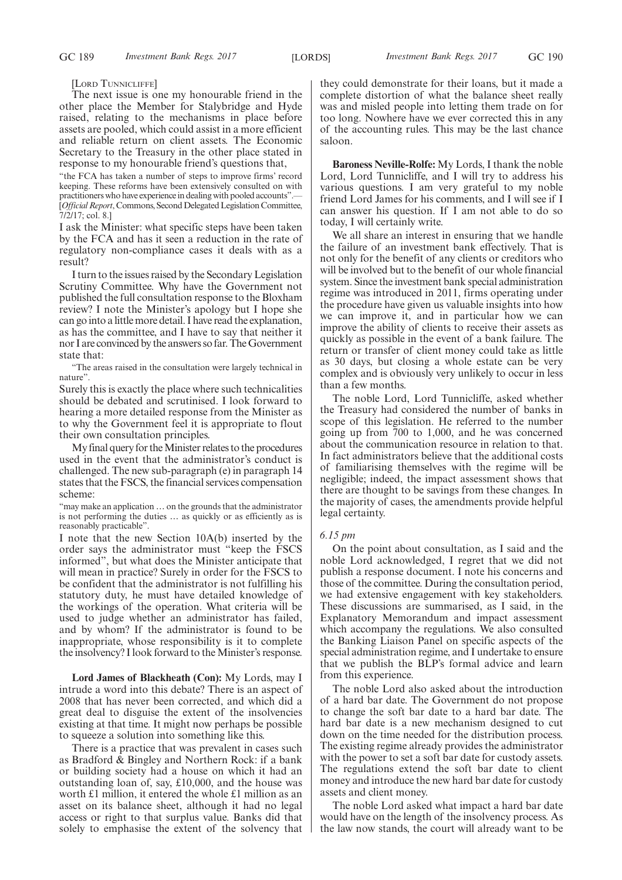[LORD TUNNICLIFFE]

The next issue is one my honourable friend in the other place the Member for Stalybridge and Hyde raised, relating to the mechanisms in place before assets are pooled, which could assist in a more efficient and reliable return on client assets. The Economic Secretary to the Treasury in the other place stated in response to my honourable friend's questions that,

"the FCA has taken a number of steps to improve firms' record keeping. These reforms have been extensively consulted on with practitioners who have experience in dealing with pooled accounts".—[*Official Report*, Commons, Second Delegated Legislation Committee, 7/2/17; col. 8.]

I ask the Minister: what specific steps have been taken by the FCA and has it seen a reduction in the rate of regulatory non-compliance cases it deals with as a result?

I turn to the issues raised by the Secondary Legislation Scrutiny Committee. Why have the Government not published the full consultation response to the Bloxham review? I note the Minister's apology but I hope she can go into a little more detail. I have read the explanation, as has the committee, and I have to say that neither it nor I are convinced by the answers so far. The Government state that:

"The areas raised in the consultation were largely technical in nature".

Surely this is exactly the place where such technicalities should be debated and scrutinised. I look forward to hearing a more detailed response from the Minister as to why the Government feel it is appropriate to flout their own consultation principles.

My final query for the Minister relates to the procedures used in the event that the administrator's conduct is challenged. The new sub-paragraph (e) in paragraph 14 states that the FSCS, the financial services compensation scheme:

"may make an application … on the grounds that the administrator is not performing the duties … as quickly or as efficiently as is reasonably practicable".

I note that the new Section 10A(b) inserted by the order says the administrator must "keep the FSCS informed", but what does the Minister anticipate that will mean in practice? Surely in order for the FSCS to be confident that the administrator is not fulfilling his statutory duty, he must have detailed knowledge of the workings of the operation. What criteria will be used to judge whether an administrator has failed, and by whom? If the administrator is found to be inappropriate, whose responsibility is it to complete the insolvency? I look forward to the Minister's response.

**Lord James of Blackheath (Con):** My Lords, may I intrude a word into this debate? There is an aspect of 2008 that has never been corrected, and which did a great deal to disguise the extent of the insolvencies existing at that time. It might now perhaps be possible to squeeze a solution into something like this.

There is a practice that was prevalent in cases such as Bradford & Bingley and Northern Rock: if a bank or building society had a house on which it had an outstanding loan of, say, £10,000, and the house was worth £1 million, it entered the whole £1 million as an asset on its balance sheet, although it had no legal access or right to that surplus value. Banks did that solely to emphasise the extent of the solvency that they could demonstrate for their loans, but it made a complete distortion of what the balance sheet really was and misled people into letting them trade on for too long. Nowhere have we ever corrected this in any of the accounting rules. This may be the last chance saloon.

**Baroness Neville-Rolfe:** My Lords, I thank the noble Lord, Lord Tunnicliffe, and I will try to address his various questions. I am very grateful to my noble friend Lord James for his comments, and I will see if I can answer his question. If I am not able to do so today, I will certainly write.

We all share an interest in ensuring that we handle the failure of an investment bank effectively. That is not only for the benefit of any clients or creditors who will be involved but to the benefit of our whole financial system. Since the investment bank special administration regime was introduced in 2011, firms operating under the procedure have given us valuable insights into how we can improve it, and in particular how we can improve the ability of clients to receive their assets as quickly as possible in the event of a bank failure. The return or transfer of client money could take as little as 30 days, but closing a whole estate can be very complex and is obviously very unlikely to occur in less than a few months.

The noble Lord, Lord Tunnicliffe, asked whether the Treasury had considered the number of banks in scope of this legislation. He referred to the number going up from 700 to 1,000, and he was concerned about the communication resource in relation to that. In fact administrators believe that the additional costs of familiarising themselves with the regime will be negligible; indeed, the impact assessment shows that there are thought to be savings from these changes. In the majority of cases, the amendments provide helpful legal certainty.

*6.15 pm*

On the point about consultation, as I said and the noble Lord acknowledged, I regret that we did not publish a response document. I note his concerns and those of the committee. During the consultation period, we had extensive engagement with key stakeholders. These discussions are summarised, as I said, in the Explanatory Memorandum and impact assessment which accompany the regulations. We also consulted the Banking Liaison Panel on specific aspects of the special administration regime, and I undertake to ensure that we publish the BLP's formal advice and learn from this experience.

The noble Lord also asked about the introduction of a hard bar date. The Government do not propose to change the soft bar date to a hard bar date. The hard bar date is a new mechanism designed to cut down on the time needed for the distribution process. The existing regime already provides the administrator with the power to set a soft bar date for custody assets. The regulations extend the soft bar date to client money and introduce the new hard bar date for custody assets and client money.

The noble Lord asked what impact a hard bar date would have on the length of the insolvency process. As the law now stands, the court will already want to be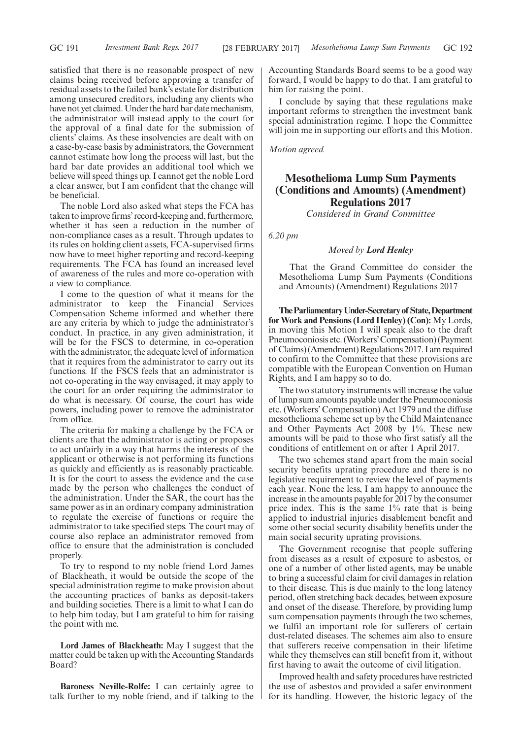satisfied that there is no reasonable prospect of new claims being received before approving a transfer of residual assets to the failed bank's estate for distribution among unsecured creditors, including any clients who have not yet claimed. Under the hard bar date mechanism, the administrator will instead apply to the court for the approval of a final date for the submission of clients' claims. As these insolvencies are dealt with on a case-by-case basis by administrators, the Government cannot estimate how long the process will last, but the hard bar date provides an additional tool which we believe will speed things up. I cannot get the noble Lord a clear answer, but I am confident that the change will be beneficial.

The noble Lord also asked what steps the FCA has taken to improve firms' record-keeping and, furthermore, whether it has seen a reduction in the number of non-compliance cases as a result. Through updates to its rules on holding client assets, FCA-supervised firms now have to meet higher reporting and record-keeping requirements. The FCA has found an increased level of awareness of the rules and more co-operation with a view to compliance.

I come to the question of what it means for the administrator to keep the Financial Services Compensation Scheme informed and whether there are any criteria by which to judge the administrator's conduct. In practice, in any given administration, it will be for the FSCS to determine, in co-operation with the administrator, the adequate level of information that it requires from the administrator to carry out its functions. If the FSCS feels that an administrator is not co-operating in the way envisaged, it may apply to the court for an order requiring the administrator to do what is necessary. Of course, the court has wide powers, including power to remove the administrator from office.

The criteria for making a challenge by the FCA or clients are that the administrator is acting or proposes to act unfairly in a way that harms the interests of the applicant or otherwise is not performing its functions as quickly and efficiently as is reasonably practicable. It is for the court to assess the evidence and the case made by the person who challenges the conduct of the administration. Under the SAR, the court has the same power as in an ordinary company administration to regulate the exercise of functions or require the administrator to take specified steps. The court may of course also replace an administrator removed from office to ensure that the administration is concluded properly.

To try to respond to my noble friend Lord James of Blackheath, it would be outside the scope of the special administration regime to make provision about the accounting practices of banks as deposit-takers and building societies. There is a limit to what I can do to help him today, but I am grateful to him for raising the point with me.

**Lord James of Blackheath:** May I suggest that the matter could be taken up with the Accounting Standards Board?

**Baroness Neville-Rolfe:** I can certainly agree to talk further to my noble friend, and if talking to the Accounting Standards Board seems to be a good way forward, I would be happy to do that. I am grateful to him for raising the point.

I conclude by saying that these regulations make important reforms to strengthen the investment bank special administration regime. I hope the Committee will join me in supporting our efforts and this Motion.

*Motion agreed.*

## Mesothelioma Lump Sum Payments (Conditions and Amounts) (Amendment) Regulations 2017

*Considered in Grand Committee*

*6.20 pm*

*Moved by* ***Lord Henley***

That the Grand Committee do consider the Mesothelioma Lump Sum Payments (Conditions and Amounts) (Amendment) Regulations 2017

**The Parliamentary Under-Secretary of State, Department for Work and Pensions (Lord Henley) (Con):** My Lords, in moving this Motion I will speak also to the draft Pneumoconiosis etc. (Workers' Compensation) (Payment of Claims) (Amendment) Regulations 2017. I am required to confirm to the Committee that these provisions are compatible with the European Convention on Human Rights, and I am happy so to do.

The two statutory instruments will increase the value of lump sum amounts payable under the Pneumoconiosis etc. (Workers' Compensation) Act 1979 and the diffuse mesothelioma scheme set up by the Child Maintenance and Other Payments Act 2008 by 1%. These new amounts will be paid to those who first satisfy all the conditions of entitlement on or after 1 April 2017.

The two schemes stand apart from the main social security benefits uprating procedure and there is no legislative requirement to review the level of payments each year. None the less, I am happy to announce the increase in the amounts payable for 2017 by the consumer price index. This is the same 1% rate that is being applied to industrial injuries disablement benefit and some other social security disability benefits under the main social security uprating provisions.

The Government recognise that people suffering from diseases as a result of exposure to asbestos, or one of a number of other listed agents, may be unable to bring a successful claim for civil damages in relation to their disease. This is due mainly to the long latency period, often stretching back decades, between exposure and onset of the disease. Therefore, by providing lump sum compensation payments through the two schemes, we fulfil an important role for sufferers of certain dust-related diseases. The schemes aim also to ensure that sufferers receive compensation in their lifetime while they themselves can still benefit from it, without first having to await the outcome of civil litigation.

Improved health and safety procedures have restricted the use of asbestos and provided a safer environment for its handling. However, the historic legacy of the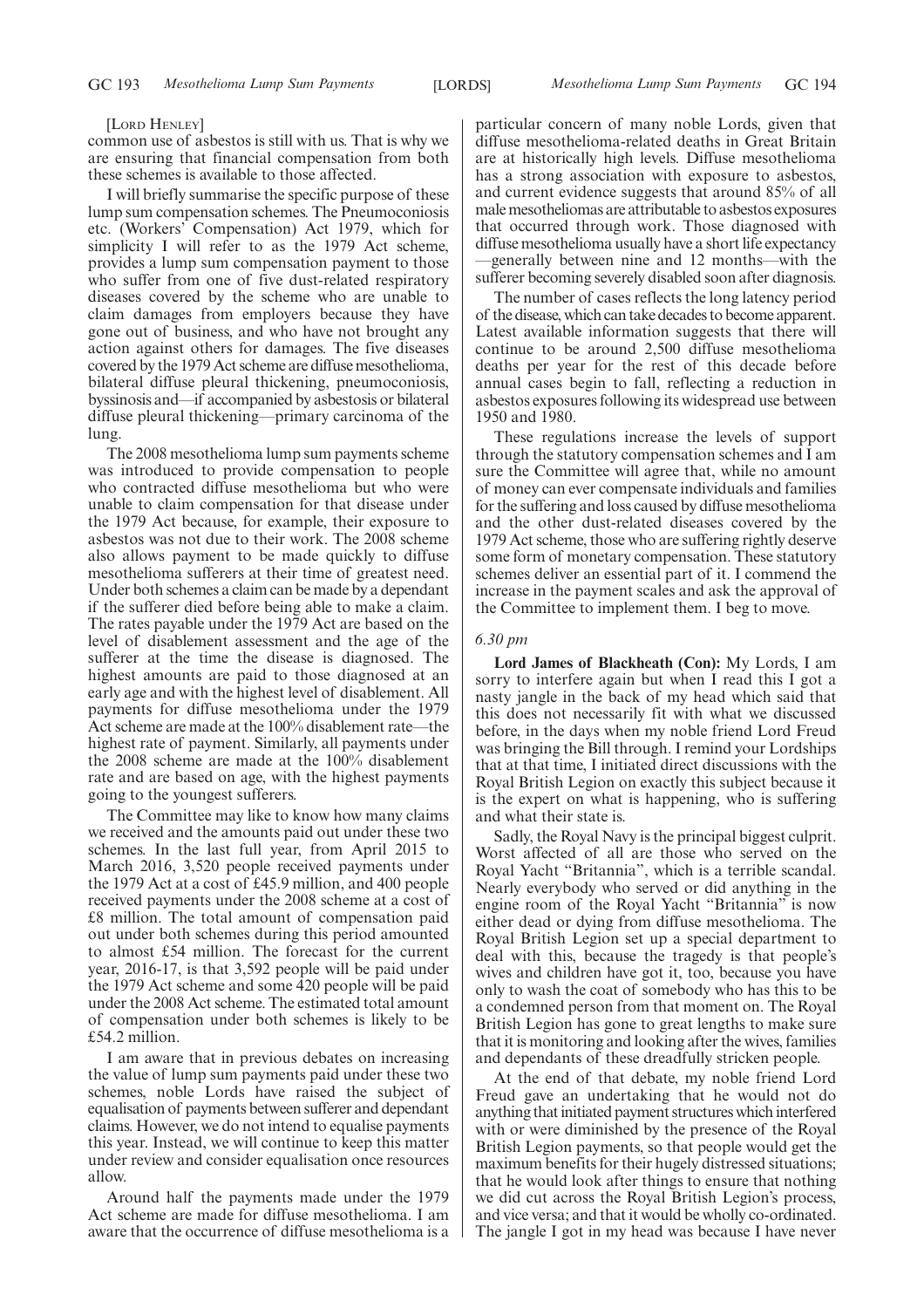[Lord Henley]

common use of asbestos is still with us. That is why we are ensuring that financial compensation from both these schemes is available to those affected.

I will briefly summarise the specific purpose of these lump sum compensation schemes. The Pneumoconiosis etc. (Workers' Compensation) Act 1979, which for simplicity I will refer to as the 1979 Act scheme, provides a lump sum compensation payment to those who suffer from one of five dust-related respiratory diseases covered by the scheme who are unable to claim damages from employers because they have gone out of business, and who have not brought any action against others for damages. The five diseases covered by the 1979 Act scheme are diffuse mesothelioma, bilateral diffuse pleural thickening, pneumoconiosis, byssinosis and—if accompanied by asbestosis or bilateral diffuse pleural thickening—primary carcinoma of the lung.

The 2008 mesothelioma lump sum payments scheme was introduced to provide compensation to people who contracted diffuse mesothelioma but who were unable to claim compensation for that disease under the 1979 Act because, for example, their exposure to asbestos was not due to their work. The 2008 scheme also allows payment to be made quickly to diffuse mesothelioma sufferers at their time of greatest need. Under both schemes a claim can be made by a dependant if the sufferer died before being able to make a claim. The rates payable under the 1979 Act are based on the level of disablement assessment and the age of the sufferer at the time the disease is diagnosed. The highest amounts are paid to those diagnosed at an early age and with the highest level of disablement. All payments for diffuse mesothelioma under the 1979 Act scheme are made at the 100% disablement rate—the highest rate of payment. Similarly, all payments under the 2008 scheme are made at the 100% disablement rate and are based on age, with the highest payments going to the youngest sufferers.

The Committee may like to know how many claims we received and the amounts paid out under these two schemes. In the last full year, from April 2015 to March 2016, 3,520 people received payments under the 1979 Act at a cost of £45.9 million, and 400 people received payments under the 2008 scheme at a cost of £8 million. The total amount of compensation paid out under both schemes during this period amounted to almost £54 million. The forecast for the current year, 2016-17, is that 3,592 people will be paid under the 1979 Act scheme and some 420 people will be paid under the 2008 Act scheme. The estimated total amount of compensation under both schemes is likely to be £54.2 million.

I am aware that in previous debates on increasing the value of lump sum payments paid under these two schemes, noble Lords have raised the subject of equalisation of payments between sufferer and dependant claims. However, we do not intend to equalise payments this year. Instead, we will continue to keep this matter under review and consider equalisation once resources allow.

Around half the payments made under the 1979 Act scheme are made for diffuse mesothelioma. I am aware that the occurrence of diffuse mesothelioma is a particular concern of many noble Lords, given that diffuse mesothelioma-related deaths in Great Britain are at historically high levels. Diffuse mesothelioma has a strong association with exposure to asbestos, and current evidence suggests that around 85% of all male mesotheliomas are attributable to asbestos exposures that occurred through work. Those diagnosed with diffuse mesothelioma usually have a short life expectancy —generally between nine and 12 months—with the sufferer becoming severely disabled soon after diagnosis.

The number of cases reflects the long latency period of the disease, which can take decades to become apparent. Latest available information suggests that there will continue to be around 2,500 diffuse mesothelioma deaths per year for the rest of this decade before annual cases begin to fall, reflecting a reduction in asbestos exposures following its widespread use between 1950 and 1980.

These regulations increase the levels of support through the statutory compensation schemes and I am sure the Committee will agree that, while no amount of money can ever compensate individuals and families for the suffering and loss caused by diffuse mesothelioma and the other dust-related diseases covered by the 1979 Act scheme, those who are suffering rightly deserve some form of monetary compensation. These statutory schemes deliver an essential part of it. I commend the increase in the payment scales and ask the approval of the Committee to implement them. I beg to move.

*6.30 pm*

**Lord James of Blackheath (Con):** My Lords, I am sorry to interfere again but when I read this I got a nasty jangle in the back of my head which said that this does not necessarily fit with what we discussed before, in the days when my noble friend Lord Freud was bringing the Bill through. I remind your Lordships that at that time, I initiated direct discussions with the Royal British Legion on exactly this subject because it is the expert on what is happening, who is suffering and what their state is.

Sadly, the Royal Navy is the principal biggest culprit. Worst affected of all are those who served on the Royal Yacht "Britannia", which is a terrible scandal. Nearly everybody who served or did anything in the engine room of the Royal Yacht "Britannia" is now either dead or dying from diffuse mesothelioma. The Royal British Legion set up a special department to deal with this, because the tragedy is that people's wives and children have got it, too, because you have only to wash the coat of somebody who has this to be a condemned person from that moment on. The Royal British Legion has gone to great lengths to make sure that it is monitoring and looking after the wives, families and dependants of these dreadfully stricken people.

At the end of that debate, my noble friend Lord Freud gave an undertaking that he would not do anything that initiated payment structures which interfered with or were diminished by the presence of the Royal British Legion payments, so that people would get the maximum benefits for their hugely distressed situations; that he would look after things to ensure that nothing we did cut across the Royal British Legion's process, and vice versa; and that it would be wholly co-ordinated. The jangle I got in my head was because I have never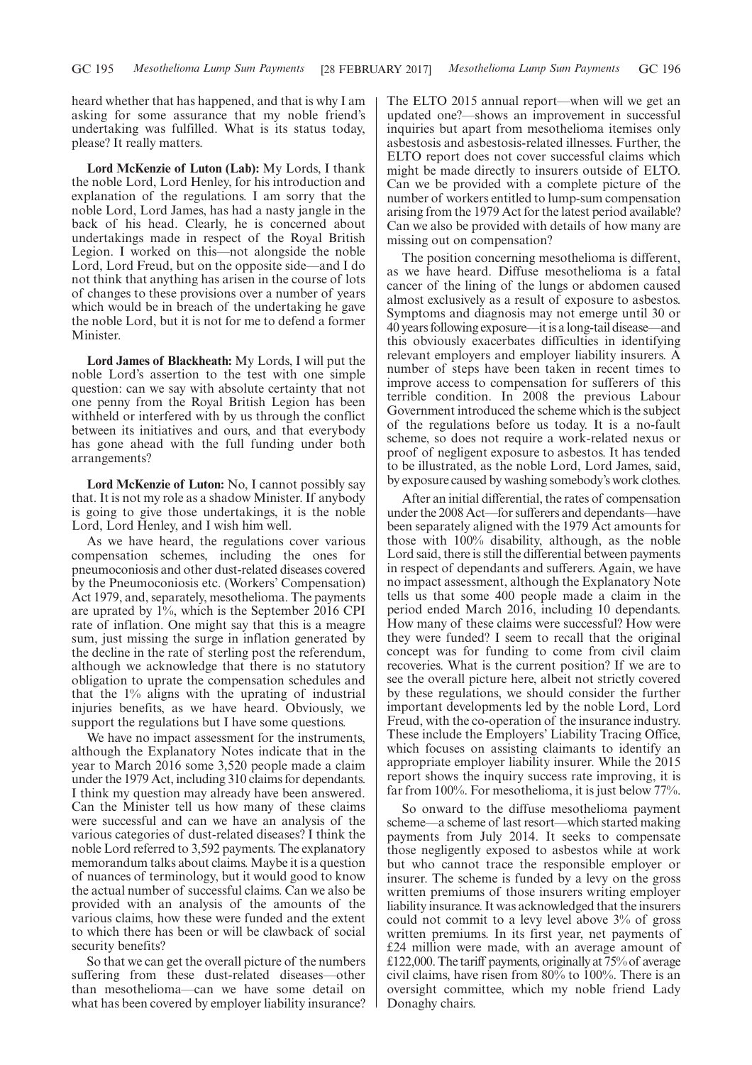heard whether that has happened, and that is why I am asking for some assurance that my noble friend's undertaking was fulfilled. What is its status today, please? It really matters.

**Lord McKenzie of Luton (Lab):** My Lords, I thank the noble Lord, Lord Henley, for his introduction and explanation of the regulations. I am sorry that the noble Lord, Lord James, has had a nasty jangle in the back of his head. Clearly, he is concerned about undertakings made in respect of the Royal British Legion. I worked on this—not alongside the noble Lord, Lord Freud, but on the opposite side—and I do not think that anything has arisen in the course of lots of changes to these provisions over a number of years which would be in breach of the undertaking he gave the noble Lord, but it is not for me to defend a former Minister.

**Lord James of Blackheath:** My Lords, I will put the noble Lord's assertion to the test with one simple question: can we say with absolute certainty that not one penny from the Royal British Legion has been withheld or interfered with by us through the conflict between its initiatives and ours, and that everybody has gone ahead with the full funding under both arrangements?

**Lord McKenzie of Luton:** No, I cannot possibly say that. It is not my role as a shadow Minister. If anybody is going to give those undertakings, it is the noble Lord, Lord Henley, and I wish him well.

As we have heard, the regulations cover various compensation schemes, including the ones for pneumoconiosis and other dust-related diseases covered by the Pneumoconiosis etc. (Workers' Compensation) Act 1979, and, separately, mesothelioma. The payments are uprated by 1%, which is the September 2016 CPI rate of inflation. One might say that this is a meagre sum, just missing the surge in inflation generated by the decline in the rate of sterling post the referendum, although we acknowledge that there is no statutory obligation to uprate the compensation schedules and that the 1% aligns with the uprating of industrial injuries benefits, as we have heard. Obviously, we support the regulations but I have some questions.

We have no impact assessment for the instruments, although the Explanatory Notes indicate that in the year to March 2016 some 3,520 people made a claim under the 1979 Act, including 310 claims for dependants. I think my question may already have been answered. Can the Minister tell us how many of these claims were successful and can we have an analysis of the various categories of dust-related diseases? I think the noble Lord referred to 3,592 payments. The explanatory memorandum talks about claims. Maybe it is a question of nuances of terminology, but it would good to know the actual number of successful claims. Can we also be provided with an analysis of the amounts of the various claims, how these were funded and the extent to which there has been or will be clawback of social security benefits?

So that we can get the overall picture of the numbers suffering from these dust-related diseases—other than mesothelioma—can we have some detail on what has been covered by employer liability insurance? The ELTO 2015 annual report—when will we get an updated one?—shows an improvement in successful inquiries but apart from mesothelioma itemises only asbestosis and asbestosis-related illnesses. Further, the ELTO report does not cover successful claims which might be made directly to insurers outside of ELTO. Can we be provided with a complete picture of the number of workers entitled to lump-sum compensation arising from the 1979 Act for the latest period available? Can we also be provided with details of how many are missing out on compensation?

The position concerning mesothelioma is different, as we have heard. Diffuse mesothelioma is a fatal cancer of the lining of the lungs or abdomen caused almost exclusively as a result of exposure to asbestos. Symptoms and diagnosis may not emerge until 30 or 40 years following exposure—it is a long-tail disease—and this obviously exacerbates difficulties in identifying relevant employers and employer liability insurers. A number of steps have been taken in recent times to improve access to compensation for sufferers of this terrible condition. In 2008 the previous Labour Government introduced the scheme which is the subject of the regulations before us today. It is a no-fault scheme, so does not require a work-related nexus or proof of negligent exposure to asbestos. It has tended to be illustrated, as the noble Lord, Lord James, said, by exposure caused by washing somebody's work clothes.

After an initial differential, the rates of compensation under the 2008 Act—for sufferers and dependants—have been separately aligned with the 1979 Act amounts for those with 100% disability, although, as the noble Lord said, there is still the differential between payments in respect of dependants and sufferers. Again, we have no impact assessment, although the Explanatory Note tells us that some 400 people made a claim in the period ended March 2016, including 10 dependants. How many of these claims were successful? How were they were funded? I seem to recall that the original concept was for funding to come from civil claim recoveries. What is the current position? If we are to see the overall picture here, albeit not strictly covered by these regulations, we should consider the further important developments led by the noble Lord, Lord Freud, with the co-operation of the insurance industry. These include the Employers' Liability Tracing Office, which focuses on assisting claimants to identify an appropriate employer liability insurer. While the 2015 report shows the inquiry success rate improving, it is far from 100%. For mesothelioma, it is just below 77%.

So onward to the diffuse mesothelioma payment scheme—a scheme of last resort—which started making payments from July 2014. It seeks to compensate those negligently exposed to asbestos while at work but who cannot trace the responsible employer or insurer. The scheme is funded by a levy on the gross written premiums of those insurers writing employer liability insurance. It was acknowledged that the insurers could not commit to a levy level above 3% of gross written premiums. In its first year, net payments of £24 million were made, with an average amount of £122,000. The tariff payments, originally at 75% of average civil claims, have risen from 80% to 100%. There is an oversight committee, which my noble friend Lady Donaghy chairs.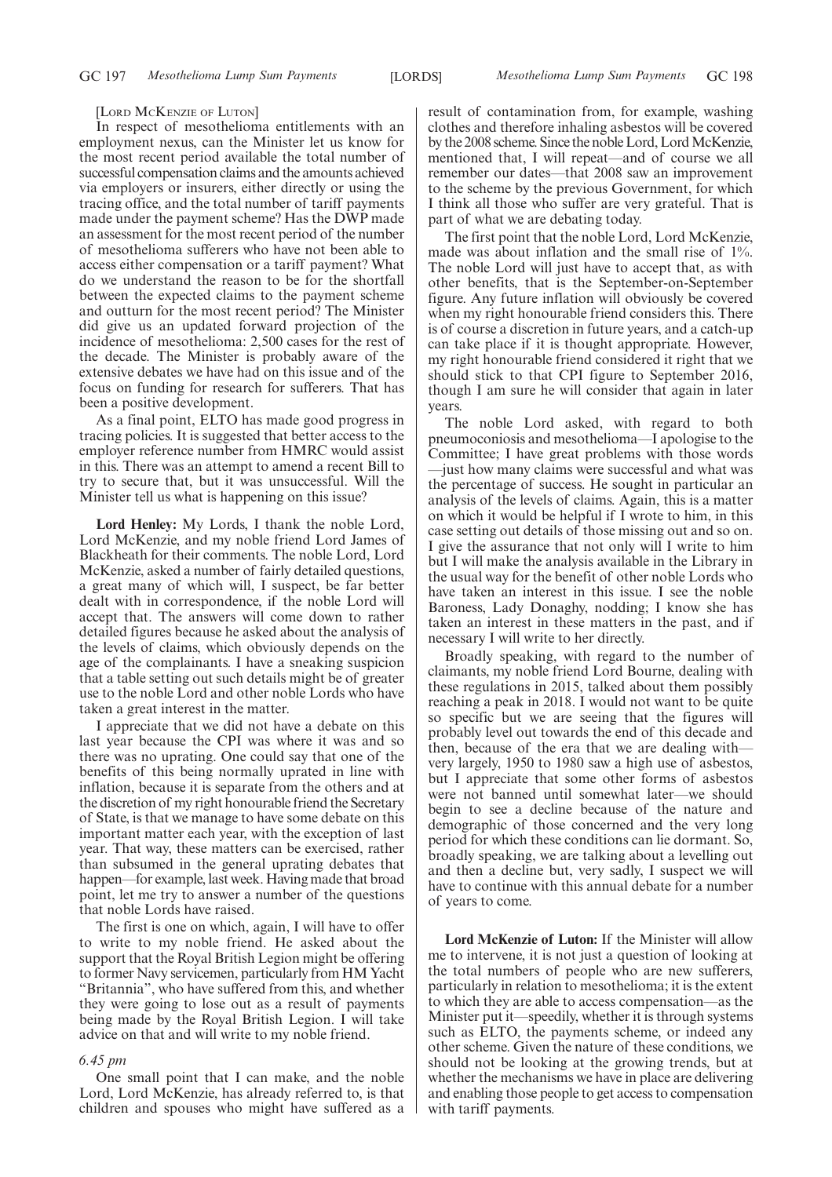[Lord McKenzie of Luton]

In respect of mesothelioma entitlements with an employment nexus, can the Minister let us know for the most recent period available the total number of successful compensation claims and the amounts achieved via employers or insurers, either directly or using the tracing office, and the total number of tariff payments made under the payment scheme? Has the DWP made an assessment for the most recent period of the number of mesothelioma sufferers who have not been able to access either compensation or a tariff payment? What do we understand the reason to be for the shortfall between the expected claims to the payment scheme and outturn for the most recent period? The Minister did give us an updated forward projection of the incidence of mesothelioma: 2,500 cases for the rest of the decade. The Minister is probably aware of the extensive debates we have had on this issue and of the focus on funding for research for sufferers. That has been a positive development.

As a final point, ELTO has made good progress in tracing policies. It is suggested that better access to the employer reference number from HMRC would assist in this. There was an attempt to amend a recent Bill to try to secure that, but it was unsuccessful. Will the Minister tell us what is happening on this issue?

**Lord Henley:** My Lords, I thank the noble Lord, Lord McKenzie, and my noble friend Lord James of Blackheath for their comments. The noble Lord, Lord McKenzie, asked a number of fairly detailed questions, a great many of which will, I suspect, be far better dealt with in correspondence, if the noble Lord will accept that. The answers will come down to rather detailed figures because he asked about the analysis of the levels of claims, which obviously depends on the age of the complainants. I have a sneaking suspicion that a table setting out such details might be of greater use to the noble Lord and other noble Lords who have taken a great interest in the matter.

I appreciate that we did not have a debate on this last year because the CPI was where it was and so there was no uprating. One could say that one of the benefits of this being normally uprated in line with inflation, because it is separate from the others and at the discretion of my right honourable friend the Secretary of State, is that we manage to have some debate on this important matter each year, with the exception of last year. That way, these matters can be exercised, rather than subsumed in the general uprating debates that happen—for example, last week. Having made that broad point, let me try to answer a number of the questions that noble Lords have raised.

The first is one on which, again, I will have to offer to write to my noble friend. He asked about the support that the Royal British Legion might be offering to former Navy servicemen, particularly from HM Yacht "Britannia", who have suffered from this, and whether they were going to lose out as a result of payments being made by the Royal British Legion. I will take advice on that and will write to my noble friend.

*6.45 pm*

One small point that I can make, and the noble Lord, Lord McKenzie, has already referred to, is that children and spouses who might have suffered as a result of contamination from, for example, washing clothes and therefore inhaling asbestos will be covered by the 2008 scheme. Since the noble Lord, Lord McKenzie, mentioned that, I will repeat—and of course we all remember our dates—that 2008 saw an improvement to the scheme by the previous Government, for which I think all those who suffer are very grateful. That is part of what we are debating today.

The first point that the noble Lord, Lord McKenzie, made was about inflation and the small rise of 1%. The noble Lord will just have to accept that, as with other benefits, that is the September-on-September figure. Any future inflation will obviously be covered when my right honourable friend considers this. There is of course a discretion in future years, and a catch-up can take place if it is thought appropriate. However, my right honourable friend considered it right that we should stick to that CPI figure to September 2016, though I am sure he will consider that again in later years.

The noble Lord asked, with regard to both pneumoconiosis and mesothelioma—I apologise to the Committee; I have great problems with those words—just how many claims were successful and what was the percentage of success. He sought in particular an analysis of the levels of claims. Again, this is a matter on which it would be helpful if I wrote to him, in this case setting out details of those missing out and so on. I give the assurance that not only will I write to him but I will make the analysis available in the Library in the usual way for the benefit of other noble Lords who have taken an interest in this issue. I see the noble Baroness, Lady Donaghy, nodding; I know she has taken an interest in these matters in the past, and if necessary I will write to her directly.

Broadly speaking, with regard to the number of claimants, my noble friend Lord Bourne, dealing with these regulations in 2015, talked about them possibly reaching a peak in 2018. I would not want to be quite so specific but we are seeing that the figures will probably level out towards the end of this decade and then, because of the era that we are dealing with—very largely, 1950 to 1980 saw a high use of asbestos, but I appreciate that some other forms of asbestos were not banned until somewhat later—we should begin to see a decline because of the nature and demographic of those concerned and the very long period for which these conditions can lie dormant. So, broadly speaking, we are talking about a levelling out and then a decline but, very sadly, I suspect we will have to continue with this annual debate for a number of years to come.

**Lord McKenzie of Luton:** If the Minister will allow me to intervene, it is not just a question of looking at the total numbers of people who are new sufferers, particularly in relation to mesothelioma; it is the extent to which they are able to access compensation—as the Minister put it—speedily, whether it is through systems such as ELTO, the payments scheme, or indeed any other scheme. Given the nature of these conditions, we should not be looking at the growing trends, but at whether the mechanisms we have in place are delivering and enabling those people to get access to compensation with tariff payments.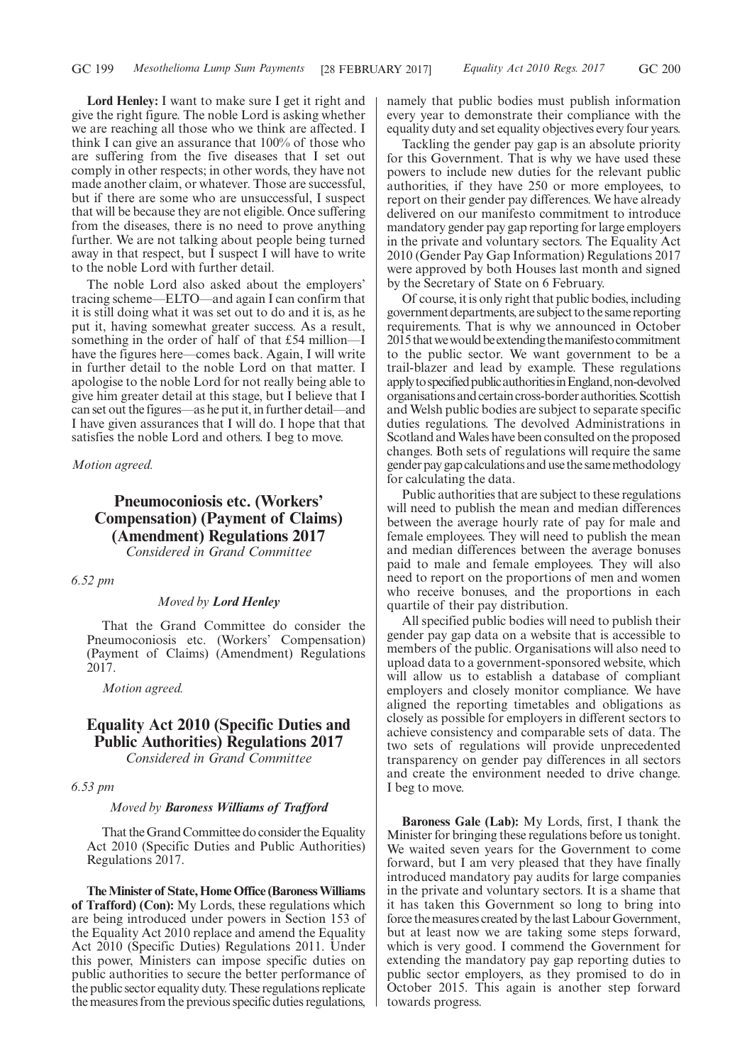**Lord Henley:** I want to make sure I get it right and give the right figure. The noble Lord is asking whether we are reaching all those who we think are affected. I think I can give an assurance that 100% of those who are suffering from the five diseases that I set out comply in other respects; in other words, they have not made another claim, or whatever. Those are successful, but if there are some who are unsuccessful, I suspect that will be because they are not eligible. Once suffering from the diseases, there is no need to prove anything further. We are not talking about people being turned away in that respect, but I suspect I will have to write to the noble Lord with further detail.

The noble Lord also asked about the employers' tracing scheme—ELTO—and again I can confirm that it is still doing what it was set out to do and it is, as he put it, having somewhat greater success. As a result, something in the order of half of that £54 million—I have the figures here—comes back. Again, I will write in further detail to the noble Lord on that matter. I apologise to the noble Lord for not really being able to give him greater detail at this stage, but I believe that I can set out the figures—as he put it, in further detail—and I have given assurances that I will do. I hope that that satisfies the noble Lord and others. I beg to move.

*Motion agreed.*

## Pneumoconiosis etc. (Workers' Compensation) (Payment of Claims) (Amendment) Regulations 2017

*Considered in Grand Committee*

*6.52 pm*

*Moved by* ***Lord Henley***

That the Grand Committee do consider the Pneumoconiosis etc. (Workers' Compensation) (Payment of Claims) (Amendment) Regulations 2017.

*Motion agreed.*

## Equality Act 2010 (Specific Duties and Public Authorities) Regulations 2017

*Considered in Grand Committee*

*6.53 pm*

*Moved by* ***Baroness Williams of Trafford***

That the Grand Committee do consider the Equality Act 2010 (Specific Duties and Public Authorities) Regulations 2017.

**The Minister of State, Home Office (Baroness Williams of Trafford) (Con):** My Lords, these regulations which are being introduced under powers in Section 153 of the Equality Act 2010 replace and amend the Equality Act 2010 (Specific Duties) Regulations 2011. Under this power, Ministers can impose specific duties on public authorities to secure the better performance of the public sector equality duty. These regulations replicate the measures from the previous specific duties regulations, namely that public bodies must publish information every year to demonstrate their compliance with the equality duty and set equality objectives every four years.

Tackling the gender pay gap is an absolute priority for this Government. That is why we have used these powers to include new duties for the relevant public authorities, if they have 250 or more employees, to report on their gender pay differences. We have already delivered on our manifesto commitment to introduce mandatory gender pay gap reporting for large employers in the private and voluntary sectors. The Equality Act 2010 (Gender Pay Gap Information) Regulations 2017 were approved by both Houses last month and signed by the Secretary of State on 6 February.

Of course, it is only right that public bodies, including government departments, are subject to the same reporting requirements. That is why we announced in October 2015 that we would be extending the manifesto commitment to the public sector. We want government to be a trail-blazer and lead by example. These regulations apply to specified public authorities in England, non-devolved organisations and certain cross-border authorities. Scottish and Welsh public bodies are subject to separate specific duties regulations. The devolved Administrations in Scotland and Wales have been consulted on the proposed changes. Both sets of regulations will require the same gender pay gap calculations and use the same methodology for calculating the data.

Public authorities that are subject to these regulations will need to publish the mean and median differences between the average hourly rate of pay for male and female employees. They will need to publish the mean and median differences between the average bonuses paid to male and female employees. They will also need to report on the proportions of men and women who receive bonuses, and the proportions in each quartile of their pay distribution.

All specified public bodies will need to publish their gender pay gap data on a website that is accessible to members of the public. Organisations will also need to upload data to a government-sponsored website, which will allow us to establish a database of compliant employers and closely monitor compliance. We have aligned the reporting timetables and obligations as closely as possible for employers in different sectors to achieve consistency and comparable sets of data. The two sets of regulations will provide unprecedented transparency on gender pay differences in all sectors and create the environment needed to drive change. I beg to move.

**Baroness Gale (Lab):** My Lords, first, I thank the Minister for bringing these regulations before us tonight. We waited seven years for the Government to come forward, but I am very pleased that they have finally introduced mandatory pay audits for large companies in the private and voluntary sectors. It is a shame that it has taken this Government so long to bring into force the measures created by the last Labour Government, but at least now we are taking some steps forward, which is very good. I commend the Government for extending the mandatory pay gap reporting duties to public sector employers, as they promised to do in October 2015. This again is another step forward towards progress.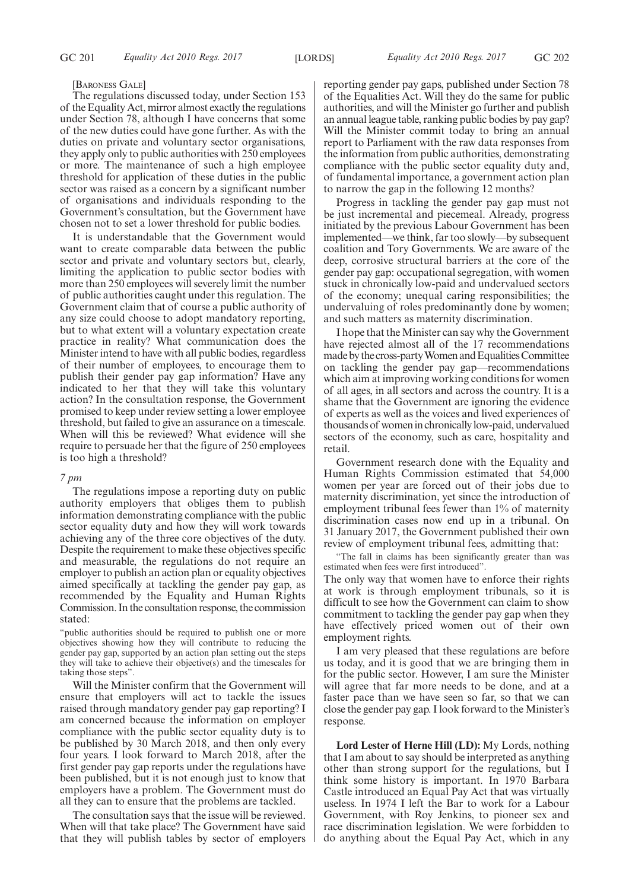[Baroness Gale]

The regulations discussed today, under Section 153 of the Equality Act, mirror almost exactly the regulations under Section 78, although I have concerns that some of the new duties could have gone further. As with the duties on private and voluntary sector organisations, they apply only to public authorities with 250 employees or more. The maintenance of such a high employee threshold for application of these duties in the public sector was raised as a concern by a significant number of organisations and individuals responding to the Government's consultation, but the Government have chosen not to set a lower threshold for public bodies.

It is understandable that the Government would want to create comparable data between the public sector and private and voluntary sectors but, clearly, limiting the application to public sector bodies with more than 250 employees will severely limit the number of public authorities caught under this regulation. The Government claim that of course a public authority of any size could choose to adopt mandatory reporting, but to what extent will a voluntary expectation create practice in reality? What communication does the Minister intend to have with all public bodies, regardless of their number of employees, to encourage them to publish their gender pay gap information? Have any indicated to her that they will take this voluntary action? In the consultation response, the Government promised to keep under review setting a lower employee threshold, but failed to give an assurance on a timescale. When will this be reviewed? What evidence will she require to persuade her that the figure of 250 employees is too high a threshold?

*7 pm*

The regulations impose a reporting duty on public authority employers that obliges them to publish information demonstrating compliance with the public sector equality duty and how they will work towards achieving any of the three core objectives of the duty. Despite the requirement to make these objectives specific and measurable, the regulations do not require an employer to publish an action plan or equality objectives aimed specifically at tackling the gender pay gap, as recommended by the Equality and Human Rights Commission. In the consultation response, the commission stated:

> "public authorities should be required to publish one or more objectives showing how they will contribute to reducing the gender pay gap, supported by an action plan setting out the steps they will take to achieve their objective(s) and the timescales for taking those steps".

Will the Minister confirm that the Government will ensure that employers will act to tackle the issues raised through mandatory gender pay gap reporting? I am concerned because the information on employer compliance with the public sector equality duty is to be published by 30 March 2018, and then only every four years. I look forward to March 2018, after the first gender pay gap reports under the regulations have been published, but it is not enough just to know that employers have a problem. The Government must do all they can to ensure that the problems are tackled.

The consultation says that the issue will be reviewed. When will that take place? The Government have said that they will publish tables by sector of employers reporting gender pay gaps, published under Section 78 of the Equalities Act. Will they do the same for public authorities, and will the Minister go further and publish an annual league table, ranking public bodies by pay gap? Will the Minister commit today to bring an annual report to Parliament with the raw data responses from the information from public authorities, demonstrating compliance with the public sector equality duty and, of fundamental importance, a government action plan to narrow the gap in the following 12 months?

Progress in tackling the gender pay gap must not be just incremental and piecemeal. Already, progress initiated by the previous Labour Government has been implemented—we think, far too slowly—by subsequent coalition and Tory Governments. We are aware of the deep, corrosive structural barriers at the core of the gender pay gap: occupational segregation, with women stuck in chronically low-paid and undervalued sectors of the economy; unequal caring responsibilities; the undervaluing of roles predominantly done by women; and such matters as maternity discrimination.

I hope that the Minister can say why the Government have rejected almost all of the 17 recommendations made by the cross-party Women and Equalities Committee on tackling the gender pay gap—recommendations which aim at improving working conditions for women of all ages, in all sectors and across the country. It is a shame that the Government are ignoring the evidence of experts as well as the voices and lived experiences of thousands of women in chronically low-paid, undervalued sectors of the economy, such as care, hospitality and retail.

Government research done with the Equality and Human Rights Commission estimated that 54,000 women per year are forced out of their jobs due to maternity discrimination, yet since the introduction of employment tribunal fees fewer than 1% of maternity discrimination cases now end up in a tribunal. On 31 January 2017, the Government published their own review of employment tribunal fees, admitting that:

> "The fall in claims has been significantly greater than was estimated when fees were first introduced".

The only way that women have to enforce their rights at work is through employment tribunals, so it is difficult to see how the Government can claim to show commitment to tackling the gender pay gap when they have effectively priced women out of their own employment rights.

I am very pleased that these regulations are before us today, and it is good that we are bringing them in for the public sector. However, I am sure the Minister will agree that far more needs to be done, and at a faster pace than we have seen so far, so that we can close the gender pay gap. I look forward to the Minister's response.

**Lord Lester of Herne Hill (LD):** My Lords, nothing that I am about to say should be interpreted as anything other than strong support for the regulations, but I think some history is important. In 1970 Barbara Castle introduced an Equal Pay Act that was virtually useless. In 1974 I left the Bar to work for a Labour Government, with Roy Jenkins, to pioneer sex and race discrimination legislation. We were forbidden to do anything about the Equal Pay Act, which in any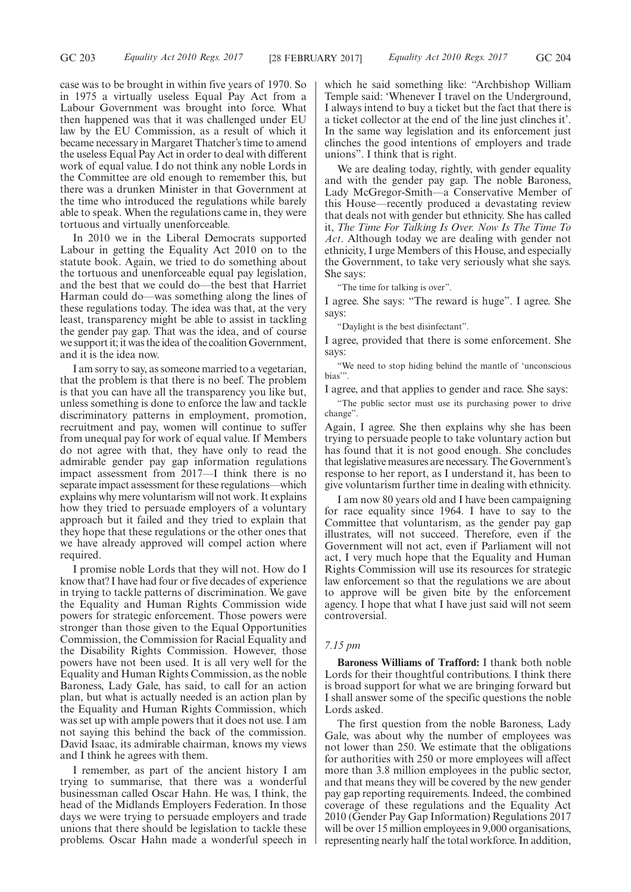case was to be brought in within five years of 1970. So in 1975 a virtually useless Equal Pay Act from a Labour Government was brought into force. What then happened was that it was challenged under EU law by the EU Commission, as a result of which it became necessary in Margaret Thatcher's time to amend the useless Equal Pay Act in order to deal with different work of equal value. I do not think any noble Lords in the Committee are old enough to remember this, but there was a drunken Minister in that Government at the time who introduced the regulations while barely able to speak. When the regulations came in, they were tortuous and virtually unenforceable.

In 2010 we in the Liberal Democrats supported Labour in getting the Equality Act 2010 on to the statute book. Again, we tried to do something about the tortuous and unenforceable equal pay legislation, and the best that we could do—the best that Harriet Harman could do—was something along the lines of these regulations today. The idea was that, at the very least, transparency might be able to assist in tackling the gender pay gap. That was the idea, and of course we support it; it was the idea of the coalition Government, and it is the idea now.

I am sorry to say, as someone married to a vegetarian, that the problem is that there is no beef. The problem is that you can have all the transparency you like but, unless something is done to enforce the law and tackle discriminatory patterns in employment, promotion, recruitment and pay, women will continue to suffer from unequal pay for work of equal value. If Members do not agree with that, they have only to read the admirable gender pay gap information regulations impact assessment from 2017—I think there is no separate impact assessment for these regulations—which explains why mere voluntarism will not work. It explains how they tried to persuade employers of a voluntary approach but it failed and they tried to explain that they hope that these regulations or the other ones that we have already approved will compel action where required.

I promise noble Lords that they will not. How do I know that? I have had four or five decades of experience in trying to tackle patterns of discrimination. We gave the Equality and Human Rights Commission wide powers for strategic enforcement. Those powers were stronger than those given to the Equal Opportunities Commission, the Commission for Racial Equality and the Disability Rights Commission. However, those powers have not been used. It is all very well for the Equality and Human Rights Commission, as the noble Baroness, Lady Gale, has said, to call for an action plan, but what is actually needed is an action plan by the Equality and Human Rights Commission, which was set up with ample powers that it does not use. I am not saying this behind the back of the commission. David Isaac, its admirable chairman, knows my views and I think he agrees with them.

I remember, as part of the ancient history I am trying to summarise, that there was a wonderful businessman called Oscar Hahn. He was, I think, the head of the Midlands Employers Federation. In those days we were trying to persuade employers and trade unions that there should be legislation to tackle these problems. Oscar Hahn made a wonderful speech in which he said something like: "Archbishop William Temple said: 'Whenever I travel on the Underground, I always intend to buy a ticket but the fact that there is a ticket collector at the end of the line just clinches it'. In the same way legislation and its enforcement just clinches the good intentions of employers and trade unions". I think that is right.

We are dealing today, rightly, with gender equality and with the gender pay gap. The noble Baroness, Lady McGregor-Smith—a Conservative Member of this House—recently produced a devastating review that deals not with gender but ethnicity. She has called it, *The Time For Talking Is Over. Now Is The Time To Act*. Although today we are dealing with gender not ethnicity, I urge Members of this House, and especially the Government, to take very seriously what she says. She says:

> "The time for talking is over".

I agree. She says: "The reward is huge". I agree. She says:

> "Daylight is the best disinfectant".

I agree, provided that there is some enforcement. She says:

> "We need to stop hiding behind the mantle of 'unconscious bias'".

I agree, and that applies to gender and race. She says:

> "The public sector must use its purchasing power to drive change".

Again, I agree. She then explains why she has been trying to persuade people to take voluntary action but has found that it is not good enough. She concludes that legislative measures are necessary. The Government's response to her report, as I understand it, has been to give voluntarism further time in dealing with ethnicity.

I am now 80 years old and I have been campaigning for race equality since 1964. I have to say to the Committee that voluntarism, as the gender pay gap illustrates, will not succeed. Therefore, even if the Government will not act, even if Parliament will not act, I very much hope that the Equality and Human Rights Commission will use its resources for strategic law enforcement so that the regulations we are about to approve will be given bite by the enforcement agency. I hope that what I have just said will not seem controversial.

*7.15 pm*

**Baroness Williams of Trafford:** I thank both noble Lords for their thoughtful contributions. I think there is broad support for what we are bringing forward but I shall answer some of the specific questions the noble Lords asked.

The first question from the noble Baroness, Lady Gale, was about why the number of employees was not lower than 250. We estimate that the obligations for authorities with 250 or more employees will affect more than 3.8 million employees in the public sector, and that means they will be covered by the new gender pay gap reporting requirements. Indeed, the combined coverage of these regulations and the Equality Act 2010 (Gender Pay Gap Information) Regulations 2017 will be over 15 million employees in 9,000 organisations, representing nearly half the total workforce. In addition,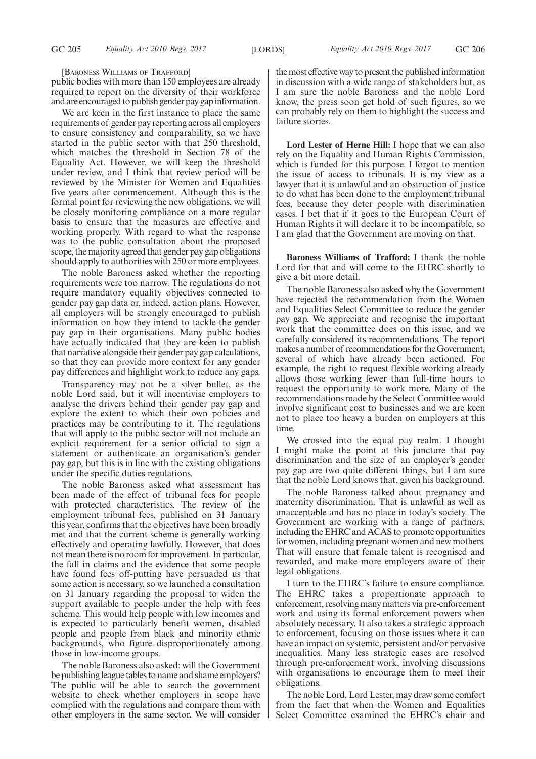[Baroness Williams of Trafford]

public bodies with more than 150 employees are already required to report on the diversity of their workforce and are encouraged to publish gender pay gap information.

We are keen in the first instance to place the same requirements of gender pay reporting across all employers to ensure consistency and comparability, so we have started in the public sector with that 250 threshold, which matches the threshold in Section 78 of the Equality Act. However, we will keep the threshold under review, and I think that review period will be reviewed by the Minister for Women and Equalities five years after commencement. Although this is the formal point for reviewing the new obligations, we will be closely monitoring compliance on a more regular basis to ensure that the measures are effective and working properly. With regard to what the response was to the public consultation about the proposed scope, the majority agreed that gender pay gap obligations should apply to authorities with 250 or more employees.

The noble Baroness asked whether the reporting requirements were too narrow. The regulations do not require mandatory equality objectives connected to gender pay gap data or, indeed, action plans. However, all employers will be strongly encouraged to publish information on how they intend to tackle the gender pay gap in their organisations. Many public bodies have actually indicated that they are keen to publish that narrative alongside their gender pay gap calculations, so that they can provide more context for any gender pay differences and highlight work to reduce any gaps.

Transparency may not be a silver bullet, as the noble Lord said, but it will incentivise employers to analyse the drivers behind their gender pay gap and explore the extent to which their own policies and practices may be contributing to it. The regulations that will apply to the public sector will not include an explicit requirement for a senior official to sign a statement or authenticate an organisation's gender pay gap, but this is in line with the existing obligations under the specific duties regulations.

The noble Baroness asked what assessment has been made of the effect of tribunal fees for people with protected characteristics. The review of the employment tribunal fees, published on 31 January this year, confirms that the objectives have been broadly met and that the current scheme is generally working effectively and operating lawfully. However, that does not mean there is no room for improvement. In particular, the fall in claims and the evidence that some people have found fees off-putting have persuaded us that some action is necessary, so we launched a consultation on 31 January regarding the proposal to widen the support available to people under the help with fees scheme. This would help people with low incomes and is expected to particularly benefit women, disabled people and people from black and minority ethnic backgrounds, who figure disproportionately among those in low-income groups.

The noble Baroness also asked: will the Government be publishing league tables to name and shame employers? The public will be able to search the government website to check whether employers in scope have complied with the regulations and compare them with other employers in the same sector. We will consider the most effective way to present the published information in discussion with a wide range of stakeholders but, as I am sure the noble Baroness and the noble Lord know, the press soon get hold of such figures, so we can probably rely on them to highlight the success and failure stories.

**Lord Lester of Herne Hill:** I hope that we can also rely on the Equality and Human Rights Commission, which is funded for this purpose. I forgot to mention the issue of access to tribunals. It is my view as a lawyer that it is unlawful and an obstruction of justice to do what has been done to the employment tribunal fees, because they deter people with discrimination cases. I bet that if it goes to the European Court of Human Rights it will declare it to be incompatible, so I am glad that the Government are moving on that.

**Baroness Williams of Trafford:** I thank the noble Lord for that and will come to the EHRC shortly to give a bit more detail.

The noble Baroness also asked why the Government have rejected the recommendation from the Women and Equalities Select Committee to reduce the gender pay gap. We appreciate and recognise the important work that the committee does on this issue, and we carefully considered its recommendations. The report makes a number of recommendations for the Government, several of which have already been actioned. For example, the right to request flexible working already allows those working fewer than full-time hours to request the opportunity to work more. Many of the recommendations made by the Select Committee would involve significant cost to businesses and we are keen not to place too heavy a burden on employers at this time.

We crossed into the equal pay realm. I thought I might make the point at this juncture that pay discrimination and the size of an employer's gender pay gap are two quite different things, but I am sure that the noble Lord knows that, given his background.

The noble Baroness talked about pregnancy and maternity discrimination. That is unlawful as well as unacceptable and has no place in today's society. The Government are working with a range of partners, including the EHRC and ACAS to promote opportunities for women, including pregnant women and new mothers. That will ensure that female talent is recognised and rewarded, and make more employers aware of their legal obligations.

I turn to the EHRC's failure to ensure compliance. The EHRC takes a proportionate approach to enforcement, resolving many matters via pre-enforcement work and using its formal enforcement powers when absolutely necessary. It also takes a strategic approach to enforcement, focusing on those issues where it can have an impact on systemic, persistent and/or pervasive inequalities. Many less strategic cases are resolved through pre-enforcement work, involving discussions with organisations to encourage them to meet their obligations.

The noble Lord, Lord Lester, may draw some comfort from the fact that when the Women and Equalities Select Committee examined the EHRC's chair and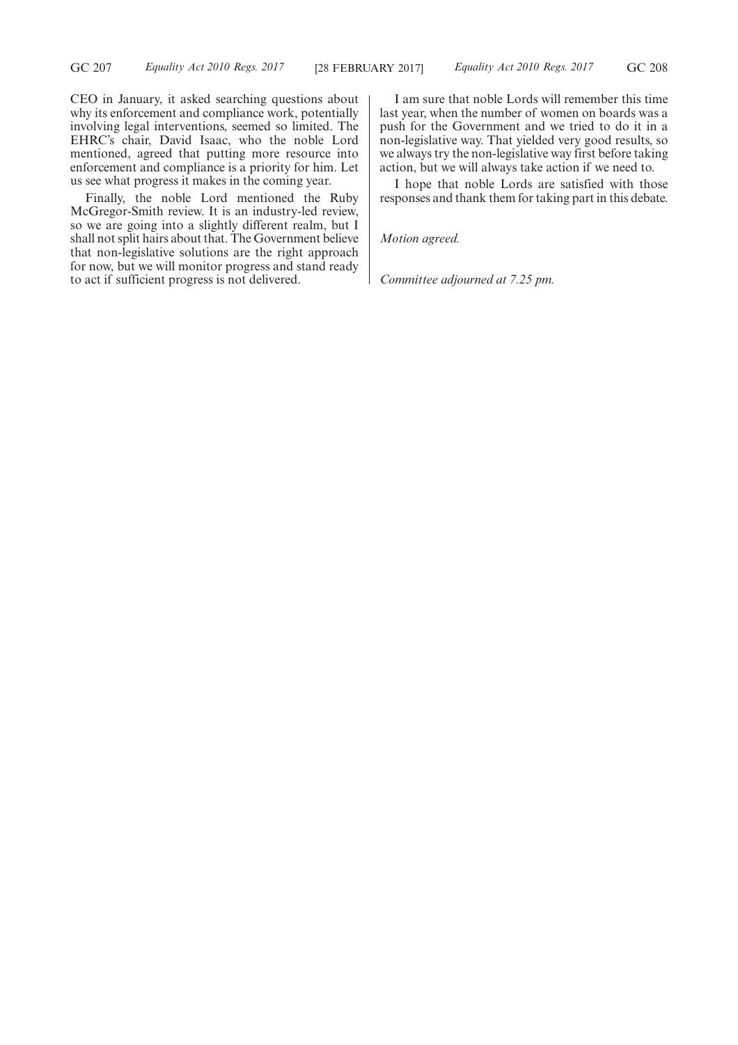CEO in January, it asked searching questions about why its enforcement and compliance work, potentially involving legal interventions, seemed so limited. The EHRC's chair, David Isaac, who the noble Lord mentioned, agreed that putting more resource into enforcement and compliance is a priority for him. Let us see what progress it makes in the coming year.

Finally, the noble Lord mentioned the Ruby McGregor-Smith review. It is an industry-led review, so we are going into a slightly different realm, but I shall not split hairs about that. The Government believe that non-legislative solutions are the right approach for now, but we will monitor progress and stand ready to act if sufficient progress is not delivered.

I am sure that noble Lords will remember this time last year, when the number of women on boards was a push for the Government and we tried to do it in a non-legislative way. That yielded very good results, so we always try the non-legislative way first before taking action, but we will always take action if we need to.

I hope that noble Lords are satisfied with those responses and thank them for taking part in this debate.

*Motion agreed.*

*Committee adjourned at 7.25 pm.*